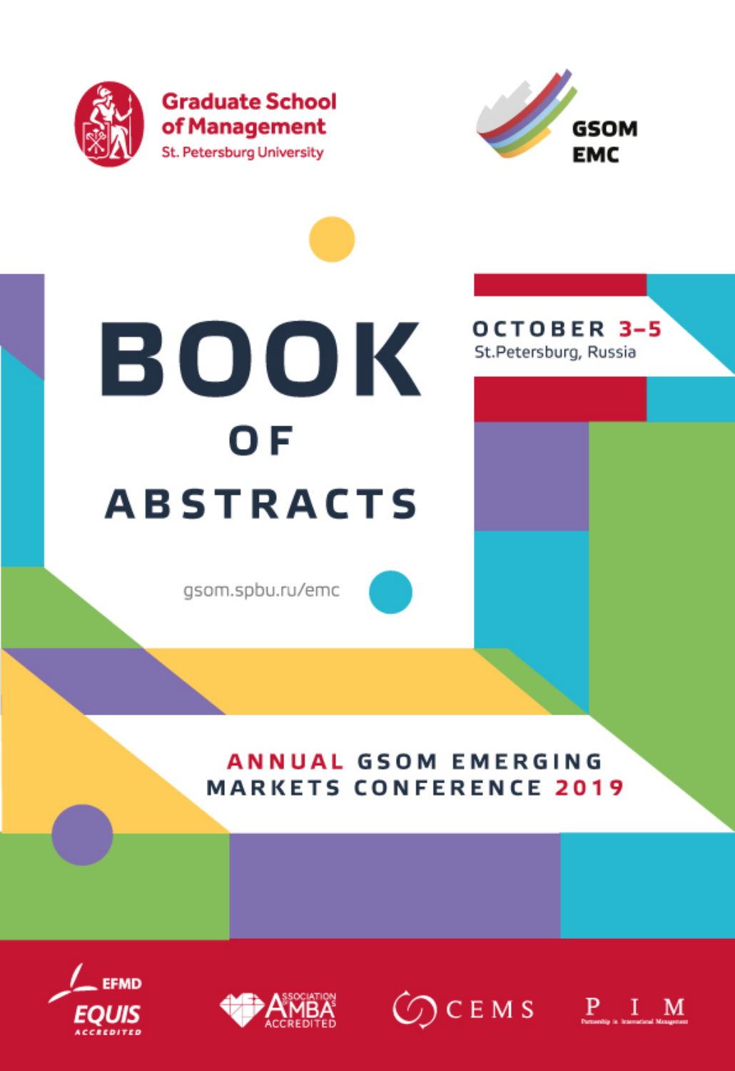Graduate School of Management

St. Petersburg University

GSOM EMC

# BOOK OF ABSTRACTS

OCTOBER 3–5

St.Petersburg, Russia

gsom.spbu.ru/emc

## ANNUAL GSOM EMERGING MARKETS CONFERENCE 2019

EFMD EQUIS ACCREDITED

ASSOCIATION OF MBAS ACCREDITED

CEMS

PIM Partnership in International Management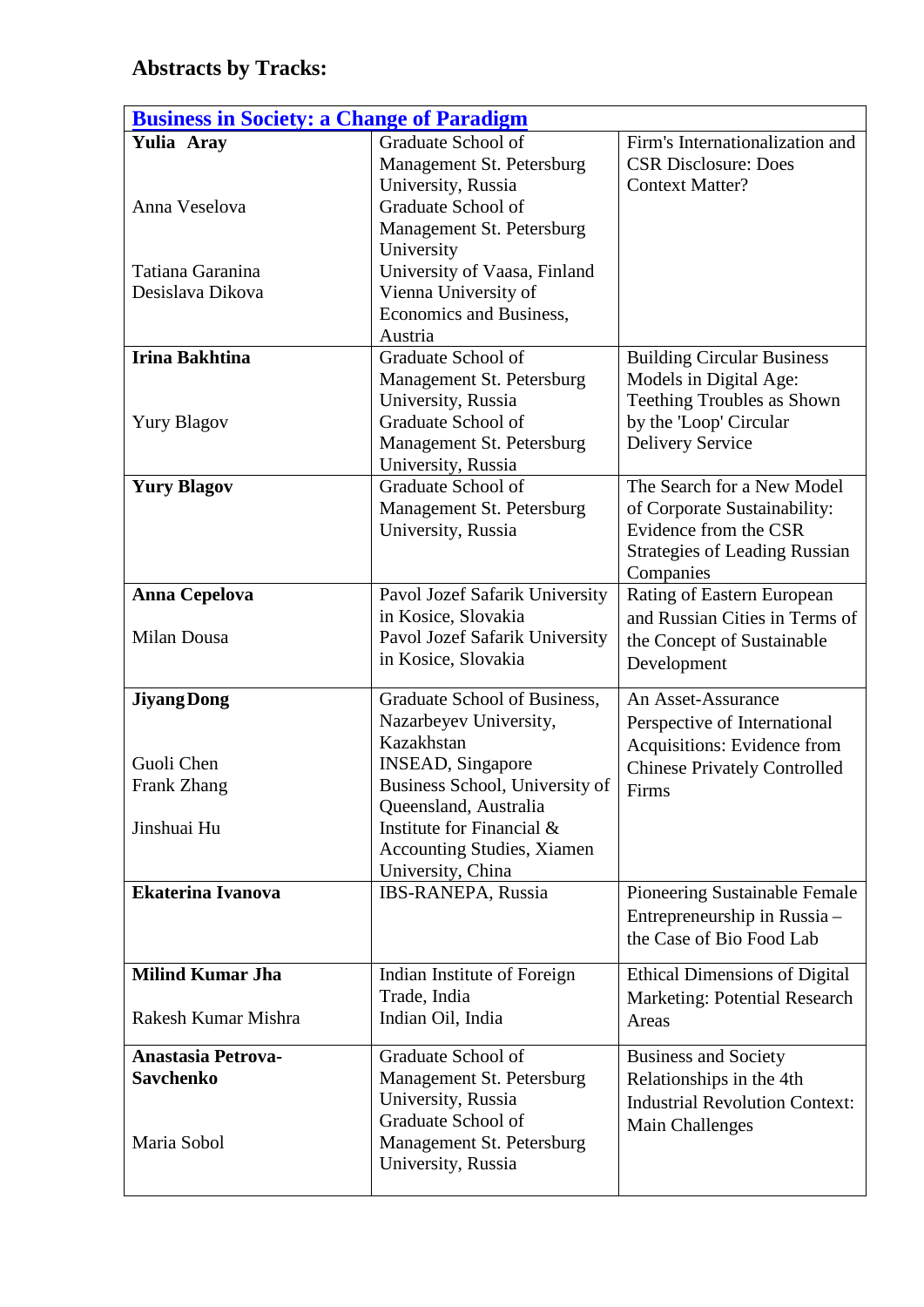## Abstracts by Tracks:

| Business in Society: a Change of Paradigm | | |
|---|---|---|
| **Yulia Aray**<br><br>Anna Veselova<br><br>Tatiana Garanina<br>Desislava Dikova | Graduate School of Management St. Petersburg University, Russia<br>Graduate School of Management St. Petersburg University<br>University of Vaasa, Finland<br>Vienna University of Economics and Business, Austria | Firm's Internationalization and CSR Disclosure: Does Context Matter? |
| **Irina Bakhtina**<br><br>Yury Blagov | Graduate School of Management St. Petersburg University, Russia<br>Graduate School of Management St. Petersburg University, Russia | Building Circular Business Models in Digital Age: Teething Troubles as Shown by the 'Loop' Circular Delivery Service |
| **Yury Blagov** | Graduate School of Management St. Petersburg University, Russia | The Search for a New Model of Corporate Sustainability: Evidence from the CSR Strategies of Leading Russian Companies |
| **Anna Cepelova**<br><br>Milan Dousa | Pavol Jozef Safarik University in Kosice, Slovakia<br>Pavol Jozef Safarik University in Kosice, Slovakia | Rating of Eastern European and Russian Cities in Terms of the Concept of Sustainable Development |
| **Jiyang Dong**<br><br>Guoli Chen<br>Frank Zhang<br><br>Jinshuai Hu | Graduate School of Business, Nazarbeyev University, Kazakhstan<br>INSEAD, Singapore<br>Business School, University of Queensland, Australia<br>Institute for Financial & Accounting Studies, Xiamen University, China | An Asset-Assurance Perspective of International Acquisitions: Evidence from Chinese Privately Controlled Firms |
| **Ekaterina Ivanova** | IBS-RANEPA, Russia | Pioneering Sustainable Female Entrepreneurship in Russia – the Case of Bio Food Lab |
| **Milind Kumar Jha**<br><br>Rakesh Kumar Mishra | Indian Institute of Foreign Trade, India<br>Indian Oil, India | Ethical Dimensions of Digital Marketing: Potential Research Areas |
| **Anastasia Petrova-Savchenko**<br><br>Maria Sobol | Graduate School of Management St. Petersburg University, Russia<br>Graduate School of Management St. Petersburg University, Russia | Business and Society Relationships in the 4th Industrial Revolution Context: Main Challenges |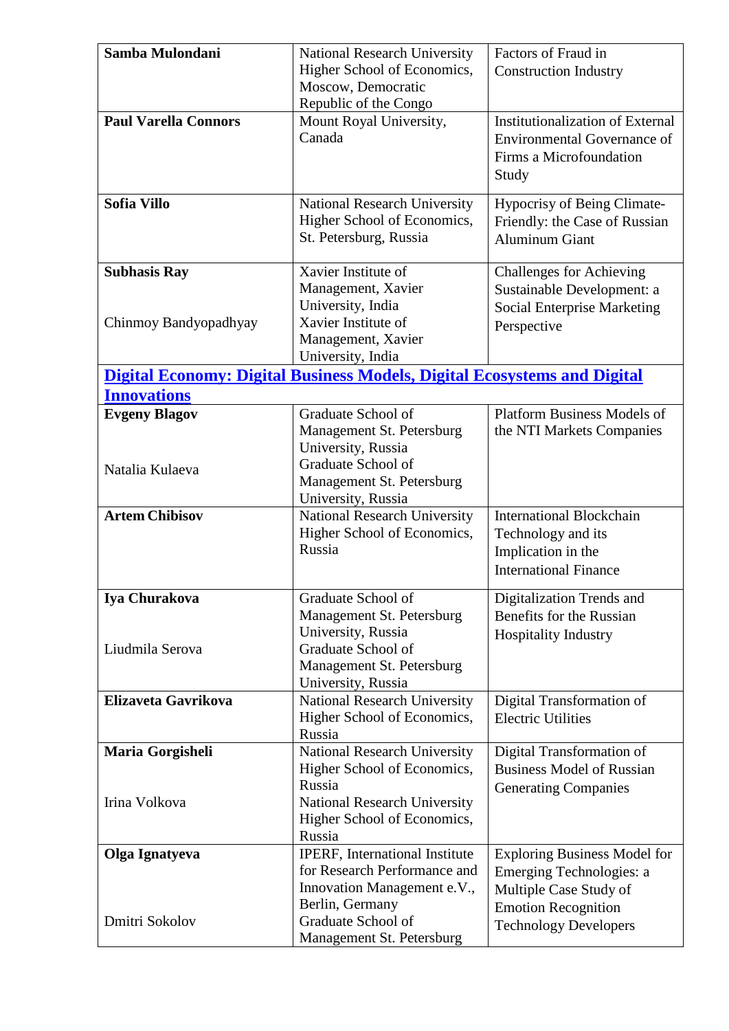| | | |
|---|---|---|
| **Samba Mulondani** | National Research University Higher School of Economics, Moscow, Democratic Republic of the Congo | Factors of Fraud in Construction Industry |
| **Paul Varella Connors** | Mount Royal University, Canada | Institutionalization of External Environmental Governance of Firms a Microfoundation Study |
| **Sofia Villo** | National Research University Higher School of Economics, St. Petersburg, Russia | Hypocrisy of Being Climate-Friendly: the Case of Russian Aluminum Giant |
| **Subhasis Ray**<br><br>Chinmoy Bandyopadhyay | Xavier Institute of Management, Xavier University, India<br>Xavier Institute of Management, Xavier University, India | Challenges for Achieving Sustainable Development: a Social Enterprise Marketing Perspective |
| **Digital Economy: Digital Business Models, Digital Ecosystems and Digital Innovations** | | |
| **Evgeny Blagov**<br><br>Natalia Kulaeva | Graduate School of Management St. Petersburg University, Russia<br>Graduate School of Management St. Petersburg University, Russia | Platform Business Models of the NTI Markets Companies |
| **Artem Chibisov** | National Research University Higher School of Economics, Russia | International Blockchain Technology and its Implication in the International Finance |
| **Iya Churakova**<br><br>Liudmila Serova | Graduate School of Management St. Petersburg University, Russia<br>Graduate School of Management St. Petersburg University, Russia | Digitalization Trends and Benefits for the Russian Hospitality Industry |
| **Elizaveta Gavrikova** | National Research University Higher School of Economics, Russia | Digital Transformation of Electric Utilities |
| **Maria Gorgisheli**<br><br>Irina Volkova | National Research University Higher School of Economics, Russia<br>National Research University Higher School of Economics, Russia | Digital Transformation of Business Model of Russian Generating Companies |
| **Olga Ignatyeva**<br><br>Dmitri Sokolov | IPERF, International Institute for Research Performance and Innovation Management e.V., Berlin, Germany<br>Graduate School of Management St. Petersburg | Exploring Business Model for Emerging Technologies: a Multiple Case Study of Emotion Recognition Technology Developers |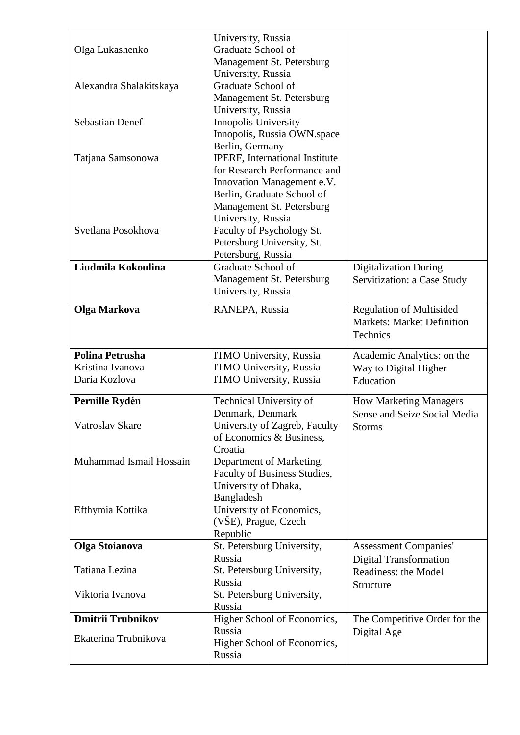| | | |
|---|---|---|
| Olga Lukashenko<br><br>Alexandra Shalakitskaya<br><br>Sebastian Denef<br><br>Tatjana Samsonowa<br><br>Svetlana Posokhova | University, Russia<br>Graduate School of Management St. Petersburg University, Russia<br>Graduate School of Management St. Petersburg University, Russia<br>Innopolis University Innopolis, Russia OWN.space Berlin, Germany<br>IPERF, International Institute for Research Performance and Innovation Management e.V. Berlin, Graduate School of Management St. Petersburg University, Russia<br>Faculty of Psychology St. Petersburg University, St. Petersburg, Russia | |
| **Liudmila Kokoulina** | Graduate School of Management St. Petersburg University, Russia | Digitalization During Servitization: a Case Study |
| **Olga Markova** | RANEPA, Russia | Regulation of Multisided Markets: Market Definition Technics |
| **Polina Petrusha**<br>Kristina Ivanova<br>Daria Kozlova | ITMO University, Russia<br>ITMO University, Russia<br>ITMO University, Russia | Academic Analytics: on the Way to Digital Higher Education |
| **Pernille Rydén**<br><br>Vatroslav Skare<br><br>Muhammad Ismail Hossain<br><br>Efthymia Kottika | Technical University of Denmark, Denmark<br>University of Zagreb, Faculty of Economics & Business, Croatia<br>Department of Marketing, Faculty of Business Studies, University of Dhaka, Bangladesh<br>University of Economics, (VŠE), Prague, Czech Republic | How Marketing Managers Sense and Seize Social Media Storms |
| **Olga Stoianova**<br><br>Tatiana Lezina<br><br>Viktoria Ivanova | St. Petersburg University, Russia<br>St. Petersburg University, Russia<br>St. Petersburg University, Russia | Assessment Companies' Digital Transformation Readiness: the Model Structure |
| **Dmitrii Trubnikov**<br><br>Ekaterina Trubnikova | Higher School of Economics, Russia<br>Higher School of Economics, Russia | The Competitive Order for the Digital Age |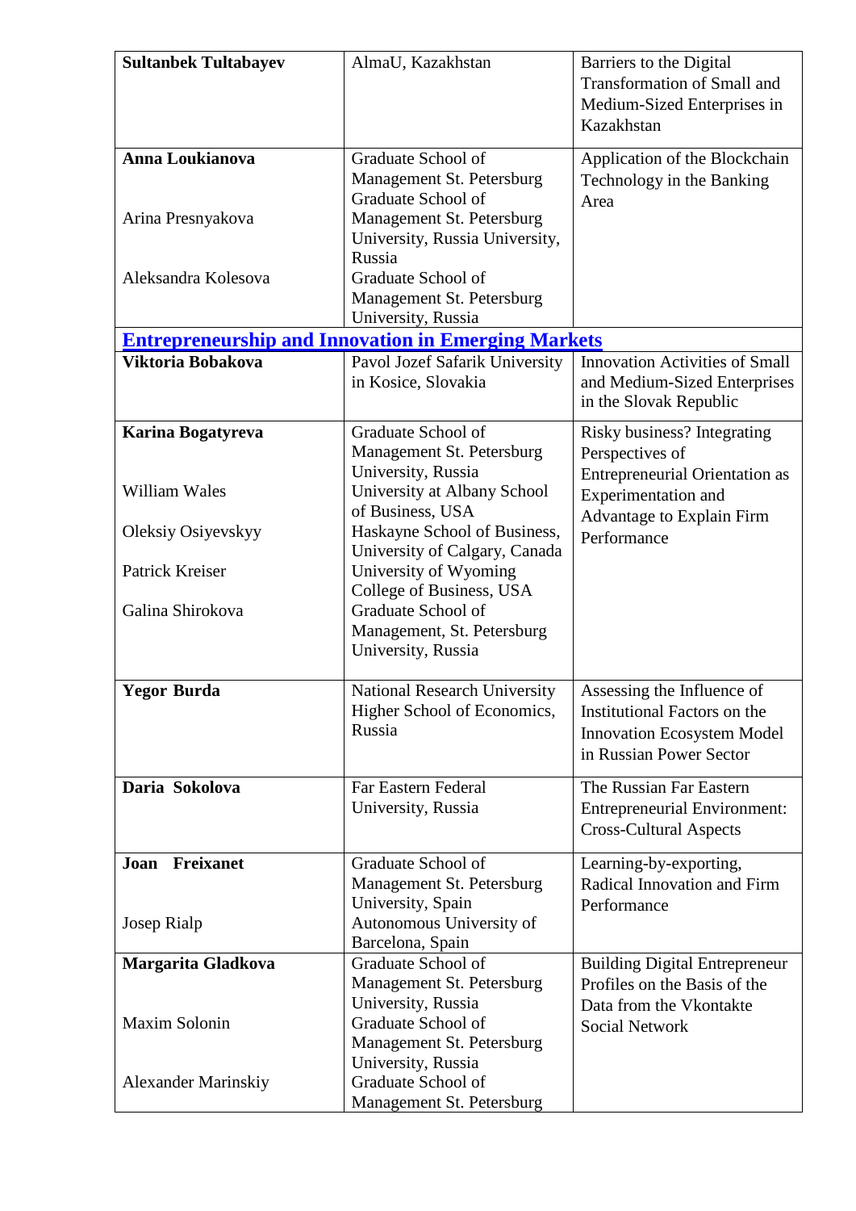| | | |
|---|---|---|
| **Sultanbek Tultabayev** | AlmaU, Kazakhstan | Barriers to the Digital Transformation of Small and Medium-Sized Enterprises in Kazakhstan |
| **Anna Loukianova**<br><br>Arina Presnyakova<br><br>Aleksandra Kolesova | Graduate School of Management St. Petersburg Graduate School of Management St. Petersburg University, Russia University, Russia<br>Graduate School of Management St. Petersburg University, Russia | Application of the Blockchain Technology in the Banking Area |
| **Entrepreneurship and Innovation in Emerging Markets** | | |
| **Viktoria Bobakova** | Pavol Jozef Safarik University in Kosice, Slovakia | Innovation Activities of Small and Medium-Sized Enterprises in the Slovak Republic |
| **Karina Bogatyreva**<br><br>William Wales<br><br>Oleksiy Osiyevskyy<br><br>Patrick Kreiser<br><br>Galina Shirokova | Graduate School of Management St. Petersburg University, Russia<br>University at Albany School of Business, USA<br>Haskayne School of Business, University of Calgary, Canada<br>University of Wyoming College of Business, USA<br>Graduate School of Management, St. Petersburg University, Russia | Risky business? Integrating Perspectives of Entrepreneurial Orientation as Experimentation and Advantage to Explain Firm Performance |
| **Yegor Burda** | National Research University Higher School of Economics, Russia | Assessing the Influence of Institutional Factors on the Innovation Ecosystem Model in Russian Power Sector |
| **Daria Sokolova** | Far Eastern Federal University, Russia | The Russian Far Eastern Entrepreneurial Environment: Cross-Cultural Aspects |
| **Joan Freixanet**<br><br>Josep Rialp | Graduate School of Management St. Petersburg University, Spain<br>Autonomous University of Barcelona, Spain | Learning-by-exporting, Radical Innovation and Firm Performance |
| **Margarita Gladkova**<br><br>Maxim Solonin<br><br>Alexander Marinskiy | Graduate School of Management St. Petersburg University, Russia<br>Graduate School of Management St. Petersburg University, Russia<br>Graduate School of Management St. Petersburg | Building Digital Entrepreneur Profiles on the Basis of the Data from the Vkontakte Social Network |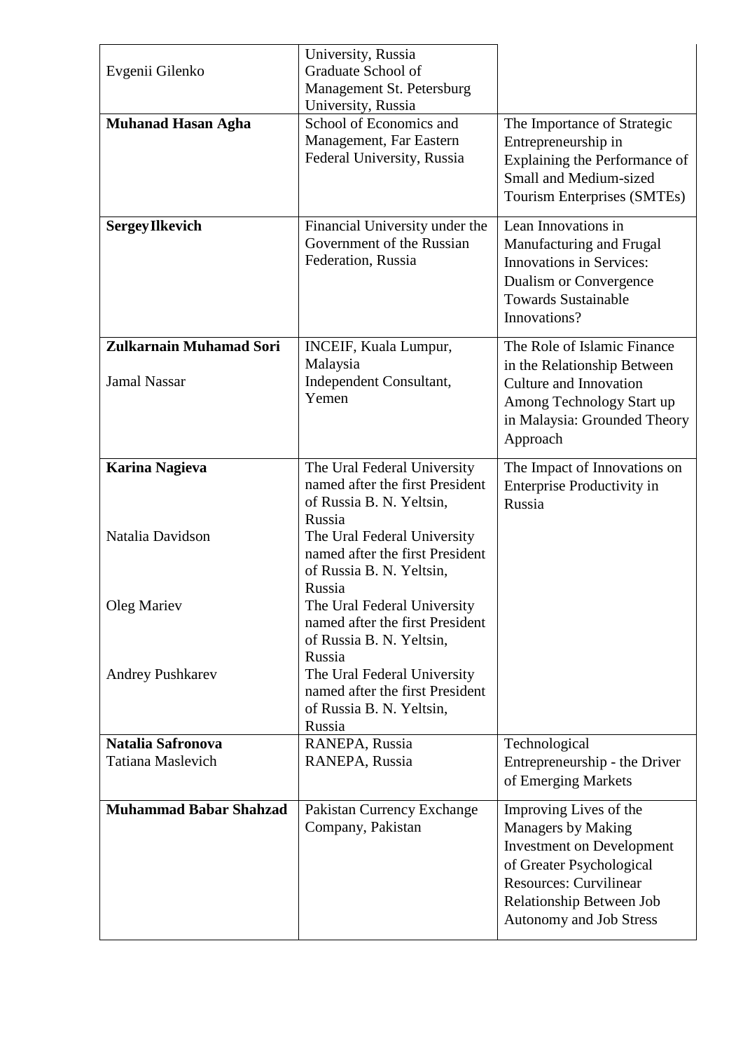| | | |
|---|---|---|
| Evgenii Gilenko | University, Russia<br>Graduate School of Management St. Petersburg University, Russia | |
| **Muhanad Hasan Agha** | School of Economics and Management, Far Eastern Federal University, Russia | The Importance of Strategic Entrepreneurship in Explaining the Performance of Small and Medium-sized Tourism Enterprises (SMTEs) |
| **SergeyIlkevich** | Financial University under the Government of the Russian Federation, Russia | Lean Innovations in Manufacturing and Frugal Innovations in Services: Dualism or Convergence Towards Sustainable Innovations? |
| **Zulkarnain Muhamad Sori**<br>Jamal Nassar | INCEIF, Kuala Lumpur, Malaysia<br>Independent Consultant, Yemen | The Role of Islamic Finance in the Relationship Between Culture and Innovation Among Technology Start up in Malaysia: Grounded Theory Approach |
| **Karina Nagieva**<br>Natalia Davidson<br>Oleg Mariev<br>Andrey Pushkarev | The Ural Federal University named after the first President of Russia B. N. Yeltsin, Russia<br>The Ural Federal University named after the first President of Russia B. N. Yeltsin, Russia<br>The Ural Federal University named after the first President of Russia B. N. Yeltsin, Russia<br>The Ural Federal University named after the first President of Russia B. N. Yeltsin, Russia | The Impact of Innovations on Enterprise Productivity in Russia |
| **Natalia Safronova**<br>Tatiana Maslevich | RANEPA, Russia<br>RANEPA, Russia | Technological Entrepreneurship - the Driver of Emerging Markets |
| **Muhammad Babar Shahzad** | Pakistan Currency Exchange Company, Pakistan | Improving Lives of the Managers by Making Investment on Development of Greater Psychological Resources: Curvilinear Relationship Between Job Autonomy and Job Stress |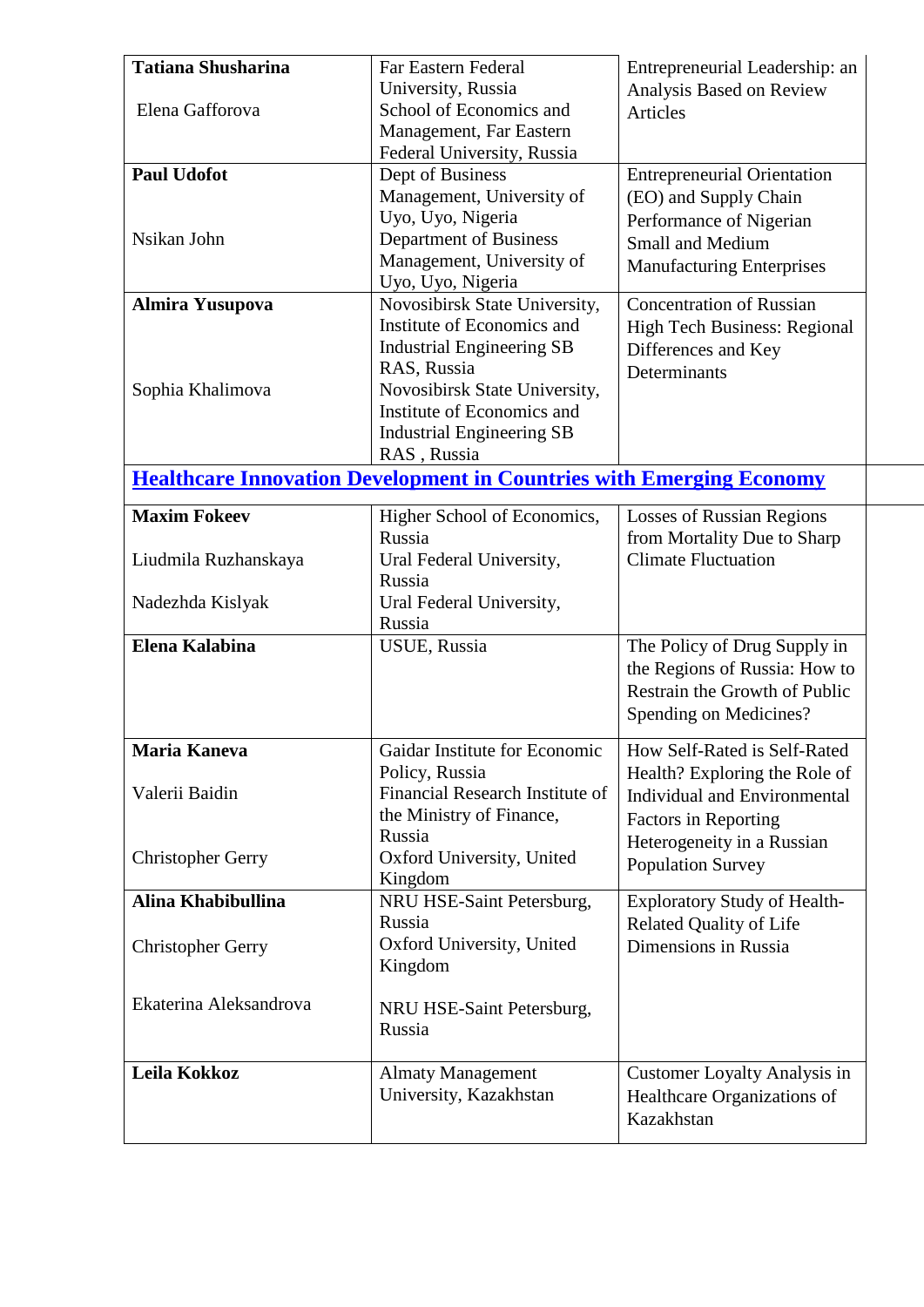| | | |
|---|---|---|
| **Tatiana Shusharina**<br><br>Elena Gafforova | Far Eastern Federal University, Russia<br>School of Economics and Management, Far Eastern Federal University, Russia | Entrepreneurial Leadership: an Analysis Based on Review Articles |
| **Paul Udofot**<br><br>Nsikan John | Dept of Business Management, University of Uyo, Uyo, Nigeria<br>Department of Business Management, University of Uyo, Uyo, Nigeria | Entrepreneurial Orientation (EO) and Supply Chain Performance of Nigerian Small and Medium Manufacturing Enterprises |
| **Almira Yusupova**<br><br>Sophia Khalimova | Novosibirsk State University, Institute of Economics and Industrial Engineering SB RAS, Russia<br>Novosibirsk State University, Institute of Economics and Industrial Engineering SB RAS , Russia | Concentration of Russian High Tech Business: Regional Differences and Key Determinants |
| **Healthcare Innovation Development in Countries with Emerging Economy** | | |
| **Maxim Fokeev**<br><br>Liudmila Ruzhanskaya<br><br>Nadezhda Kislyak | Higher School of Economics, Russia<br>Ural Federal University, Russia<br>Ural Federal University, Russia | Losses of Russian Regions from Mortality Due to Sharp Climate Fluctuation |
| **Elena Kalabina** | USUE, Russia | The Policy of Drug Supply in the Regions of Russia: How to Restrain the Growth of Public Spending on Medicines? |
| **Maria Kaneva**<br><br>Valerii Baidin<br><br>Christopher Gerry | Gaidar Institute for Economic Policy, Russia<br>Financial Research Institute of the Ministry of Finance, Russia<br>Oxford University, United Kingdom | How Self-Rated is Self-Rated Health? Exploring the Role of Individual and Environmental Factors in Reporting Heterogeneity in a Russian Population Survey |
| **Alina Khabibullina**<br><br>Christopher Gerry<br><br>Ekaterina Aleksandrova | NRU HSE-Saint Petersburg, Russia<br>Oxford University, United Kingdom<br><br>NRU HSE-Saint Petersburg, Russia | Exploratory Study of Health-Related Quality of Life Dimensions in Russia |
| **Leila Kokkoz** | Almaty Management University, Kazakhstan | Customer Loyalty Analysis in Healthcare Organizations of Kazakhstan |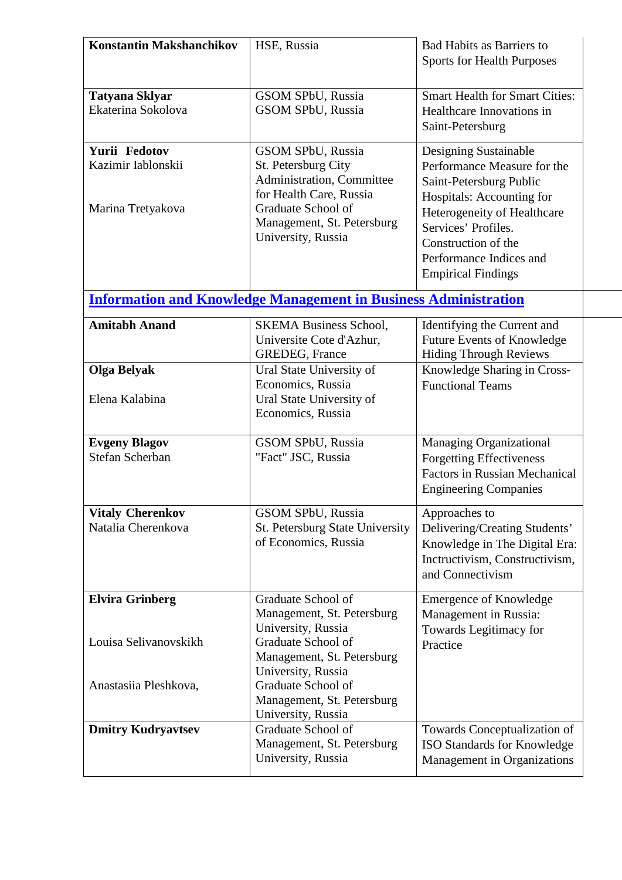| | | |
|---|---|---|
| **Konstantin Makshanchikov** | HSE, Russia | Bad Habits as Barriers to Sports for Health Purposes |
| **Tatyana Sklyar**<br>Ekaterina Sokolova | GSOM SPbU, Russia<br>GSOM SPbU, Russia | Smart Health for Smart Cities: Healthcare Innovations in Saint-Petersburg |
| **Yurii Fedotov**<br>Kazimir Iablonskii<br><br>Marina Tretyakova | GSOM SPbU, Russia<br>St. Petersburg City Administration, Committee for Health Care, Russia<br>Graduate School of Management, St. Petersburg University, Russia | Designing Sustainable Performance Measure for the Saint-Petersburg Public Hospitals: Accounting for Heterogeneity of Healthcare Services' Profiles. Construction of the Performance Indices and Empirical Findings |
| **Information and Knowledge Management in Business Administration** | | |
| **Amitabh Anand** | SKEMA Business School, Universite Cote d'Azhur, GREDEG, France | Identifying the Current and Future Events of Knowledge Hiding Through Reviews |
| **Olga Belyak**<br><br>Elena Kalabina | Ural State University of Economics, Russia<br>Ural State University of Economics, Russia | Knowledge Sharing in Cross-Functional Teams |
| **Evgeny Blagov**<br>Stefan Scherban | GSOM SPbU, Russia<br>"Fact" JSC, Russia | Managing Organizational Forgetting Effectiveness Factors in Russian Mechanical Engineering Companies |
| **Vitaly Cherenkov**<br>Natalia Cherenkova | GSOM SPbU, Russia<br>St. Petersburg State University of Economics, Russia | Approaches to Delivering/Creating Students' Knowledge in The Digital Era: Inctructivism, Constructivism, and Connectivism |
| **Elvira Grinberg**<br><br>Louisa Selivanovskikh<br><br>Anastasiia Pleshkova, | Graduate School of Management, St. Petersburg University, Russia<br>Graduate School of Management, St. Petersburg University, Russia<br>Graduate School of Management, St. Petersburg University, Russia | Emergence of Knowledge Management in Russia: Towards Legitimacy for Practice |
| **Dmitry Kudryavtsev** | Graduate School of Management, St. Petersburg University, Russia | Towards Conceptualization of ISO Standards for Knowledge Management in Organizations |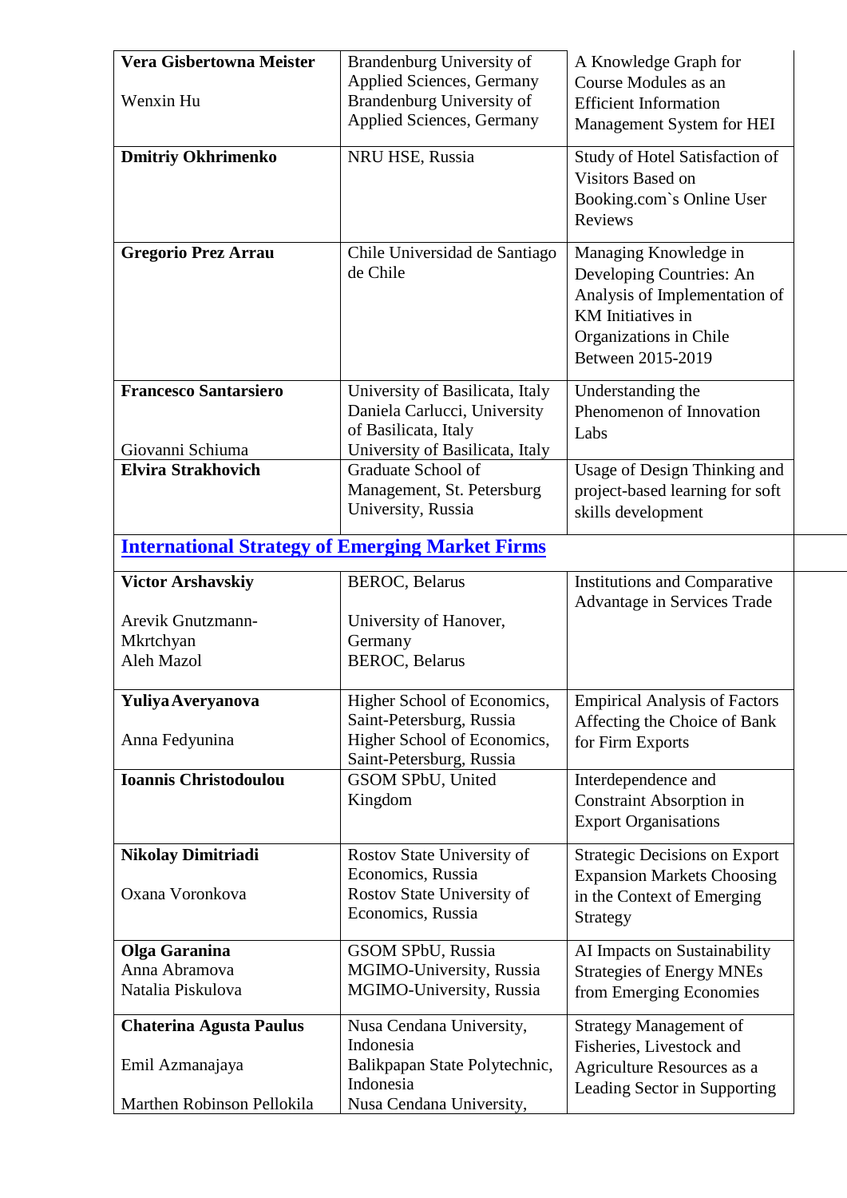| | | |
|---|---|---|
| **Vera Gisbertowna Meister**<br><br>Wenxin Hu | Brandenburg University of Applied Sciences, Germany<br>Brandenburg University of Applied Sciences, Germany | A Knowledge Graph for Course Modules as an Efficient Information Management System for HEI |
| **Dmitriy Okhrimenko** | NRU HSE, Russia | Study of Hotel Satisfaction of Visitors Based on Booking.com`s Online User Reviews |
| **Gregorio Prez Arrau** | Chile Universidad de Santiago de Chile | Managing Knowledge in Developing Countries: An Analysis of Implementation of KM Initiatives in Organizations in Chile Between 2015-2019 |
| **Francesco Santarsiero**<br><br><br>Giovanni Schiuma | University of Basilicata, Italy<br>Daniela Carlucci, University of Basilicata, Italy<br>University of Basilicata, Italy | Understanding the Phenomenon of Innovation Labs |
| **Elvira Strakhovich** | Graduate School of Management, St. Petersburg University, Russia | Usage of Design Thinking and project-based learning for soft skills development |
| **International Strategy of Emerging Market Firms** | | |
| **Victor Arshavskiy**<br><br>Arevik Gnutzmann-Mkrtchyan<br>Aleh Mazol | BEROC, Belarus<br><br>University of Hanover, Germany<br>BEROC, Belarus | Institutions and Comparative Advantage in Services Trade |
| **Yuliya Averyanova**<br><br>Anna Fedyunina | Higher School of Economics, Saint-Petersburg, Russia<br>Higher School of Economics, Saint-Petersburg, Russia | Empirical Analysis of Factors Affecting the Choice of Bank for Firm Exports |
| **Ioannis Christodoulou** | GSOM SPbU, United Kingdom | Interdependence and Constraint Absorption in Export Organisations |
| **Nikolay Dimitriadi**<br><br>Oxana Voronkova | Rostov State University of Economics, Russia<br>Rostov State University of Economics, Russia | Strategic Decisions on Export Expansion Markets Choosing in the Context of Emerging Strategy |
| **Olga Garanina**<br>Anna Abramova<br>Natalia Piskulova | GSOM SPbU, Russia<br>MGIMO-University, Russia<br>MGIMO-University, Russia | AI Impacts on Sustainability Strategies of Energy MNEs from Emerging Economies |
| **Chaterina Agusta Paulus**<br><br>Emil Azmanajaya<br><br>Marthen Robinson Pellokila | Nusa Cendana University, Indonesia<br>Balikpapan State Polytechnic, Indonesia<br>Nusa Cendana University, | Strategy Management of Fisheries, Livestock and Agriculture Resources as a Leading Sector in Supporting |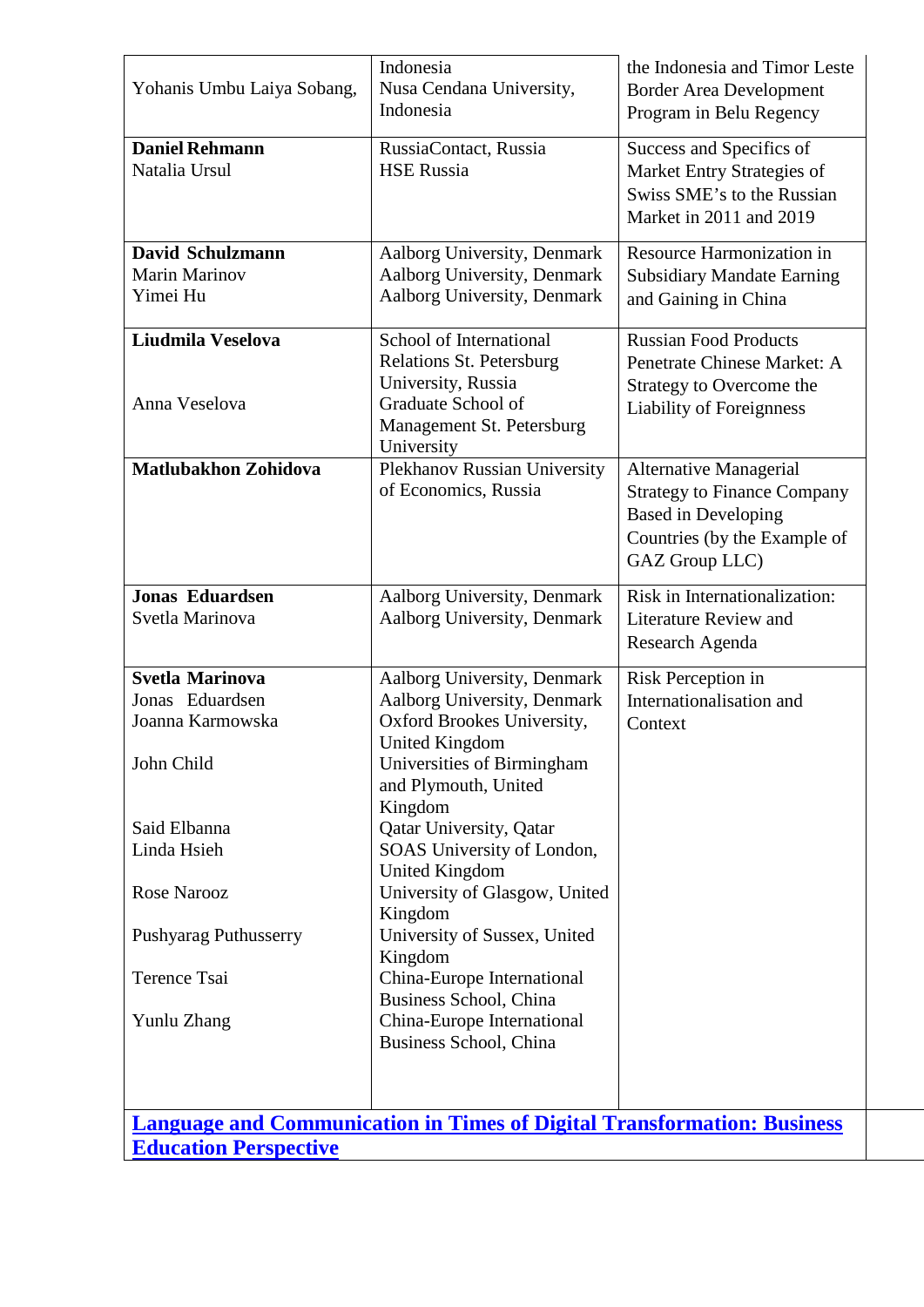| | | |
|---|---|---|
| Yohanis Umbu Laiya Sobang, | Indonesia<br>Nusa Cendana University, Indonesia | the Indonesia and Timor Leste Border Area Development Program in Belu Regency |
| **Daniel Rehmann**<br>Natalia Ursul | RussiaContact, Russia<br>HSE Russia | Success and Specifics of Market Entry Strategies of Swiss SME's to the Russian Market in 2011 and 2019 |
| **David Schulzmann**<br>Marin Marinov<br>Yimei Hu | Aalborg University, Denmark<br>Aalborg University, Denmark<br>Aalborg University, Denmark | Resource Harmonization in Subsidiary Mandate Earning and Gaining in China |
| **Liudmila Veselova**<br><br>Anna Veselova | School of International Relations St. Petersburg University, Russia<br>Graduate School of Management St. Petersburg University | Russian Food Products Penetrate Chinese Market: A Strategy to Overcome the Liability of Foreignness |
| **Matlubakhon Zohidova** | Plekhanov Russian University of Economics, Russia | Alternative Managerial Strategy to Finance Company Based in Developing Countries (by the Example of GAZ Group LLC) |
| **Jonas Eduardsen**<br>Svetla Marinova | Aalborg University, Denmark<br>Aalborg University, Denmark | Risk in Internationalization: Literature Review and Research Agenda |
| **Svetla Marinova**<br>Jonas Eduardsen<br>Joanna Karmowska<br><br>John Child<br><br>Said Elbanna<br>Linda Hsieh<br><br>Rose Narooz<br><br>Pushyarag Puthusserry<br><br>Terence Tsai<br><br>Yunlu Zhang | Aalborg University, Denmark<br>Aalborg University, Denmark<br>Oxford Brookes University, United Kingdom<br>Universities of Birmingham and Plymouth, United Kingdom<br>Qatar University, Qatar<br>SOAS University of London, United Kingdom<br>University of Glasgow, United Kingdom<br>University of Sussex, United Kingdom<br>China-Europe International Business School, China<br>China-Europe International Business School, China | Risk Perception in Internationalisation and Context |
| **Language and Communication in Times of Digital Transformation: Business Education Perspective** | | |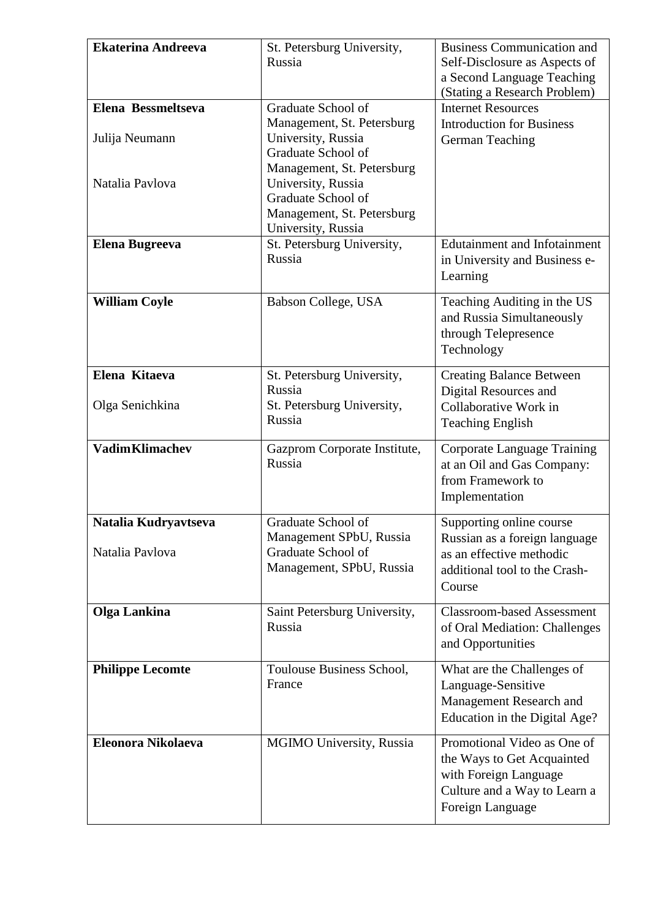| | | |
|---|---|---|
| **Ekaterina Andreeva** | St. Petersburg University, Russia | Business Communication and Self-Disclosure as Aspects of a Second Language Teaching (Stating a Research Problem) |
| **Elena Bessmeltseva**<br><br>Julija Neumann<br><br>Natalia Pavlova | Graduate School of Management, St. Petersburg University, Russia<br>Graduate School of Management, St. Petersburg University, Russia<br>Graduate School of Management, St. Petersburg University, Russia | Internet Resources Introduction for Business German Teaching |
| **Elena Bugreeva** | St. Petersburg University, Russia | Edutainment and Infotainment in University and Business e-Learning |
| **William Coyle** | Babson College, USA | Teaching Auditing in the US and Russia Simultaneously through Telepresence Technology |
| **Elena Kitaeva**<br><br>Olga Senichkina | St. Petersburg University, Russia<br>St. Petersburg University, Russia | Creating Balance Between Digital Resources and Collaborative Work in Teaching English |
| **VadimKlimachev** | Gazprom Corporate Institute, Russia | Corporate Language Training at an Oil and Gas Company: from Framework to Implementation |
| **Natalia Kudryavtseva**<br><br>Natalia Pavlova | Graduate School of Management SPbU, Russia<br>Graduate School of Management, SPbU, Russia | Supporting online course Russian as a foreign language as an effective methodic additional tool to the Crash-Course |
| **Olga Lankina** | Saint Petersburg University, Russia | Classroom-based Assessment of Oral Mediation: Challenges and Opportunities |
| **Philippe Lecomte** | Toulouse Business School, France | What are the Challenges of Language-Sensitive Management Research and Education in the Digital Age? |
| **Eleonora Nikolaeva** | MGIMO University, Russia | Promotional Video as One of the Ways to Get Acquainted with Foreign Language Culture and a Way to Learn a Foreign Language |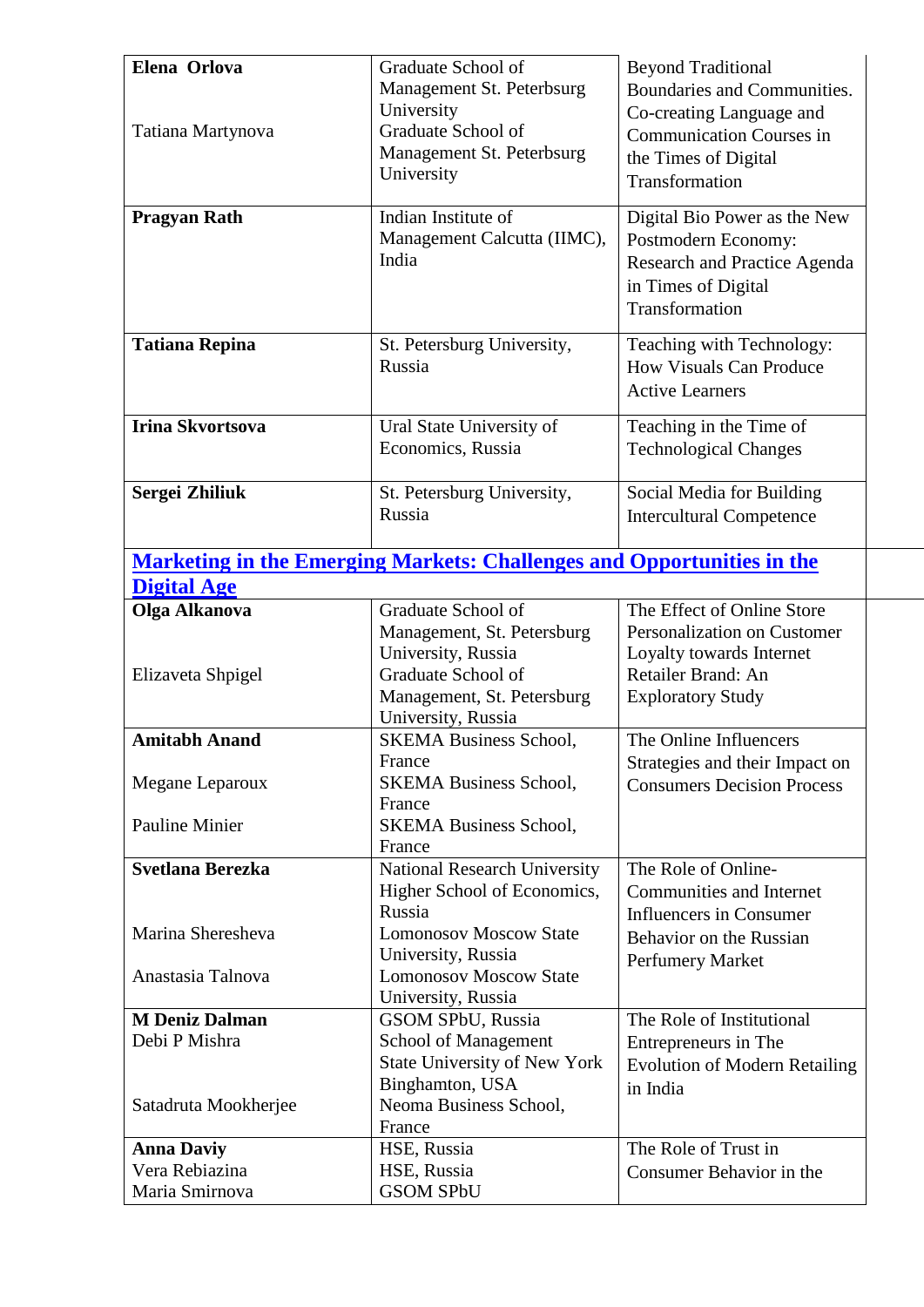| | | |
|---|---|---|
| **Elena Orlova**<br><br>Tatiana Martynova | Graduate School of Management St. Petersburg University<br>Graduate School of Management St. Petersburg University | Beyond Traditional Boundaries and Communities. Co-creating Language and Communication Courses in the Times of Digital Transformation |
| **Pragyan Rath** | Indian Institute of Management Calcutta (IIMC), India | Digital Bio Power as the New Postmodern Economy: Research and Practice Agenda in Times of Digital Transformation |
| **Tatiana Repina** | St. Petersburg University, Russia | Teaching with Technology: How Visuals Can Produce Active Learners |
| **Irina Skvortsova** | Ural State University of Economics, Russia | Teaching in the Time of Technological Changes |
| **Sergei Zhiliuk** | St. Petersburg University, Russia | Social Media for Building Intercultural Competence |
| **Marketing in the Emerging Markets: Challenges and Opportunities in the Digital Age** | | |
| **Olga Alkanova**<br><br>Elizaveta Shpigel | Graduate School of Management, St. Petersburg University, Russia<br>Graduate School of Management, St. Petersburg University, Russia | The Effect of Online Store Personalization on Customer Loyalty towards Internet Retailer Brand: An Exploratory Study |
| **Amitabh Anand**<br><br>Megane Leparoux<br><br>Pauline Minier | SKEMA Business School, France<br>SKEMA Business School, France<br>SKEMA Business School, France | The Online Influencers Strategies and their Impact on Consumers Decision Process |
| **Svetlana Berezka**<br><br>Marina Sheresheva<br><br>Anastasia Talnova | National Research University Higher School of Economics, Russia<br>Lomonosov Moscow State University, Russia<br>Lomonosov Moscow State University, Russia | The Role of Online-Communities and Internet Influencers in Consumer Behavior on the Russian Perfumery Market |
| **M Deniz Dalman**<br>Debi P Mishra<br><br>Satadruta Mookherjee | GSOM SPbU, Russia<br>School of Management State University of New York Binghamton, USA<br>Neoma Business School, France | The Role of Institutional Entrepreneurs in The Evolution of Modern Retailing in India |
| **Anna Daviy**<br>Vera Rebiazina<br>Maria Smirnova | HSE, Russia<br>HSE, Russia<br>GSOM SPbU | The Role of Trust in Consumer Behavior in the |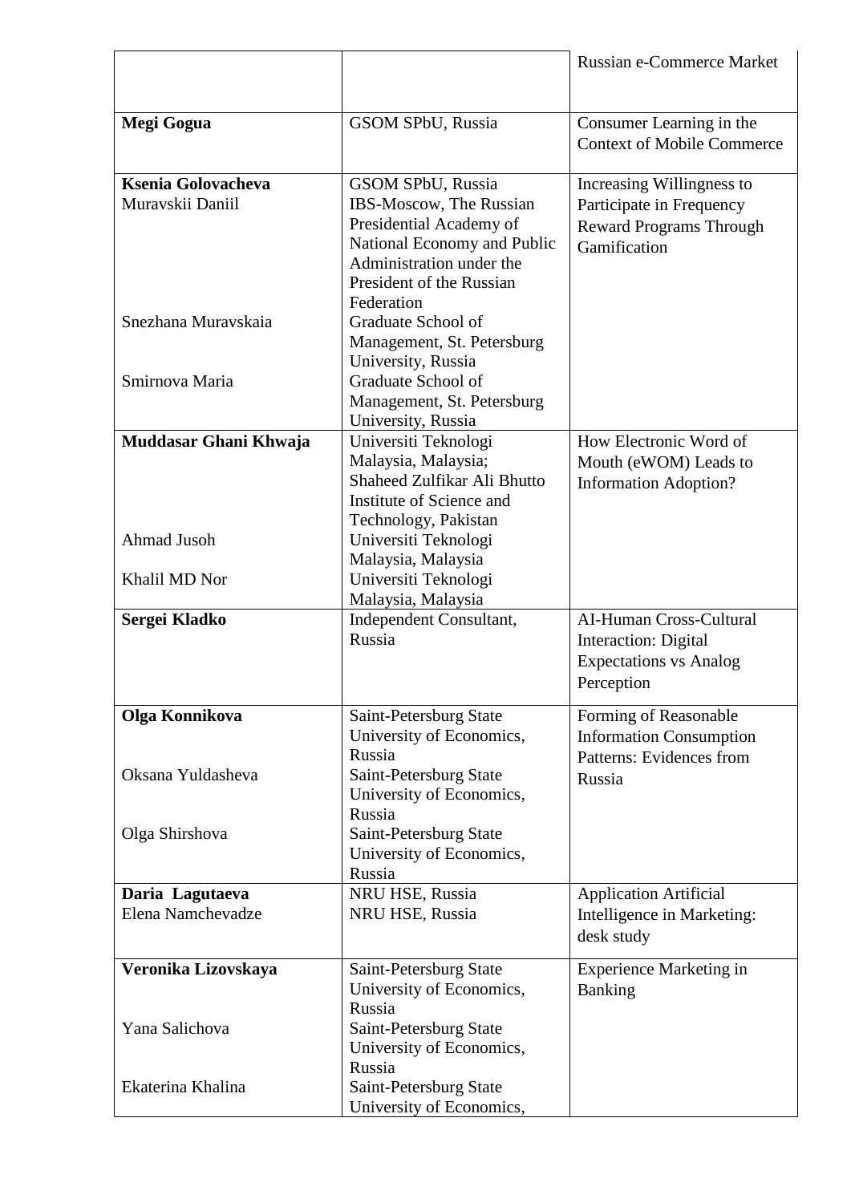| | | |
|---|---|---|
| | | Russian e-Commerce Market |
| **Megi Gogua** | GSOM SPbU, Russia | Consumer Learning in the Context of Mobile Commerce |
| **Ksenia Golovacheva**<br>Muravskii Daniil<br><br><br><br><br>Snezhana Muravskaia<br><br>Smirnova Maria | GSOM SPbU, Russia<br>IBS-Moscow, The Russian Presidential Academy of National Economy and Public Administration under the President of the Russian Federation<br>Graduate School of Management, St. Petersburg University, Russia<br>Graduate School of Management, St. Petersburg University, Russia | Increasing Willingness to Participate in Frequency Reward Programs Through Gamification |
| **Muddasar Ghani Khwaja**<br><br><br><br>Ahmad Jusoh<br><br>Khalil MD Nor | Universiti Teknologi Malaysia, Malaysia; Shaheed Zulfikar Ali Bhutto Institute of Science and Technology, Pakistan<br>Universiti Teknologi Malaysia, Malaysia<br>Universiti Teknologi Malaysia, Malaysia | How Electronic Word of Mouth (eWOM) Leads to Information Adoption? |
| **Sergei Kladko** | Independent Consultant, Russia | AI-Human Cross-Cultural Interaction: Digital Expectations vs Analog Perception |
| **Olga Konnikova**<br><br>Oksana Yuldasheva<br><br>Olga Shirshova | Saint-Petersburg State University of Economics, Russia<br>Saint-Petersburg State University of Economics, Russia<br>Saint-Petersburg State University of Economics, Russia | Forming of Reasonable Information Consumption Patterns: Evidences from Russia |
| **Daria Lagutaeva**<br>Elena Namchevadze | NRU HSE, Russia<br>NRU HSE, Russia | Application Artificial Intelligence in Marketing: desk study |
| **Veronika Lizovskaya**<br><br>Yana Salichova<br><br>Ekaterina Khalina | Saint-Petersburg State University of Economics, Russia<br>Saint-Petersburg State University of Economics, Russia<br>Saint-Petersburg State University of Economics, | Experience Marketing in Banking |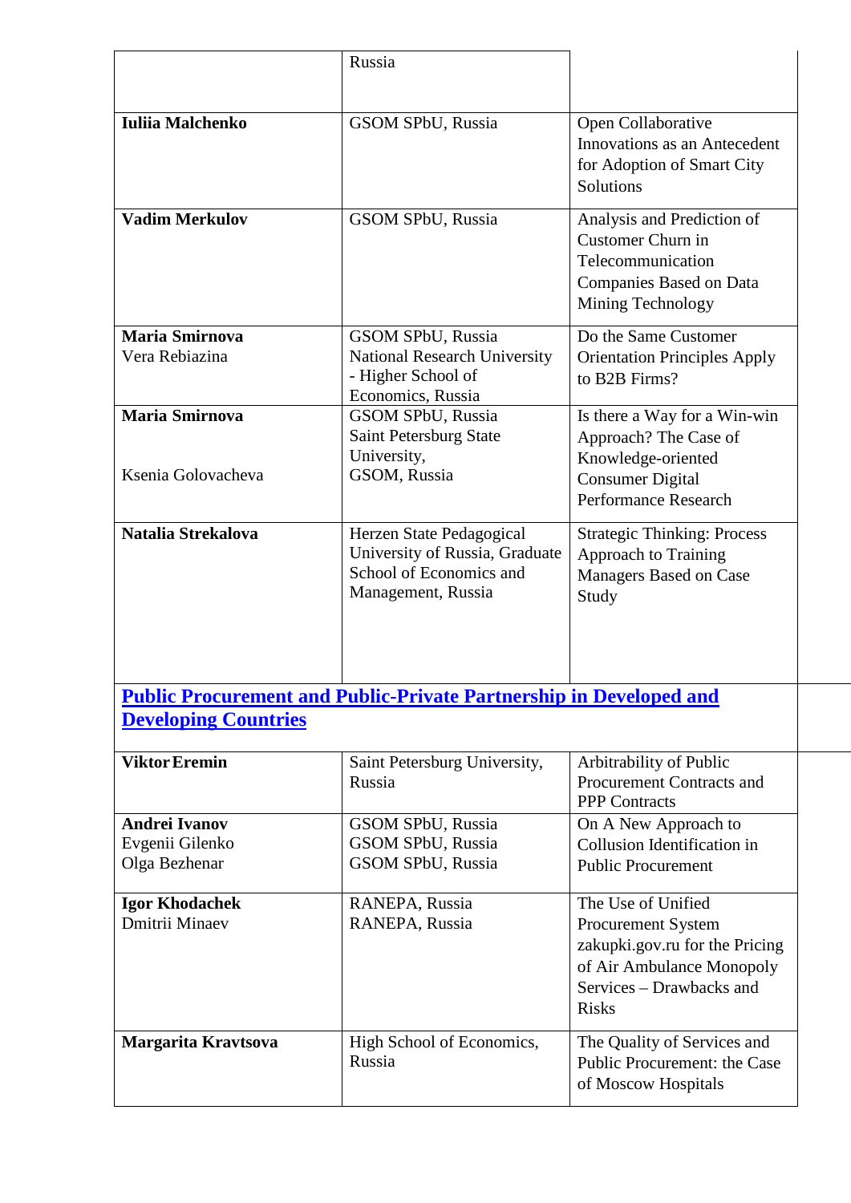| | | |
|---|---|---|
| | Russia | |
| **Iuliia Malchenko** | GSOM SPbU, Russia | Open Collaborative Innovations as an Antecedent for Adoption of Smart City Solutions |
| **Vadim Merkulov** | GSOM SPbU, Russia | Analysis and Prediction of Customer Churn in Telecommunication Companies Based on Data Mining Technology |
| **Maria Smirnova**<br>Vera Rebiazina | GSOM SPbU, Russia<br>National Research University - Higher School of Economics, Russia | Do the Same Customer Orientation Principles Apply to B2B Firms? |
| **Maria Smirnova**<br><br>Ksenia Golovacheva | GSOM SPbU, Russia<br>Saint Petersburg State University,<br>GSOM, Russia | Is there a Way for a Win-win Approach? The Case of Knowledge-oriented Consumer Digital Performance Research |
| **Natalia Strekalova** | Herzen State Pedagogical University of Russia, Graduate School of Economics and Management, Russia | Strategic Thinking: Process Approach to Training Managers Based on Case Study |
| **Public Procurement and Public-Private Partnership in Developed and Developing Countries** | | |
| **Viktor Eremin** | Saint Petersburg University, Russia | Arbitrability of Public Procurement Contracts and PPP Contracts |
| **Andrei Ivanov**<br>Evgenii Gilenko<br>Olga Bezhenar | GSOM SPbU, Russia<br>GSOM SPbU, Russia<br>GSOM SPbU, Russia | On A New Approach to Collusion Identification in Public Procurement |
| **Igor Khodachek**<br>Dmitrii Minaev | RANEPA, Russia<br>RANEPA, Russia | The Use of Unified Procurement System zakupki.gov.ru for the Pricing of Air Ambulance Monopoly Services – Drawbacks and Risks |
| **Margarita Kravtsova** | High School of Economics, Russia | The Quality of Services and Public Procurement: the Case of Moscow Hospitals |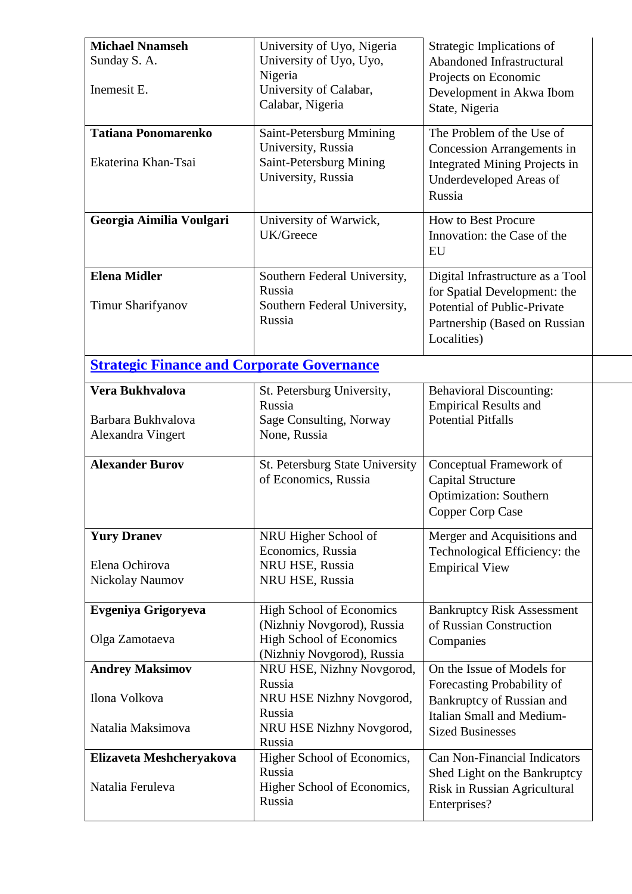| | | |
|---|---|---|
| **Michael Nnamseh**<br>Sunday S. A.<br><br>Inemesit E. | University of Uyo, Nigeria<br>University of Uyo, Uyo, Nigeria<br>University of Calabar, Calabar, Nigeria | Strategic Implications of Abandoned Infrastructural Projects on Economic Development in Akwa Ibom State, Nigeria |
| **Tatiana Ponomarenko**<br><br>Ekaterina Khan-Tsai | Saint-Petersburg Mmining University, Russia<br>Saint-Petersburg Mining University, Russia | The Problem of the Use of Concession Arrangements in Integrated Mining Projects in Underdeveloped Areas of Russia |
| **Georgia Aimilia Voulgari** | University of Warwick, UK/Greece | How to Best Procure Innovation: the Case of the EU |
| **Elena Midler**<br><br>Timur Sharifyanov | Southern Federal University, Russia<br>Southern Federal University, Russia | Digital Infrastructure as a Tool for Spatial Development: the Potential of Public-Private Partnership (Based on Russian Localities) |

## Strategic Finance and Corporate Governance

| | | |
|---|---|---|
| **Vera Bukhvalova**<br><br>Barbara Bukhvalova<br>Alexandra Vingert | St. Petersburg University, Russia<br>Sage Consulting, Norway<br>None, Russia | Behavioral Discounting: Empirical Results and Potential Pitfalls |
| **Alexander Burov** | St. Petersburg State University of Economics, Russia | Conceptual Framework of Capital Structure Optimization: Southern Copper Corp Case |
| **Yury Dranev**<br><br>Elena Ochirova<br>Nickolay Naumov | NRU Higher School of Economics, Russia<br>NRU HSE, Russia<br>NRU HSE, Russia | Merger and Acquisitions and Technological Efficiency: the Empirical View |
| **Evgeniya Grigoryeva**<br><br>Olga Zamotaeva | High School of Economics (Nizhniy Novgorod), Russia<br>High School of Economics (Nizhniy Novgorod), Russia | Bankruptcy Risk Assessment of Russian Construction Companies |
| **Andrey Maksimov**<br><br>Ilona Volkova<br><br>Natalia Maksimova | NRU HSE, Nizhny Novgorod, Russia<br>NRU HSE Nizhny Novgorod, Russia<br>NRU HSE Nizhny Novgorod, Russia | On the Issue of Models for Forecasting Probability of Bankruptcy of Russian and Italian Small and Medium-Sized Businesses |
| **Elizaveta Meshcheryakova**<br><br>Natalia Feruleva | Higher School of Economics, Russia<br>Higher School of Economics, Russia | Can Non-Financial Indicators Shed Light on the Bankruptcy Risk in Russian Agricultural Enterprises? |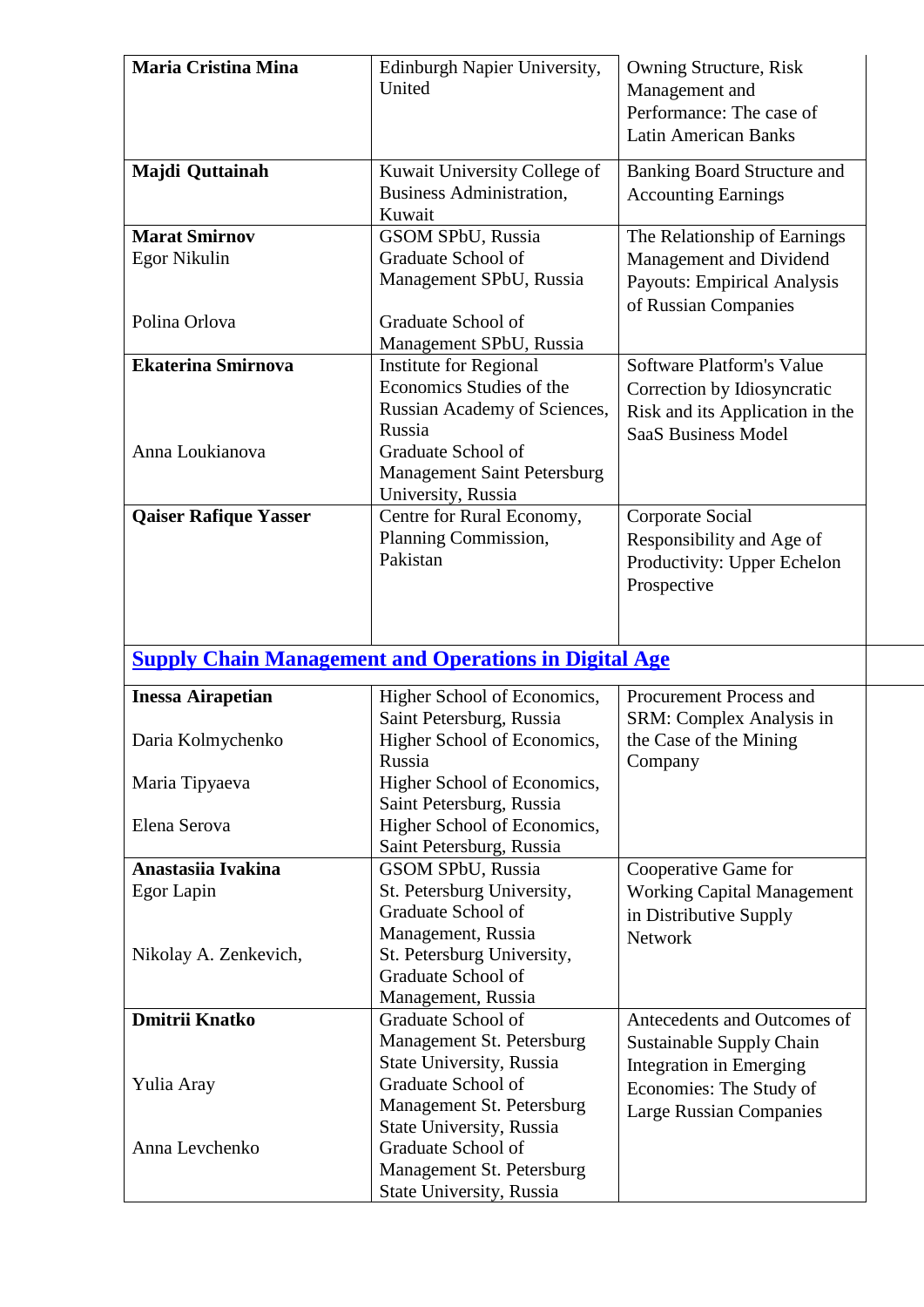| | | |
|---|---|---|
| **Maria Cristina Mina** | Edinburgh Napier University, United | Owning Structure, Risk Management and Performance: The case of Latin American Banks |
| **Majdi Quttainah** | Kuwait University College of Business Administration, Kuwait | Banking Board Structure and Accounting Earnings |
| **Marat Smirnov**<br>Egor Nikulin<br><br>Polina Orlova | GSOM SPbU, Russia<br>Graduate School of Management SPbU, Russia<br><br>Graduate School of Management SPbU, Russia | The Relationship of Earnings Management and Dividend Payouts: Empirical Analysis of Russian Companies |
| **Ekaterina Smirnova**<br><br><br><br>Anna Loukianova | Institute for Regional Economics Studies of the Russian Academy of Sciences, Russia<br>Graduate School of Management Saint Petersburg University, Russia | Software Platform's Value Correction by Idiosyncratic Risk and its Application in the SaaS Business Model |
| **Qaiser Rafique Yasser** | Centre for Rural Economy, Planning Commission, Pakistan | Corporate Social Responsibility and Age of Productivity: Upper Echelon Prospective |
| **Supply Chain Management and Operations in Digital Age** | | |
| **Inessa Airapetian**<br><br>Daria Kolmychenko<br><br>Maria Tipyaeva<br><br>Elena Serova | Higher School of Economics, Saint Petersburg, Russia<br>Higher School of Economics, Russia<br>Higher School of Economics, Saint Petersburg, Russia<br>Higher School of Economics, Saint Petersburg, Russia | Procurement Process and SRM: Complex Analysis in the Case of the Mining Company |
| **Anastasiia Ivakina**<br>Egor Lapin<br><br><br>Nikolay A. Zenkevich, | GSOM SPbU, Russia<br>St. Petersburg University, Graduate School of Management, Russia<br>St. Petersburg University, Graduate School of Management, Russia | Cooperative Game for Working Capital Management in Distributive Supply Network |
| **Dmitrii Knatko**<br><br><br>Yulia Aray<br><br><br>Anna Levchenko | Graduate School of Management St. Petersburg State University, Russia<br>Graduate School of Management St. Petersburg State University, Russia<br>Graduate School of Management St. Petersburg State University, Russia | Antecedents and Outcomes of Sustainable Supply Chain Integration in Emerging Economies: The Study of Large Russian Companies |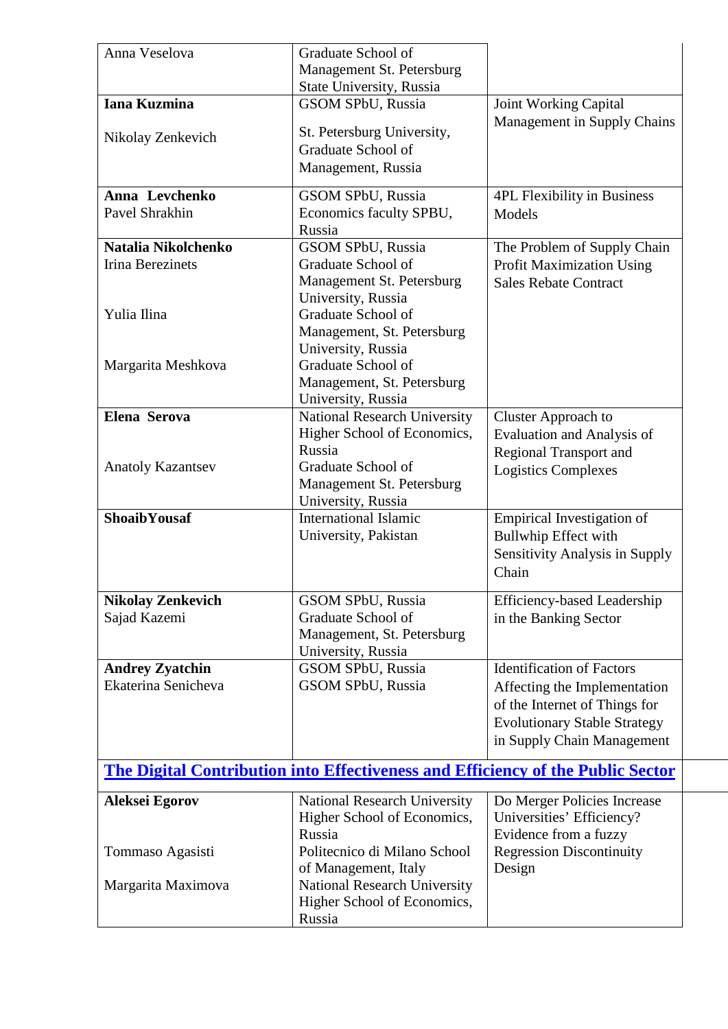| | | |
|---|---|---|
| Anna Veselova | Graduate School of Management St. Petersburg State University, Russia | |
| **Iana Kuzmina**<br><br>Nikolay Zenkevich | GSOM SPbU, Russia<br><br>St. Petersburg University, Graduate School of Management, Russia | Joint Working Capital Management in Supply Chains |
| **Anna Levchenko**<br>Pavel Shrakhin | GSOM SPbU, Russia<br>Economics faculty SPBU, Russia | 4PL Flexibility in Business Models |
| **Natalia Nikolchenko**<br>Irina Berezinets<br><br><br>Yulia Ilina<br><br><br>Margarita Meshkova | GSOM SPbU, Russia<br>Graduate School of Management St. Petersburg University, Russia<br>Graduate School of Management, St. Petersburg University, Russia<br>Graduate School of Management, St. Petersburg University, Russia | The Problem of Supply Chain Profit Maximization Using Sales Rebate Contract |
| **Elena Serova**<br><br><br>Anatoly Kazantsev | National Research University Higher School of Economics, Russia<br>Graduate School of Management St. Petersburg University, Russia | Cluster Approach to Evaluation and Analysis of Regional Transport and Logistics Complexes |
| **ShoaibYousaf** | International Islamic University, Pakistan | Empirical Investigation of Bullwhip Effect with Sensitivity Analysis in Supply Chain |
| **Nikolay Zenkevich**<br>Sajad Kazemi | GSOM SPbU, Russia<br>Graduate School of Management, St. Petersburg University, Russia | Efficiency-based Leadership in the Banking Sector |
| **Andrey Zyatchin**<br>Ekaterina Senicheva | GSOM SPbU, Russia<br>GSOM SPbU, Russia | Identification of Factors Affecting the Implementation of the Internet of Things for Evolutionary Stable Strategy in Supply Chain Management |
| **The Digital Contribution into Effectiveness and Efficiency of the Public Sector** | | |
| **Aleksei Egorov**<br><br><br>Tommaso Agasisti<br><br>Margarita Maximova | National Research University Higher School of Economics, Russia<br>Politecnico di Milano School of Management, Italy<br>National Research University Higher School of Economics, Russia | Do Merger Policies Increase Universities' Efficiency? Evidence from a fuzzy Regression Discontinuity Design |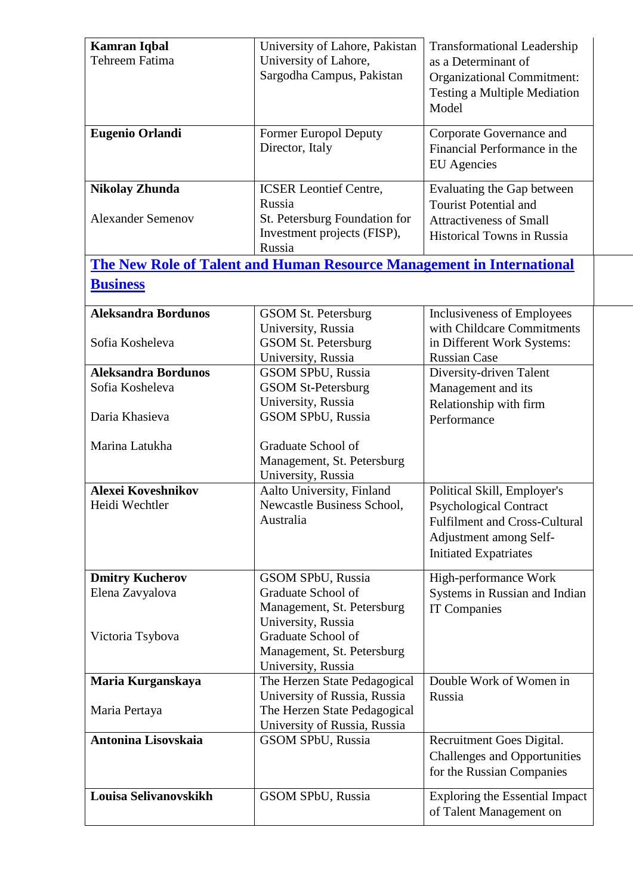| | | |
|---|---|---|
| **Kamran Iqbal**<br>Tehreem Fatima | University of Lahore, Pakistan<br>University of Lahore, Sargodha Campus, Pakistan | Transformational Leadership as a Determinant of Organizational Commitment: Testing a Multiple Mediation Model |
| **Eugenio Orlandi** | Former Europol Deputy Director, Italy | Corporate Governance and Financial Performance in the EU Agencies |
| **Nikolay Zhunda**<br><br>Alexander Semenov | ICSER Leontief Centre, Russia<br>St. Petersburg Foundation for Investment projects (FISP), Russia | Evaluating the Gap between Tourist Potential and Attractiveness of Small Historical Towns in Russia |

## The New Role of Talent and Human Resource Management in International Business

| | | |
|---|---|---|
| **Aleksandra Bordunos**<br><br>Sofia Kosheleva | GSOM St. Petersburg University, Russia<br>GSOM St. Petersburg University, Russia | Inclusiveness of Employees with Childcare Commitments in Different Work Systems: Russian Case |
| **Aleksandra Bordunos**<br>Sofia Kosheleva<br><br>Daria Khasieva<br><br>Marina Latukha | GSOM SPbU, Russia<br>GSOM St-Petersburg University, Russia<br>GSOM SPbU, Russia<br><br>Graduate School of Management, St. Petersburg University, Russia | Diversity-driven Talent Management and its Relationship with firm Performance |
| **Alexei Koveshnikov**<br>Heidi Wechtler | Aalto University, Finland<br>Newcastle Business School, Australia | Political Skill, Employer's Psychological Contract Fulfilment and Cross-Cultural Adjustment among Self-Initiated Expatriates |
| **Dmitry Kucherov**<br>Elena Zavyalova<br><br><br>Victoria Tsybova | GSOM SPbU, Russia<br>Graduate School of Management, St. Petersburg University, Russia<br>Graduate School of Management, St. Petersburg University, Russia | High-performance Work Systems in Russian and Indian IT Companies |
| **Maria Kurganskaya**<br><br>Maria Pertaya | The Herzen State Pedagogical University of Russia, Russia<br>The Herzen State Pedagogical University of Russia, Russia | Double Work of Women in Russia |
| **Antonina Lisovskaia** | GSOM SPbU, Russia | Recruitment Goes Digital. Challenges and Opportunities for the Russian Companies |
| **Louisa Selivanovskikh** | GSOM SPbU, Russia | Exploring the Essential Impact of Talent Management on |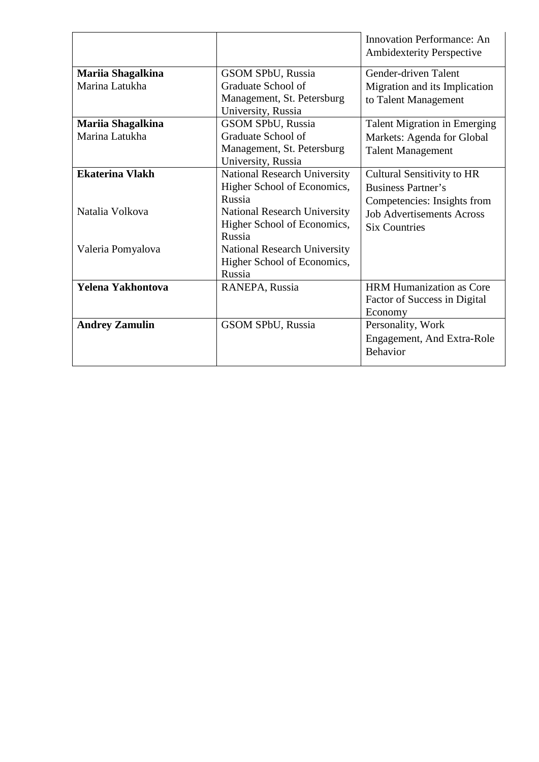| | | |
|---|---|---|
| | | Innovation Performance: An Ambidexterity Perspective |
| **Mariia Shagalkina**<br>Marina Latukha | GSOM SPbU, Russia<br>Graduate School of Management, St. Petersburg University, Russia | Gender-driven Talent Migration and its Implication to Talent Management |
| **Mariia Shagalkina**<br>Marina Latukha | GSOM SPbU, Russia<br>Graduate School of Management, St. Petersburg University, Russia | Talent Migration in Emerging Markets: Agenda for Global Talent Management |
| **Ekaterina Vlakh**<br><br>Natalia Volkova<br><br>Valeria Pomyalova | National Research University Higher School of Economics, Russia<br>National Research University Higher School of Economics, Russia<br>National Research University Higher School of Economics, Russia | Cultural Sensitivity to HR Business Partner's Competencies: Insights from Job Advertisements Across Six Countries |
| **Yelena Yakhontova** | RANEPA, Russia | HRM Humanization as Core Factor of Success in Digital Economy |
| **Andrey Zamulin** | GSOM SPbU, Russia | Personality, Work Engagement, And Extra-Role Behavior |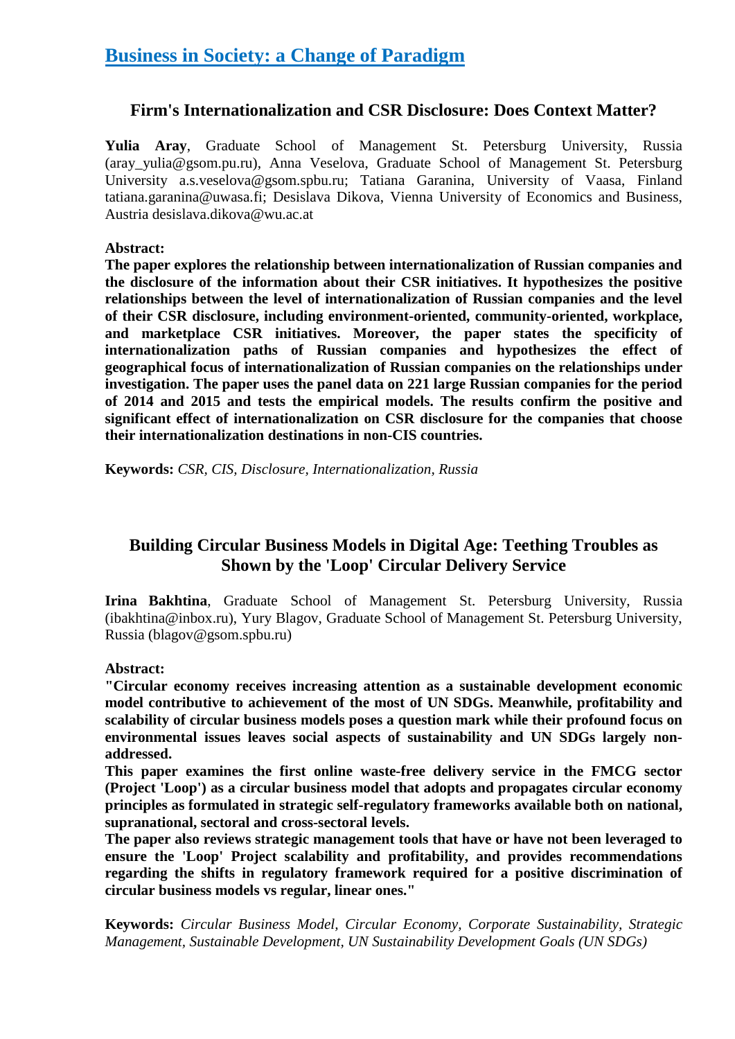# Business in Society: a Change of Paradigm

## Firm's Internationalization and CSR Disclosure: Does Context Matter?

**Yulia Aray**, Graduate School of Management St. Petersburg University, Russia (aray_yulia@gsom.pu.ru), Anna Veselova, Graduate School of Management St. Petersburg University a.s.veselova@gsom.spbu.ru; Tatiana Garanina, University of Vaasa, Finland tatiana.garanina@uwasa.fi; Desislava Dikova, Vienna University of Economics and Business, Austria desislava.dikova@wu.ac.at

**Abstract:**

**The paper explores the relationship between internationalization of Russian companies and the disclosure of the information about their CSR initiatives. It hypothesizes the positive relationships between the level of internationalization of Russian companies and the level of their CSR disclosure, including environment-oriented, community-oriented, workplace, and marketplace CSR initiatives. Moreover, the paper states the specificity of internationalization paths of Russian companies and hypothesizes the effect of geographical focus of internationalization of Russian companies on the relationships under investigation. The paper uses the panel data on 221 large Russian companies for the period of 2014 and 2015 and tests the empirical models. The results confirm the positive and significant effect of internationalization on CSR disclosure for the companies that choose their internationalization destinations in non-CIS countries.**

**Keywords:** *CSR, CIS, Disclosure, Internationalization, Russia*

## Building Circular Business Models in Digital Age: Teething Troubles as Shown by the 'Loop' Circular Delivery Service

**Irina Bakhtina**, Graduate School of Management St. Petersburg University, Russia (ibakhtina@inbox.ru), Yury Blagov, Graduate School of Management St. Petersburg University, Russia (blagov@gsom.spbu.ru)

**Abstract:**

**"Circular economy receives increasing attention as a sustainable development economic model contributive to achievement of the most of UN SDGs. Meanwhile, profitability and scalability of circular business models poses a question mark while their profound focus on environmental issues leaves social aspects of sustainability and UN SDGs largely non-addressed.**

**This paper examines the first online waste-free delivery service in the FMCG sector (Project 'Loop') as a circular business model that adopts and propagates circular economy principles as formulated in strategic self-regulatory frameworks available both on national, supranational, sectoral and cross-sectoral levels.**

**The paper also reviews strategic management tools that have or have not been leveraged to ensure the 'Loop' Project scalability and profitability, and provides recommendations regarding the shifts in regulatory framework required for a positive discrimination of circular business models vs regular, linear ones."**

**Keywords:** *Circular Business Model, Circular Economy, Corporate Sustainability, Strategic Management, Sustainable Development, UN Sustainability Development Goals (UN SDGs)*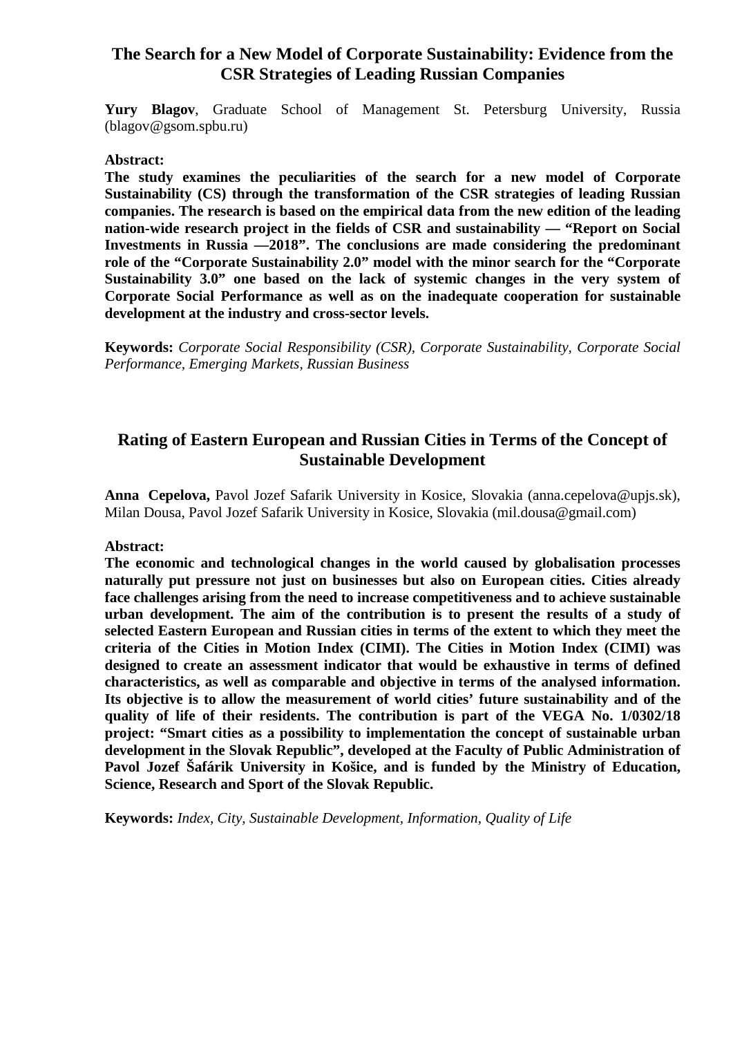## The Search for a New Model of Corporate Sustainability: Evidence from the CSR Strategies of Leading Russian Companies

**Yury Blagov**, Graduate School of Management St. Petersburg University, Russia (blagov@gsom.spbu.ru)

**Abstract:**

**The study examines the peculiarities of the search for a new model of Corporate Sustainability (CS) through the transformation of the CSR strategies of leading Russian companies. The research is based on the empirical data from the new edition of the leading nation-wide research project in the fields of CSR and sustainability — "Report on Social Investments in Russia —2018". The conclusions are made considering the predominant role of the "Corporate Sustainability 2.0" model with the minor search for the "Corporate Sustainability 3.0" one based on the lack of systemic changes in the very system of Corporate Social Performance as well as on the inadequate cooperation for sustainable development at the industry and cross-sector levels.**

**Keywords:** *Corporate Social Responsibility (CSR), Corporate Sustainability, Corporate Social Performance, Emerging Markets, Russian Business*

## Rating of Eastern European and Russian Cities in Terms of the Concept of Sustainable Development

**Anna Cepelova,** Pavol Jozef Safarik University in Kosice, Slovakia (anna.cepelova@upjs.sk), Milan Dousa, Pavol Jozef Safarik University in Kosice, Slovakia (mil.dousa@gmail.com)

**Abstract:**

**The economic and technological changes in the world caused by globalisation processes naturally put pressure not just on businesses but also on European cities. Cities already face challenges arising from the need to increase competitiveness and to achieve sustainable urban development. The aim of the contribution is to present the results of a study of selected Eastern European and Russian cities in terms of the extent to which they meet the criteria of the Cities in Motion Index (CIMI). The Cities in Motion Index (CIMI) was designed to create an assessment indicator that would be exhaustive in terms of defined characteristics, as well as comparable and objective in terms of the analysed information. Its objective is to allow the measurement of world cities' future sustainability and of the quality of life of their residents. The contribution is part of the VEGA No. 1/0302/18 project: "Smart cities as a possibility to implementation the concept of sustainable urban development in the Slovak Republic", developed at the Faculty of Public Administration of Pavol Jozef Šafárik University in Košice, and is funded by the Ministry of Education, Science, Research and Sport of the Slovak Republic.**

**Keywords:** *Index, City, Sustainable Development, Information, Quality of Life*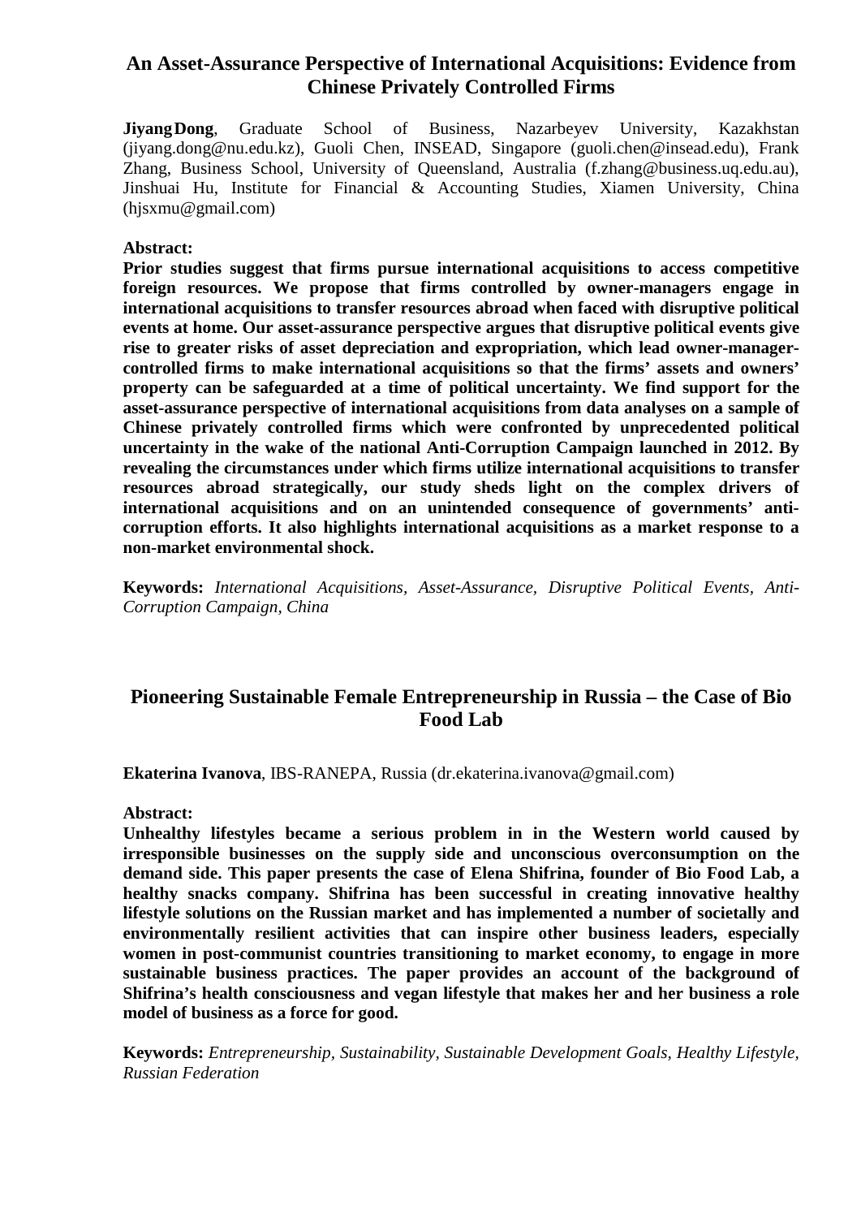## An Asset-Assurance Perspective of International Acquisitions: Evidence from Chinese Privately Controlled Firms

**Jiyang Dong**, Graduate School of Business, Nazarbeyev University, Kazakhstan (jiyang.dong@nu.edu.kz), Guoli Chen, INSEAD, Singapore (guoli.chen@insead.edu), Frank Zhang, Business School, University of Queensland, Australia (f.zhang@business.uq.edu.au), Jinshuai Hu, Institute for Financial & Accounting Studies, Xiamen University, China (hjsxmu@gmail.com)

**Abstract:**

**Prior studies suggest that firms pursue international acquisitions to access competitive foreign resources. We propose that firms controlled by owner-managers engage in international acquisitions to transfer resources abroad when faced with disruptive political events at home. Our asset-assurance perspective argues that disruptive political events give rise to greater risks of asset depreciation and expropriation, which lead owner-manager-controlled firms to make international acquisitions so that the firms' assets and owners' property can be safeguarded at a time of political uncertainty. We find support for the asset-assurance perspective of international acquisitions from data analyses on a sample of Chinese privately controlled firms which were confronted by unprecedented political uncertainty in the wake of the national Anti-Corruption Campaign launched in 2012. By revealing the circumstances under which firms utilize international acquisitions to transfer resources abroad strategically, our study sheds light on the complex drivers of international acquisitions and on an unintended consequence of governments' anti-corruption efforts. It also highlights international acquisitions as a market response to a non-market environmental shock.**

**Keywords:** *International Acquisitions, Asset-Assurance, Disruptive Political Events, Anti-Corruption Campaign, China*

## Pioneering Sustainable Female Entrepreneurship in Russia – the Case of Bio Food Lab

**Ekaterina Ivanova**, IBS-RANEPA, Russia (dr.ekaterina.ivanova@gmail.com)

**Abstract:**

**Unhealthy lifestyles became a serious problem in in the Western world caused by irresponsible businesses on the supply side and unconscious overconsumption on the demand side. This paper presents the case of Elena Shifrina, founder of Bio Food Lab, a healthy snacks company. Shifrina has been successful in creating innovative healthy lifestyle solutions on the Russian market and has implemented a number of societally and environmentally resilient activities that can inspire other business leaders, especially women in post-communist countries transitioning to market economy, to engage in more sustainable business practices. The paper provides an account of the background of Shifrina's health consciousness and vegan lifestyle that makes her and her business a role model of business as a force for good.**

**Keywords:** *Entrepreneurship, Sustainability, Sustainable Development Goals, Healthy Lifestyle, Russian Federation*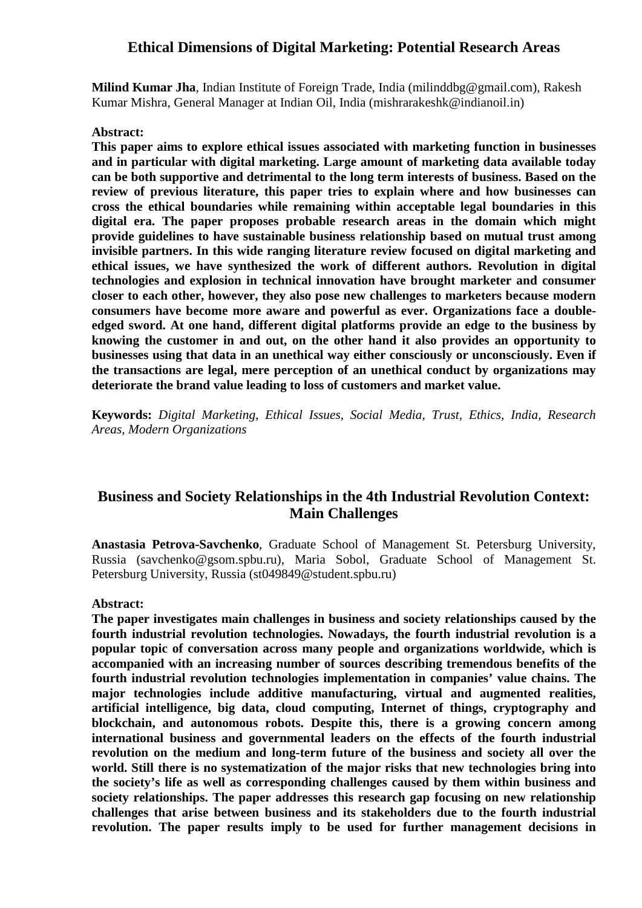## Ethical Dimensions of Digital Marketing: Potential Research Areas

**Milind Kumar Jha**, Indian Institute of Foreign Trade, India (milinddbg@gmail.com), Rakesh Kumar Mishra, General Manager at Indian Oil, India (mishrarakeshk@indianoil.in)

**Abstract:**

**This paper aims to explore ethical issues associated with marketing function in businesses and in particular with digital marketing. Large amount of marketing data available today can be both supportive and detrimental to the long term interests of business. Based on the review of previous literature, this paper tries to explain where and how businesses can cross the ethical boundaries while remaining within acceptable legal boundaries in this digital era. The paper proposes probable research areas in the domain which might provide guidelines to have sustainable business relationship based on mutual trust among invisible partners. In this wide ranging literature review focused on digital marketing and ethical issues, we have synthesized the work of different authors. Revolution in digital technologies and explosion in technical innovation have brought marketer and consumer closer to each other, however, they also pose new challenges to marketers because modern consumers have become more aware and powerful as ever. Organizations face a double-edged sword. At one hand, different digital platforms provide an edge to the business by knowing the customer in and out, on the other hand it also provides an opportunity to businesses using that data in an unethical way either consciously or unconsciously. Even if the transactions are legal, mere perception of an unethical conduct by organizations may deteriorate the brand value leading to loss of customers and market value.**

**Keywords:** *Digital Marketing, Ethical Issues, Social Media, Trust, Ethics, India, Research Areas, Modern Organizations*

## Business and Society Relationships in the 4th Industrial Revolution Context: Main Challenges

**Anastasia Petrova-Savchenko**, Graduate School of Management St. Petersburg University, Russia (savchenko@gsom.spbu.ru), Maria Sobol, Graduate School of Management St. Petersburg University, Russia (st049849@student.spbu.ru)

**Abstract:**

**The paper investigates main challenges in business and society relationships caused by the fourth industrial revolution technologies. Nowadays, the fourth industrial revolution is a popular topic of conversation across many people and organizations worldwide, which is accompanied with an increasing number of sources describing tremendous benefits of the fourth industrial revolution technologies implementation in companies' value chains. The major technologies include additive manufacturing, virtual and augmented realities, artificial intelligence, big data, cloud computing, Internet of things, cryptography and blockchain, and autonomous robots. Despite this, there is a growing concern among international business and governmental leaders on the effects of the fourth industrial revolution on the medium and long-term future of the business and society all over the world. Still there is no systematization of the major risks that new technologies bring into the society's life as well as corresponding challenges caused by them within business and society relationships. The paper addresses this research gap focusing on new relationship challenges that arise between business and its stakeholders due to the fourth industrial revolution. The paper results imply to be used for further management decisions in**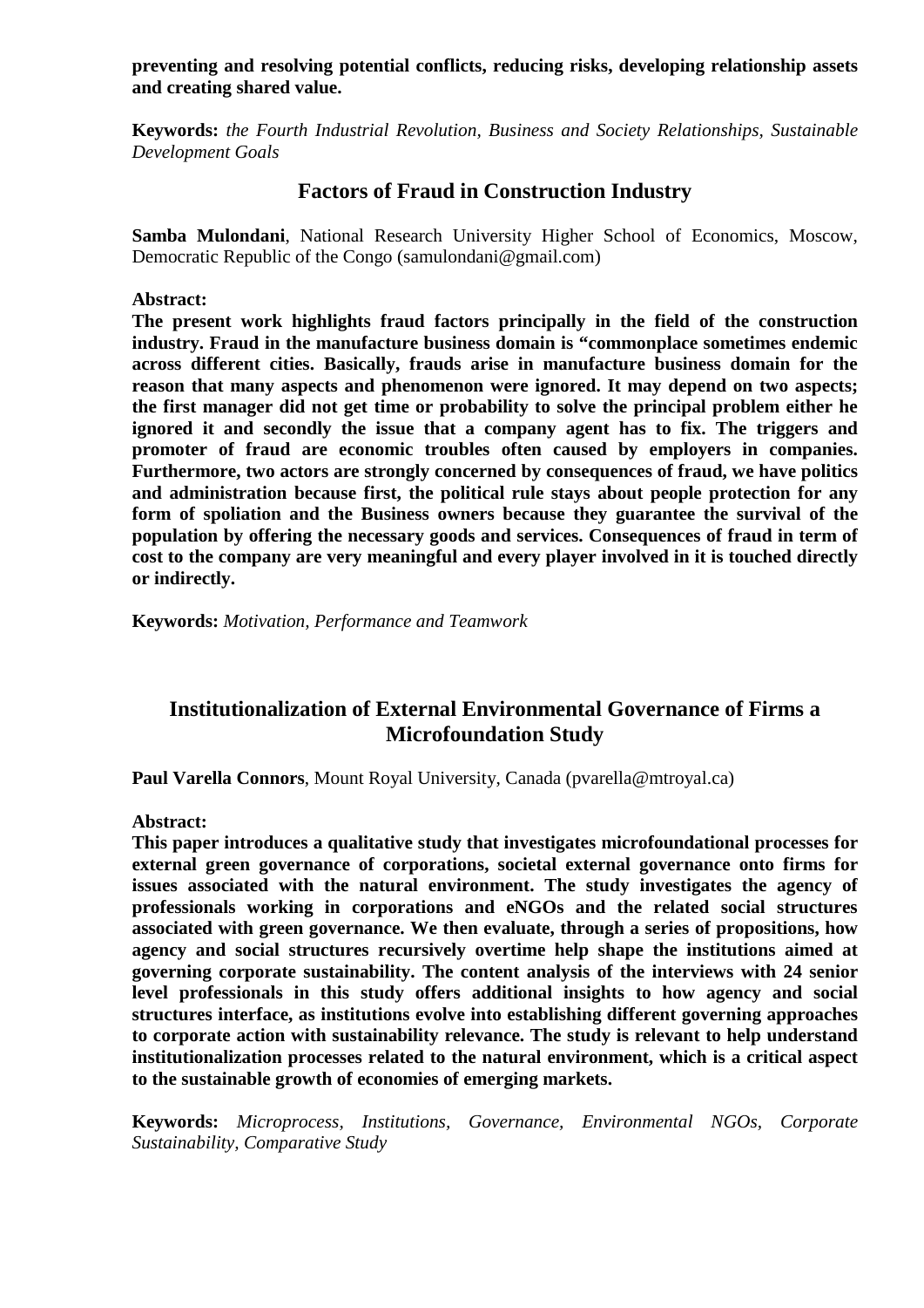**preventing and resolving potential conflicts, reducing risks, developing relationship assets and creating shared value.**

**Keywords:** *the Fourth Industrial Revolution, Business and Society Relationships, Sustainable Development Goals*

## Factors of Fraud in Construction Industry

**Samba Mulondani**, National Research University Higher School of Economics, Moscow, Democratic Republic of the Congo (samulondani@gmail.com)

**Abstract:**

**The present work highlights fraud factors principally in the field of the construction industry. Fraud in the manufacture business domain is "commonplace sometimes endemic across different cities. Basically, frauds arise in manufacture business domain for the reason that many aspects and phenomenon were ignored. It may depend on two aspects; the first manager did not get time or probability to solve the principal problem either he ignored it and secondly the issue that a company agent has to fix. The triggers and promoter of fraud are economic troubles often caused by employers in companies. Furthermore, two actors are strongly concerned by consequences of fraud, we have politics and administration because first, the political rule stays about people protection for any form of spoliation and the Business owners because they guarantee the survival of the population by offering the necessary goods and services. Consequences of fraud in term of cost to the company are very meaningful and every player involved in it is touched directly or indirectly.**

**Keywords:** *Motivation, Performance and Teamwork*

## Institutionalization of External Environmental Governance of Firms a Microfoundation Study

**Paul Varella Connors**, Mount Royal University, Canada (pvarella@mtroyal.ca)

**Abstract:**

**This paper introduces a qualitative study that investigates microfoundational processes for external green governance of corporations, societal external governance onto firms for issues associated with the natural environment. The study investigates the agency of professionals working in corporations and eNGOs and the related social structures associated with green governance. We then evaluate, through a series of propositions, how agency and social structures recursively overtime help shape the institutions aimed at governing corporate sustainability. The content analysis of the interviews with 24 senior level professionals in this study offers additional insights to how agency and social structures interface, as institutions evolve into establishing different governing approaches to corporate action with sustainability relevance. The study is relevant to help understand institutionalization processes related to the natural environment, which is a critical aspect to the sustainable growth of economies of emerging markets.**

**Keywords:** *Microprocess, Institutions, Governance, Environmental NGOs, Corporate Sustainability, Comparative Study*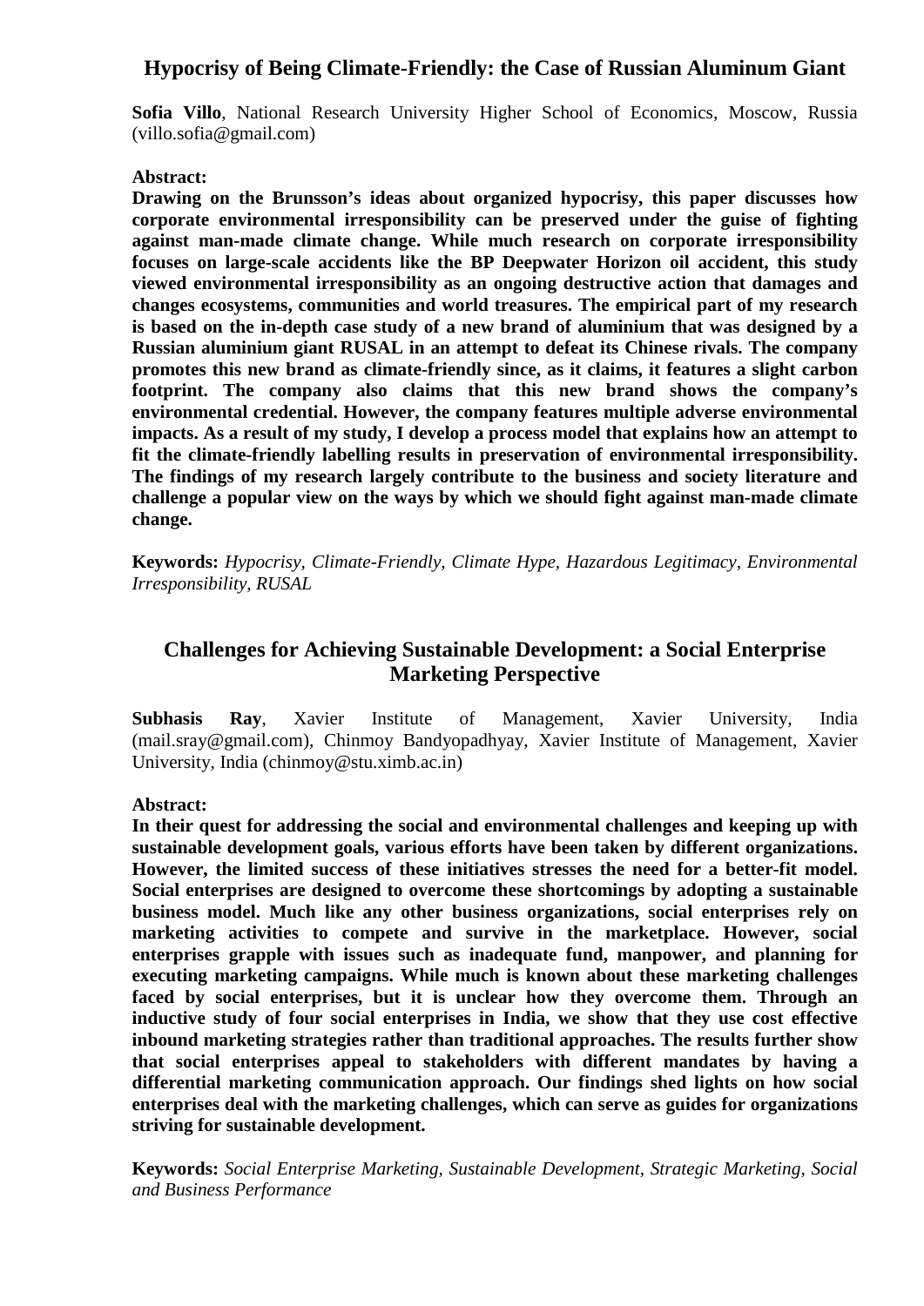## Hypocrisy of Being Climate-Friendly: the Case of Russian Aluminum Giant

**Sofia Villo**, National Research University Higher School of Economics, Moscow, Russia (villo.sofia@gmail.com)

**Abstract:**

**Drawing on the Brunsson's ideas about organized hypocrisy, this paper discusses how corporate environmental irresponsibility can be preserved under the guise of fighting against man-made climate change. While much research on corporate irresponsibility focuses on large-scale accidents like the BP Deepwater Horizon oil accident, this study viewed environmental irresponsibility as an ongoing destructive action that damages and changes ecosystems, communities and world treasures. The empirical part of my research is based on the in-depth case study of a new brand of aluminium that was designed by a Russian aluminium giant RUSAL in an attempt to defeat its Chinese rivals. The company promotes this new brand as climate-friendly since, as it claims, it features a slight carbon footprint. The company also claims that this new brand shows the company's environmental credential. However, the company features multiple adverse environmental impacts. As a result of my study, I develop a process model that explains how an attempt to fit the climate-friendly labelling results in preservation of environmental irresponsibility. The findings of my research largely contribute to the business and society literature and challenge a popular view on the ways by which we should fight against man-made climate change.**

**Keywords:** *Hypocrisy, Climate-Friendly, Climate Hype, Hazardous Legitimacy, Environmental Irresponsibility, RUSAL*

## Challenges for Achieving Sustainable Development: a Social Enterprise Marketing Perspective

**Subhasis Ray**, Xavier Institute of Management, Xavier University, India (mail.sray@gmail.com), Chinmoy Bandyopadhyay, Xavier Institute of Management, Xavier University, India (chinmoy@stu.ximb.ac.in)

**Abstract:**

**In their quest for addressing the social and environmental challenges and keeping up with sustainable development goals, various efforts have been taken by different organizations. However, the limited success of these initiatives stresses the need for a better-fit model. Social enterprises are designed to overcome these shortcomings by adopting a sustainable business model. Much like any other business organizations, social enterprises rely on marketing activities to compete and survive in the marketplace. However, social enterprises grapple with issues such as inadequate fund, manpower, and planning for executing marketing campaigns. While much is known about these marketing challenges faced by social enterprises, but it is unclear how they overcome them. Through an inductive study of four social enterprises in India, we show that they use cost effective inbound marketing strategies rather than traditional approaches. The results further show that social enterprises appeal to stakeholders with different mandates by having a differential marketing communication approach. Our findings shed lights on how social enterprises deal with the marketing challenges, which can serve as guides for organizations striving for sustainable development.**

**Keywords:** *Social Enterprise Marketing, Sustainable Development, Strategic Marketing, Social and Business Performance*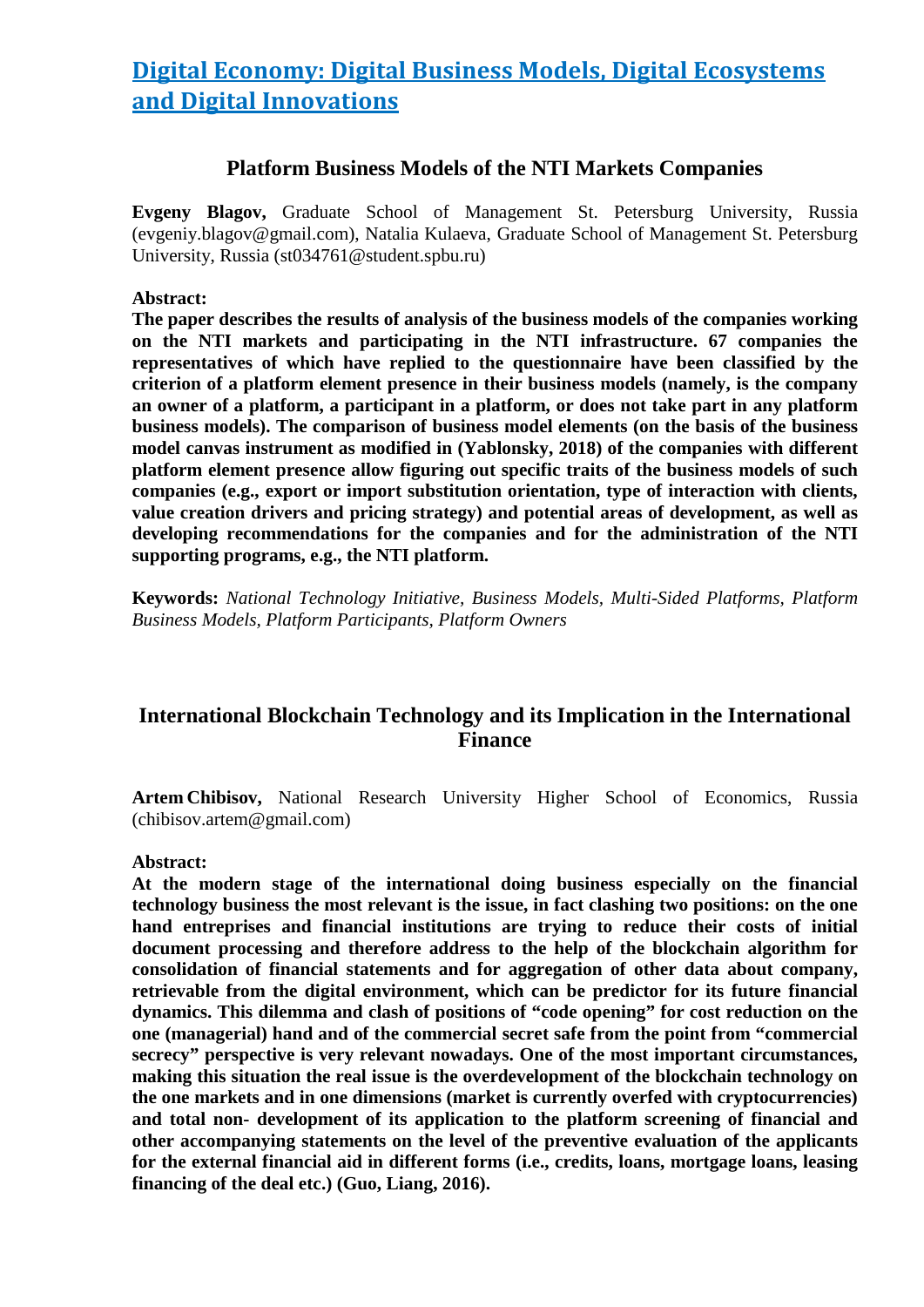# Digital Economy: Digital Business Models, Digital Ecosystems and Digital Innovations

## Platform Business Models of the NTI Markets Companies

**Evgeny Blagov,** Graduate School of Management St. Petersburg University, Russia (evgeniy.blagov@gmail.com), Natalia Kulaeva, Graduate School of Management St. Petersburg University, Russia (st034761@student.spbu.ru)

**Abstract:**
**The paper describes the results of analysis of the business models of the companies working on the NTI markets and participating in the NTI infrastructure. 67 companies the representatives of which have replied to the questionnaire have been classified by the criterion of a platform element presence in their business models (namely, is the company an owner of a platform, a participant in a platform, or does not take part in any platform business models). The comparison of business model elements (on the basis of the business model canvas instrument as modified in (Yablonsky, 2018) of the companies with different platform element presence allow figuring out specific traits of the business models of such companies (e.g., export or import substitution orientation, type of interaction with clients, value creation drivers and pricing strategy) and potential areas of development, as well as developing recommendations for the companies and for the administration of the NTI supporting programs, e.g., the NTI platform.**

**Keywords:** *National Technology Initiative, Business Models, Multi-Sided Platforms, Platform Business Models, Platform Participants, Platform Owners*

## International Blockchain Technology and its Implication in the International Finance

**Artem Chibisov,** National Research University Higher School of Economics, Russia (chibisov.artem@gmail.com)

**Abstract:**
**At the modern stage of the international doing business especially on the financial technology business the most relevant is the issue, in fact clashing two positions: on the one hand entreprises and financial institutions are trying to reduce their costs of initial document processing and therefore address to the help of the blockchain algorithm for consolidation of financial statements and for aggregation of other data about company, retrievable from the digital environment, which can be predictor for its future financial dynamics. This dilemma and clash of positions of "code opening" for cost reduction on the one (managerial) hand and of the commercial secret safe from the point from "commercial secrecy" perspective is very relevant nowadays. One of the most important circumstances, making this situation the real issue is the overdevelopment of the blockchain technology on the one markets and in one dimensions (market is currently overfed with cryptocurrencies) and total non- development of its application to the platform screening of financial and other accompanying statements on the level of the preventive evaluation of the applicants for the external financial aid in different forms (i.e., credits, loans, mortgage loans, leasing financing of the deal etc.) (Guo, Liang, 2016).**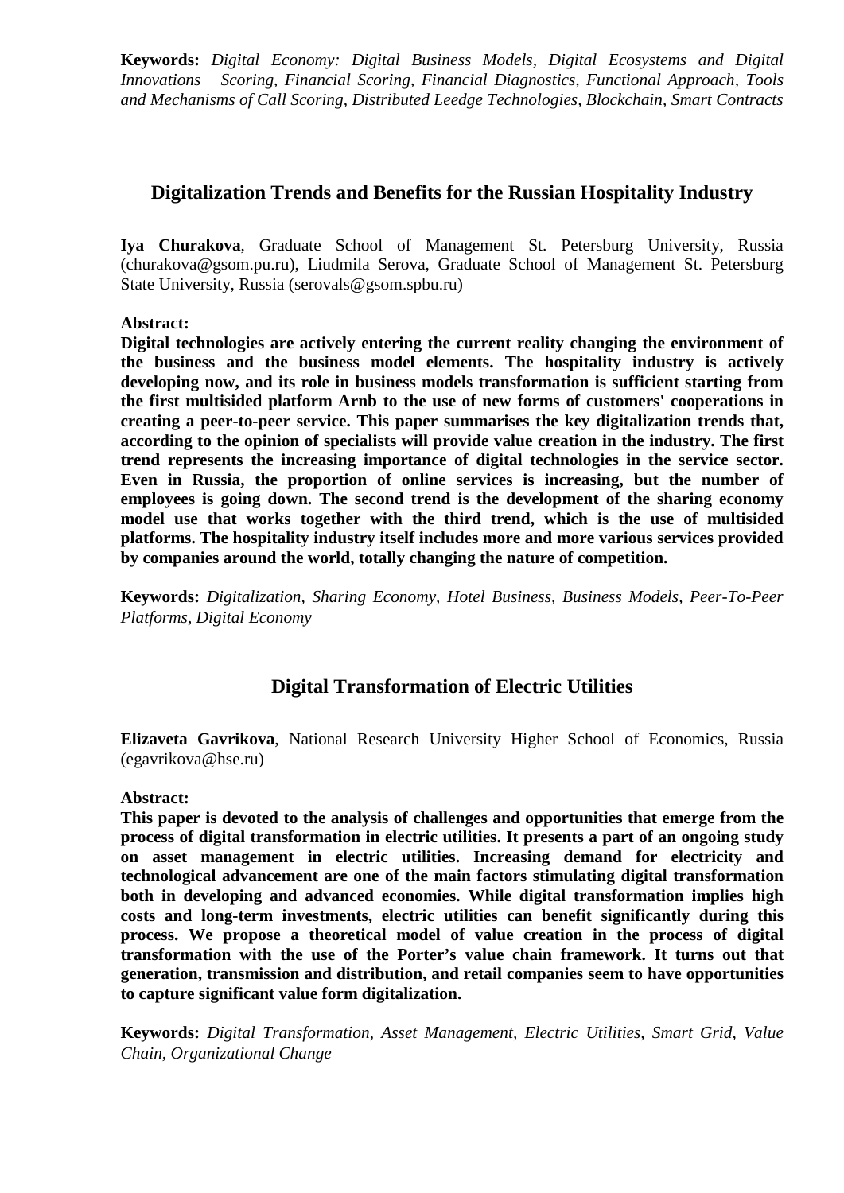**Keywords:** *Digital Economy: Digital Business Models, Digital Ecosystems and Digital Innovations Scoring, Financial Scoring, Financial Diagnostics, Functional Approach, Tools and Mechanisms of Call Scoring, Distributed Leedge Technologies, Blockchain, Smart Contracts*

## Digitalization Trends and Benefits for the Russian Hospitality Industry

**Iya Churakova**, Graduate School of Management St. Petersburg University, Russia (churakova@gsom.pu.ru), Liudmila Serova, Graduate School of Management St. Petersburg State University, Russia (serovals@gsom.spbu.ru)

**Abstract:**

**Digital technologies are actively entering the current reality changing the environment of the business and the business model elements. The hospitality industry is actively developing now, and its role in business models transformation is sufficient starting from the first multisided platform Arnb to the use of new forms of customers' cooperations in creating a peer-to-peer service. This paper summarises the key digitalization trends that, according to the opinion of specialists will provide value creation in the industry. The first trend represents the increasing importance of digital technologies in the service sector. Even in Russia, the proportion of online services is increasing, but the number of employees is going down. The second trend is the development of the sharing economy model use that works together with the third trend, which is the use of multisided platforms. The hospitality industry itself includes more and more various services provided by companies around the world, totally changing the nature of competition.**

**Keywords:** *Digitalization, Sharing Economy, Hotel Business, Business Models, Peer-To-Peer Platforms, Digital Economy*

## Digital Transformation of Electric Utilities

**Elizaveta Gavrikova**, National Research University Higher School of Economics, Russia (egavrikova@hse.ru)

**Abstract:**

**This paper is devoted to the analysis of challenges and opportunities that emerge from the process of digital transformation in electric utilities. It presents a part of an ongoing study on asset management in electric utilities. Increasing demand for electricity and technological advancement are one of the main factors stimulating digital transformation both in developing and advanced economies. While digital transformation implies high costs and long-term investments, electric utilities can benefit significantly during this process. We propose a theoretical model of value creation in the process of digital transformation with the use of the Porter's value chain framework. It turns out that generation, transmission and distribution, and retail companies seem to have opportunities to capture significant value form digitalization.**

**Keywords:** *Digital Transformation, Asset Management, Electric Utilities, Smart Grid, Value Chain, Organizational Change*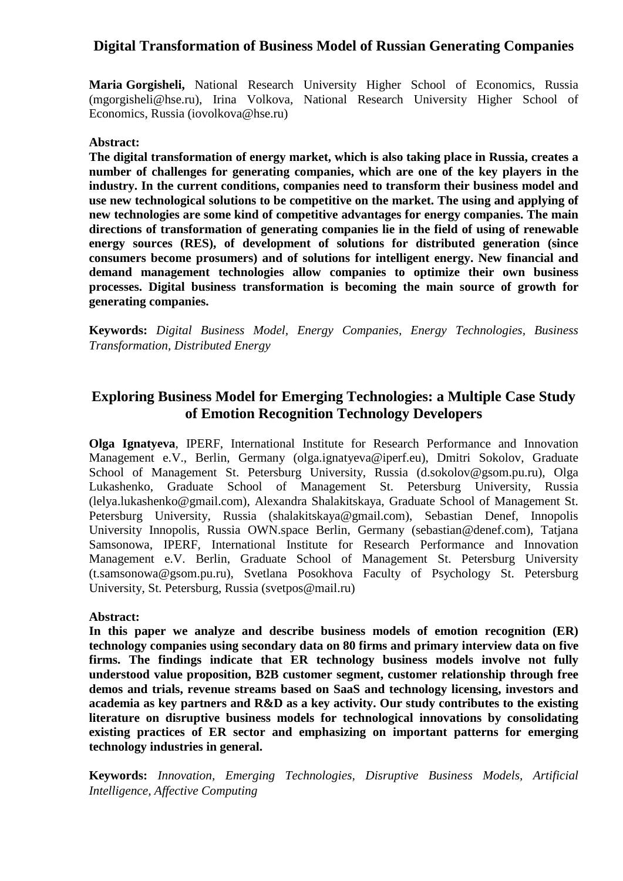## Digital Transformation of Business Model of Russian Generating Companies

**Maria Gorgisheli,** National Research University Higher School of Economics, Russia (mgorgisheli@hse.ru), Irina Volkova, National Research University Higher School of Economics, Russia (iovolkova@hse.ru)

**Abstract:**

**The digital transformation of energy market, which is also taking place in Russia, creates a number of challenges for generating companies, which are one of the key players in the industry. In the current conditions, companies need to transform their business model and use new technological solutions to be competitive on the market. The using and applying of new technologies are some kind of competitive advantages for energy companies. The main directions of transformation of generating companies lie in the field of using of renewable energy sources (RES), of development of solutions for distributed generation (since consumers become prosumers) and of solutions for intelligent energy. New financial and demand management technologies allow companies to optimize their own business processes. Digital business transformation is becoming the main source of growth for generating companies.**

**Keywords:** *Digital Business Model, Energy Companies, Energy Technologies, Business Transformation, Distributed Energy*

## Exploring Business Model for Emerging Technologies: a Multiple Case Study of Emotion Recognition Technology Developers

**Olga Ignatyeva**, IPERF, International Institute for Research Performance and Innovation Management e.V., Berlin, Germany (olga.ignatyeva@iperf.eu), Dmitri Sokolov, Graduate School of Management St. Petersburg University, Russia (d.sokolov@gsom.pu.ru), Olga Lukashenko, Graduate School of Management St. Petersburg University, Russia (lelya.lukashenko@gmail.com), Alexandra Shalakitskaya, Graduate School of Management St. Petersburg University, Russia (shalakitskaya@gmail.com), Sebastian Denef, Innopolis University Innopolis, Russia OWN.space Berlin, Germany (sebastian@denef.com), Tatjana Samsonowa, IPERF, International Institute for Research Performance and Innovation Management e.V. Berlin, Graduate School of Management St. Petersburg University (t.samsonowa@gsom.pu.ru), Svetlana Posokhova Faculty of Psychology St. Petersburg University, St. Petersburg, Russia (svetpos@mail.ru)

**Abstract:**

**In this paper we analyze and describe business models of emotion recognition (ER) technology companies using secondary data on 80 firms and primary interview data on five firms. The findings indicate that ER technology business models involve not fully understood value proposition, B2B customer segment, customer relationship through free demos and trials, revenue streams based on SaaS and technology licensing, investors and academia as key partners and R&D as a key activity. Our study contributes to the existing literature on disruptive business models for technological innovations by consolidating existing practices of ER sector and emphasizing on important patterns for emerging technology industries in general.**

**Keywords:** *Innovation, Emerging Technologies, Disruptive Business Models, Artificial Intelligence, Affective Computing*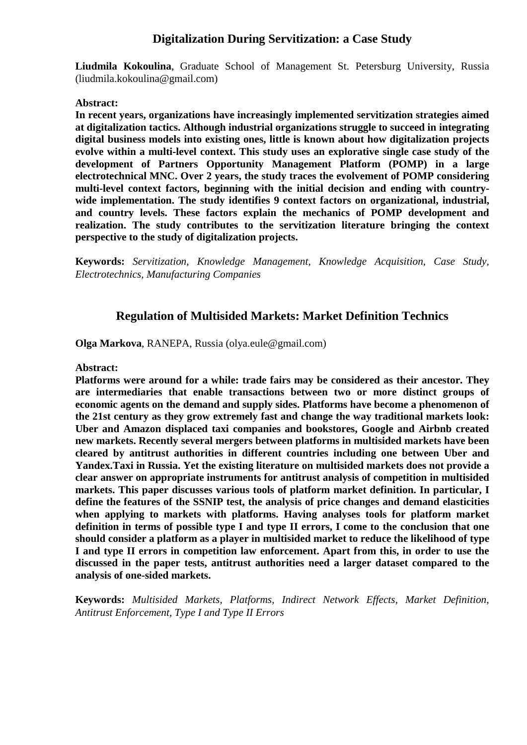## Digitalization During Servitization: a Case Study

**Liudmila Kokoulina**, Graduate School of Management St. Petersburg University, Russia (liudmila.kokoulina@gmail.com)

**Abstract:**

**In recent years, organizations have increasingly implemented servitization strategies aimed at digitalization tactics. Although industrial organizations struggle to succeed in integrating digital business models into existing ones, little is known about how digitalization projects evolve within a multi-level context. This study uses an explorative single case study of the development of Partners Opportunity Management Platform (POMP) in a large electrotechnical MNC. Over 2 years, the study traces the evolvement of POMP considering multi-level context factors, beginning with the initial decision and ending with country-wide implementation. The study identifies 9 context factors on organizational, industrial, and country levels. These factors explain the mechanics of POMP development and realization. The study contributes to the servitization literature bringing the context perspective to the study of digitalization projects.**

**Keywords:** *Servitization, Knowledge Management, Knowledge Acquisition, Case Study, Electrotechnics, Manufacturing Companies*

## Regulation of Multisided Markets: Market Definition Technics

**Olga Markova**, RANEPA, Russia (olya.eule@gmail.com)

**Abstract:**

**Platforms were around for a while: trade fairs may be considered as their ancestor. They are intermediaries that enable transactions between two or more distinct groups of economic agents on the demand and supply sides. Platforms have become a phenomenon of the 21st century as they grow extremely fast and change the way traditional markets look: Uber and Amazon displaced taxi companies and bookstores, Google and Airbnb created new markets. Recently several mergers between platforms in multisided markets have been cleared by antitrust authorities in different countries including one between Uber and Yandex.Taxi in Russia. Yet the existing literature on multisided markets does not provide a clear answer on appropriate instruments for antitrust analysis of competition in multisided markets. This paper discusses various tools of platform market definition. In particular, I define the features of the SSNIP test, the analysis of price changes and demand elasticities when applying to markets with platforms. Having analyses tools for platform market definition in terms of possible type I and type II errors, I come to the conclusion that one should consider a platform as a player in multisided market to reduce the likelihood of type I and type II errors in competition law enforcement. Apart from this, in order to use the discussed in the paper tests, antitrust authorities need a larger dataset compared to the analysis of one-sided markets.**

**Keywords:** *Multisided Markets, Platforms, Indirect Network Effects, Market Definition, Antitrust Enforcement, Type I and Type II Errors*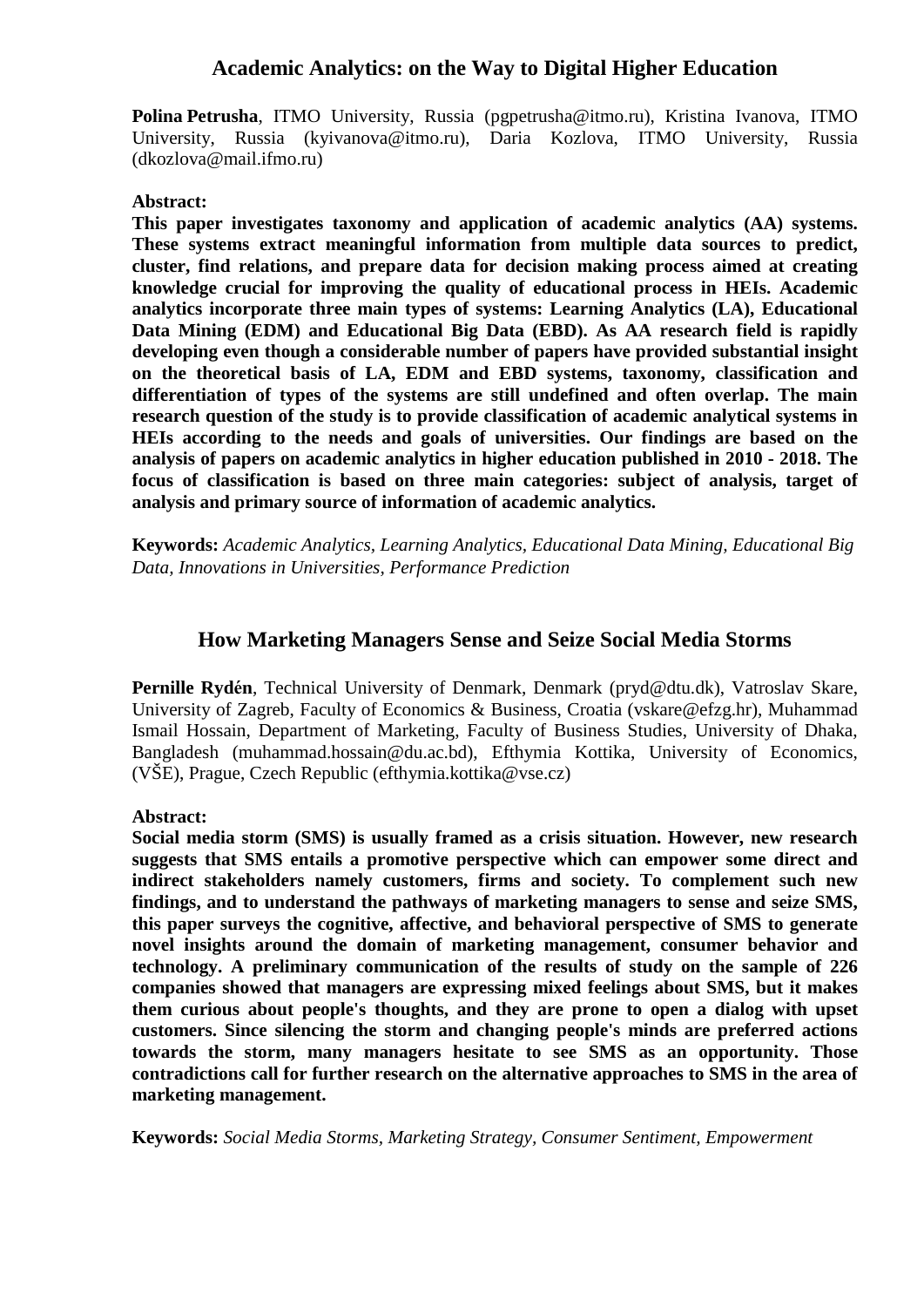## Academic Analytics: on the Way to Digital Higher Education

**Polina Petrusha**, ITMO University, Russia (pgpetrusha@itmo.ru), Kristina Ivanova, ITMO University, Russia (kyivanova@itmo.ru), Daria Kozlova, ITMO University, Russia (dkozlova@mail.ifmo.ru)

**Abstract:**

**This paper investigates taxonomy and application of academic analytics (AA) systems. These systems extract meaningful information from multiple data sources to predict, cluster, find relations, and prepare data for decision making process aimed at creating knowledge crucial for improving the quality of educational process in HEIs. Academic analytics incorporate three main types of systems: Learning Analytics (LA), Educational Data Mining (EDM) and Educational Big Data (EBD). As AA research field is rapidly developing even though a considerable number of papers have provided substantial insight on the theoretical basis of LA, EDM and EBD systems, taxonomy, classification and differentiation of types of the systems are still undefined and often overlap. The main research question of the study is to provide classification of academic analytical systems in HEIs according to the needs and goals of universities. Our findings are based on the analysis of papers on academic analytics in higher education published in 2010 - 2018. The focus of classification is based on three main categories: subject of analysis, target of analysis and primary source of information of academic analytics.**

**Keywords:** *Academic Analytics, Learning Analytics, Educational Data Mining, Educational Big Data, Innovations in Universities, Performance Prediction*

## How Marketing Managers Sense and Seize Social Media Storms

**Pernille Rydén**, Technical University of Denmark, Denmark (pryd@dtu.dk), Vatroslav Skare, University of Zagreb, Faculty of Economics & Business, Croatia (vskare@efzg.hr), Muhammad Ismail Hossain, Department of Marketing, Faculty of Business Studies, University of Dhaka, Bangladesh (muhammad.hossain@du.ac.bd), Efthymia Kottika, University of Economics, (VŠE), Prague, Czech Republic (efthymia.kottika@vse.cz)

**Abstract:**

**Social media storm (SMS) is usually framed as a crisis situation. However, new research suggests that SMS entails a promotive perspective which can empower some direct and indirect stakeholders namely customers, firms and society. To complement such new findings, and to understand the pathways of marketing managers to sense and seize SMS, this paper surveys the cognitive, affective, and behavioral perspective of SMS to generate novel insights around the domain of marketing management, consumer behavior and technology. A preliminary communication of the results of study on the sample of 226 companies showed that managers are expressing mixed feelings about SMS, but it makes them curious about people's thoughts, and they are prone to open a dialog with upset customers. Since silencing the storm and changing people's minds are preferred actions towards the storm, many managers hesitate to see SMS as an opportunity. Those contradictions call for further research on the alternative approaches to SMS in the area of marketing management.**

**Keywords:** *Social Media Storms, Marketing Strategy, Consumer Sentiment, Empowerment*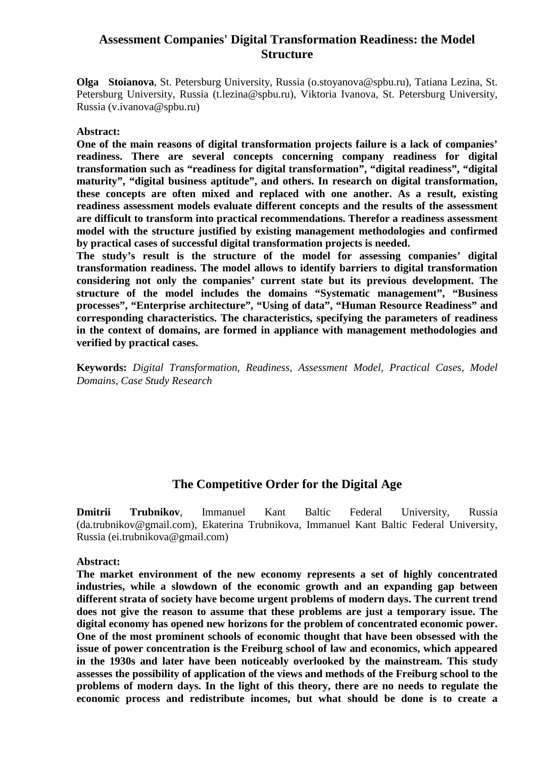## Assessment Companies' Digital Transformation Readiness: the Model Structure

**Olga Stoianova**, St. Petersburg University, Russia (o.stoyanova@spbu.ru), Tatiana Lezina, St. Petersburg University, Russia (t.lezina@spbu.ru), Viktoria Ivanova, St. Petersburg University, Russia (v.ivanova@spbu.ru)

**Abstract:**

**One of the main reasons of digital transformation projects failure is a lack of companies' readiness. There are several concepts concerning company readiness for digital transformation such as "readiness for digital transformation", "digital readiness", "digital maturity", "digital business aptitude", and others. In research on digital transformation, these concepts are often mixed and replaced with one another. As a result, existing readiness assessment models evaluate different concepts and the results of the assessment are difficult to transform into practical recommendations. Therefor a readiness assessment model with the structure justified by existing management methodologies and confirmed by practical cases of successful digital transformation projects is needed.**

**The study's result is the structure of the model for assessing companies' digital transformation readiness. The model allows to identify barriers to digital transformation considering not only the companies' current state but its previous development. The structure of the model includes the domains "Systematic management", "Business processes", "Enterprise architecture", "Using of data", "Human Resource Readiness" and corresponding characteristics. The characteristics, specifying the parameters of readiness in the context of domains, are formed in appliance with management methodologies and verified by practical cases.**

**Keywords:** *Digital Transformation, Readiness, Assessment Model, Practical Cases, Model Domains, Case Study Research*

## The Competitive Order for the Digital Age

**Dmitrii Trubnikov**, Immanuel Kant Baltic Federal University, Russia (da.trubnikov@gmail.com), Ekaterina Trubnikova, Immanuel Kant Baltic Federal University, Russia (ei.trubnikova@gmail.com)

**Abstract:**

**The market environment of the new economy represents a set of highly concentrated industries, while a slowdown of the economic growth and an expanding gap between different strata of society have become urgent problems of modern days. The current trend does not give the reason to assume that these problems are just a temporary issue. The digital economy has opened new horizons for the problem of concentrated economic power. One of the most prominent schools of economic thought that have been obsessed with the issue of power concentration is the Freiburg school of law and economics, which appeared in the 1930s and later have been noticeably overlooked by the mainstream. This study assesses the possibility of application of the views and methods of the Freiburg school to the problems of modern days. In the light of this theory, there are no needs to regulate the economic process and redistribute incomes, but what should be done is to create a**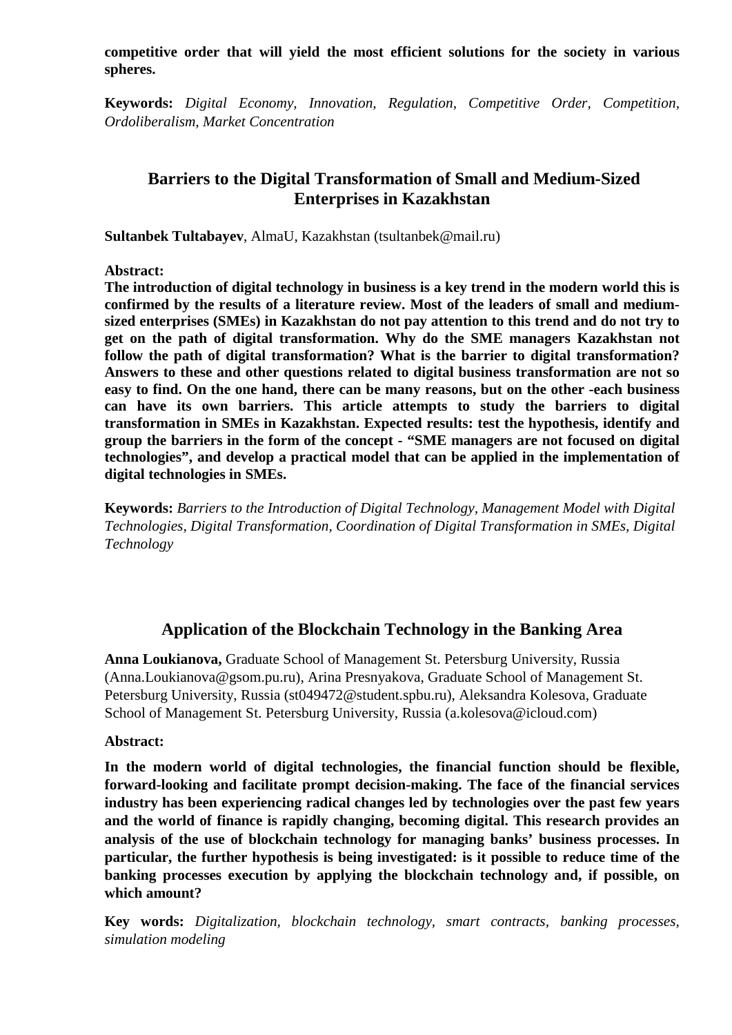**competitive order that will yield the most efficient solutions for the society in various spheres.**

**Keywords:** *Digital Economy, Innovation, Regulation, Competitive Order, Competition, Ordoliberalism, Market Concentration*

## Barriers to the Digital Transformation of Small and Medium-Sized Enterprises in Kazakhstan

**Sultanbek Tultabayev**, AlmaU, Kazakhstan (tsultanbek@mail.ru)

**Abstract:**

**The introduction of digital technology in business is a key trend in the modern world this is confirmed by the results of a literature review. Most of the leaders of small and medium-sized enterprises (SMEs) in Kazakhstan do not pay attention to this trend and do not try to get on the path of digital transformation. Why do the SME managers Kazakhstan not follow the path of digital transformation? What is the barrier to digital transformation? Answers to these and other questions related to digital business transformation are not so easy to find. On the one hand, there can be many reasons, but on the other -each business can have its own barriers. This article attempts to study the barriers to digital transformation in SMEs in Kazakhstan. Expected results: test the hypothesis, identify and group the barriers in the form of the concept - "SME managers are not focused on digital technologies", and develop a practical model that can be applied in the implementation of digital technologies in SMEs.**

**Keywords:** *Barriers to the Introduction of Digital Technology, Management Model with Digital Technologies, Digital Transformation, Coordination of Digital Transformation in SMEs, Digital Technology*

## Application of the Blockchain Technology in the Banking Area

**Anna Loukianova,** Graduate School of Management St. Petersburg University, Russia (Anna.Loukianova@gsom.pu.ru), Arina Presnyakova, Graduate School of Management St. Petersburg University, Russia (st049472@student.spbu.ru), Aleksandra Kolesova, Graduate School of Management St. Petersburg University, Russia (a.kolesova@icloud.com)

**Abstract:**

**In the modern world of digital technologies, the financial function should be flexible, forward-looking and facilitate prompt decision-making. The face of the financial services industry has been experiencing radical changes led by technologies over the past few years and the world of finance is rapidly changing, becoming digital. This research provides an analysis of the use of blockchain technology for managing banks' business processes. In particular, the further hypothesis is being investigated: is it possible to reduce time of the banking processes execution by applying the blockchain technology and, if possible, on which amount?**

**Key words:** *Digitalization, blockchain technology, smart contracts, banking processes, simulation modeling*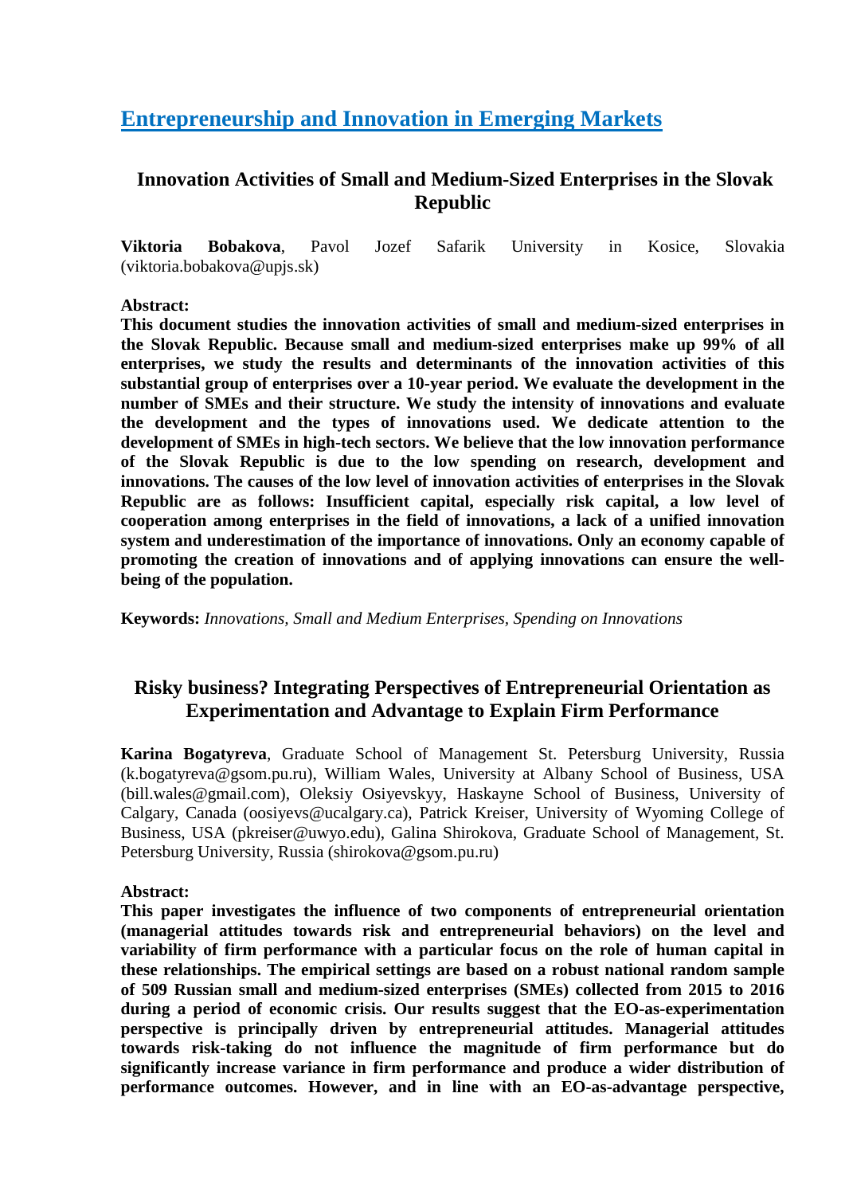# [Entrepreneurship and Innovation in Emerging Markets]

## Innovation Activities of Small and Medium-Sized Enterprises in the Slovak Republic

**Viktoria Bobakova**, Pavol Jozef Safarik University in Kosice, Slovakia (viktoria.bobakova@upjs.sk)

**Abstract:**

**This document studies the innovation activities of small and medium-sized enterprises in the Slovak Republic. Because small and medium-sized enterprises make up 99% of all enterprises, we study the results and determinants of the innovation activities of this substantial group of enterprises over a 10-year period. We evaluate the development in the number of SMEs and their structure. We study the intensity of innovations and evaluate the development and the types of innovations used. We dedicate attention to the development of SMEs in high-tech sectors. We believe that the low innovation performance of the Slovak Republic is due to the low spending on research, development and innovations. The causes of the low level of innovation activities of enterprises in the Slovak Republic are as follows: Insufficient capital, especially risk capital, a low level of cooperation among enterprises in the field of innovations, a lack of a unified innovation system and underestimation of the importance of innovations. Only an economy capable of promoting the creation of innovations and of applying innovations can ensure the well-being of the population.**

**Keywords:** *Innovations, Small and Medium Enterprises, Spending on Innovations*

## Risky business? Integrating Perspectives of Entrepreneurial Orientation as Experimentation and Advantage to Explain Firm Performance

**Karina Bogatyreva**, Graduate School of Management St. Petersburg University, Russia (k.bogatyreva@gsom.pu.ru), William Wales, University at Albany School of Business, USA (bill.wales@gmail.com), Oleksiy Osiyevskyy, Haskayne School of Business, University of Calgary, Canada (oosiyevs@ucalgary.ca), Patrick Kreiser, University of Wyoming College of Business, USA (pkreiser@uwyo.edu), Galina Shirokova, Graduate School of Management, St. Petersburg University, Russia (shirokova@gsom.pu.ru)

**Abstract:**

**This paper investigates the influence of two components of entrepreneurial orientation (managerial attitudes towards risk and entrepreneurial behaviors) on the level and variability of firm performance with a particular focus on the role of human capital in these relationships. The empirical settings are based on a robust national random sample of 509 Russian small and medium-sized enterprises (SMEs) collected from 2015 to 2016 during a period of economic crisis. Our results suggest that the EO-as-experimentation perspective is principally driven by entrepreneurial attitudes. Managerial attitudes towards risk-taking do not influence the magnitude of firm performance but do significantly increase variance in firm performance and produce a wider distribution of performance outcomes. However, and in line with an EO-as-advantage perspective,**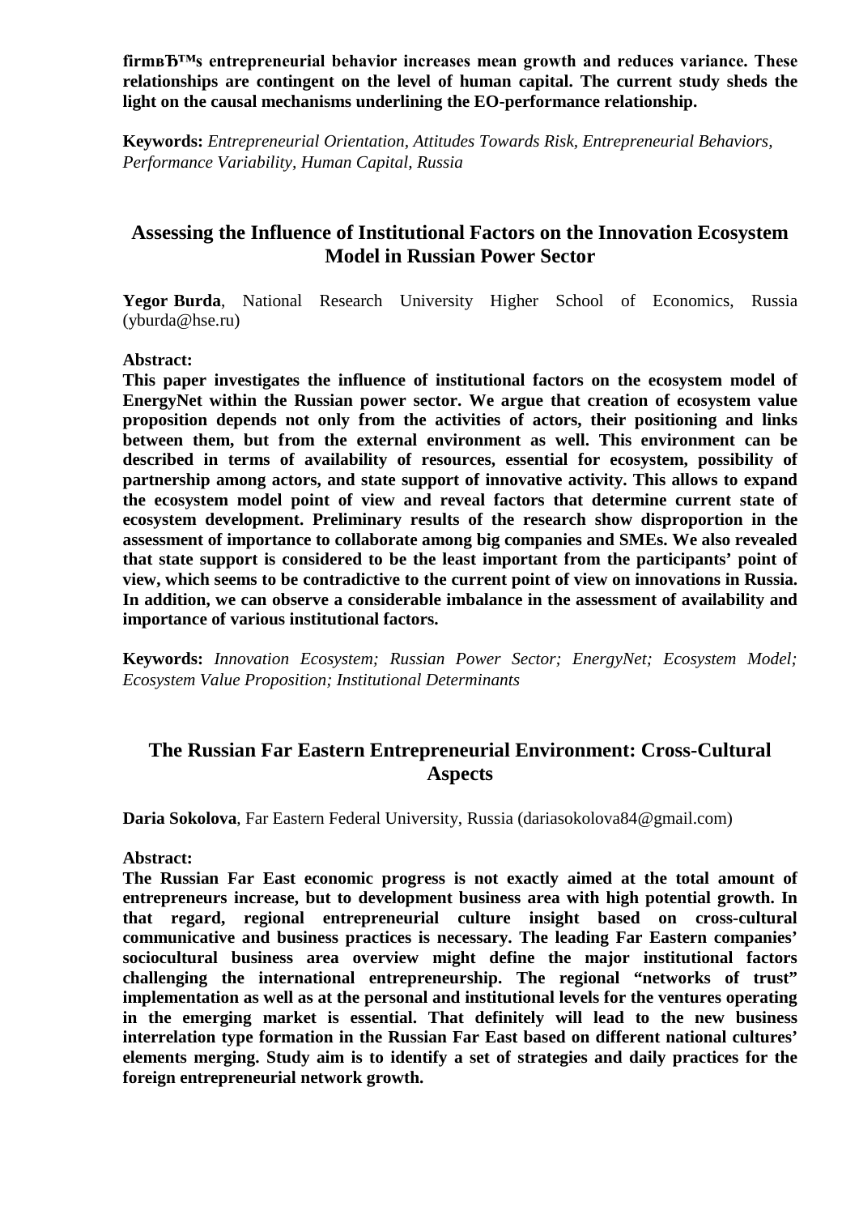**firmвЂ™s entrepreneurial behavior increases mean growth and reduces variance. These relationships are contingent on the level of human capital. The current study sheds the light on the causal mechanisms underlining the EO-performance relationship.**

**Keywords:** *Entrepreneurial Orientation, Attitudes Towards Risk, Entrepreneurial Behaviors, Performance Variability, Human Capital, Russia*

## Assessing the Influence of Institutional Factors on the Innovation Ecosystem Model in Russian Power Sector

**Yegor Burda**, National Research University Higher School of Economics, Russia (yburda@hse.ru)

**Abstract:**

**This paper investigates the influence of institutional factors on the ecosystem model of EnergyNet within the Russian power sector. We argue that creation of ecosystem value proposition depends not only from the activities of actors, their positioning and links between them, but from the external environment as well. This environment can be described in terms of availability of resources, essential for ecosystem, possibility of partnership among actors, and state support of innovative activity. This allows to expand the ecosystem model point of view and reveal factors that determine current state of ecosystem development. Preliminary results of the research show disproportion in the assessment of importance to collaborate among big companies and SMEs. We also revealed that state support is considered to be the least important from the participants' point of view, which seems to be contradictive to the current point of view on innovations in Russia. In addition, we can observe a considerable imbalance in the assessment of availability and importance of various institutional factors.**

**Keywords:** *Innovation Ecosystem; Russian Power Sector; EnergyNet; Ecosystem Model; Ecosystem Value Proposition; Institutional Determinants*

## The Russian Far Eastern Entrepreneurial Environment: Cross-Cultural Aspects

**Daria Sokolova**, Far Eastern Federal University, Russia (dariasokolova84@gmail.com)

**Abstract:**

**The Russian Far East economic progress is not exactly aimed at the total amount of entrepreneurs increase, but to development business area with high potential growth. In that regard, regional entrepreneurial culture insight based on cross-cultural communicative and business practices is necessary. The leading Far Eastern companies' sociocultural business area overview might define the major institutional factors challenging the international entrepreneurship. The regional "networks of trust" implementation as well as at the personal and institutional levels for the ventures operating in the emerging market is essential. That definitely will lead to the new business interrelation type formation in the Russian Far East based on different national cultures' elements merging. Study aim is to identify a set of strategies and daily practices for the foreign entrepreneurial network growth.**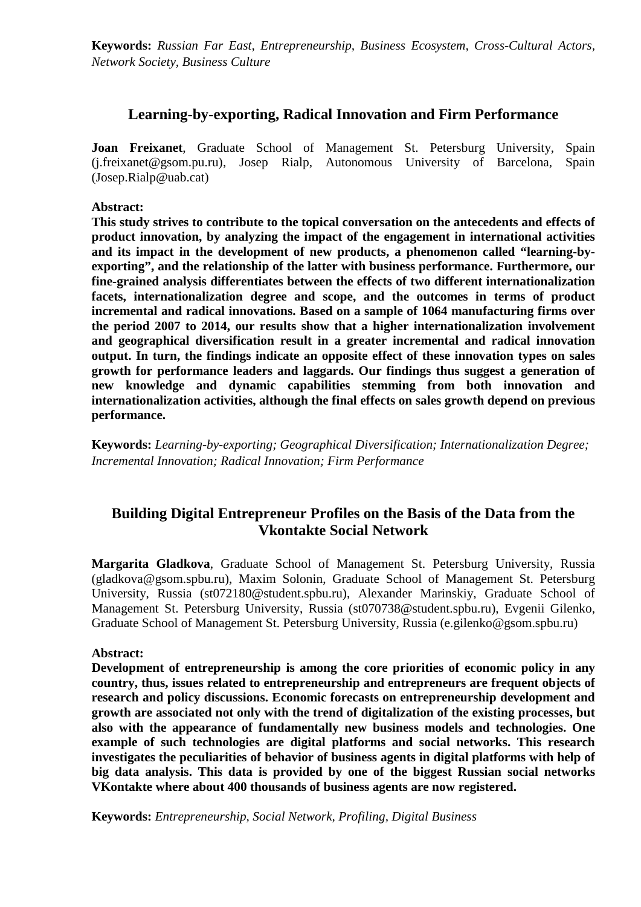**Keywords:** *Russian Far East, Entrepreneurship, Business Ecosystem, Cross-Cultural Actors, Network Society, Business Culture*

## Learning-by-exporting, Radical Innovation and Firm Performance

**Joan Freixanet**, Graduate School of Management St. Petersburg University, Spain (j.freixanet@gsom.pu.ru), Josep Rialp, Autonomous University of Barcelona, Spain (Josep.Rialp@uab.cat)

**Abstract:**

**This study strives to contribute to the topical conversation on the antecedents and effects of product innovation, by analyzing the impact of the engagement in international activities and its impact in the development of new products, a phenomenon called "learning-by-exporting", and the relationship of the latter with business performance. Furthermore, our fine-grained analysis differentiates between the effects of two different internationalization facets, internationalization degree and scope, and the outcomes in terms of product incremental and radical innovations. Based on a sample of 1064 manufacturing firms over the period 2007 to 2014, our results show that a higher internationalization involvement and geographical diversification result in a greater incremental and radical innovation output. In turn, the findings indicate an opposite effect of these innovation types on sales growth for performance leaders and laggards. Our findings thus suggest a generation of new knowledge and dynamic capabilities stemming from both innovation and internationalization activities, although the final effects on sales growth depend on previous performance.**

**Keywords:** *Learning-by-exporting; Geographical Diversification; Internationalization Degree; Incremental Innovation; Radical Innovation; Firm Performance*

## Building Digital Entrepreneur Profiles on the Basis of the Data from the Vkontakte Social Network

**Margarita Gladkova**, Graduate School of Management St. Petersburg University, Russia (gladkova@gsom.spbu.ru), Maxim Solonin, Graduate School of Management St. Petersburg University, Russia (st072180@student.spbu.ru), Alexander Marinskiy, Graduate School of Management St. Petersburg University, Russia (st070738@student.spbu.ru), Evgenii Gilenko, Graduate School of Management St. Petersburg University, Russia (e.gilenko@gsom.spbu.ru)

**Abstract:**

**Development of entrepreneurship is among the core priorities of economic policy in any country, thus, issues related to entrepreneurship and entrepreneurs are frequent objects of research and policy discussions. Economic forecasts on entrepreneurship development and growth are associated not only with the trend of digitalization of the existing processes, but also with the appearance of fundamentally new business models and technologies. One example of such technologies are digital platforms and social networks. This research investigates the peculiarities of behavior of business agents in digital platforms with help of big data analysis. This data is provided by one of the biggest Russian social networks VKontakte where about 400 thousands of business agents are now registered.**

**Keywords:** *Entrepreneurship, Social Network, Profiling, Digital Business*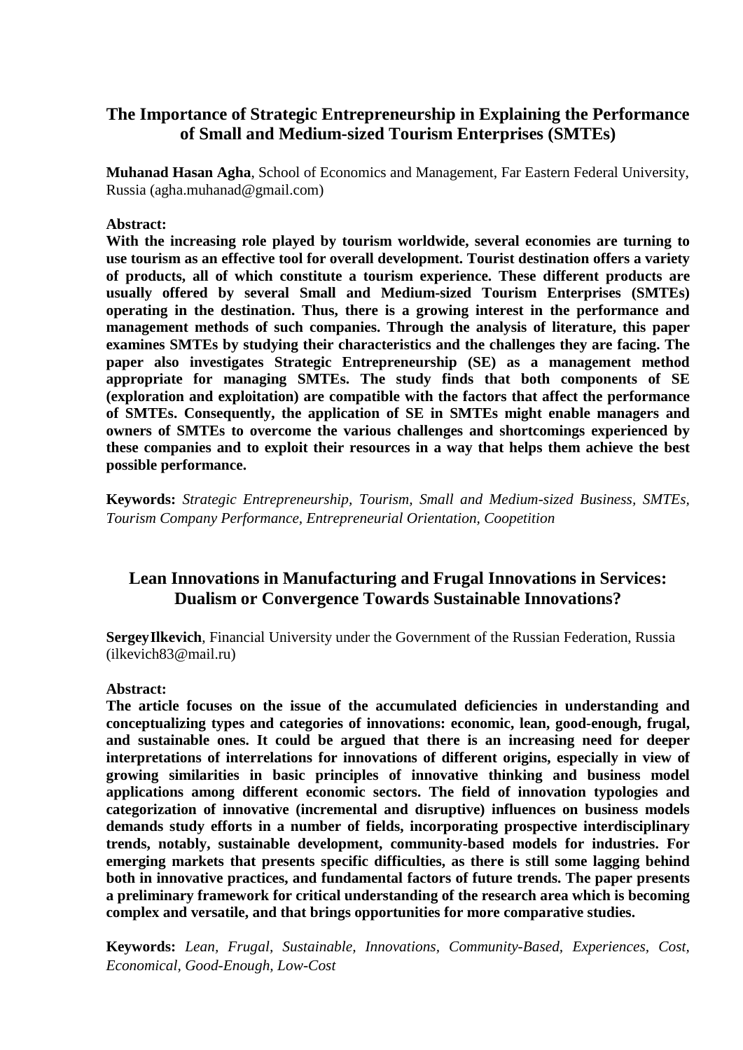## The Importance of Strategic Entrepreneurship in Explaining the Performance of Small and Medium-sized Tourism Enterprises (SMTEs)

**Muhanad Hasan Agha**, School of Economics and Management, Far Eastern Federal University, Russia (agha.muhanad@gmail.com)

**Abstract:**

**With the increasing role played by tourism worldwide, several economies are turning to use tourism as an effective tool for overall development. Tourist destination offers a variety of products, all of which constitute a tourism experience. These different products are usually offered by several Small and Medium-sized Tourism Enterprises (SMTEs) operating in the destination. Thus, there is a growing interest in the performance and management methods of such companies. Through the analysis of literature, this paper examines SMTEs by studying their characteristics and the challenges they are facing. The paper also investigates Strategic Entrepreneurship (SE) as a management method appropriate for managing SMTEs. The study finds that both components of SE (exploration and exploitation) are compatible with the factors that affect the performance of SMTEs. Consequently, the application of SE in SMTEs might enable managers and owners of SMTEs to overcome the various challenges and shortcomings experienced by these companies and to exploit their resources in a way that helps them achieve the best possible performance.**

**Keywords:** *Strategic Entrepreneurship, Tourism, Small and Medium-sized Business, SMTEs, Tourism Company Performance, Entrepreneurial Orientation, Coopetition*

## Lean Innovations in Manufacturing and Frugal Innovations in Services: Dualism or Convergence Towards Sustainable Innovations?

**SergeyIlkevich**, Financial University under the Government of the Russian Federation, Russia (ilkevich83@mail.ru)

**Abstract:**

**The article focuses on the issue of the accumulated deficiencies in understanding and conceptualizing types and categories of innovations: economic, lean, good-enough, frugal, and sustainable ones. It could be argued that there is an increasing need for deeper interpretations of interrelations for innovations of different origins, especially in view of growing similarities in basic principles of innovative thinking and business model applications among different economic sectors. The field of innovation typologies and categorization of innovative (incremental and disruptive) influences on business models demands study efforts in a number of fields, incorporating prospective interdisciplinary trends, notably, sustainable development, community-based models for industries. For emerging markets that presents specific difficulties, as there is still some lagging behind both in innovative practices, and fundamental factors of future trends. The paper presents a preliminary framework for critical understanding of the research area which is becoming complex and versatile, and that brings opportunities for more comparative studies.**

**Keywords:** *Lean, Frugal, Sustainable, Innovations, Community-Based, Experiences, Cost, Economical, Good-Enough, Low-Cost*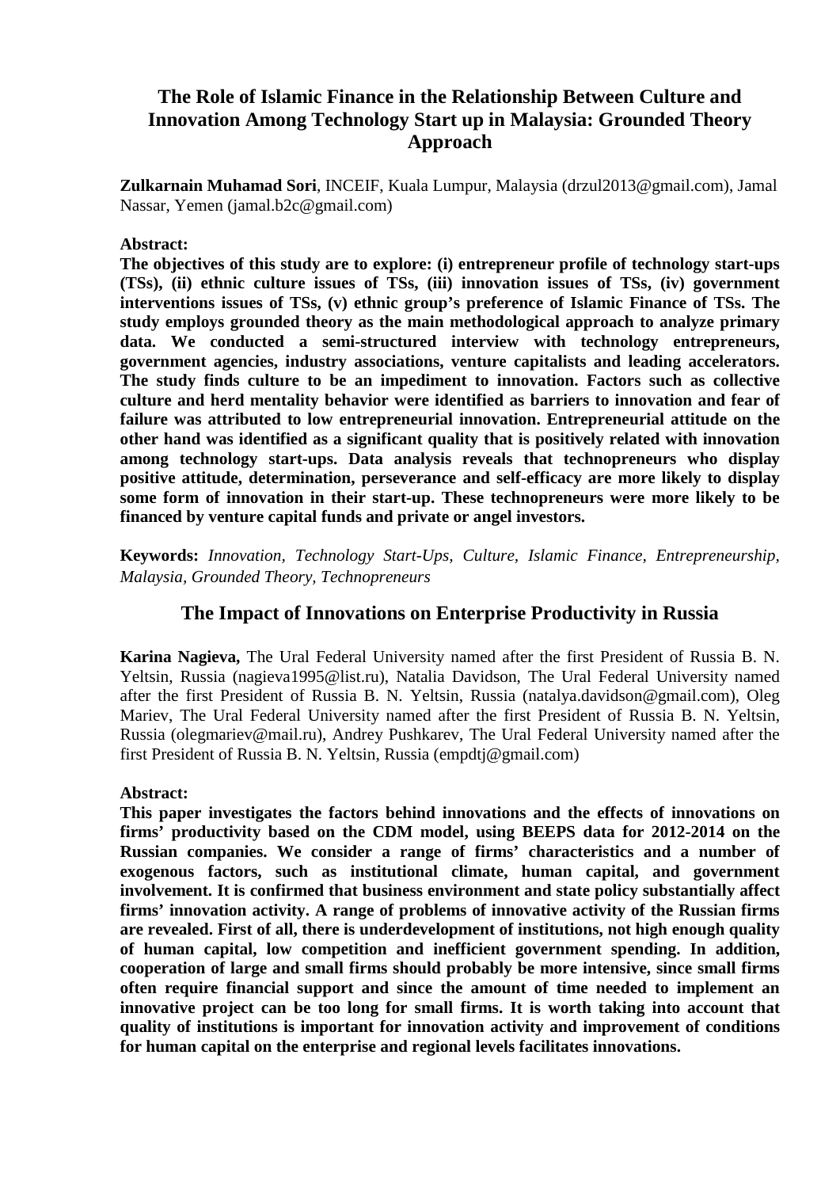## The Role of Islamic Finance in the Relationship Between Culture and Innovation Among Technology Start up in Malaysia: Grounded Theory Approach

**Zulkarnain Muhamad Sori**, INCEIF, Kuala Lumpur, Malaysia (drzul2013@gmail.com), Jamal Nassar, Yemen (jamal.b2c@gmail.com)

**Abstract:**

**The objectives of this study are to explore: (i) entrepreneur profile of technology start-ups (TSs), (ii) ethnic culture issues of TSs, (iii) innovation issues of TSs, (iv) government interventions issues of TSs, (v) ethnic group's preference of Islamic Finance of TSs. The study employs grounded theory as the main methodological approach to analyze primary data. We conducted a semi-structured interview with technology entrepreneurs, government agencies, industry associations, venture capitalists and leading accelerators. The study finds culture to be an impediment to innovation. Factors such as collective culture and herd mentality behavior were identified as barriers to innovation and fear of failure was attributed to low entrepreneurial innovation. Entrepreneurial attitude on the other hand was identified as a significant quality that is positively related with innovation among technology start-ups. Data analysis reveals that technopreneurs who display positive attitude, determination, perseverance and self-efficacy are more likely to display some form of innovation in their start-up. These technopreneurs were more likely to be financed by venture capital funds and private or angel investors.**

**Keywords:** *Innovation, Technology Start-Ups, Culture, Islamic Finance, Entrepreneurship, Malaysia, Grounded Theory, Technopreneurs*

## The Impact of Innovations on Enterprise Productivity in Russia

**Karina Nagieva,** The Ural Federal University named after the first President of Russia B. N. Yeltsin, Russia (nagieva1995@list.ru), Natalia Davidson, The Ural Federal University named after the first President of Russia B. N. Yeltsin, Russia (natalya.davidson@gmail.com), Oleg Mariev, The Ural Federal University named after the first President of Russia B. N. Yeltsin, Russia (olegmariev@mail.ru), Andrey Pushkarev, The Ural Federal University named after the first President of Russia B. N. Yeltsin, Russia (empdtj@gmail.com)

**Abstract:**

**This paper investigates the factors behind innovations and the effects of innovations on firms' productivity based on the CDM model, using BEEPS data for 2012-2014 on the Russian companies. We consider a range of firms' characteristics and a number of exogenous factors, such as institutional climate, human capital, and government involvement. It is confirmed that business environment and state policy substantially affect firms' innovation activity. A range of problems of innovative activity of the Russian firms are revealed. First of all, there is underdevelopment of institutions, not high enough quality of human capital, low competition and inefficient government spending. In addition, cooperation of large and small firms should probably be more intensive, since small firms often require financial support and since the amount of time needed to implement an innovative project can be too long for small firms. It is worth taking into account that quality of institutions is important for innovation activity and improvement of conditions for human capital on the enterprise and regional levels facilitates innovations.**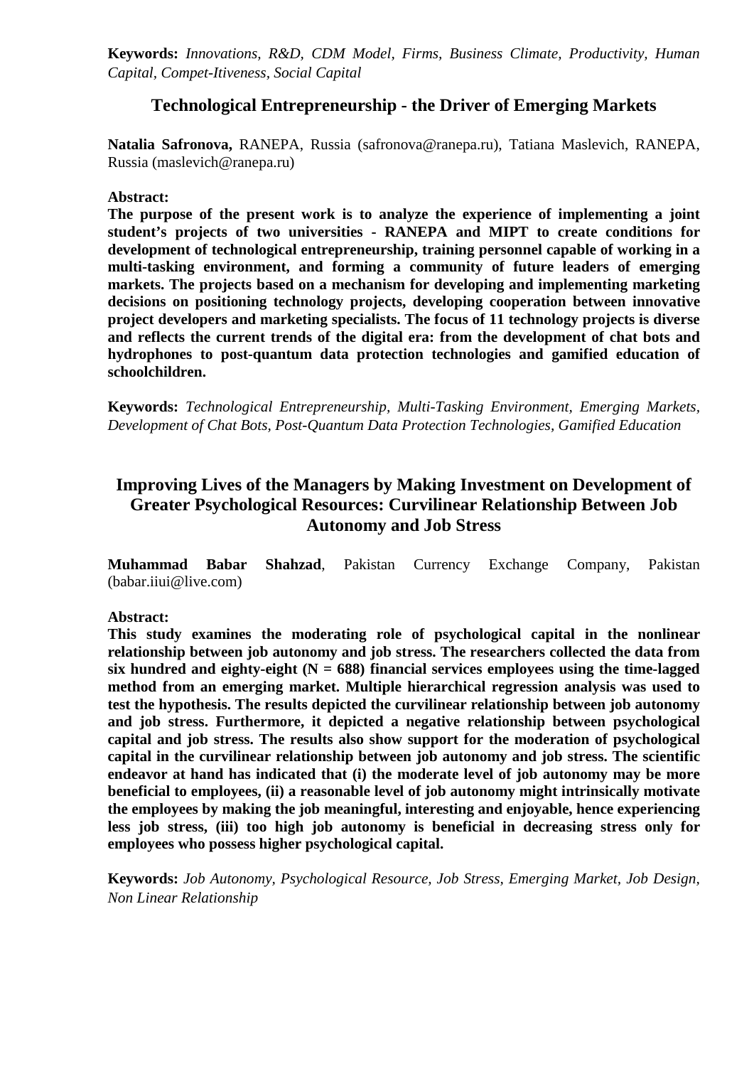**Keywords:** *Innovations, R&D, CDM Model, Firms, Business Climate, Productivity, Human Capital, Compet-Itiveness, Social Capital*

## Technological Entrepreneurship - the Driver of Emerging Markets

**Natalia Safronova,** RANEPA, Russia (safronova@ranepa.ru), Tatiana Maslevich, RANEPA, Russia (maslevich@ranepa.ru)

**Abstract:**

**The purpose of the present work is to analyze the experience of implementing a joint student's projects of two universities - RANEPA and MIPT to create conditions for development of technological entrepreneurship, training personnel capable of working in a multi-tasking environment, and forming a community of future leaders of emerging markets. The projects based on a mechanism for developing and implementing marketing decisions on positioning technology projects, developing cooperation between innovative project developers and marketing specialists. The focus of 11 technology projects is diverse and reflects the current trends of the digital era: from the development of chat bots and hydrophones to post-quantum data protection technologies and gamified education of schoolchildren.**

**Keywords:** *Technological Entrepreneurship, Multi-Tasking Environment, Emerging Markets, Development of Chat Bots, Post-Quantum Data Protection Technologies, Gamified Education*

## Improving Lives of the Managers by Making Investment on Development of Greater Psychological Resources: Curvilinear Relationship Between Job Autonomy and Job Stress

**Muhammad Babar Shahzad**, Pakistan Currency Exchange Company, Pakistan (babar.iiui@live.com)

**Abstract:**

**This study examines the moderating role of psychological capital in the nonlinear relationship between job autonomy and job stress. The researchers collected the data from six hundred and eighty-eight ($N = 688$) financial services employees using the time-lagged method from an emerging market. Multiple hierarchical regression analysis was used to test the hypothesis. The results depicted the curvilinear relationship between job autonomy and job stress. Furthermore, it depicted a negative relationship between psychological capital and job stress. The results also show support for the moderation of psychological capital in the curvilinear relationship between job autonomy and job stress. The scientific endeavor at hand has indicated that (i) the moderate level of job autonomy may be more beneficial to employees, (ii) a reasonable level of job autonomy might intrinsically motivate the employees by making the job meaningful, interesting and enjoyable, hence experiencing less job stress, (iii) too high job autonomy is beneficial in decreasing stress only for employees who possess higher psychological capital.**

**Keywords:** *Job Autonomy, Psychological Resource, Job Stress, Emerging Market, Job Design, Non Linear Relationship*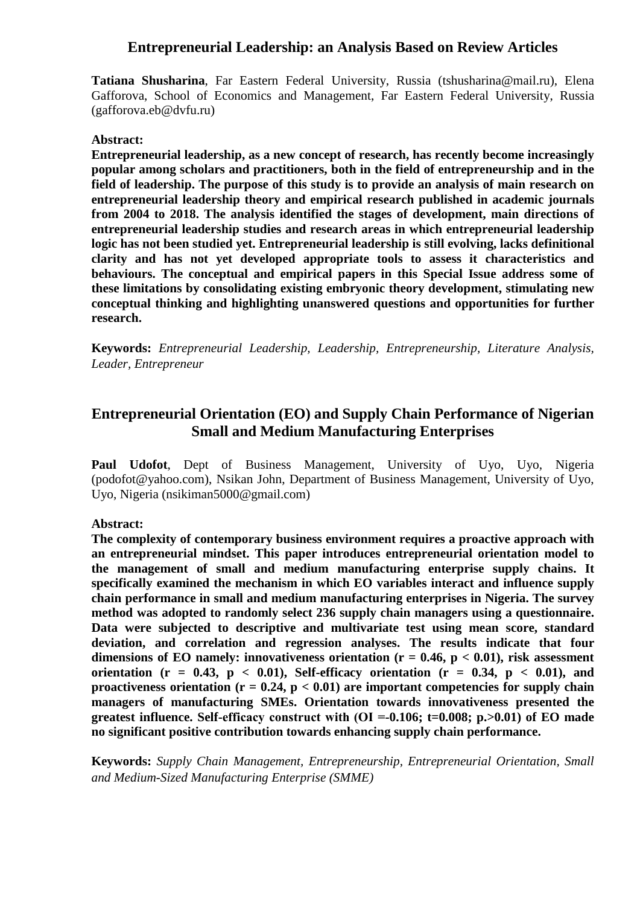## Entrepreneurial Leadership: an Analysis Based on Review Articles

**Tatiana Shusharina**, Far Eastern Federal University, Russia (tshusharina@mail.ru), Elena Gafforova, School of Economics and Management, Far Eastern Federal University, Russia (gafforova.eb@dvfu.ru)

**Abstract:**

**Entrepreneurial leadership, as a new concept of research, has recently become increasingly popular among scholars and practitioners, both in the field of entrepreneurship and in the field of leadership. The purpose of this study is to provide an analysis of main research on entrepreneurial leadership theory and empirical research published in academic journals from 2004 to 2018. The analysis identified the stages of development, main directions of entrepreneurial leadership studies and research areas in which entrepreneurial leadership logic has not been studied yet. Entrepreneurial leadership is still evolving, lacks definitional clarity and has not yet developed appropriate tools to assess it characteristics and behaviours. The conceptual and empirical papers in this Special Issue address some of these limitations by consolidating existing embryonic theory development, stimulating new conceptual thinking and highlighting unanswered questions and opportunities for further research.**

**Keywords:** *Entrepreneurial Leadership, Leadership, Entrepreneurship, Literature Analysis, Leader, Entrepreneur*

## Entrepreneurial Orientation (EO) and Supply Chain Performance of Nigerian Small and Medium Manufacturing Enterprises

**Paul Udofot**, Dept of Business Management, University of Uyo, Uyo, Nigeria (podofot@yahoo.com), Nsikan John, Department of Business Management, University of Uyo, Uyo, Nigeria (nsikiman5000@gmail.com)

**Abstract:**

**The complexity of contemporary business environment requires a proactive approach with an entrepreneurial mindset. This paper introduces entrepreneurial orientation model to the management of small and medium manufacturing enterprise supply chains. It specifically examined the mechanism in which EO variables interact and influence supply chain performance in small and medium manufacturing enterprises in Nigeria. The survey method was adopted to randomly select 236 supply chain managers using a questionnaire. Data were subjected to descriptive and multivariate test using mean score, standard deviation, and correlation and regression analyses. The results indicate that four dimensions of EO namely: innovativeness orientation ($r = 0.46$, $p < 0.01$), risk assessment orientation ($r = 0.43$, $p < 0.01$), Self-efficacy orientation ($r = 0.34$, $p < 0.01$), and proactiveness orientation ($r = 0.24$, $p < 0.01$) are important competencies for supply chain managers of manufacturing SMEs. Orientation towards innovativeness presented the greatest influence. Self-efficacy construct with (OI =-0.106; t=0.008; p.>0.01) of EO made no significant positive contribution towards enhancing supply chain performance.**

**Keywords:** *Supply Chain Management, Entrepreneurship, Entrepreneurial Orientation, Small and Medium-Sized Manufacturing Enterprise (SMME)*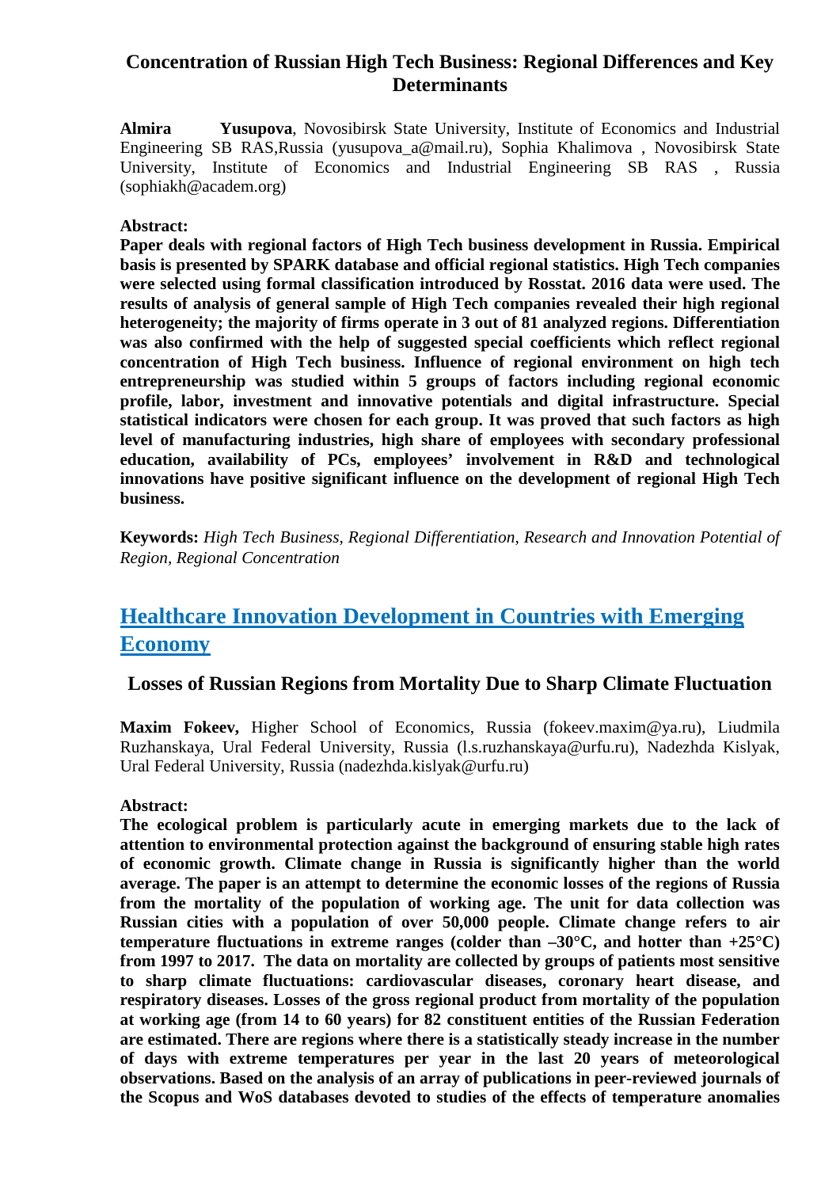## Concentration of Russian High Tech Business: Regional Differences and Key Determinants

**Almira Yusupova**, Novosibirsk State University, Institute of Economics and Industrial Engineering SB RAS,Russia (yusupova_a@mail.ru), Sophia Khalimova , Novosibirsk State University, Institute of Economics and Industrial Engineering SB RAS , Russia (sophiakh@academ.org)

**Abstract:**

**Paper deals with regional factors of High Tech business development in Russia. Empirical basis is presented by SPARK database and official regional statistics. High Tech companies were selected using formal classification introduced by Rosstat. 2016 data were used. The results of analysis of general sample of High Tech companies revealed their high regional heterogeneity; the majority of firms operate in 3 out of 81 analyzed regions. Differentiation was also confirmed with the help of suggested special coefficients which reflect regional concentration of High Tech business. Influence of regional environment on high tech entrepreneurship was studied within 5 groups of factors including regional economic profile, labor, investment and innovative potentials and digital infrastructure. Special statistical indicators were chosen for each group. It was proved that such factors as high level of manufacturing industries, high share of employees with secondary professional education, availability of PCs, employees' involvement in R&D and technological innovations have positive significant influence on the development of regional High Tech business.**

**Keywords:** *High Tech Business, Regional Differentiation, Research and Innovation Potential of Region, Regional Concentration*

# Healthcare Innovation Development in Countries with Emerging Economy

## Losses of Russian Regions from Mortality Due to Sharp Climate Fluctuation

**Maxim Fokeev,** Higher School of Economics, Russia (fokeev.maxim@ya.ru), Liudmila Ruzhanskaya, Ural Federal University, Russia (l.s.ruzhanskaya@urfu.ru), Nadezhda Kislyak, Ural Federal University, Russia (nadezhda.kislyak@urfu.ru)

**Abstract:**

**The ecological problem is particularly acute in emerging markets due to the lack of attention to environmental protection against the background of ensuring stable high rates of economic growth. Climate change in Russia is significantly higher than the world average. The paper is an attempt to determine the economic losses of the regions of Russia from the mortality of the population of working age. The unit for data collection was Russian cities with a population of over 50,000 people. Climate change refers to air temperature fluctuations in extreme ranges (colder than –30°C, and hotter than +25°C) from 1997 to 2017. The data on mortality are collected by groups of patients most sensitive to sharp climate fluctuations: cardiovascular diseases, coronary heart disease, and respiratory diseases. Losses of the gross regional product from mortality of the population at working age (from 14 to 60 years) for 82 constituent entities of the Russian Federation are estimated. There are regions where there is a statistically steady increase in the number of days with extreme temperatures per year in the last 20 years of meteorological observations. Based on the analysis of an array of publications in peer-reviewed journals of the Scopus and WoS databases devoted to studies of the effects of temperature anomalies**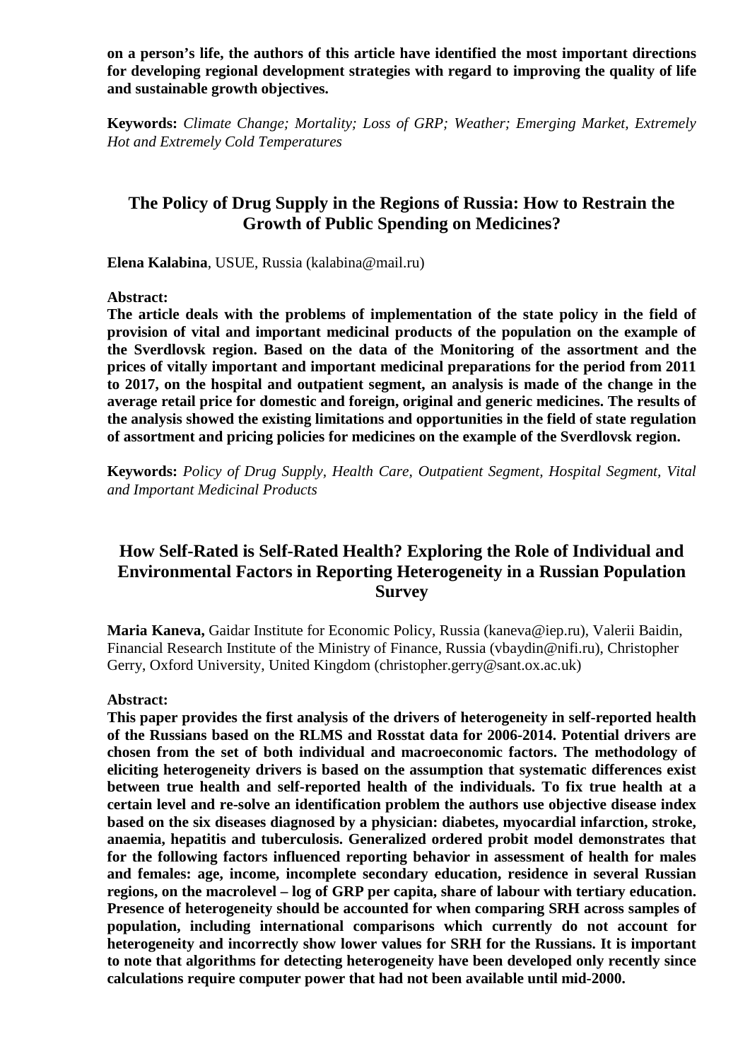**on a person's life, the authors of this article have identified the most important directions for developing regional development strategies with regard to improving the quality of life and sustainable growth objectives.**

**Keywords:** *Climate Change; Mortality; Loss of GRP; Weather; Emerging Market, Extremely Hot and Extremely Cold Temperatures*

## The Policy of Drug Supply in the Regions of Russia: How to Restrain the Growth of Public Spending on Medicines?

**Elena Kalabina**, USUE, Russia (kalabina@mail.ru)

**Abstract:**
**The article deals with the problems of implementation of the state policy in the field of provision of vital and important medicinal products of the population on the example of the Sverdlovsk region. Based on the data of the Monitoring of the assortment and the prices of vitally important and important medicinal preparations for the period from 2011 to 2017, on the hospital and outpatient segment, an analysis is made of the change in the average retail price for domestic and foreign, original and generic medicines. The results of the analysis showed the existing limitations and opportunities in the field of state regulation of assortment and pricing policies for medicines on the example of the Sverdlovsk region.**

**Keywords:** *Policy of Drug Supply, Health Care, Outpatient Segment, Hospital Segment, Vital and Important Medicinal Products*

## How Self-Rated is Self-Rated Health? Exploring the Role of Individual and Environmental Factors in Reporting Heterogeneity in a Russian Population Survey

**Maria Kaneva,** Gaidar Institute for Economic Policy, Russia (kaneva@iep.ru), Valerii Baidin, Financial Research Institute of the Ministry of Finance, Russia (vbaydin@nifi.ru), Christopher Gerry, Oxford University, United Kingdom (christopher.gerry@sant.ox.ac.uk)

**Abstract:**
**This paper provides the first analysis of the drivers of heterogeneity in self-reported health of the Russians based on the RLMS and Rosstat data for 2006-2014. Potential drivers are chosen from the set of both individual and macroeconomic factors. The methodology of eliciting heterogeneity drivers is based on the assumption that systematic differences exist between true health and self-reported health of the individuals. To fix true health at a certain level and re-solve an identification problem the authors use objective disease index based on the six diseases diagnosed by a physician: diabetes, myocardial infarction, stroke, anaemia, hepatitis and tuberculosis. Generalized ordered probit model demonstrates that for the following factors influenced reporting behavior in assessment of health for males and females: age, income, incomplete secondary education, residence in several Russian regions, on the macrolevel – log of GRP per capita, share of labour with tertiary education. Presence of heterogeneity should be accounted for when comparing SRH across samples of population, including international comparisons which currently do not account for heterogeneity and incorrectly show lower values for SRH for the Russians. It is important to note that algorithms for detecting heterogeneity have been developed only recently since calculations require computer power that had not been available until mid-2000.**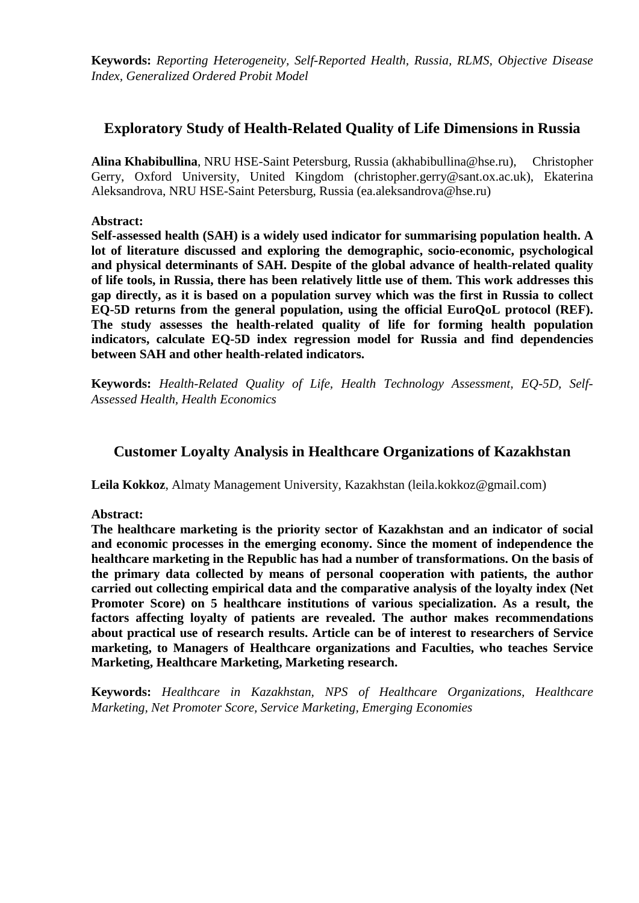**Keywords:** *Reporting Heterogeneity, Self-Reported Health, Russia, RLMS, Objective Disease Index, Generalized Ordered Probit Model*

## Exploratory Study of Health-Related Quality of Life Dimensions in Russia

**Alina Khabibullina**, NRU HSE-Saint Petersburg, Russia (akhabibullina@hse.ru), Christopher Gerry, Oxford University, United Kingdom (christopher.gerry@sant.ox.ac.uk), Ekaterina Aleksandrova, NRU HSE-Saint Petersburg, Russia (ea.aleksandrova@hse.ru)

**Abstract:**

**Self-assessed health (SAH) is a widely used indicator for summarising population health. A lot of literature discussed and exploring the demographic, socio-economic, psychological and physical determinants of SAH. Despite of the global advance of health-related quality of life tools, in Russia, there has been relatively little use of them. This work addresses this gap directly, as it is based on a population survey which was the first in Russia to collect EQ-5D returns from the general population, using the official EuroQoL protocol (REF). The study assesses the health-related quality of life for forming health population indicators, calculate EQ-5D index regression model for Russia and find dependencies between SAH and other health-related indicators.**

**Keywords:** *Health-Related Quality of Life, Health Technology Assessment, EQ-5D, Self-Assessed Health, Health Economics*

## Customer Loyalty Analysis in Healthcare Organizations of Kazakhstan

**Leila Kokkoz**, Almaty Management University, Kazakhstan (leila.kokkoz@gmail.com)

**Abstract:**

**The healthcare marketing is the priority sector of Kazakhstan and an indicator of social and economic processes in the emerging economy. Since the moment of independence the healthcare marketing in the Republic has had a number of transformations. On the basis of the primary data collected by means of personal cooperation with patients, the author carried out collecting empirical data and the comparative analysis of the loyalty index (Net Promoter Score) on 5 healthcare institutions of various specialization. As a result, the factors affecting loyalty of patients are revealed. The author makes recommendations about practical use of research results. Article can be of interest to researchers of Service marketing, to Managers of Healthcare organizations and Faculties, who teaches Service Marketing, Healthcare Marketing, Marketing research.**

**Keywords:** *Healthcare in Kazakhstan, NPS of Healthcare Organizations, Healthcare Marketing, Net Promoter Score, Service Marketing, Emerging Economies*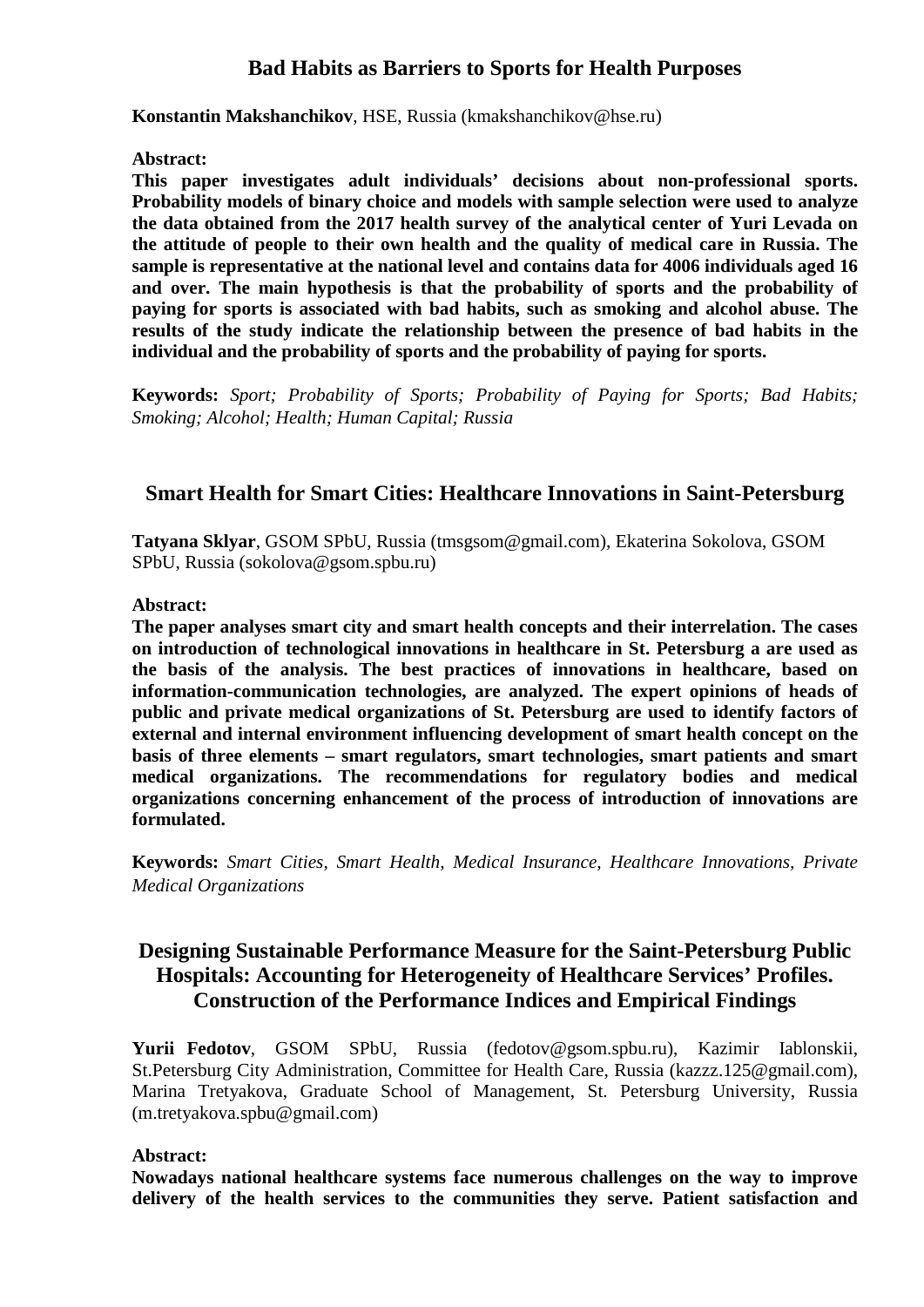## Bad Habits as Barriers to Sports for Health Purposes

**Konstantin Makshanchikov**, HSE, Russia (kmakshanchikov@hse.ru)

**Abstract:**

**This paper investigates adult individuals' decisions about non-professional sports. Probability models of binary choice and models with sample selection were used to analyze the data obtained from the 2017 health survey of the analytical center of Yuri Levada on the attitude of people to their own health and the quality of medical care in Russia. The sample is representative at the national level and contains data for 4006 individuals aged 16 and over. The main hypothesis is that the probability of sports and the probability of paying for sports is associated with bad habits, such as smoking and alcohol abuse. The results of the study indicate the relationship between the presence of bad habits in the individual and the probability of sports and the probability of paying for sports.**

**Keywords:** *Sport; Probability of Sports; Probability of Paying for Sports; Bad Habits; Smoking; Alcohol; Health; Human Capital; Russia*

## Smart Health for Smart Cities: Healthcare Innovations in Saint-Petersburg

**Tatyana Sklyar**, GSOM SPbU, Russia (tmsgsom@gmail.com), Ekaterina Sokolova, GSOM SPbU, Russia (sokolova@gsom.spbu.ru)

**Abstract:**

**The paper analyses smart city and smart health concepts and their interrelation. The cases on introduction of technological innovations in healthcare in St. Petersburg a are used as the basis of the analysis. The best practices of innovations in healthcare, based on information-communication technologies, are analyzed. The expert opinions of heads of public and private medical organizations of St. Petersburg are used to identify factors of external and internal environment influencing development of smart health concept on the basis of three elements – smart regulators, smart technologies, smart patients and smart medical organizations. The recommendations for regulatory bodies and medical organizations concerning enhancement of the process of introduction of innovations are formulated.**

**Keywords:** *Smart Cities, Smart Health, Medical Insurance, Healthcare Innovations, Private Medical Organizations*

## Designing Sustainable Performance Measure for the Saint-Petersburg Public Hospitals: Accounting for Heterogeneity of Healthcare Services' Profiles. Construction of the Performance Indices and Empirical Findings

**Yurii Fedotov**, GSOM SPbU, Russia (fedotov@gsom.spbu.ru), Kazimir Iablonskii, St.Petersburg City Administration, Committee for Health Care, Russia (kazzz.125@gmail.com), Marina Tretyakova, Graduate School of Management, St. Petersburg University, Russia (m.tretyakova.spbu@gmail.com)

**Abstract:**

**Nowadays national healthcare systems face numerous challenges on the way to improve delivery of the health services to the communities they serve. Patient satisfaction and**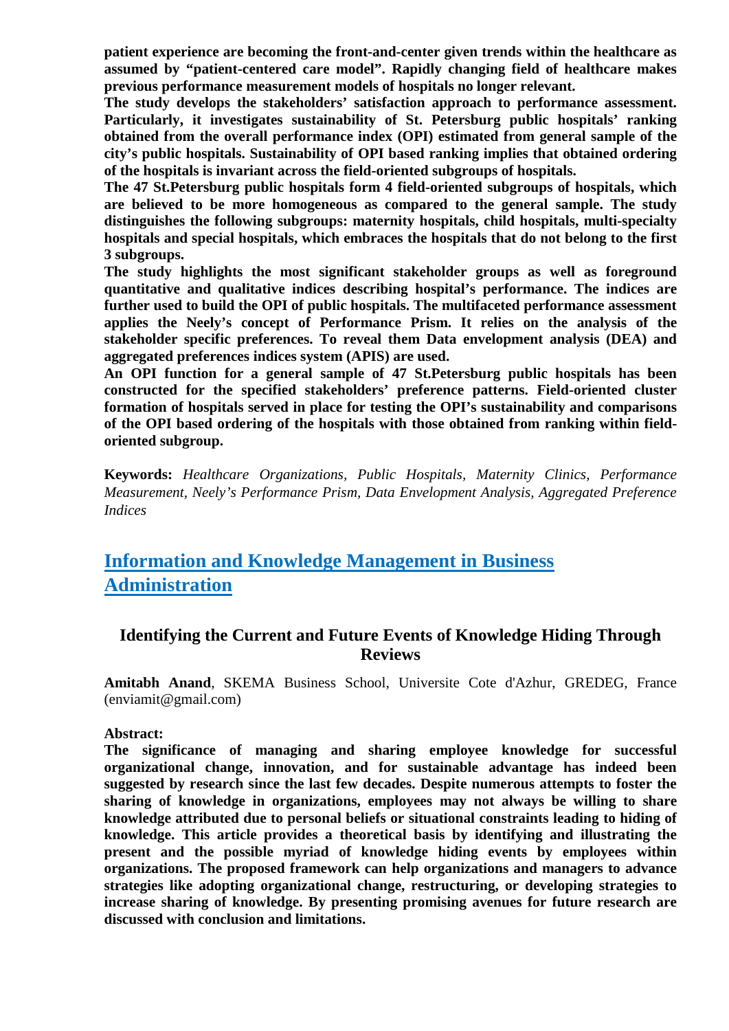**patient experience are becoming the front-and-center given trends within the healthcare as assumed by "patient-centered care model". Rapidly changing field of healthcare makes previous performance measurement models of hospitals no longer relevant.**

**The study develops the stakeholders' satisfaction approach to performance assessment. Particularly, it investigates sustainability of St. Petersburg public hospitals' ranking obtained from the overall performance index (OPI) estimated from general sample of the city's public hospitals. Sustainability of OPI based ranking implies that obtained ordering of the hospitals is invariant across the field-oriented subgroups of hospitals.**

**The 47 St.Petersburg public hospitals form 4 field-oriented subgroups of hospitals, which are believed to be more homogeneous as compared to the general sample. The study distinguishes the following subgroups: maternity hospitals, child hospitals, multi-specialty hospitals and special hospitals, which embraces the hospitals that do not belong to the first 3 subgroups.**

**The study highlights the most significant stakeholder groups as well as foreground quantitative and qualitative indices describing hospital's performance. The indices are further used to build the OPI of public hospitals. The multifaceted performance assessment applies the Neely's concept of Performance Prism. It relies on the analysis of the stakeholder specific preferences. To reveal them Data envelopment analysis (DEA) and aggregated preferences indices system (APIS) are used.**

**An OPI function for a general sample of 47 St.Petersburg public hospitals has been constructed for the specified stakeholders' preference patterns. Field-oriented cluster formation of hospitals served in place for testing the OPI's sustainability and comparisons of the OPI based ordering of the hospitals with those obtained from ranking within field-oriented subgroup.**

**Keywords:** *Healthcare Organizations, Public Hospitals, Maternity Clinics, Performance Measurement, Neely's Performance Prism, Data Envelopment Analysis, Aggregated Preference Indices*

## Information and Knowledge Management in Business Administration

### Identifying the Current and Future Events of Knowledge Hiding Through Reviews

**Amitabh Anand**, SKEMA Business School, Universite Cote d'Azhur, GREDEG, France (enviamit@gmail.com)

**Abstract:**

**The significance of managing and sharing employee knowledge for successful organizational change, innovation, and for sustainable advantage has indeed been suggested by research since the last few decades. Despite numerous attempts to foster the sharing of knowledge in organizations, employees may not always be willing to share knowledge attributed due to personal beliefs or situational constraints leading to hiding of knowledge. This article provides a theoretical basis by identifying and illustrating the present and the possible myriad of knowledge hiding events by employees within organizations. The proposed framework can help organizations and managers to advance strategies like adopting organizational change, restructuring, or developing strategies to increase sharing of knowledge. By presenting promising avenues for future research are discussed with conclusion and limitations.**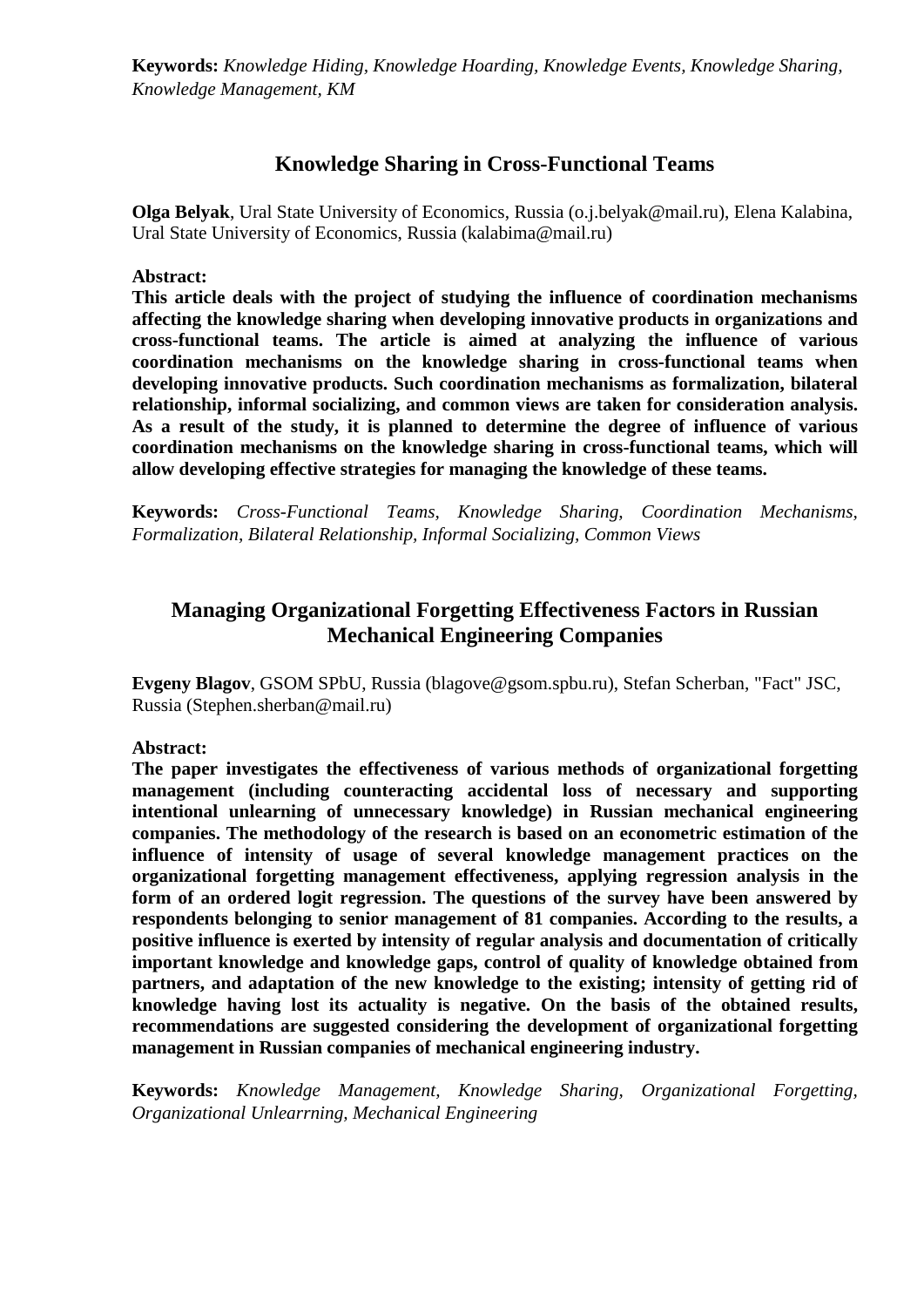**Keywords:** *Knowledge Hiding, Knowledge Hoarding, Knowledge Events, Knowledge Sharing, Knowledge Management, KM*

## Knowledge Sharing in Cross-Functional Teams

**Olga Belyak**, Ural State University of Economics, Russia (o.j.belyak@mail.ru), Elena Kalabina, Ural State University of Economics, Russia (kalabima@mail.ru)

**Abstract:**

**This article deals with the project of studying the influence of coordination mechanisms affecting the knowledge sharing when developing innovative products in organizations and cross-functional teams. The article is aimed at analyzing the influence of various coordination mechanisms on the knowledge sharing in cross-functional teams when developing innovative products. Such coordination mechanisms as formalization, bilateral relationship, informal socializing, and common views are taken for consideration analysis. As a result of the study, it is planned to determine the degree of influence of various coordination mechanisms on the knowledge sharing in cross-functional teams, which will allow developing effective strategies for managing the knowledge of these teams.**

**Keywords:** *Cross-Functional Teams, Knowledge Sharing, Coordination Mechanisms, Formalization, Bilateral Relationship, Informal Socializing, Common Views*

## Managing Organizational Forgetting Effectiveness Factors in Russian Mechanical Engineering Companies

**Evgeny Blagov**, GSOM SPbU, Russia (blagove@gsom.spbu.ru), Stefan Scherban, "Fact" JSC, Russia (Stephen.sherban@mail.ru)

**Abstract:**

**The paper investigates the effectiveness of various methods of organizational forgetting management (including counteracting accidental loss of necessary and supporting intentional unlearning of unnecessary knowledge) in Russian mechanical engineering companies. The methodology of the research is based on an econometric estimation of the influence of intensity of usage of several knowledge management practices on the organizational forgetting management effectiveness, applying regression analysis in the form of an ordered logit regression. The questions of the survey have been answered by respondents belonging to senior management of 81 companies. According to the results, a positive influence is exerted by intensity of regular analysis and documentation of critically important knowledge and knowledge gaps, control of quality of knowledge obtained from partners, and adaptation of the new knowledge to the existing; intensity of getting rid of knowledge having lost its actuality is negative. On the basis of the obtained results, recommendations are suggested considering the development of organizational forgetting management in Russian companies of mechanical engineering industry.**

**Keywords:** *Knowledge Management, Knowledge Sharing, Organizational Forgetting, Organizational Unlearrning, Mechanical Engineering*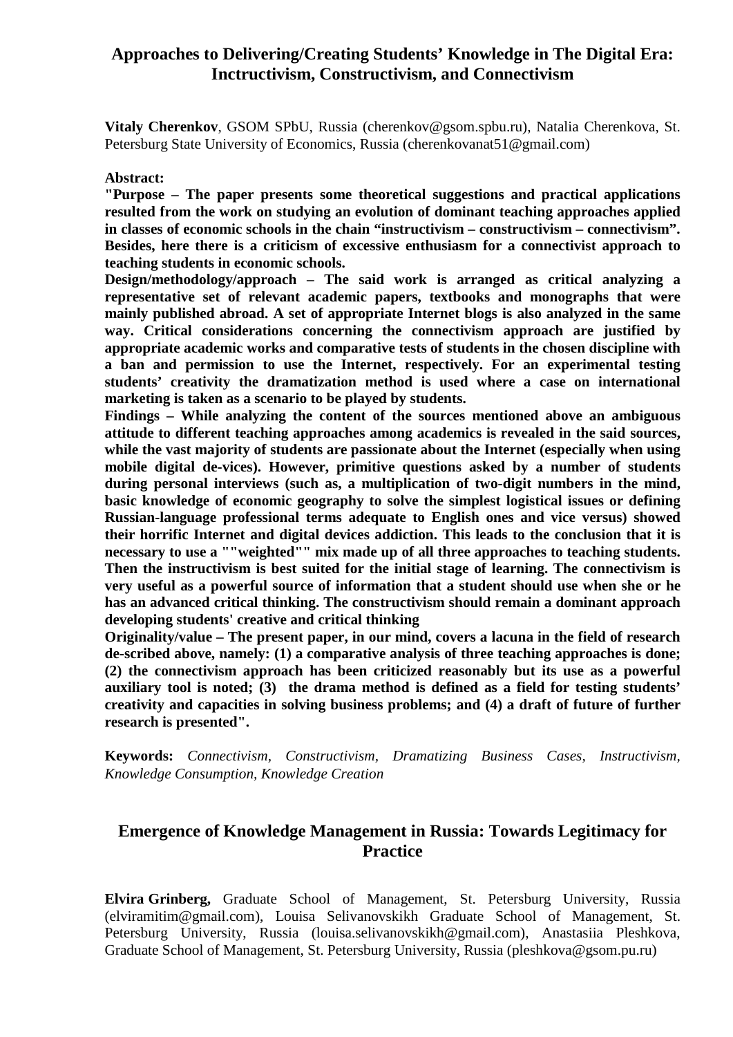## Approaches to Delivering/Creating Students' Knowledge in The Digital Era: Inctructivism, Constructivism, and Connectivism

**Vitaly Cherenkov**, GSOM SPbU, Russia (cherenkov@gsom.spbu.ru), Natalia Cherenkova, St. Petersburg State University of Economics, Russia (cherenkovanat51@gmail.com)

**Abstract:**

**"Purpose – The paper presents some theoretical suggestions and practical applications resulted from the work on studying an evolution of dominant teaching approaches applied in classes of economic schools in the chain "instructivism – constructivism – connectivism". Besides, here there is a criticism of excessive enthusiasm for a connectivist approach to teaching students in economic schools.**

**Design/methodology/approach – The said work is arranged as critical analyzing a representative set of relevant academic papers, textbooks and monographs that were mainly published abroad. A set of appropriate Internet blogs is also analyzed in the same way. Critical considerations concerning the connectivism approach are justified by appropriate academic works and comparative tests of students in the chosen discipline with a ban and permission to use the Internet, respectively. For an experimental testing students' creativity the dramatization method is used where a case on international marketing is taken as a scenario to be played by students.**

**Findings – While analyzing the content of the sources mentioned above an ambiguous attitude to different teaching approaches among academics is revealed in the said sources, while the vast majority of students are passionate about the Internet (especially when using mobile digital de-vices). However, primitive questions asked by a number of students during personal interviews (such as, a multiplication of two-digit numbers in the mind, basic knowledge of economic geography to solve the simplest logistical issues or defining Russian-language professional terms adequate to English ones and vice versus) showed their horrific Internet and digital devices addiction. This leads to the conclusion that it is necessary to use a ""weighted"" mix made up of all three approaches to teaching students. Then the instructivism is best suited for the initial stage of learning. The connectivism is very useful as a powerful source of information that a student should use when she or he has an advanced critical thinking. The constructivism should remain a dominant approach developing students' creative and critical thinking**

**Originality/value – The present paper, in our mind, covers a lacuna in the field of research de-scribed above, namely: (1) a comparative analysis of three teaching approaches is done; (2) the connectivism approach has been criticized reasonably but its use as a powerful auxiliary tool is noted; (3) the drama method is defined as a field for testing students' creativity and capacities in solving business problems; and (4) a draft of future of further research is presented".**

**Keywords:** *Connectivism, Constructivism, Dramatizing Business Cases, Instructivism, Knowledge Consumption, Knowledge Creation*

## Emergence of Knowledge Management in Russia: Towards Legitimacy for Practice

**Elvira Grinberg,** Graduate School of Management, St. Petersburg University, Russia (elviramitim@gmail.com), Louisa Selivanovskikh Graduate School of Management, St. Petersburg University, Russia (louisa.selivanovskikh@gmail.com), Anastasiia Pleshkova, Graduate School of Management, St. Petersburg University, Russia (pleshkova@gsom.pu.ru)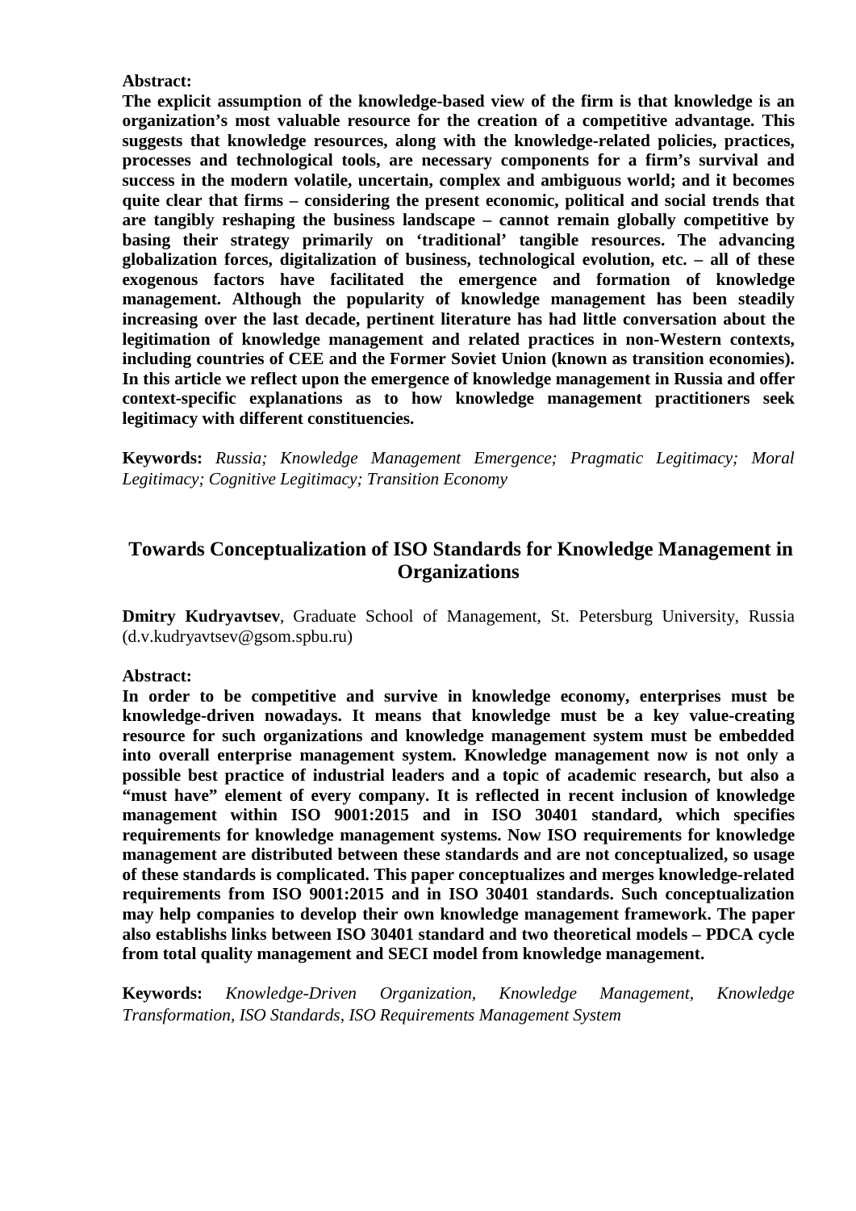**Abstract:**

**The explicit assumption of the knowledge-based view of the firm is that knowledge is an organization's most valuable resource for the creation of a competitive advantage. This suggests that knowledge resources, along with the knowledge-related policies, practices, processes and technological tools, are necessary components for a firm's survival and success in the modern volatile, uncertain, complex and ambiguous world; and it becomes quite clear that firms – considering the present economic, political and social trends that are tangibly reshaping the business landscape – cannot remain globally competitive by basing their strategy primarily on 'traditional' tangible resources. The advancing globalization forces, digitalization of business, technological evolution, etc. – all of these exogenous factors have facilitated the emergence and formation of knowledge management. Although the popularity of knowledge management has been steadily increasing over the last decade, pertinent literature has had little conversation about the legitimation of knowledge management and related practices in non-Western contexts, including countries of CEE and the Former Soviet Union (known as transition economies). In this article we reflect upon the emergence of knowledge management in Russia and offer context-specific explanations as to how knowledge management practitioners seek legitimacy with different constituencies.**

**Keywords:** *Russia; Knowledge Management Emergence; Pragmatic Legitimacy; Moral Legitimacy; Cognitive Legitimacy; Transition Economy*

## Towards Conceptualization of ISO Standards for Knowledge Management in Organizations

**Dmitry Kudryavtsev**, Graduate School of Management, St. Petersburg University, Russia (d.v.kudryavtsev@gsom.spbu.ru)

**Abstract:**

**In order to be competitive and survive in knowledge economy, enterprises must be knowledge-driven nowadays. It means that knowledge must be a key value-creating resource for such organizations and knowledge management system must be embedded into overall enterprise management system. Knowledge management now is not only a possible best practice of industrial leaders and a topic of academic research, but also a "must have" element of every company. It is reflected in recent inclusion of knowledge management within ISO 9001:2015 and in ISO 30401 standard, which specifies requirements for knowledge management systems. Now ISO requirements for knowledge management are distributed between these standards and are not conceptualized, so usage of these standards is complicated. This paper conceptualizes and merges knowledge-related requirements from ISO 9001:2015 and in ISO 30401 standards. Such conceptualization may help companies to develop their own knowledge management framework. The paper also establishs links between ISO 30401 standard and two theoretical models – PDCA cycle from total quality management and SECI model from knowledge management.**

**Keywords:** *Knowledge-Driven Organization, Knowledge Management, Knowledge Transformation, ISO Standards, ISO Requirements Management System*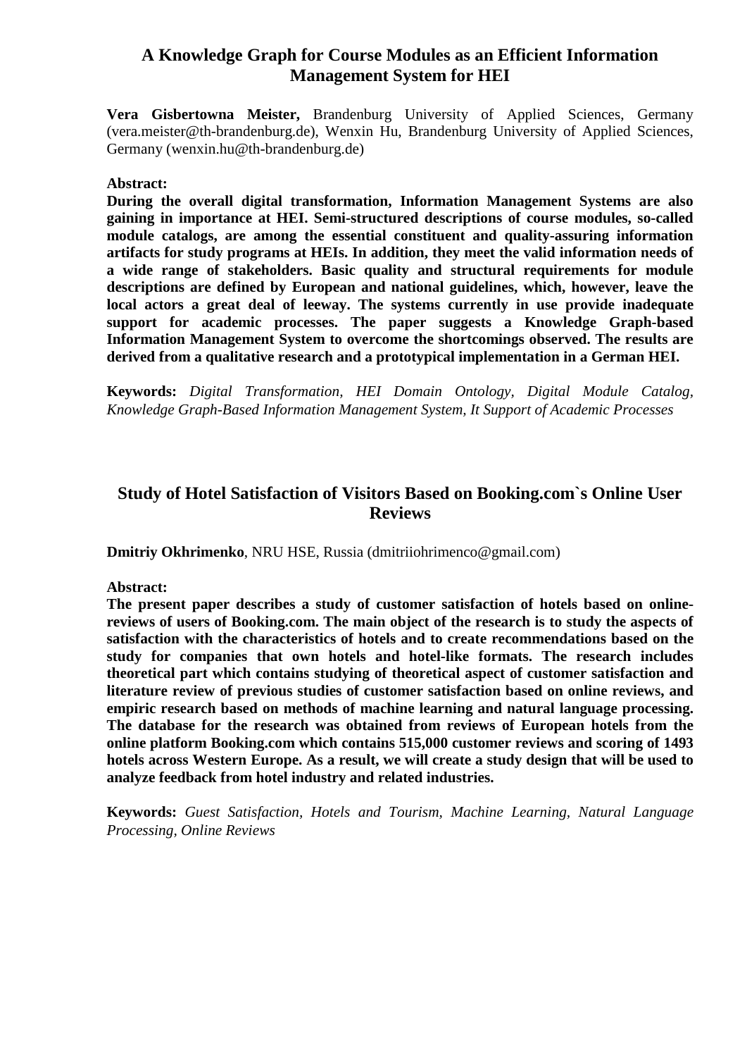## A Knowledge Graph for Course Modules as an Efficient Information Management System for HEI

**Vera Gisbertowna Meister,** Brandenburg University of Applied Sciences, Germany (vera.meister@th-brandenburg.de), Wenxin Hu, Brandenburg University of Applied Sciences, Germany (wenxin.hu@th-brandenburg.de)

**Abstract:**

**During the overall digital transformation, Information Management Systems are also gaining in importance at HEI. Semi-structured descriptions of course modules, so-called module catalogs, are among the essential constituent and quality-assuring information artifacts for study programs at HEIs. In addition, they meet the valid information needs of a wide range of stakeholders. Basic quality and structural requirements for module descriptions are defined by European and national guidelines, which, however, leave the local actors a great deal of leeway. The systems currently in use provide inadequate support for academic processes. The paper suggests a Knowledge Graph-based Information Management System to overcome the shortcomings observed. The results are derived from a qualitative research and a prototypical implementation in a German HEI.**

**Keywords:** *Digital Transformation, HEI Domain Ontology, Digital Module Catalog, Knowledge Graph-Based Information Management System, It Support of Academic Processes*

## Study of Hotel Satisfaction of Visitors Based on Booking.com`s Online User Reviews

**Dmitriy Okhrimenko**, NRU HSE, Russia (dmitriiohrimenco@gmail.com)

**Abstract:**

**The present paper describes a study of customer satisfaction of hotels based on online-reviews of users of Booking.com. The main object of the research is to study the aspects of satisfaction with the characteristics of hotels and to create recommendations based on the study for companies that own hotels and hotel-like formats. The research includes theoretical part which contains studying of theoretical aspect of customer satisfaction and literature review of previous studies of customer satisfaction based on online reviews, and empiric research based on methods of machine learning and natural language processing. The database for the research was obtained from reviews of European hotels from the online platform Booking.com which contains 515,000 customer reviews and scoring of 1493 hotels across Western Europe. As a result, we will create a study design that will be used to analyze feedback from hotel industry and related industries.**

**Keywords:** *Guest Satisfaction, Hotels and Tourism, Machine Learning, Natural Language Processing, Online Reviews*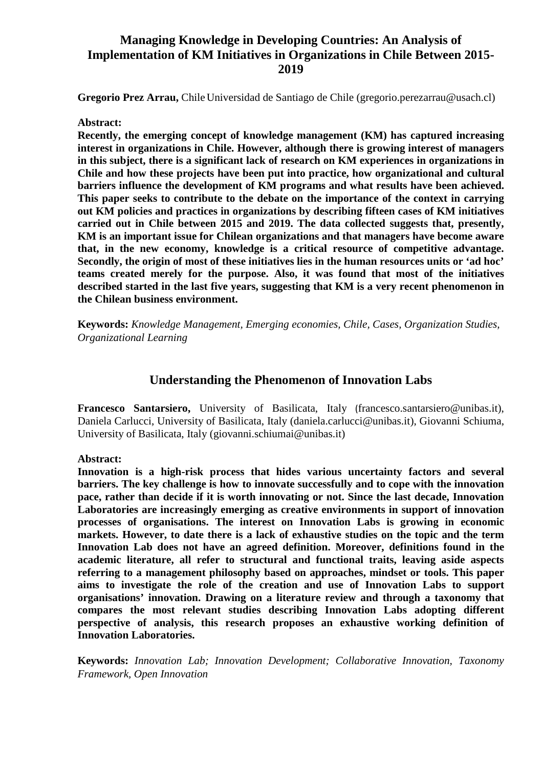## Managing Knowledge in Developing Countries: An Analysis of Implementation of KM Initiatives in Organizations in Chile Between 2015-2019

**Gregorio Prez Arrau,** Chile Universidad de Santiago de Chile (gregorio.perezarrau@usach.cl)

**Abstract:**

**Recently, the emerging concept of knowledge management (KM) has captured increasing interest in organizations in Chile. However, although there is growing interest of managers in this subject, there is a significant lack of research on KM experiences in organizations in Chile and how these projects have been put into practice, how organizational and cultural barriers influence the development of KM programs and what results have been achieved. This paper seeks to contribute to the debate on the importance of the context in carrying out KM policies and practices in organizations by describing fifteen cases of KM initiatives carried out in Chile between 2015 and 2019. The data collected suggests that, presently, KM is an important issue for Chilean organizations and that managers have become aware that, in the new economy, knowledge is a critical resource of competitive advantage. Secondly, the origin of most of these initiatives lies in the human resources units or 'ad hoc' teams created merely for the purpose. Also, it was found that most of the initiatives described started in the last five years, suggesting that KM is a very recent phenomenon in the Chilean business environment.**

**Keywords:** *Knowledge Management, Emerging economies, Chile, Cases, Organization Studies, Organizational Learning*

## Understanding the Phenomenon of Innovation Labs

**Francesco Santarsiero,** University of Basilicata, Italy (francesco.santarsiero@unibas.it), Daniela Carlucci, University of Basilicata, Italy (daniela.carlucci@unibas.it), Giovanni Schiuma, University of Basilicata, Italy (giovanni.schiumai@unibas.it)

**Abstract:**

**Innovation is a high-risk process that hides various uncertainty factors and several barriers. The key challenge is how to innovate successfully and to cope with the innovation pace, rather than decide if it is worth innovating or not. Since the last decade, Innovation Laboratories are increasingly emerging as creative environments in support of innovation processes of organisations. The interest on Innovation Labs is growing in economic markets. However, to date there is a lack of exhaustive studies on the topic and the term Innovation Lab does not have an agreed definition. Moreover, definitions found in the academic literature, all refer to structural and functional traits, leaving aside aspects referring to a management philosophy based on approaches, mindset or tools. This paper aims to investigate the role of the creation and use of Innovation Labs to support organisations' innovation. Drawing on a literature review and through a taxonomy that compares the most relevant studies describing Innovation Labs adopting different perspective of analysis, this research proposes an exhaustive working definition of Innovation Laboratories.**

**Keywords:** *Innovation Lab; Innovation Development; Collaborative Innovation, Taxonomy Framework, Open Innovation*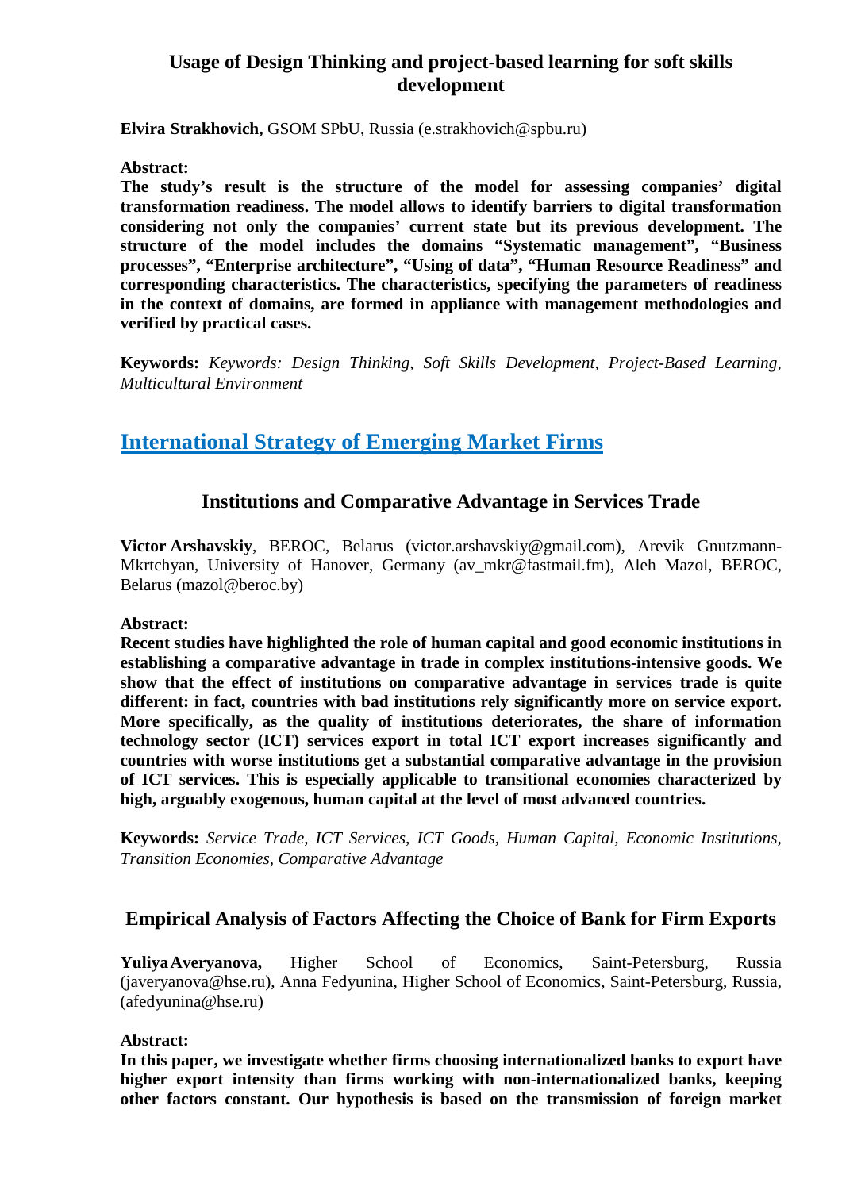### Usage of Design Thinking and project-based learning for soft skills development

**Elvira Strakhovich,** GSOM SPbU, Russia (e.strakhovich@spbu.ru)

**Abstract:**

**The study's result is the structure of the model for assessing companies' digital transformation readiness. The model allows to identify barriers to digital transformation considering not only the companies' current state but its previous development. The structure of the model includes the domains "Systematic management", "Business processes", "Enterprise architecture", "Using of data", "Human Resource Readiness" and corresponding characteristics. The characteristics, specifying the parameters of readiness in the context of domains, are formed in appliance with management methodologies and verified by practical cases.**

**Keywords:** *Keywords: Design Thinking, Soft Skills Development, Project-Based Learning, Multicultural Environment*

## International Strategy of Emerging Market Firms

### Institutions and Comparative Advantage in Services Trade

**Victor Arshavskiy**, BEROC, Belarus (victor.arshavskiy@gmail.com), Arevik Gnutzmann-Mkrtchyan, University of Hanover, Germany (av_mkr@fastmail.fm), Aleh Mazol, BEROC, Belarus (mazol@beroc.by)

**Abstract:**

**Recent studies have highlighted the role of human capital and good economic institutions in establishing a comparative advantage in trade in complex institutions-intensive goods. We show that the effect of institutions on comparative advantage in services trade is quite different: in fact, countries with bad institutions rely significantly more on service export. More specifically, as the quality of institutions deteriorates, the share of information technology sector (ICT) services export in total ICT export increases significantly and countries with worse institutions get a substantial comparative advantage in the provision of ICT services. This is especially applicable to transitional economies characterized by high, arguably exogenous, human capital at the level of most advanced countries.**

**Keywords:** *Service Trade, ICT Services, ICT Goods, Human Capital, Economic Institutions, Transition Economies, Comparative Advantage*

### Empirical Analysis of Factors Affecting the Choice of Bank for Firm Exports

**Yuliya Averyanova,** Higher School of Economics, Saint-Petersburg, Russia (javeryanova@hse.ru), Anna Fedyunina, Higher School of Economics, Saint-Petersburg, Russia, (afedyunina@hse.ru)

**Abstract:**

**In this paper, we investigate whether firms choosing internationalized banks to export have higher export intensity than firms working with non-internationalized banks, keeping other factors constant. Our hypothesis is based on the transmission of foreign market**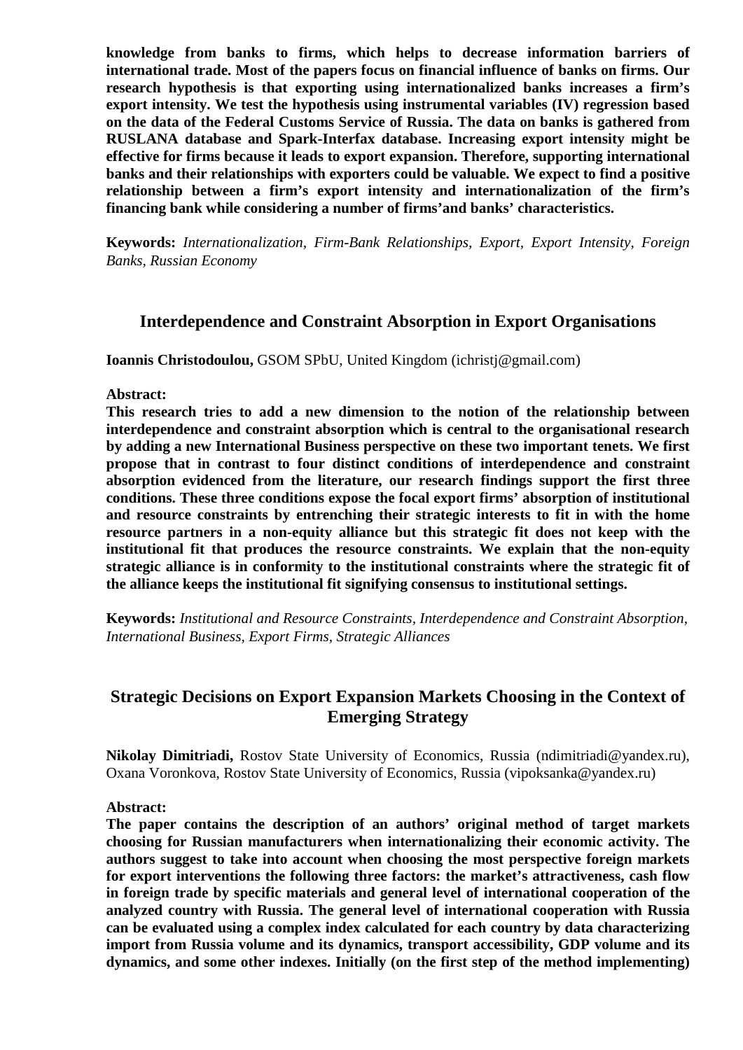**knowledge from banks to firms, which helps to decrease information barriers of international trade. Most of the papers focus on financial influence of banks on firms. Our research hypothesis is that exporting using internationalized banks increases a firm's export intensity. We test the hypothesis using instrumental variables (IV) regression based on the data of the Federal Customs Service of Russia. The data on banks is gathered from RUSLANA database and Spark-Interfax database. Increasing export intensity might be effective for firms because it leads to export expansion. Therefore, supporting international banks and their relationships with exporters could be valuable. We expect to find a positive relationship between a firm's export intensity and internationalization of the firm's financing bank while considering a number of firms'and banks' characteristics.**

**Keywords:** *Internationalization, Firm-Bank Relationships, Export, Export Intensity, Foreign Banks, Russian Economy*

## Interdependence and Constraint Absorption in Export Organisations

**Ioannis Christodoulou,** GSOM SPbU, United Kingdom (ichristj@gmail.com)

**Abstract:**

**This research tries to add a new dimension to the notion of the relationship between interdependence and constraint absorption which is central to the organisational research by adding a new International Business perspective on these two important tenets. We first propose that in contrast to four distinct conditions of interdependence and constraint absorption evidenced from the literature, our research findings support the first three conditions. These three conditions expose the focal export firms' absorption of institutional and resource constraints by entrenching their strategic interests to fit in with the home resource partners in a non-equity alliance but this strategic fit does not keep with the institutional fit that produces the resource constraints. We explain that the non-equity strategic alliance is in conformity to the institutional constraints where the strategic fit of the alliance keeps the institutional fit signifying consensus to institutional settings.**

**Keywords:** *Institutional and Resource Constraints, Interdependence and Constraint Absorption, International Business, Export Firms, Strategic Alliances*

## Strategic Decisions on Export Expansion Markets Choosing in the Context of Emerging Strategy

**Nikolay Dimitriadi,** Rostov State University of Economics, Russia (ndimitriadi@yandex.ru), Oxana Voronkova, Rostov State University of Economics, Russia (vipoksanka@yandex.ru)

**Abstract:**

**The paper contains the description of an authors' original method of target markets choosing for Russian manufacturers when internationalizing their economic activity. The authors suggest to take into account when choosing the most perspective foreign markets for export interventions the following three factors: the market's attractiveness, cash flow in foreign trade by specific materials and general level of international cooperation of the analyzed country with Russia. The general level of international cooperation with Russia can be evaluated using a complex index calculated for each country by data characterizing import from Russia volume and its dynamics, transport accessibility, GDP volume and its dynamics, and some other indexes. Initially (on the first step of the method implementing)**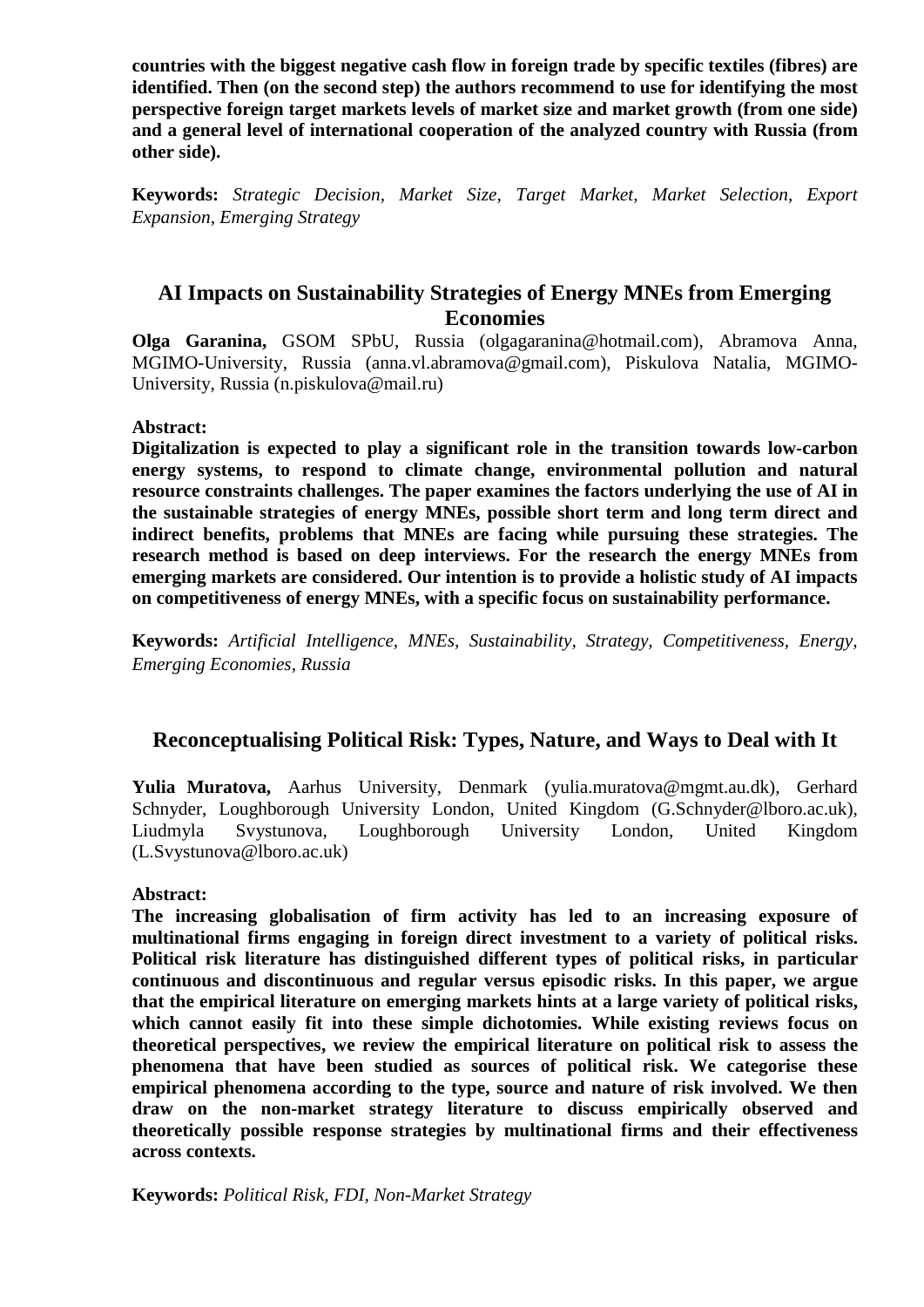**countries with the biggest negative cash flow in foreign trade by specific textiles (fibres) are identified. Then (on the second step) the authors recommend to use for identifying the most perspective foreign target markets levels of market size and market growth (from one side) and a general level of international cooperation of the analyzed country with Russia (from other side).**

**Keywords:** *Strategic Decision, Market Size, Target Market, Market Selection, Export Expansion, Emerging Strategy*

## AI Impacts on Sustainability Strategies of Energy MNEs from Emerging Economies

**Olga Garanina,** GSOM SPbU, Russia (olgagaranina@hotmail.com), Abramova Anna, MGIMO-University, Russia (anna.vl.abramova@gmail.com), Piskulova Natalia, MGIMO-University, Russia (n.piskulova@mail.ru)

**Abstract:**

**Digitalization is expected to play a significant role in the transition towards low-carbon energy systems, to respond to climate change, environmental pollution and natural resource constraints challenges. The paper examines the factors underlying the use of AI in the sustainable strategies of energy MNEs, possible short term and long term direct and indirect benefits, problems that MNEs are facing while pursuing these strategies. The research method is based on deep interviews. For the research the energy MNEs from emerging markets are considered. Our intention is to provide a holistic study of AI impacts on competitiveness of energy MNEs, with a specific focus on sustainability performance.**

**Keywords:** *Artificial Intelligence, MNEs, Sustainability, Strategy, Competitiveness, Energy, Emerging Economies, Russia*

## Reconceptualising Political Risk: Types, Nature, and Ways to Deal with It

**Yulia Muratova,** Aarhus University, Denmark (yulia.muratova@mgmt.au.dk), Gerhard Schnyder, Loughborough University London, United Kingdom (G.Schnyder@lboro.ac.uk), Liudmyla Svystunova, Loughborough University London, United Kingdom (L.Svystunova@lboro.ac.uk)

**Abstract:**

**The increasing globalisation of firm activity has led to an increasing exposure of multinational firms engaging in foreign direct investment to a variety of political risks. Political risk literature has distinguished different types of political risks, in particular continuous and discontinuous and regular versus episodic risks. In this paper, we argue that the empirical literature on emerging markets hints at a large variety of political risks, which cannot easily fit into these simple dichotomies. While existing reviews focus on theoretical perspectives, we review the empirical literature on political risk to assess the phenomena that have been studied as sources of political risk. We categorise these empirical phenomena according to the type, source and nature of risk involved. We then draw on the non-market strategy literature to discuss empirically observed and theoretically possible response strategies by multinational firms and their effectiveness across contexts.**

**Keywords:** *Political Risk, FDI, Non-Market Strategy*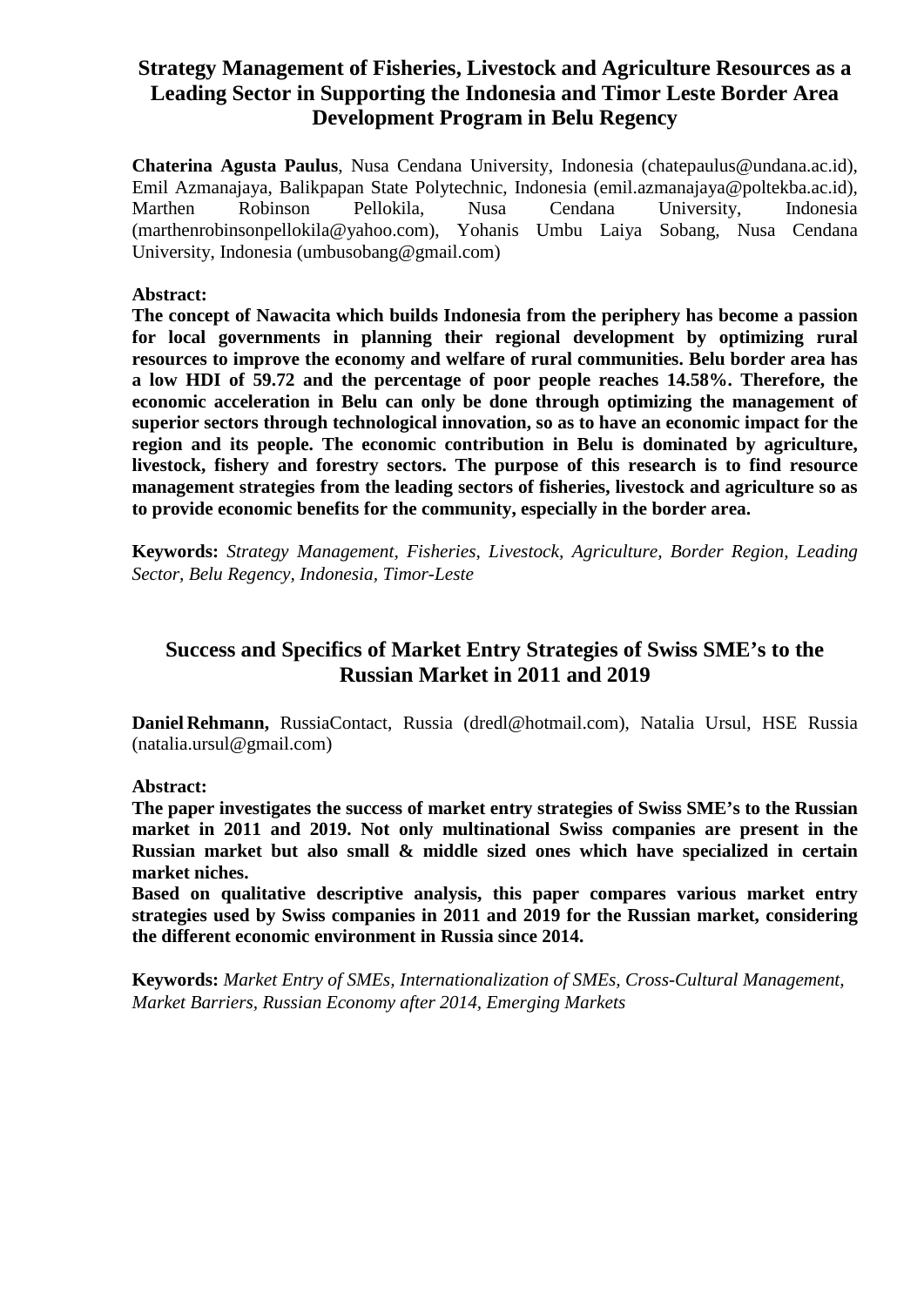## Strategy Management of Fisheries, Livestock and Agriculture Resources as a Leading Sector in Supporting the Indonesia and Timor Leste Border Area Development Program in Belu Regency

**Chaterina Agusta Paulus**, Nusa Cendana University, Indonesia (chatepaulus@undana.ac.id), Emil Azmanajaya, Balikpapan State Polytechnic, Indonesia (emil.azmanajaya@poltekba.ac.id), Marthen Robinson Pellokila, Nusa Cendana University, Indonesia (marthenrobinsonpellokila@yahoo.com), Yohanis Umbu Laiya Sobang, Nusa Cendana University, Indonesia (umbusobang@gmail.com)

**Abstract:**

**The concept of Nawacita which builds Indonesia from the periphery has become a passion for local governments in planning their regional development by optimizing rural resources to improve the economy and welfare of rural communities. Belu border area has a low HDI of 59.72 and the percentage of poor people reaches 14.58%. Therefore, the economic acceleration in Belu can only be done through optimizing the management of superior sectors through technological innovation, so as to have an economic impact for the region and its people. The economic contribution in Belu is dominated by agriculture, livestock, fishery and forestry sectors. The purpose of this research is to find resource management strategies from the leading sectors of fisheries, livestock and agriculture so as to provide economic benefits for the community, especially in the border area.**

**Keywords:** *Strategy Management, Fisheries, Livestock, Agriculture, Border Region, Leading Sector, Belu Regency, Indonesia, Timor-Leste*

## Success and Specifics of Market Entry Strategies of Swiss SME's to the Russian Market in 2011 and 2019

**Daniel Rehmann,** RussiaContact, Russia (dredl@hotmail.com), Natalia Ursul, HSE Russia (natalia.ursul@gmail.com)

**Abstract:**

**The paper investigates the success of market entry strategies of Swiss SME's to the Russian market in 2011 and 2019. Not only multinational Swiss companies are present in the Russian market but also small & middle sized ones which have specialized in certain market niches.**

**Based on qualitative descriptive analysis, this paper compares various market entry strategies used by Swiss companies in 2011 and 2019 for the Russian market, considering the different economic environment in Russia since 2014.**

**Keywords:** *Market Entry of SMEs, Internationalization of SMEs, Cross-Cultural Management, Market Barriers, Russian Economy after 2014, Emerging Markets*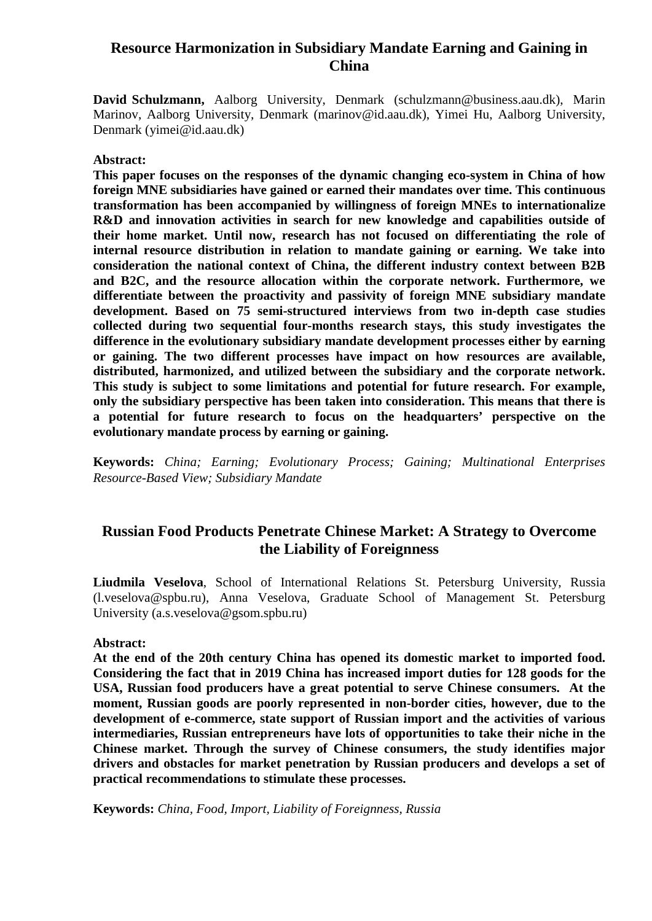## Resource Harmonization in Subsidiary Mandate Earning and Gaining in China

**David Schulzmann,** Aalborg University, Denmark (schulzmann@business.aau.dk), Marin Marinov, Aalborg University, Denmark (marinov@id.aau.dk), Yimei Hu, Aalborg University, Denmark (yimei@id.aau.dk)

**Abstract:**

**This paper focuses on the responses of the dynamic changing eco-system in China of how foreign MNE subsidiaries have gained or earned their mandates over time. This continuous transformation has been accompanied by willingness of foreign MNEs to internationalize R&D and innovation activities in search for new knowledge and capabilities outside of their home market. Until now, research has not focused on differentiating the role of internal resource distribution in relation to mandate gaining or earning. We take into consideration the national context of China, the different industry context between B2B and B2C, and the resource allocation within the corporate network. Furthermore, we differentiate between the proactivity and passivity of foreign MNE subsidiary mandate development. Based on 75 semi-structured interviews from two in-depth case studies collected during two sequential four-months research stays, this study investigates the difference in the evolutionary subsidiary mandate development processes either by earning or gaining. The two different processes have impact on how resources are available, distributed, harmonized, and utilized between the subsidiary and the corporate network. This study is subject to some limitations and potential for future research. For example, only the subsidiary perspective has been taken into consideration. This means that there is a potential for future research to focus on the headquarters' perspective on the evolutionary mandate process by earning or gaining.**

**Keywords:** *China; Earning; Evolutionary Process; Gaining; Multinational Enterprises Resource-Based View; Subsidiary Mandate*

## Russian Food Products Penetrate Chinese Market: A Strategy to Overcome the Liability of Foreignness

**Liudmila Veselova**, School of International Relations St. Petersburg University, Russia (l.veselova@spbu.ru), Anna Veselova, Graduate School of Management St. Petersburg University (a.s.veselova@gsom.spbu.ru)

**Abstract:**

**At the end of the 20th century China has opened its domestic market to imported food. Considering the fact that in 2019 China has increased import duties for 128 goods for the USA, Russian food producers have a great potential to serve Chinese consumers. At the moment, Russian goods are poorly represented in non-border cities, however, due to the development of e-commerce, state support of Russian import and the activities of various intermediaries, Russian entrepreneurs have lots of opportunities to take their niche in the Chinese market. Through the survey of Chinese consumers, the study identifies major drivers and obstacles for market penetration by Russian producers and develops a set of practical recommendations to stimulate these processes.**

**Keywords:** *China, Food, Import, Liability of Foreignness, Russia*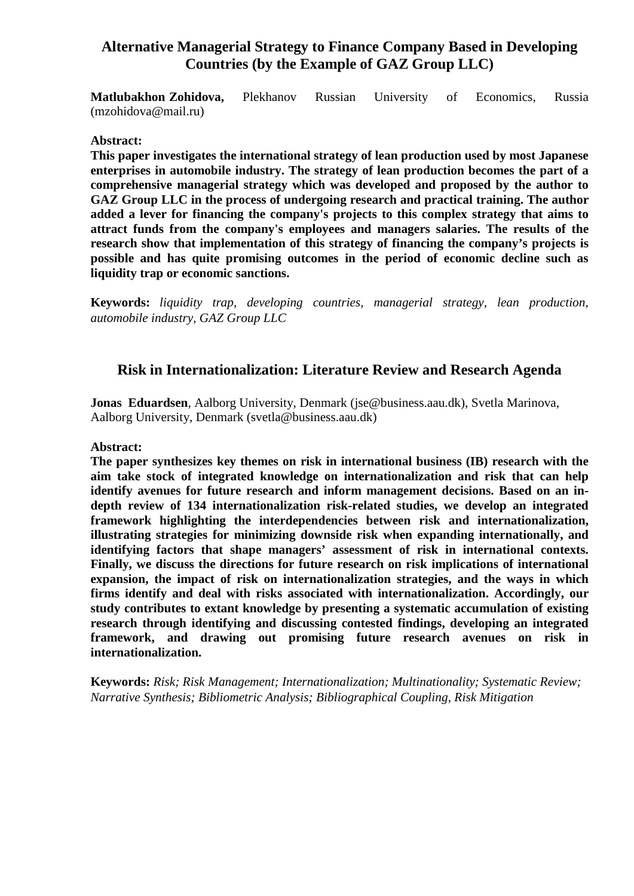## Alternative Managerial Strategy to Finance Company Based in Developing Countries (by the Example of GAZ Group LLC)

**Matlubakhon Zohidova,** Plekhanov Russian University of Economics, Russia (mzohidova@mail.ru)

**Abstract:**

**This paper investigates the international strategy of lean production used by most Japanese enterprises in automobile industry. The strategy of lean production becomes the part of a comprehensive managerial strategy which was developed and proposed by the author to GAZ Group LLC in the process of undergoing research and practical training. The author added a lever for financing the company's projects to this complex strategy that aims to attract funds from the company's employees and managers salaries. The results of the research show that implementation of this strategy of financing the company's projects is possible and has quite promising outcomes in the period of economic decline such as liquidity trap or economic sanctions.**

**Keywords:** *liquidity trap, developing countries, managerial strategy, lean production, automobile industry, GAZ Group LLC*

## Risk in Internationalization: Literature Review and Research Agenda

**Jonas Eduardsen**, Aalborg University, Denmark (jse@business.aau.dk), Svetla Marinova, Aalborg University, Denmark (svetla@business.aau.dk)

**Abstract:**

**The paper synthesizes key themes on risk in international business (IB) research with the aim take stock of integrated knowledge on internationalization and risk that can help identify avenues for future research and inform management decisions. Based on an in-depth review of 134 internationalization risk-related studies, we develop an integrated framework highlighting the interdependencies between risk and internationalization, illustrating strategies for minimizing downside risk when expanding internationally, and identifying factors that shape managers' assessment of risk in international contexts. Finally, we discuss the directions for future research on risk implications of international expansion, the impact of risk on internationalization strategies, and the ways in which firms identify and deal with risks associated with internationalization. Accordingly, our study contributes to extant knowledge by presenting a systematic accumulation of existing research through identifying and discussing contested findings, developing an integrated framework, and drawing out promising future research avenues on risk in internationalization.**

**Keywords:** *Risk; Risk Management; Internationalization; Multinationality; Systematic Review; Narrative Synthesis; Bibliometric Analysis; Bibliographical Coupling, Risk Mitigation*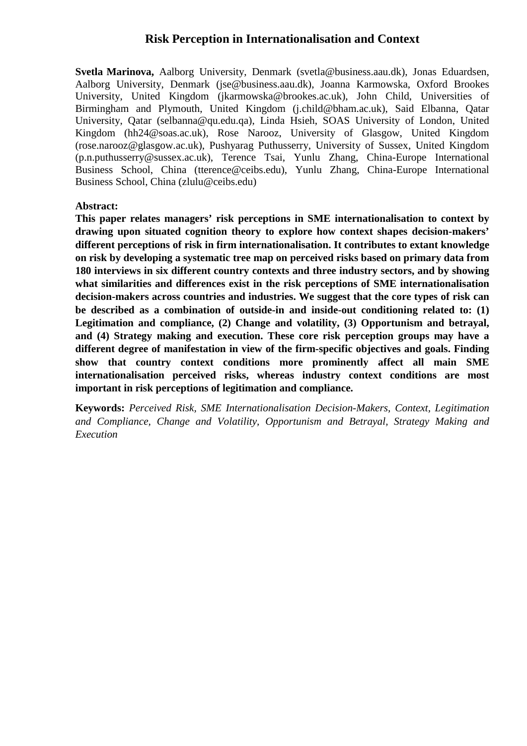# Risk Perception in Internationalisation and Context

**Svetla Marinova,** Aalborg University, Denmark (svetla@business.aau.dk), Jonas Eduardsen, Aalborg University, Denmark (jse@business.aau.dk), Joanna Karmowska, Oxford Brookes University, United Kingdom (jkarmowska@brookes.ac.uk), John Child, Universities of Birmingham and Plymouth, United Kingdom (j.child@bham.ac.uk), Said Elbanna, Qatar University, Qatar (selbanna@qu.edu.qa), Linda Hsieh, SOAS University of London, United Kingdom (hh24@soas.ac.uk), Rose Narooz, University of Glasgow, United Kingdom (rose.narooz@glasgow.ac.uk), Pushyarag Puthusserry, University of Sussex, United Kingdom (p.n.puthusserry@sussex.ac.uk), Terence Tsai, Yunlu Zhang, China-Europe International Business School, China (tterence@ceibs.edu), Yunlu Zhang, China-Europe International Business School, China (zlulu@ceibs.edu)

**Abstract:**

**This paper relates managers' risk perceptions in SME internationalisation to context by drawing upon situated cognition theory to explore how context shapes decision-makers' different perceptions of risk in firm internationalisation. It contributes to extant knowledge on risk by developing a systematic tree map on perceived risks based on primary data from 180 interviews in six different country contexts and three industry sectors, and by showing what similarities and differences exist in the risk perceptions of SME internationalisation decision-makers across countries and industries. We suggest that the core types of risk can be described as a combination of outside-in and inside-out conditioning related to: (1) Legitimation and compliance, (2) Change and volatility, (3) Opportunism and betrayal, and (4) Strategy making and execution. These core risk perception groups may have a different degree of manifestation in view of the firm-specific objectives and goals. Finding show that country context conditions more prominently affect all main SME internationalisation perceived risks, whereas industry context conditions are most important in risk perceptions of legitimation and compliance.**

**Keywords:** *Perceived Risk, SME Internationalisation Decision-Makers, Context, Legitimation and Compliance, Change and Volatility, Opportunism and Betrayal, Strategy Making and Execution*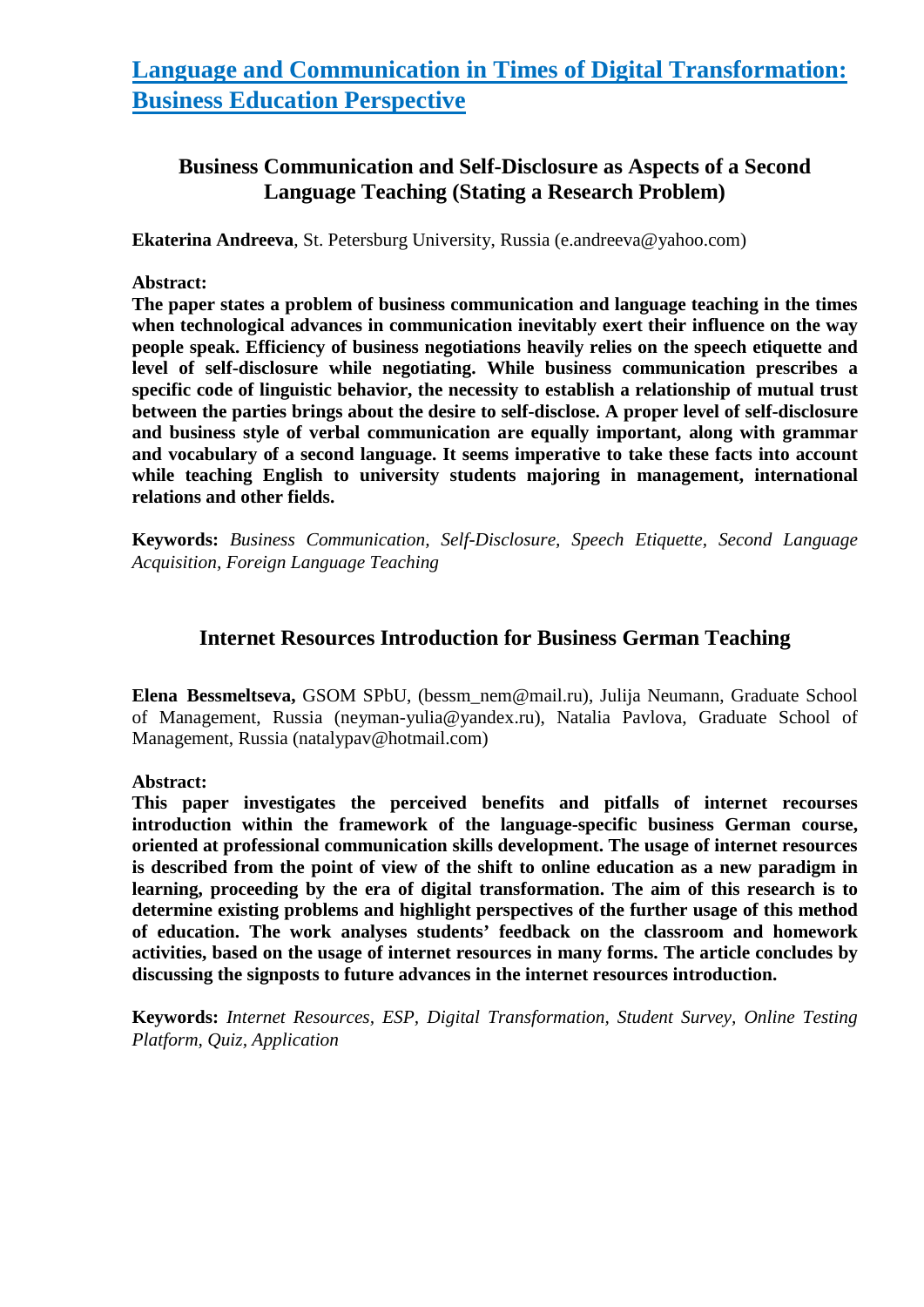# [Language and Communication in Times of Digital Transformation: Business Education Perspective]

## Business Communication and Self-Disclosure as Aspects of a Second Language Teaching (Stating a Research Problem)

**Ekaterina Andreeva**, St. Petersburg University, Russia (e.andreeva@yahoo.com)

**Abstract:**

**The paper states a problem of business communication and language teaching in the times when technological advances in communication inevitably exert their influence on the way people speak. Efficiency of business negotiations heavily relies on the speech etiquette and level of self-disclosure while negotiating. While business communication prescribes a specific code of linguistic behavior, the necessity to establish a relationship of mutual trust between the parties brings about the desire to self-disclose. A proper level of self-disclosure and business style of verbal communication are equally important, along with grammar and vocabulary of a second language. It seems imperative to take these facts into account while teaching English to university students majoring in management, international relations and other fields.**

**Keywords:** *Business Communication, Self-Disclosure, Speech Etiquette, Second Language Acquisition, Foreign Language Teaching*

## Internet Resources Introduction for Business German Teaching

**Elena Bessmeltseva,** GSOM SPbU, (bessm_nem@mail.ru), Julija Neumann, Graduate School of Management, Russia (neyman-yulia@yandex.ru), Natalia Pavlova, Graduate School of Management, Russia (natalypav@hotmail.com)

**Abstract:**

**This paper investigates the perceived benefits and pitfalls of internet recourses introduction within the framework of the language-specific business German course, oriented at professional communication skills development. The usage of internet resources is described from the point of view of the shift to online education as a new paradigm in learning, proceeding by the era of digital transformation. The aim of this research is to determine existing problems and highlight perspectives of the further usage of this method of education. The work analyses students' feedback on the classroom and homework activities, based on the usage of internet resources in many forms. The article concludes by discussing the signposts to future advances in the internet resources introduction.**

**Keywords:** *Internet Resources, ESP, Digital Transformation, Student Survey, Online Testing Platform, Quiz, Application*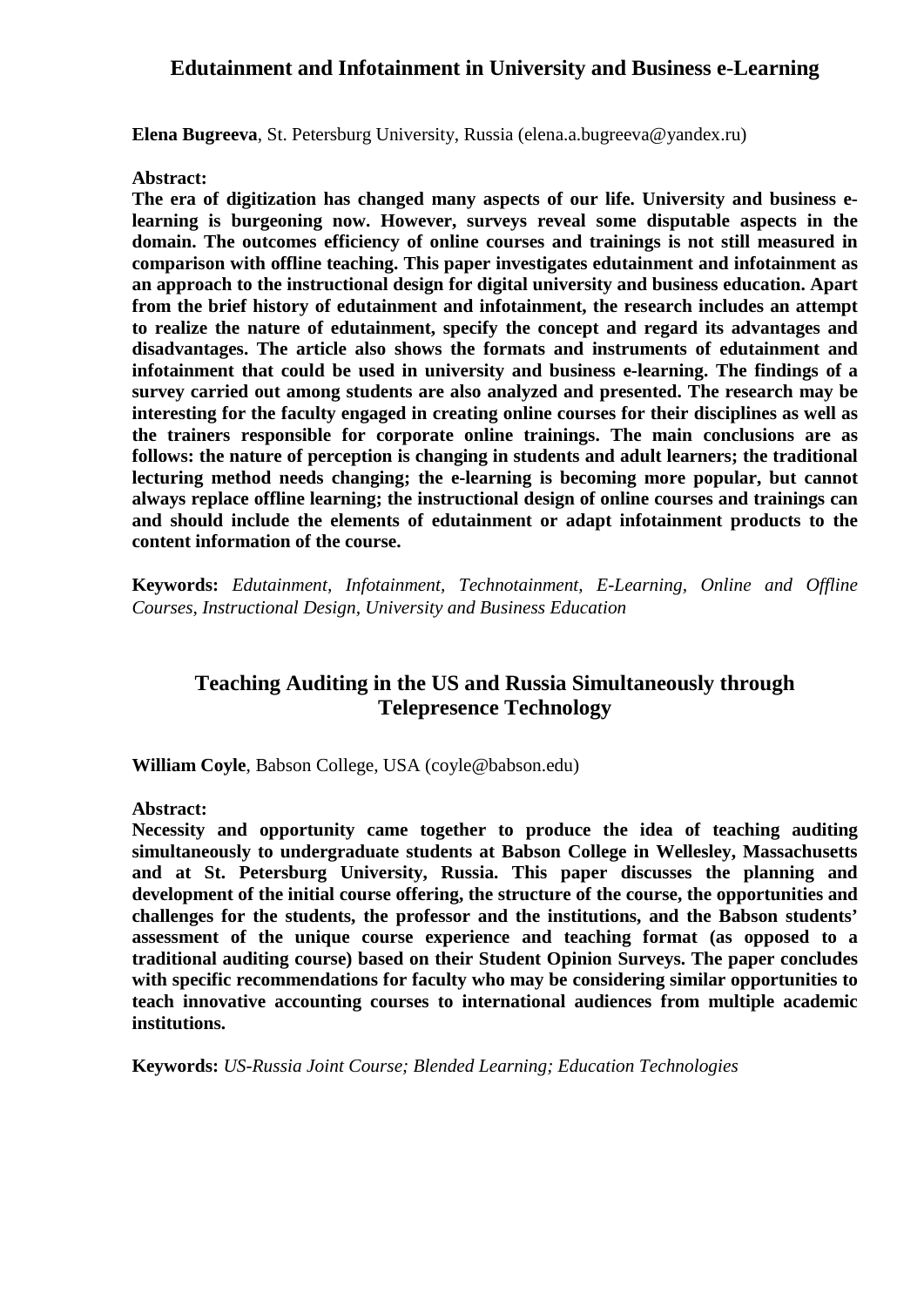## Edutainment and Infotainment in University and Business e-Learning

**Elena Bugreeva**, St. Petersburg University, Russia (elena.a.bugreeva@yandex.ru)

**Abstract:**

**The era of digitization has changed many aspects of our life. University and business e-learning is burgeoning now. However, surveys reveal some disputable aspects in the domain. The outcomes efficiency of online courses and trainings is not still measured in comparison with offline teaching. This paper investigates edutainment and infotainment as an approach to the instructional design for digital university and business education. Apart from the brief history of edutainment and infotainment, the research includes an attempt to realize the nature of edutainment, specify the concept and regard its advantages and disadvantages. The article also shows the formats and instruments of edutainment and infotainment that could be used in university and business e-learning. The findings of a survey carried out among students are also analyzed and presented. The research may be interesting for the faculty engaged in creating online courses for their disciplines as well as the trainers responsible for corporate online trainings. The main conclusions are as follows: the nature of perception is changing in students and adult learners; the traditional lecturing method needs changing; the e-learning is becoming more popular, but cannot always replace offline learning; the instructional design of online courses and trainings can and should include the elements of edutainment or adapt infotainment products to the content information of the course.**

**Keywords:** *Edutainment, Infotainment, Technotainment, E-Learning, Online and Offline Courses, Instructional Design, University and Business Education*

## Teaching Auditing in the US and Russia Simultaneously through Telepresence Technology

**William Coyle**, Babson College, USA (coyle@babson.edu)

**Abstract:**

**Necessity and opportunity came together to produce the idea of teaching auditing simultaneously to undergraduate students at Babson College in Wellesley, Massachusetts and at St. Petersburg University, Russia. This paper discusses the planning and development of the initial course offering, the structure of the course, the opportunities and challenges for the students, the professor and the institutions, and the Babson students' assessment of the unique course experience and teaching format (as opposed to a traditional auditing course) based on their Student Opinion Surveys. The paper concludes with specific recommendations for faculty who may be considering similar opportunities to teach innovative accounting courses to international audiences from multiple academic institutions.**

**Keywords:** *US-Russia Joint Course; Blended Learning; Education Technologies*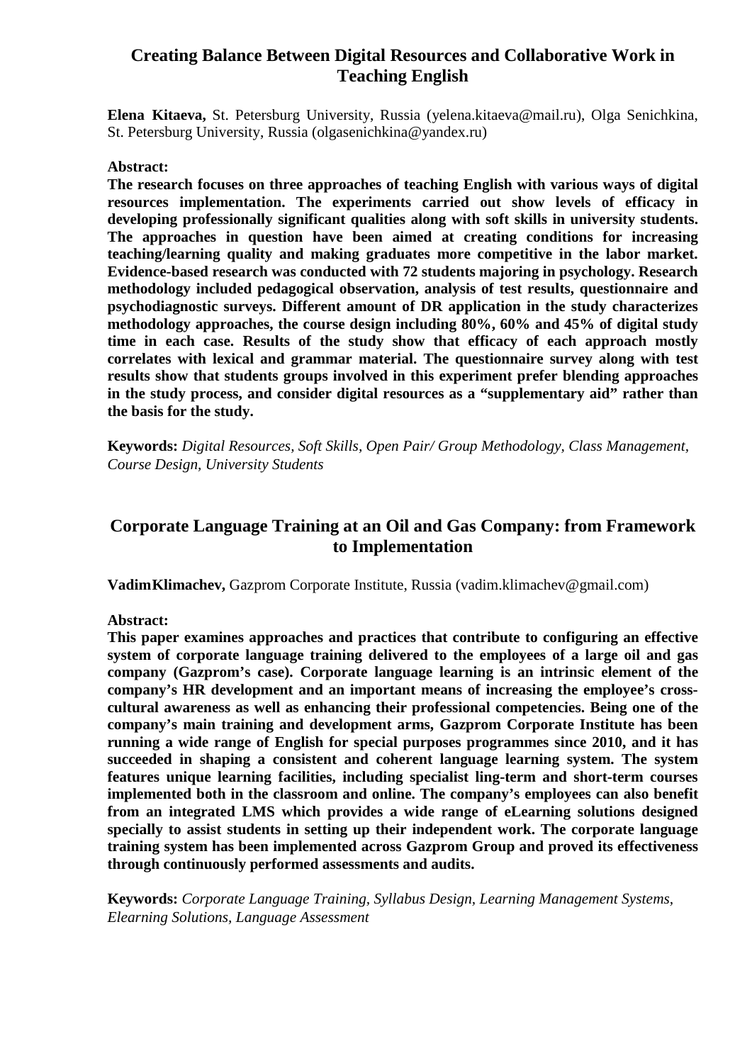## Creating Balance Between Digital Resources and Collaborative Work in Teaching English

**Elena Kitaeva,** St. Petersburg University, Russia (yelena.kitaeva@mail.ru), Olga Senichkina, St. Petersburg University, Russia (olgasenichkina@yandex.ru)

**Abstract:**

**The research focuses on three approaches of teaching English with various ways of digital resources implementation. The experiments carried out show levels of efficacy in developing professionally significant qualities along with soft skills in university students. The approaches in question have been aimed at creating conditions for increasing teaching/learning quality and making graduates more competitive in the labor market. Evidence-based research was conducted with 72 students majoring in psychology. Research methodology included pedagogical observation, analysis of test results, questionnaire and psychodiagnostic surveys. Different amount of DR application in the study characterizes methodology approaches, the course design including 80%, 60% and 45% of digital study time in each case. Results of the study show that efficacy of each approach mostly correlates with lexical and grammar material. The questionnaire survey along with test results show that students groups involved in this experiment prefer blending approaches in the study process, and consider digital resources as a "supplementary aid" rather than the basis for the study.**

**Keywords:** *Digital Resources, Soft Skills, Open Pair/ Group Methodology, Class Management, Course Design, University Students*

## Corporate Language Training at an Oil and Gas Company: from Framework to Implementation

**VadimKlimachev,** Gazprom Corporate Institute, Russia (vadim.klimachev@gmail.com)

**Abstract:**

**This paper examines approaches and practices that contribute to configuring an effective system of corporate language training delivered to the employees of a large oil and gas company (Gazprom's case). Corporate language learning is an intrinsic element of the company's HR development and an important means of increasing the employee's cross-cultural awareness as well as enhancing their professional competencies. Being one of the company's main training and development arms, Gazprom Corporate Institute has been running a wide range of English for special purposes programmes since 2010, and it has succeeded in shaping a consistent and coherent language learning system. The system features unique learning facilities, including specialist ling-term and short-term courses implemented both in the classroom and online. The company's employees can also benefit from an integrated LMS which provides a wide range of eLearning solutions designed specially to assist students in setting up their independent work. The corporate language training system has been implemented across Gazprom Group and proved its effectiveness through continuously performed assessments and audits.**

**Keywords:** *Corporate Language Training, Syllabus Design, Learning Management Systems, Elearning Solutions, Language Assessment*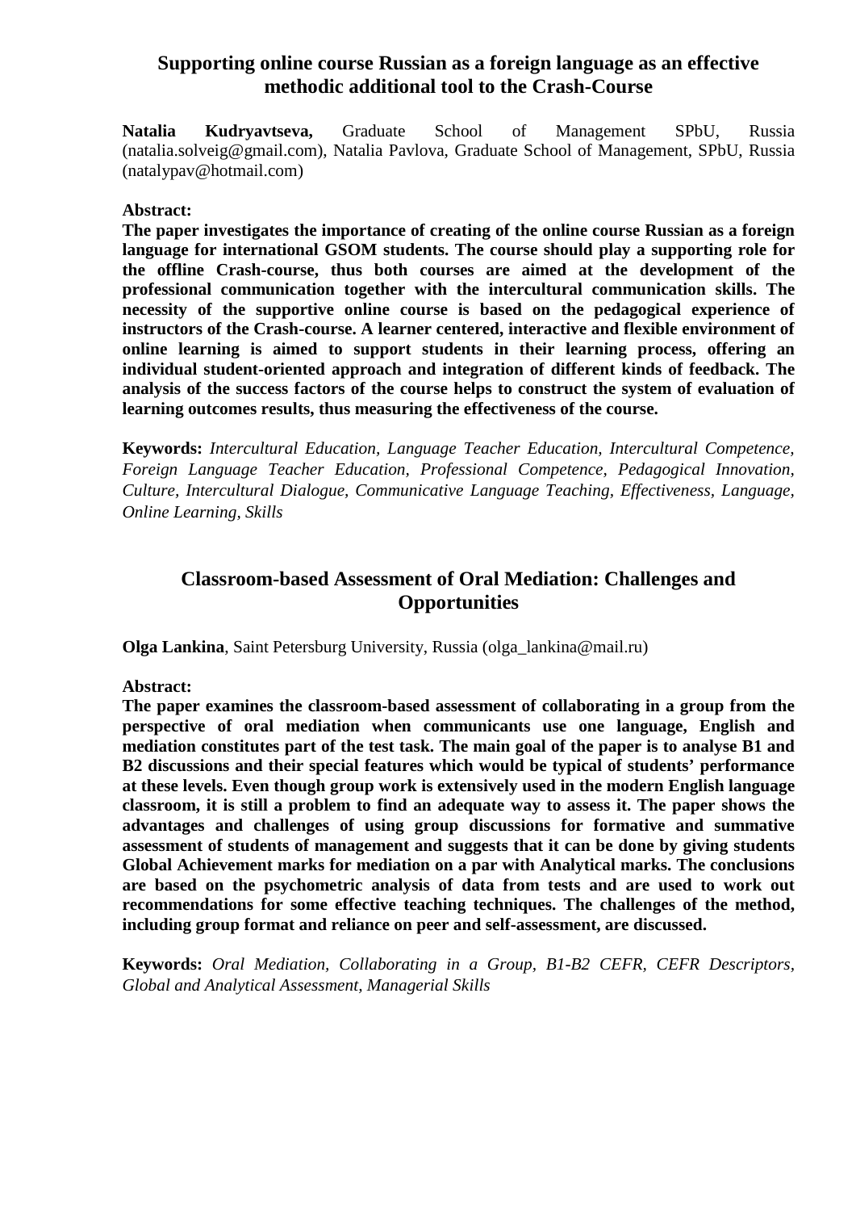## Supporting online course Russian as a foreign language as an effective methodic additional tool to the Crash-Course

**Natalia Kudryavtseva,** Graduate School of Management SPbU, Russia (natalia.solveig@gmail.com), Natalia Pavlova, Graduate School of Management, SPbU, Russia (natalypav@hotmail.com)

**Abstract:**

**The paper investigates the importance of creating of the online course Russian as a foreign language for international GSOM students. The course should play a supporting role for the offline Crash-course, thus both courses are aimed at the development of the professional communication together with the intercultural communication skills. The necessity of the supportive online course is based on the pedagogical experience of instructors of the Crash-course. A learner centered, interactive and flexible environment of online learning is aimed to support students in their learning process, offering an individual student-oriented approach and integration of different kinds of feedback. The analysis of the success factors of the course helps to construct the system of evaluation of learning outcomes results, thus measuring the effectiveness of the course.**

**Keywords:** *Intercultural Education, Language Teacher Education, Intercultural Competence, Foreign Language Teacher Education, Professional Competence, Pedagogical Innovation, Culture, Intercultural Dialogue, Communicative Language Teaching, Effectiveness, Language, Online Learning, Skills*

## Classroom-based Assessment of Oral Mediation: Challenges and Opportunities

**Olga Lankina**, Saint Petersburg University, Russia (olga_lankina@mail.ru)

**Abstract:**

**The paper examines the classroom-based assessment of collaborating in a group from the perspective of oral mediation when communicants use one language, English and mediation constitutes part of the test task. The main goal of the paper is to analyse B1 and B2 discussions and their special features which would be typical of students' performance at these levels. Even though group work is extensively used in the modern English language classroom, it is still a problem to find an adequate way to assess it. The paper shows the advantages and challenges of using group discussions for formative and summative assessment of students of management and suggests that it can be done by giving students Global Achievement marks for mediation on a par with Analytical marks. The conclusions are based on the psychometric analysis of data from tests and are used to work out recommendations for some effective teaching techniques. The challenges of the method, including group format and reliance on peer and self-assessment, are discussed.**

**Keywords:** *Oral Mediation, Collaborating in a Group, B1-B2 CEFR, CEFR Descriptors, Global and Analytical Assessment, Managerial Skills*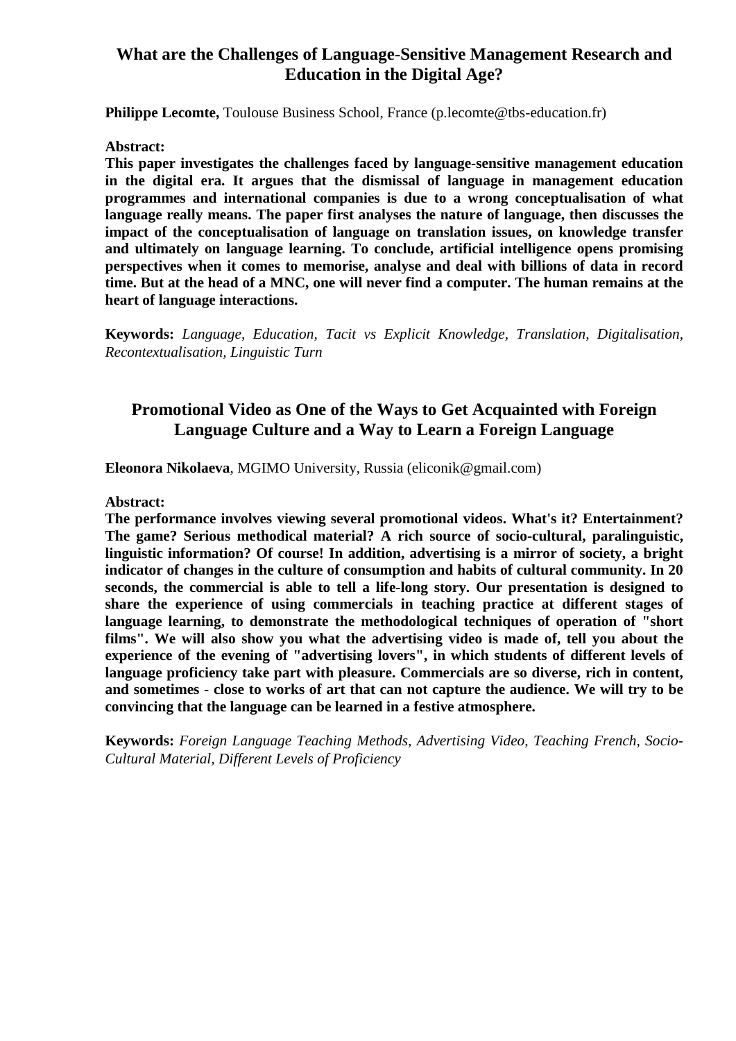## What are the Challenges of Language-Sensitive Management Research and Education in the Digital Age?

**Philippe Lecomte,** Toulouse Business School, France (p.lecomte@tbs-education.fr)

**Abstract:**

**This paper investigates the challenges faced by language-sensitive management education in the digital era. It argues that the dismissal of language in management education programmes and international companies is due to a wrong conceptualisation of what language really means. The paper first analyses the nature of language, then discusses the impact of the conceptualisation of language on translation issues, on knowledge transfer and ultimately on language learning. To conclude, artificial intelligence opens promising perspectives when it comes to memorise, analyse and deal with billions of data in record time. But at the head of a MNC, one will never find a computer. The human remains at the heart of language interactions.**

**Keywords:** *Language, Education, Tacit vs Explicit Knowledge, Translation, Digitalisation, Recontextualisation, Linguistic Turn*

## Promotional Video as One of the Ways to Get Acquainted with Foreign Language Culture and a Way to Learn a Foreign Language

**Eleonora Nikolaeva**, MGIMO University, Russia (eliconik@gmail.com)

**Abstract:**

**The performance involves viewing several promotional videos. What's it? Entertainment? The game? Serious methodical material? A rich source of socio-cultural, paralinguistic, linguistic information? Of course! In addition, advertising is a mirror of society, a bright indicator of changes in the culture of consumption and habits of cultural community. In 20 seconds, the commercial is able to tell a life-long story. Our presentation is designed to share the experience of using commercials in teaching practice at different stages of language learning, to demonstrate the methodological techniques of operation of "short films". We will also show you what the advertising video is made of, tell you about the experience of the evening of "advertising lovers", in which students of different levels of language proficiency take part with pleasure. Commercials are so diverse, rich in content, and sometimes - close to works of art that can not capture the audience. We will try to be convincing that the language can be learned in a festive atmosphere.**

**Keywords:** *Foreign Language Teaching Methods, Advertising Video, Teaching French, Socio-Cultural Material, Different Levels of Proficiency*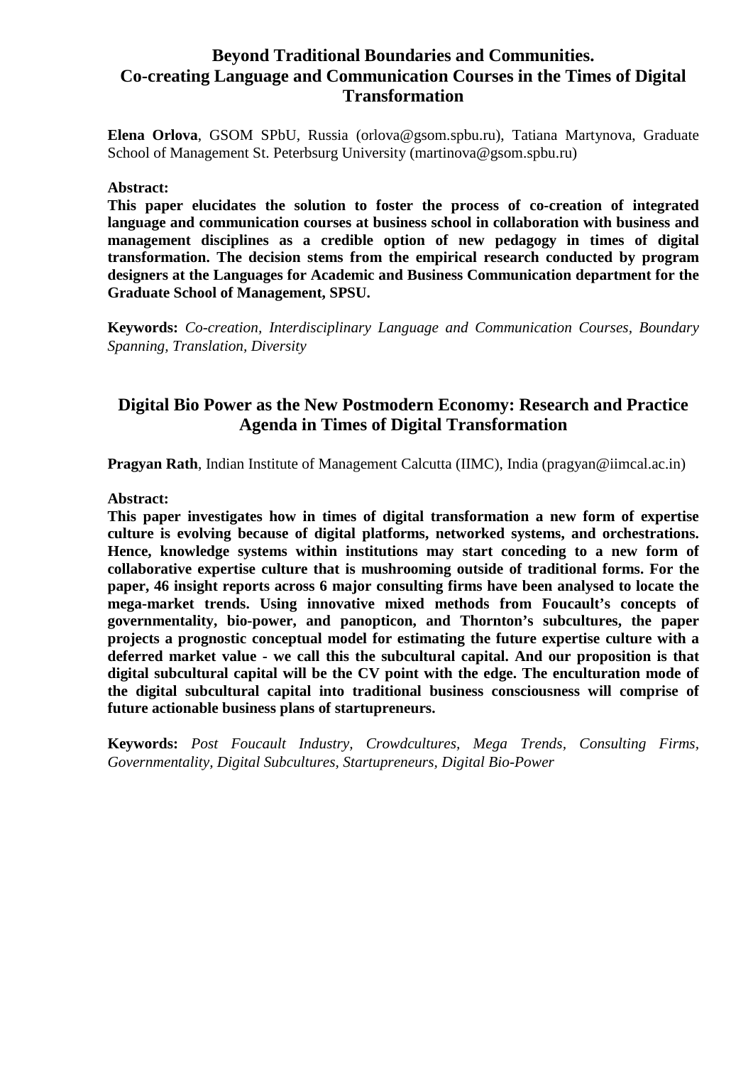## Beyond Traditional Boundaries and Communities. Co-creating Language and Communication Courses in the Times of Digital Transformation

**Elena Orlova**, GSOM SPbU, Russia (orlova@gsom.spbu.ru), Tatiana Martynova, Graduate School of Management St. Peterbsurg University (martinova@gsom.spbu.ru)

**Abstract:**

**This paper elucidates the solution to foster the process of co-creation of integrated language and communication courses at business school in collaboration with business and management disciplines as a credible option of new pedagogy in times of digital transformation. The decision stems from the empirical research conducted by program designers at the Languages for Academic and Business Communication department for the Graduate School of Management, SPSU.**

**Keywords:** *Co-creation, Interdisciplinary Language and Communication Courses, Boundary Spanning, Translation, Diversity*

## Digital Bio Power as the New Postmodern Economy: Research and Practice Agenda in Times of Digital Transformation

**Pragyan Rath**, Indian Institute of Management Calcutta (IIMC), India (pragyan@iimcal.ac.in)

**Abstract:**

**This paper investigates how in times of digital transformation a new form of expertise culture is evolving because of digital platforms, networked systems, and orchestrations. Hence, knowledge systems within institutions may start conceding to a new form of collaborative expertise culture that is mushrooming outside of traditional forms. For the paper, 46 insight reports across 6 major consulting firms have been analysed to locate the mega-market trends. Using innovative mixed methods from Foucault's concepts of governmentality, bio-power, and panopticon, and Thornton's subcultures, the paper projects a prognostic conceptual model for estimating the future expertise culture with a deferred market value - we call this the subcultural capital. And our proposition is that digital subcultural capital will be the CV point with the edge. The enculturation mode of the digital subcultural capital into traditional business consciousness will comprise of future actionable business plans of startupreneurs.**

**Keywords:** *Post Foucault Industry, Crowdcultures, Mega Trends, Consulting Firms, Governmentality, Digital Subcultures, Startupreneurs, Digital Bio-Power*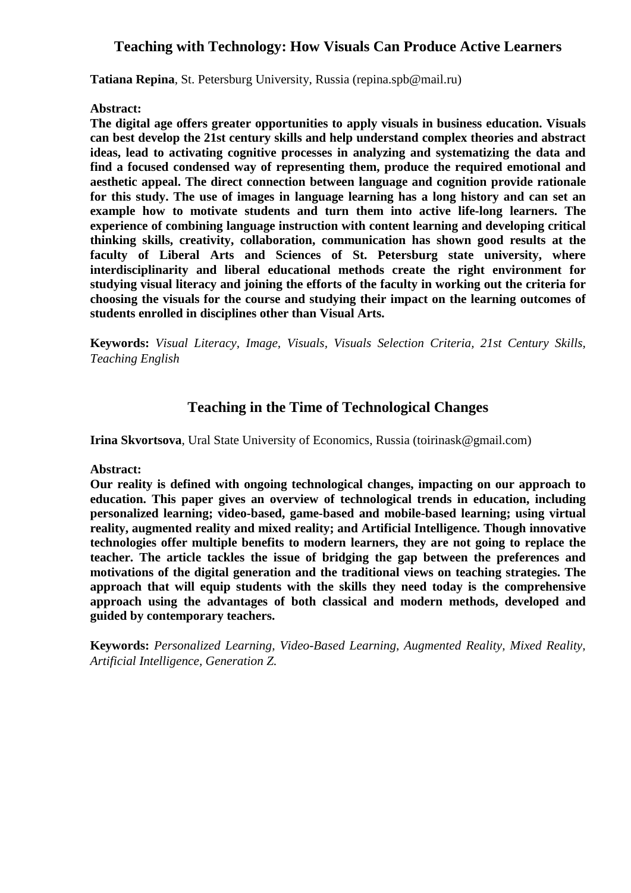## Teaching with Technology: How Visuals Can Produce Active Learners

**Tatiana Repina**, St. Petersburg University, Russia (repina.spb@mail.ru)

**Abstract:**

**The digital age offers greater opportunities to apply visuals in business education. Visuals can best develop the 21st century skills and help understand complex theories and abstract ideas, lead to activating cognitive processes in analyzing and systematizing the data and find a focused condensed way of representing them, produce the required emotional and aesthetic appeal. The direct connection between language and cognition provide rationale for this study. The use of images in language learning has a long history and can set an example how to motivate students and turn them into active life-long learners. The experience of combining language instruction with content learning and developing critical thinking skills, creativity, collaboration, communication has shown good results at the faculty of Liberal Arts and Sciences of St. Petersburg state university, where interdisciplinarity and liberal educational methods create the right environment for studying visual literacy and joining the efforts of the faculty in working out the criteria for choosing the visuals for the course and studying their impact on the learning outcomes of students enrolled in disciplines other than Visual Arts.**

**Keywords:** *Visual Literacy, Image, Visuals, Visuals Selection Criteria, 21st Century Skills, Teaching English*

## Teaching in the Time of Technological Changes

**Irina Skvortsova**, Ural State University of Economics, Russia (toirinask@gmail.com)

**Abstract:**

**Our reality is defined with ongoing technological changes, impacting on our approach to education. This paper gives an overview of technological trends in education, including personalized learning; video-based, game-based and mobile-based learning; using virtual reality, augmented reality and mixed reality; and Artificial Intelligence. Though innovative technologies offer multiple benefits to modern learners, they are not going to replace the teacher. The article tackles the issue of bridging the gap between the preferences and motivations of the digital generation and the traditional views on teaching strategies. The approach that will equip students with the skills they need today is the comprehensive approach using the advantages of both classical and modern methods, developed and guided by contemporary teachers.**

**Keywords:** *Personalized Learning, Video-Based Learning, Augmented Reality, Mixed Reality, Artificial Intelligence, Generation Z.*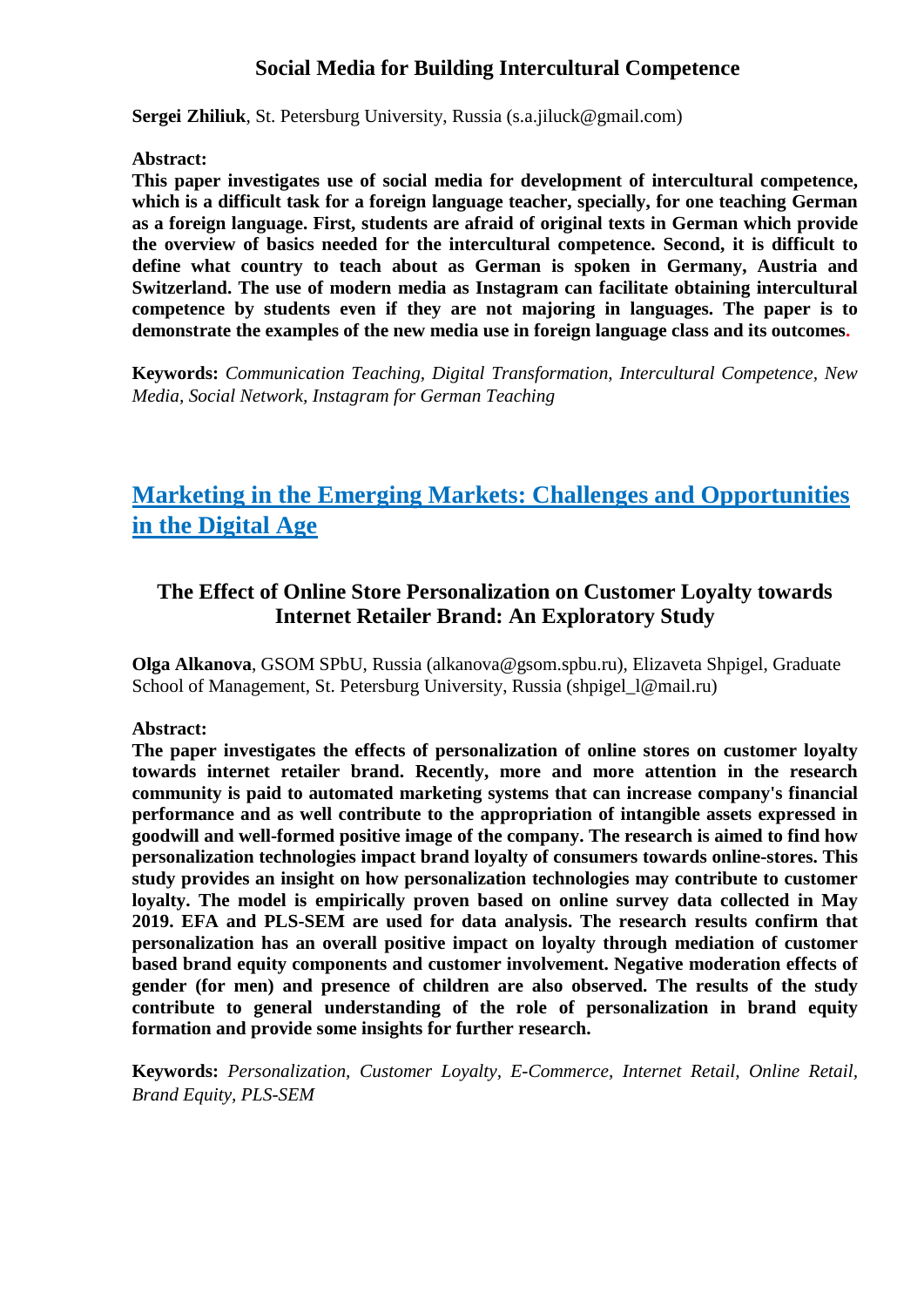## Social Media for Building Intercultural Competence

**Sergei Zhiliuk**, St. Petersburg University, Russia (s.a.jiluck@gmail.com)

**Abstract:**

**This paper investigates use of social media for development of intercultural competence, which is a difficult task for a foreign language teacher, specially, for one teaching German as a foreign language. First, students are afraid of original texts in German which provide the overview of basics needed for the intercultural competence. Second, it is difficult to define what country to teach about as German is spoken in Germany, Austria and Switzerland. The use of modern media as Instagram can facilitate obtaining intercultural competence by students even if they are not majoring in languages. The paper is to demonstrate the examples of the new media use in foreign language class and its outcomes.**

**Keywords:** *Communication Teaching, Digital Transformation, Intercultural Competence, New Media, Social Network, Instagram for German Teaching*

# Marketing in the Emerging Markets: Challenges and Opportunities in the Digital Age

## The Effect of Online Store Personalization on Customer Loyalty towards Internet Retailer Brand: An Exploratory Study

**Olga Alkanova**, GSOM SPbU, Russia (alkanova@gsom.spbu.ru), Elizaveta Shpigel, Graduate School of Management, St. Petersburg University, Russia (shpigel_l@mail.ru)

**Abstract:**

**The paper investigates the effects of personalization of online stores on customer loyalty towards internet retailer brand. Recently, more and more attention in the research community is paid to automated marketing systems that can increase company's financial performance and as well contribute to the appropriation of intangible assets expressed in goodwill and well-formed positive image of the company. The research is aimed to find how personalization technologies impact brand loyalty of consumers towards online-stores. This study provides an insight on how personalization technologies may contribute to customer loyalty. The model is empirically proven based on online survey data collected in May 2019. EFA and PLS-SEM are used for data analysis. The research results confirm that personalization has an overall positive impact on loyalty through mediation of customer based brand equity components and customer involvement. Negative moderation effects of gender (for men) and presence of children are also observed. The results of the study contribute to general understanding of the role of personalization in brand equity formation and provide some insights for further research.**

**Keywords:** *Personalization, Customer Loyalty, E-Commerce, Internet Retail, Online Retail, Brand Equity, PLS-SEM*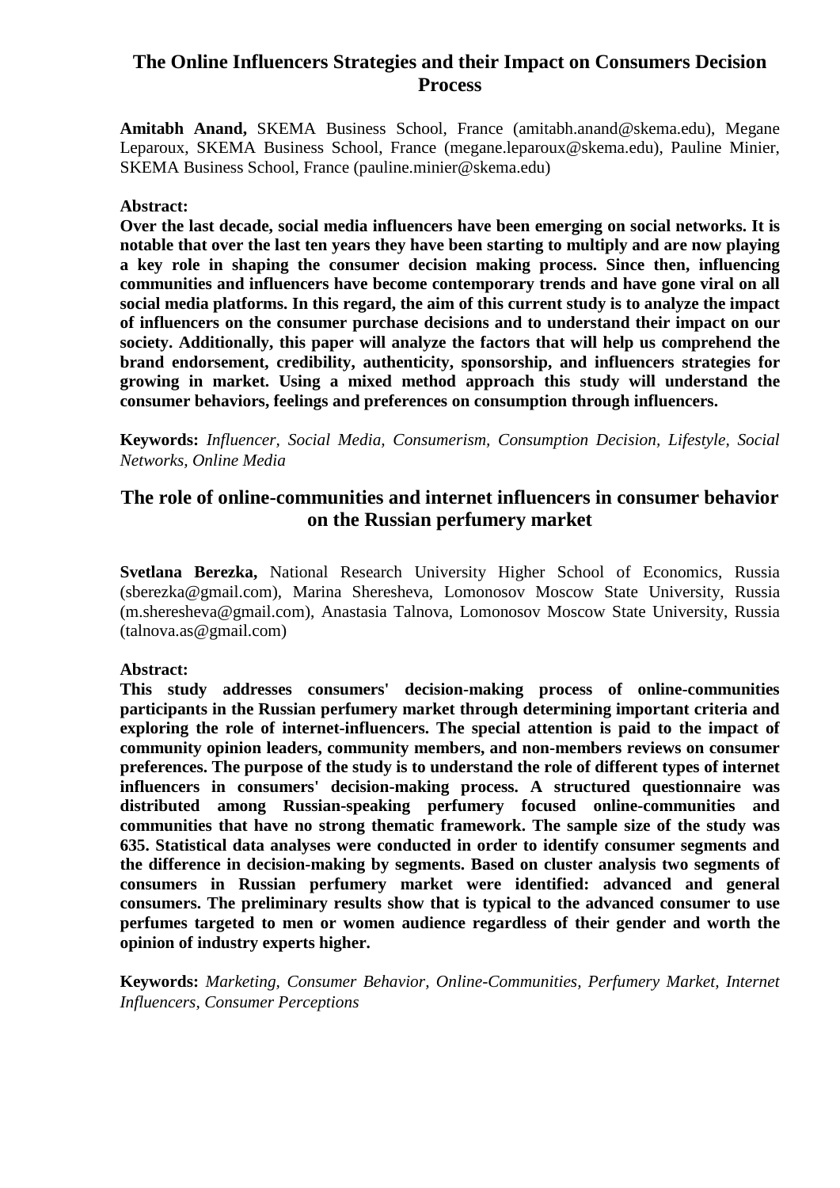## The Online Influencers Strategies and their Impact on Consumers Decision Process

**Amitabh Anand,** SKEMA Business School, France (amitabh.anand@skema.edu), Megane Leparoux, SKEMA Business School, France (megane.leparoux@skema.edu), Pauline Minier, SKEMA Business School, France (pauline.minier@skema.edu)

**Abstract:**

**Over the last decade, social media influencers have been emerging on social networks. It is notable that over the last ten years they have been starting to multiply and are now playing a key role in shaping the consumer decision making process. Since then, influencing communities and influencers have become contemporary trends and have gone viral on all social media platforms. In this regard, the aim of this current study is to analyze the impact of influencers on the consumer purchase decisions and to understand their impact on our society. Additionally, this paper will analyze the factors that will help us comprehend the brand endorsement, credibility, authenticity, sponsorship, and influencers strategies for growing in market. Using a mixed method approach this study will understand the consumer behaviors, feelings and preferences on consumption through influencers.**

**Keywords:** *Influencer, Social Media, Consumerism, Consumption Decision, Lifestyle, Social Networks, Online Media*

## The role of online-communities and internet influencers in consumer behavior on the Russian perfumery market

**Svetlana Berezka,** National Research University Higher School of Economics, Russia (sberezka@gmail.com), Marina Sheresheva, Lomonosov Moscow State University, Russia (m.sheresheva@gmail.com), Anastasia Talnova, Lomonosov Moscow State University, Russia (talnova.as@gmail.com)

**Abstract:**

**This study addresses consumers' decision-making process of online-communities participants in the Russian perfumery market through determining important criteria and exploring the role of internet-influencers. The special attention is paid to the impact of community opinion leaders, community members, and non-members reviews on consumer preferences. The purpose of the study is to understand the role of different types of internet influencers in consumers' decision-making process. A structured questionnaire was distributed among Russian-speaking perfumery focused online-communities and communities that have no strong thematic framework. The sample size of the study was 635. Statistical data analyses were conducted in order to identify consumer segments and the difference in decision-making by segments. Based on cluster analysis two segments of consumers in Russian perfumery market were identified: advanced and general consumers. The preliminary results show that is typical to the advanced consumer to use perfumes targeted to men or women audience regardless of their gender and worth the opinion of industry experts higher.**

**Keywords:** *Marketing, Consumer Behavior, Online-Communities, Perfumery Market, Internet Influencers, Consumer Perceptions*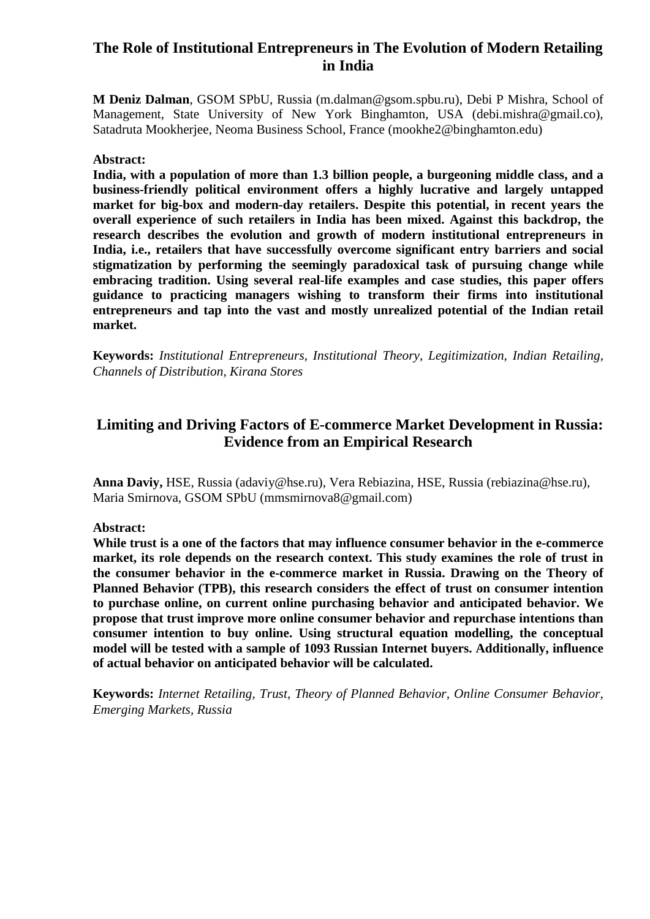## The Role of Institutional Entrepreneurs in The Evolution of Modern Retailing in India

**M Deniz Dalman**, GSOM SPbU, Russia (m.dalman@gsom.spbu.ru), Debi P Mishra, School of Management, State University of New York Binghamton, USA (debi.mishra@gmail.co), Satadruta Mookherjee, Neoma Business School, France (mookhe2@binghamton.edu)

**Abstract:**

**India, with a population of more than 1.3 billion people, a burgeoning middle class, and a business-friendly political environment offers a highly lucrative and largely untapped market for big-box and modern-day retailers. Despite this potential, in recent years the overall experience of such retailers in India has been mixed. Against this backdrop, the research describes the evolution and growth of modern institutional entrepreneurs in India, i.e., retailers that have successfully overcome significant entry barriers and social stigmatization by performing the seemingly paradoxical task of pursuing change while embracing tradition. Using several real-life examples and case studies, this paper offers guidance to practicing managers wishing to transform their firms into institutional entrepreneurs and tap into the vast and mostly unrealized potential of the Indian retail market.**

**Keywords:** *Institutional Entrepreneurs, Institutional Theory, Legitimization, Indian Retailing, Channels of Distribution, Kirana Stores*

## Limiting and Driving Factors of E-commerce Market Development in Russia: Evidence from an Empirical Research

**Anna Daviy,** HSE, Russia (adaviy@hse.ru), Vera Rebiazina, HSE, Russia (rebiazina@hse.ru), Maria Smirnova, GSOM SPbU (mmsmirnova8@gmail.com)

**Abstract:**

**While trust is a one of the factors that may influence consumer behavior in the e-commerce market, its role depends on the research context. This study examines the role of trust in the consumer behavior in the e-commerce market in Russia. Drawing on the Theory of Planned Behavior (TPB), this research considers the effect of trust on consumer intention to purchase online, on current online purchasing behavior and anticipated behavior. We propose that trust improve more online consumer behavior and repurchase intentions than consumer intention to buy online. Using structural equation modelling, the conceptual model will be tested with a sample of 1093 Russian Internet buyers. Additionally, influence of actual behavior on anticipated behavior will be calculated.**

**Keywords:** *Internet Retailing, Trust, Theory of Planned Behavior, Online Consumer Behavior, Emerging Markets, Russia*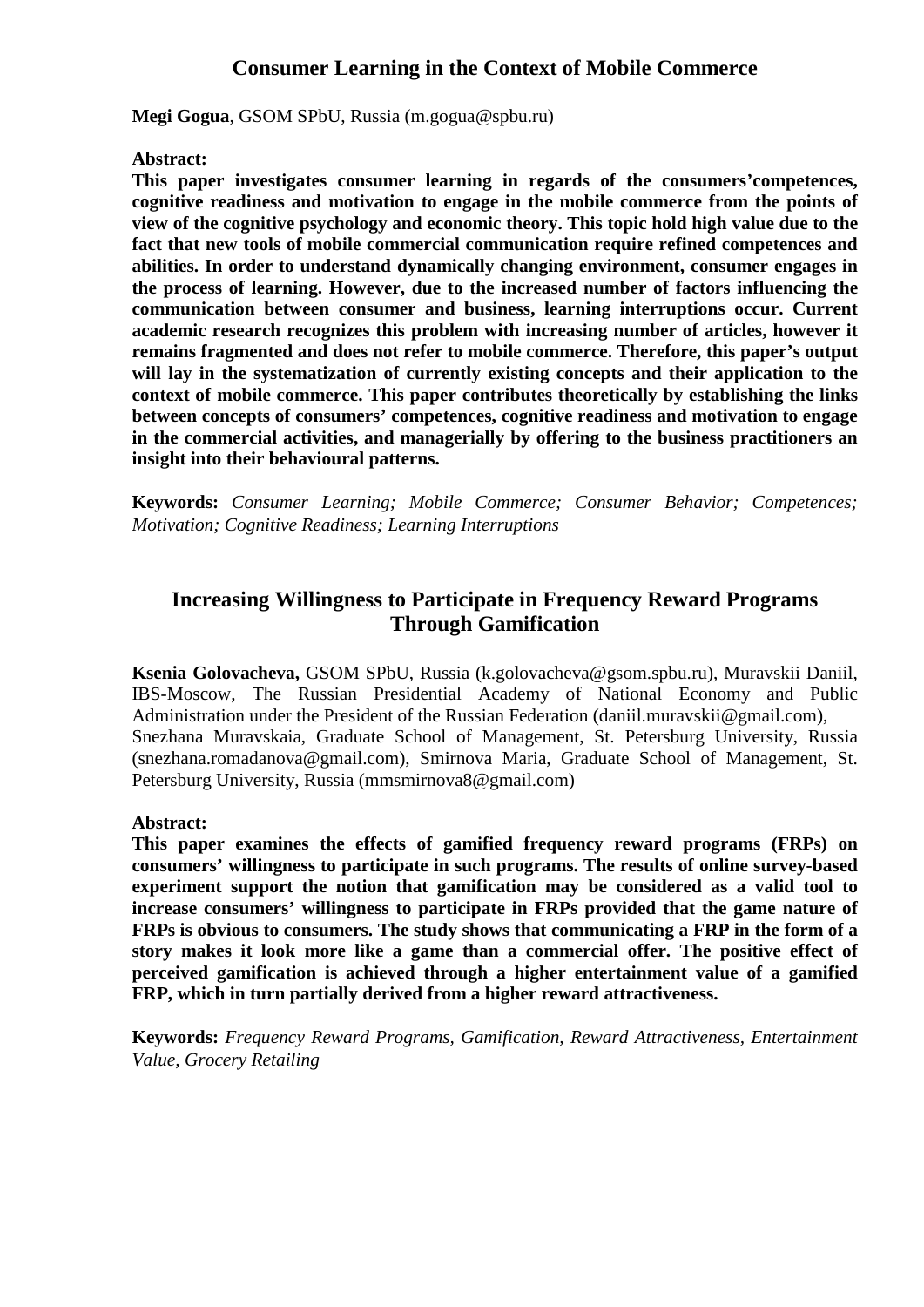## Consumer Learning in the Context of Mobile Commerce

**Megi Gogua**, GSOM SPbU, Russia (m.gogua@spbu.ru)

**Abstract:**

**This paper investigates consumer learning in regards of the consumers'competences, cognitive readiness and motivation to engage in the mobile commerce from the points of view of the cognitive psychology and economic theory. This topic hold high value due to the fact that new tools of mobile commercial communication require refined competences and abilities. In order to understand dynamically changing environment, consumer engages in the process of learning. However, due to the increased number of factors influencing the communication between consumer and business, learning interruptions occur. Current academic research recognizes this problem with increasing number of articles, however it remains fragmented and does not refer to mobile commerce. Therefore, this paper's output will lay in the systematization of currently existing concepts and their application to the context of mobile commerce. This paper contributes theoretically by establishing the links between concepts of consumers' competences, cognitive readiness and motivation to engage in the commercial activities, and managerially by offering to the business practitioners an insight into their behavioural patterns.**

**Keywords:** *Consumer Learning; Mobile Commerce; Consumer Behavior; Competences; Motivation; Cognitive Readiness; Learning Interruptions*

## Increasing Willingness to Participate in Frequency Reward Programs Through Gamification

**Ksenia Golovacheva,** GSOM SPbU, Russia (k.golovacheva@gsom.spbu.ru), Muravskii Daniil, IBS-Moscow, The Russian Presidential Academy of National Economy and Public Administration under the President of the Russian Federation (daniil.muravskii@gmail.com), Snezhana Muravskaia, Graduate School of Management, St. Petersburg University, Russia (snezhana.romadanova@gmail.com), Smirnova Maria, Graduate School of Management, St. Petersburg University, Russia (mmsmirnova8@gmail.com)

**Abstract:**

**This paper examines the effects of gamified frequency reward programs (FRPs) on consumers' willingness to participate in such programs. The results of online survey-based experiment support the notion that gamification may be considered as a valid tool to increase consumers' willingness to participate in FRPs provided that the game nature of FRPs is obvious to consumers. The study shows that communicating a FRP in the form of a story makes it look more like a game than a commercial offer. The positive effect of perceived gamification is achieved through a higher entertainment value of a gamified FRP, which in turn partially derived from a higher reward attractiveness.**

**Keywords:** *Frequency Reward Programs, Gamification, Reward Attractiveness, Entertainment Value, Grocery Retailing*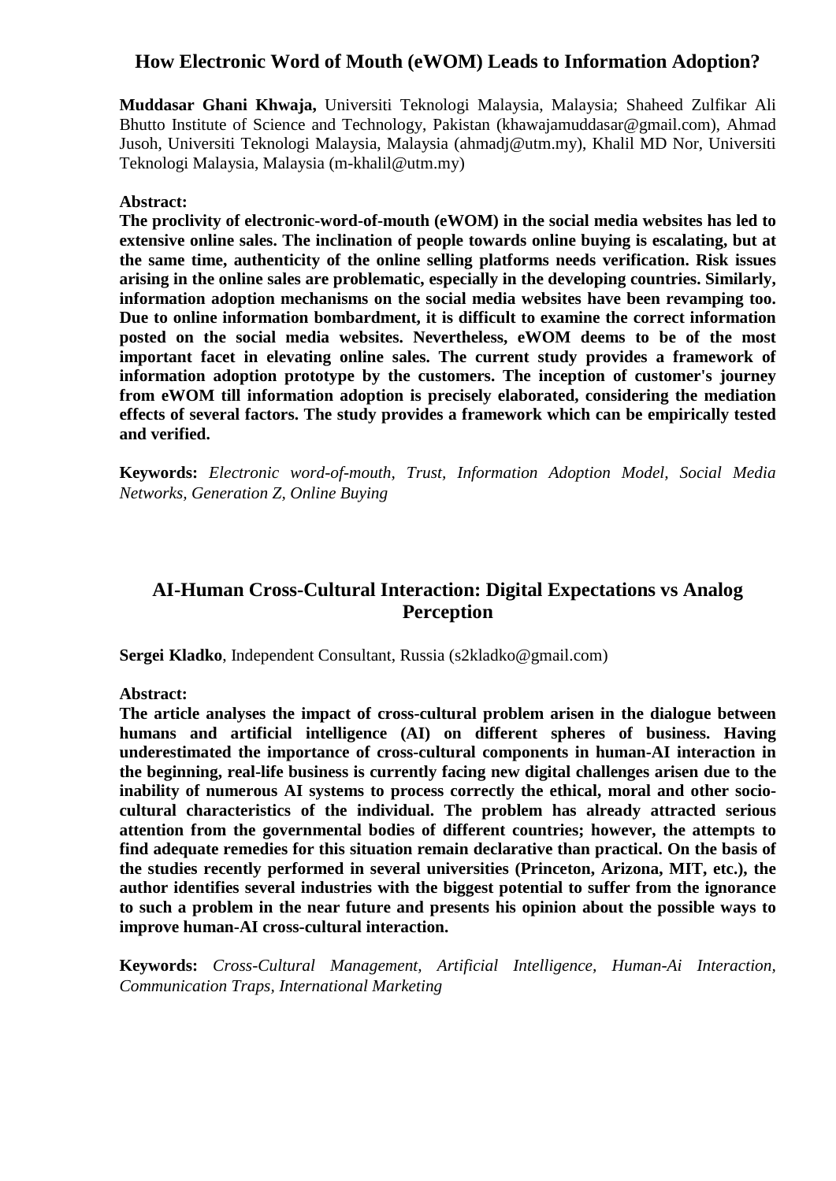## How Electronic Word of Mouth (eWOM) Leads to Information Adoption?

**Muddasar Ghani Khwaja,** Universiti Teknologi Malaysia, Malaysia; Shaheed Zulfikar Ali Bhutto Institute of Science and Technology, Pakistan (khawajamuddasar@gmail.com), Ahmad Jusoh, Universiti Teknologi Malaysia, Malaysia (ahmadj@utm.my), Khalil MD Nor, Universiti Teknologi Malaysia, Malaysia (m-khalil@utm.my)

**Abstract:**

**The proclivity of electronic-word-of-mouth (eWOM) in the social media websites has led to extensive online sales. The inclination of people towards online buying is escalating, but at the same time, authenticity of the online selling platforms needs verification. Risk issues arising in the online sales are problematic, especially in the developing countries. Similarly, information adoption mechanisms on the social media websites have been revamping too. Due to online information bombardment, it is difficult to examine the correct information posted on the social media websites. Nevertheless, eWOM deems to be of the most important facet in elevating online sales. The current study provides a framework of information adoption prototype by the customers. The inception of customer's journey from eWOM till information adoption is precisely elaborated, considering the mediation effects of several factors. The study provides a framework which can be empirically tested and verified.**

**Keywords:** *Electronic word-of-mouth, Trust, Information Adoption Model, Social Media Networks, Generation Z, Online Buying*

## AI-Human Cross-Cultural Interaction: Digital Expectations vs Analog Perception

**Sergei Kladko**, Independent Consultant, Russia (s2kladko@gmail.com)

**Abstract:**

**The article analyses the impact of cross-cultural problem arisen in the dialogue between humans and artificial intelligence (AI) on different spheres of business. Having underestimated the importance of cross-cultural components in human-AI interaction in the beginning, real-life business is currently facing new digital challenges arisen due to the inability of numerous AI systems to process correctly the ethical, moral and other socio-cultural characteristics of the individual. The problem has already attracted serious attention from the governmental bodies of different countries; however, the attempts to find adequate remedies for this situation remain declarative than practical. On the basis of the studies recently performed in several universities (Princeton, Arizona, MIT, etc.), the author identifies several industries with the biggest potential to suffer from the ignorance to such a problem in the near future and presents his opinion about the possible ways to improve human-AI cross-cultural interaction.**

**Keywords:** *Cross-Cultural Management, Artificial Intelligence, Human-Ai Interaction, Communication Traps, International Marketing*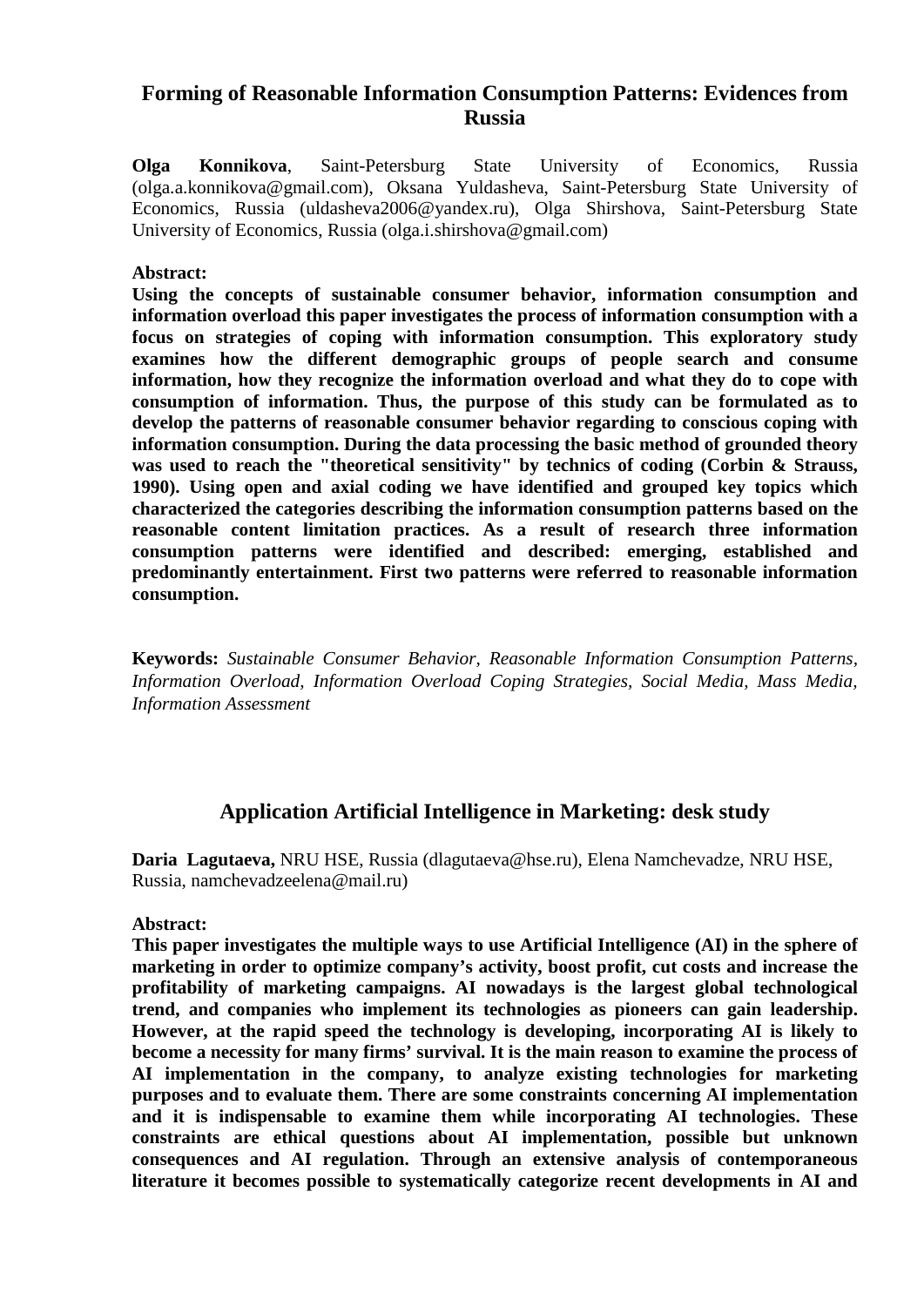## Forming of Reasonable Information Consumption Patterns: Evidences from Russia

**Olga Konnikova**, Saint-Petersburg State University of Economics, Russia (olga.a.konnikova@gmail.com), Oksana Yuldasheva, Saint-Petersburg State University of Economics, Russia (uldasheva2006@yandex.ru), Olga Shirshova, Saint-Petersburg State University of Economics, Russia (olga.i.shirshova@gmail.com)

**Abstract:**

**Using the concepts of sustainable consumer behavior, information consumption and information overload this paper investigates the process of information consumption with a focus on strategies of coping with information consumption. This exploratory study examines how the different demographic groups of people search and consume information, how they recognize the information overload and what they do to cope with consumption of information. Thus, the purpose of this study can be formulated as to develop the patterns of reasonable consumer behavior regarding to conscious coping with information consumption. During the data processing the basic method of grounded theory was used to reach the "theoretical sensitivity" by technics of coding (Corbin & Strauss, 1990). Using open and axial coding we have identified and grouped key topics which characterized the categories describing the information consumption patterns based on the reasonable content limitation practices. As a result of research three information consumption patterns were identified and described: emerging, established and predominantly entertainment. First two patterns were referred to reasonable information consumption.**

**Keywords:** *Sustainable Consumer Behavior, Reasonable Information Consumption Patterns, Information Overload, Information Overload Coping Strategies, Social Media, Mass Media, Information Assessment*

## Application Artificial Intelligence in Marketing: desk study

**Daria Lagutaeva,** NRU HSE, Russia (dlagutaeva@hse.ru), Elena Namchevadze, NRU HSE, Russia, namchevadzeelena@mail.ru)

**Abstract:**

**This paper investigates the multiple ways to use Artificial Intelligence (AI) in the sphere of marketing in order to optimize company's activity, boost profit, cut costs and increase the profitability of marketing campaigns. AI nowadays is the largest global technological trend, and companies who implement its technologies as pioneers can gain leadership. However, at the rapid speed the technology is developing, incorporating AI is likely to become a necessity for many firms' survival. It is the main reason to examine the process of AI implementation in the company, to analyze existing technologies for marketing purposes and to evaluate them. There are some constraints concerning AI implementation and it is indispensable to examine them while incorporating AI technologies. These constraints are ethical questions about AI implementation, possible but unknown consequences and AI regulation. Through an extensive analysis of contemporaneous literature it becomes possible to systematically categorize recent developments in AI and**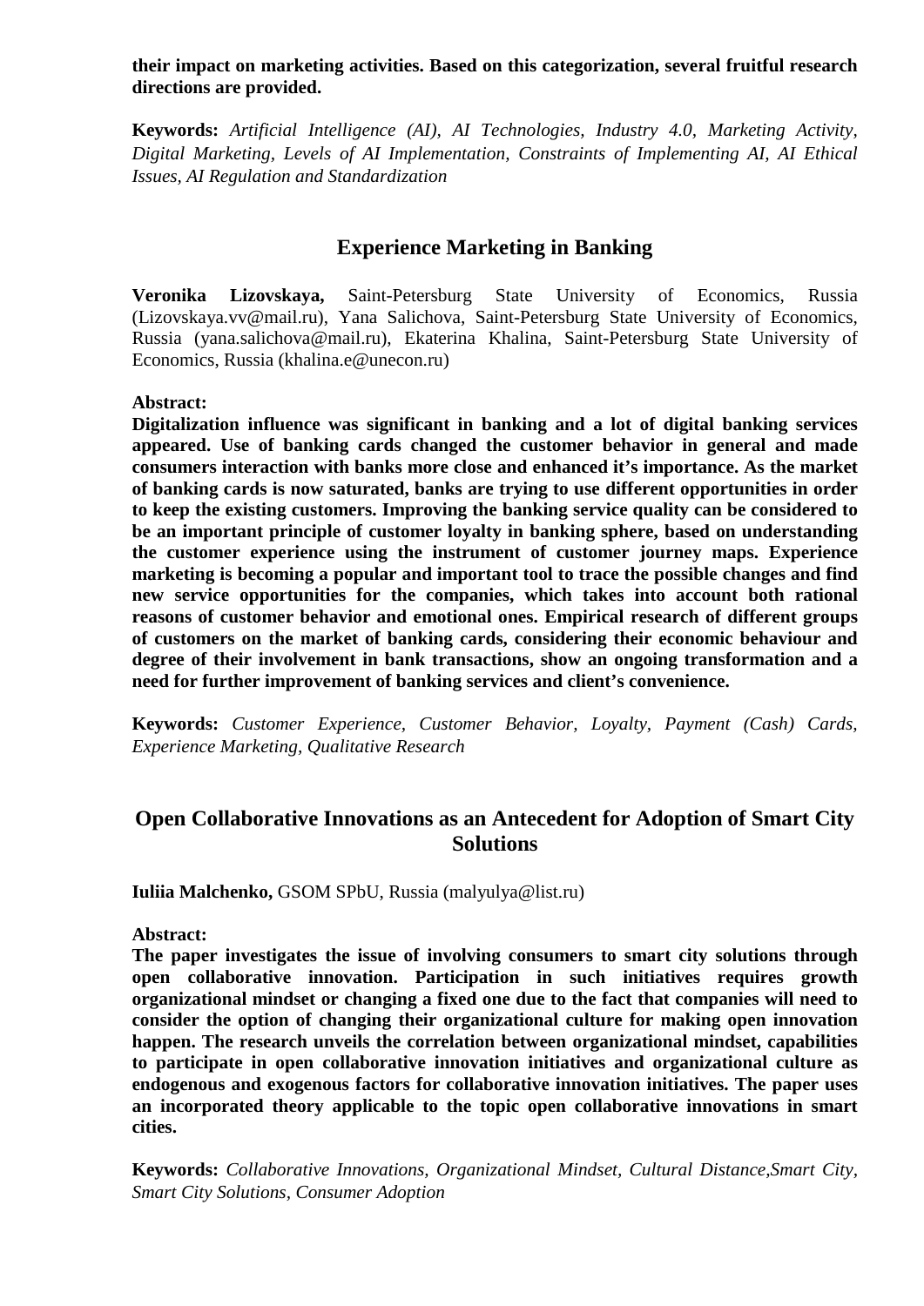**their impact on marketing activities. Based on this categorization, several fruitful research directions are provided.**

**Keywords:** *Artificial Intelligence (AI), AI Technologies, Industry 4.0, Marketing Activity, Digital Marketing, Levels of AI Implementation, Constraints of Implementing AI, AI Ethical Issues, AI Regulation and Standardization*

## Experience Marketing in Banking

**Veronika Lizovskaya,** Saint-Petersburg State University of Economics, Russia (Lizovskaya.vv@mail.ru), Yana Salichova, Saint-Petersburg State University of Economics, Russia (yana.salichova@mail.ru), Ekaterina Khalina, Saint-Petersburg State University of Economics, Russia (khalina.e@unecon.ru)

**Abstract:**

**Digitalization influence was significant in banking and a lot of digital banking services appeared. Use of banking cards changed the customer behavior in general and made consumers interaction with banks more close and enhanced it's importance. As the market of banking cards is now saturated, banks are trying to use different opportunities in order to keep the existing customers. Improving the banking service quality can be considered to be an important principle of customer loyalty in banking sphere, based on understanding the customer experience using the instrument of customer journey maps. Experience marketing is becoming a popular and important tool to trace the possible changes and find new service opportunities for the companies, which takes into account both rational reasons of customer behavior and emotional ones. Empirical research of different groups of customers on the market of banking cards, considering their economic behaviour and degree of their involvement in bank transactions, show an ongoing transformation and a need for further improvement of banking services and client's convenience.**

**Keywords:** *Customer Experience, Customer Behavior, Loyalty, Payment (Cash) Cards, Experience Marketing, Qualitative Research*

## Open Collaborative Innovations as an Antecedent for Adoption of Smart City Solutions

**Iuliia Malchenko,** GSOM SPbU, Russia (malyulya@list.ru)

**Abstract:**

**The paper investigates the issue of involving consumers to smart city solutions through open collaborative innovation. Participation in such initiatives requires growth organizational mindset or changing a fixed one due to the fact that companies will need to consider the option of changing their organizational culture for making open innovation happen. The research unveils the correlation between organizational mindset, capabilities to participate in open collaborative innovation initiatives and organizational culture as endogenous and exogenous factors for collaborative innovation initiatives. The paper uses an incorporated theory applicable to the topic open collaborative innovations in smart cities.**

**Keywords:** *Collaborative Innovations, Organizational Mindset, Cultural Distance,Smart City, Smart City Solutions, Consumer Adoption*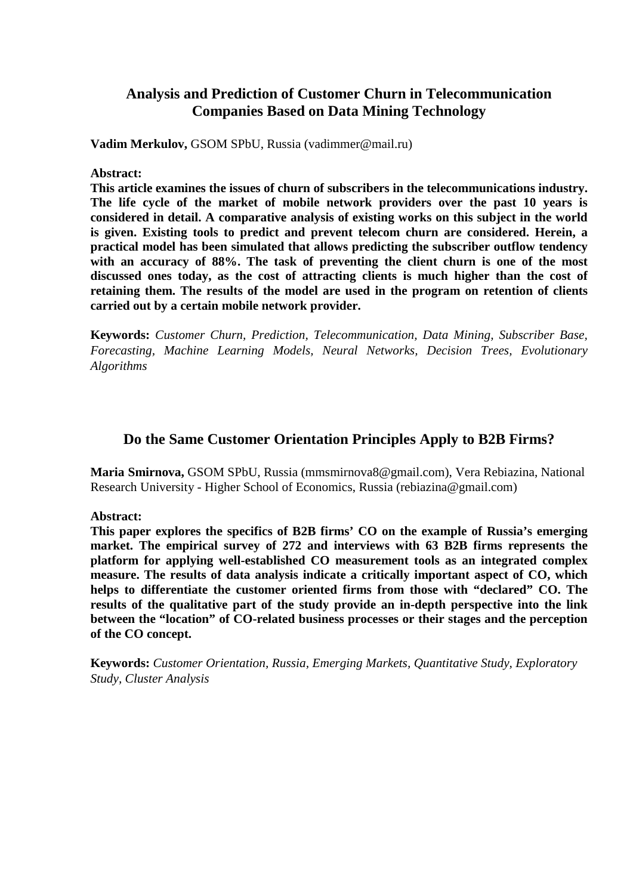## Analysis and Prediction of Customer Churn in Telecommunication Companies Based on Data Mining Technology

**Vadim Merkulov,** GSOM SPbU, Russia (vadimmer@mail.ru)

**Abstract:**

**This article examines the issues of churn of subscribers in the telecommunications industry. The life cycle of the market of mobile network providers over the past 10 years is considered in detail. A comparative analysis of existing works on this subject in the world is given. Existing tools to predict and prevent telecom churn are considered. Herein, a practical model has been simulated that allows predicting the subscriber outflow tendency with an accuracy of 88%. The task of preventing the client churn is one of the most discussed ones today, as the cost of attracting clients is much higher than the cost of retaining them. The results of the model are used in the program on retention of clients carried out by a certain mobile network provider.**

**Keywords:** *Customer Churn, Prediction, Telecommunication, Data Mining, Subscriber Base, Forecasting, Machine Learning Models, Neural Networks, Decision Trees, Evolutionary Algorithms*

## Do the Same Customer Orientation Principles Apply to B2B Firms?

**Maria Smirnova,** GSOM SPbU, Russia (mmsmirnova8@gmail.com), Vera Rebiazina, National Research University - Higher School of Economics, Russia (rebiazina@gmail.com)

**Abstract:**

**This paper explores the specifics of B2B firms' CO on the example of Russia's emerging market. The empirical survey of 272 and interviews with 63 B2B firms represents the platform for applying well-established CO measurement tools as an integrated complex measure. The results of data analysis indicate a critically important aspect of CO, which helps to differentiate the customer oriented firms from those with "declared" CO. The results of the qualitative part of the study provide an in-depth perspective into the link between the "location" of CO-related business processes or their stages and the perception of the CO concept.**

**Keywords:** *Customer Orientation, Russia, Emerging Markets, Quantitative Study, Exploratory Study, Cluster Analysis*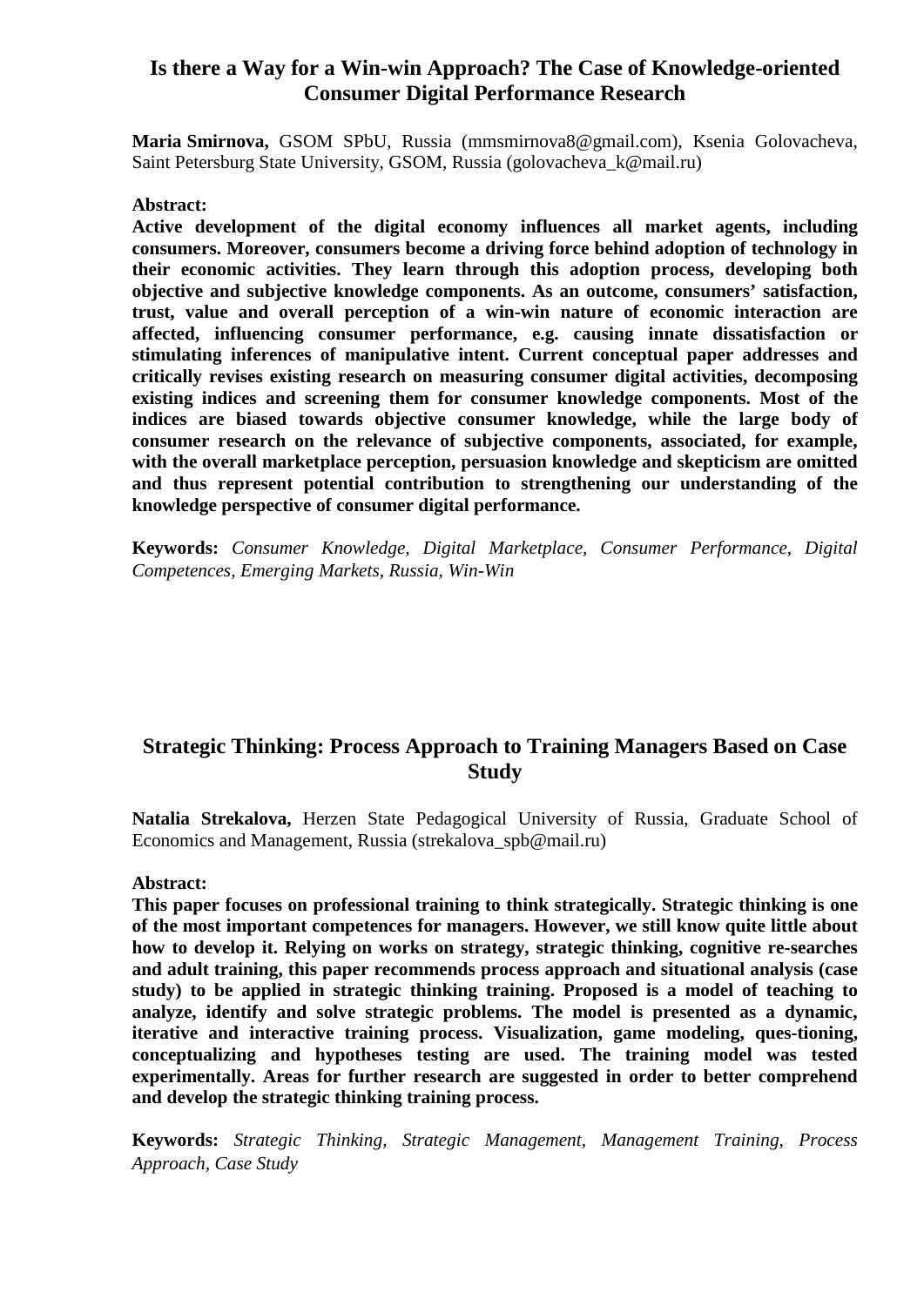## Is there a Way for a Win-win Approach? The Case of Knowledge-oriented Consumer Digital Performance Research

**Maria Smirnova,** GSOM SPbU, Russia (mmsmirnova8@gmail.com), Ksenia Golovacheva, Saint Petersburg State University, GSOM, Russia (golovacheva_k@mail.ru)

**Abstract:**

**Active development of the digital economy influences all market agents, including consumers. Moreover, consumers become a driving force behind adoption of technology in their economic activities. They learn through this adoption process, developing both objective and subjective knowledge components. As an outcome, consumers' satisfaction, trust, value and overall perception of a win-win nature of economic interaction are affected, influencing consumer performance, e.g. causing innate dissatisfaction or stimulating inferences of manipulative intent. Current conceptual paper addresses and critically revises existing research on measuring consumer digital activities, decomposing existing indices and screening them for consumer knowledge components. Most of the indices are biased towards objective consumer knowledge, while the large body of consumer research on the relevance of subjective components, associated, for example, with the overall marketplace perception, persuasion knowledge and skepticism are omitted and thus represent potential contribution to strengthening our understanding of the knowledge perspective of consumer digital performance.**

**Keywords:** *Consumer Knowledge, Digital Marketplace, Consumer Performance, Digital Competences, Emerging Markets, Russia, Win-Win*

## Strategic Thinking: Process Approach to Training Managers Based on Case Study

**Natalia Strekalova,** Herzen State Pedagogical University of Russia, Graduate School of Economics and Management, Russia (strekalova_spb@mail.ru)

**Abstract:**

**This paper focuses on professional training to think strategically. Strategic thinking is one of the most important competences for managers. However, we still know quite little about how to develop it. Relying on works on strategy, strategic thinking, cognitive re-searches and adult training, this paper recommends process approach and situational analysis (case study) to be applied in strategic thinking training. Proposed is a model of teaching to analyze, identify and solve strategic problems. The model is presented as a dynamic, iterative and interactive training process. Visualization, game modeling, ques-tioning, conceptualizing and hypotheses testing are used. The training model was tested experimentally. Areas for further research are suggested in order to better comprehend and develop the strategic thinking training process.**

**Keywords:** *Strategic Thinking, Strategic Management, Management Training, Process Approach, Case Study*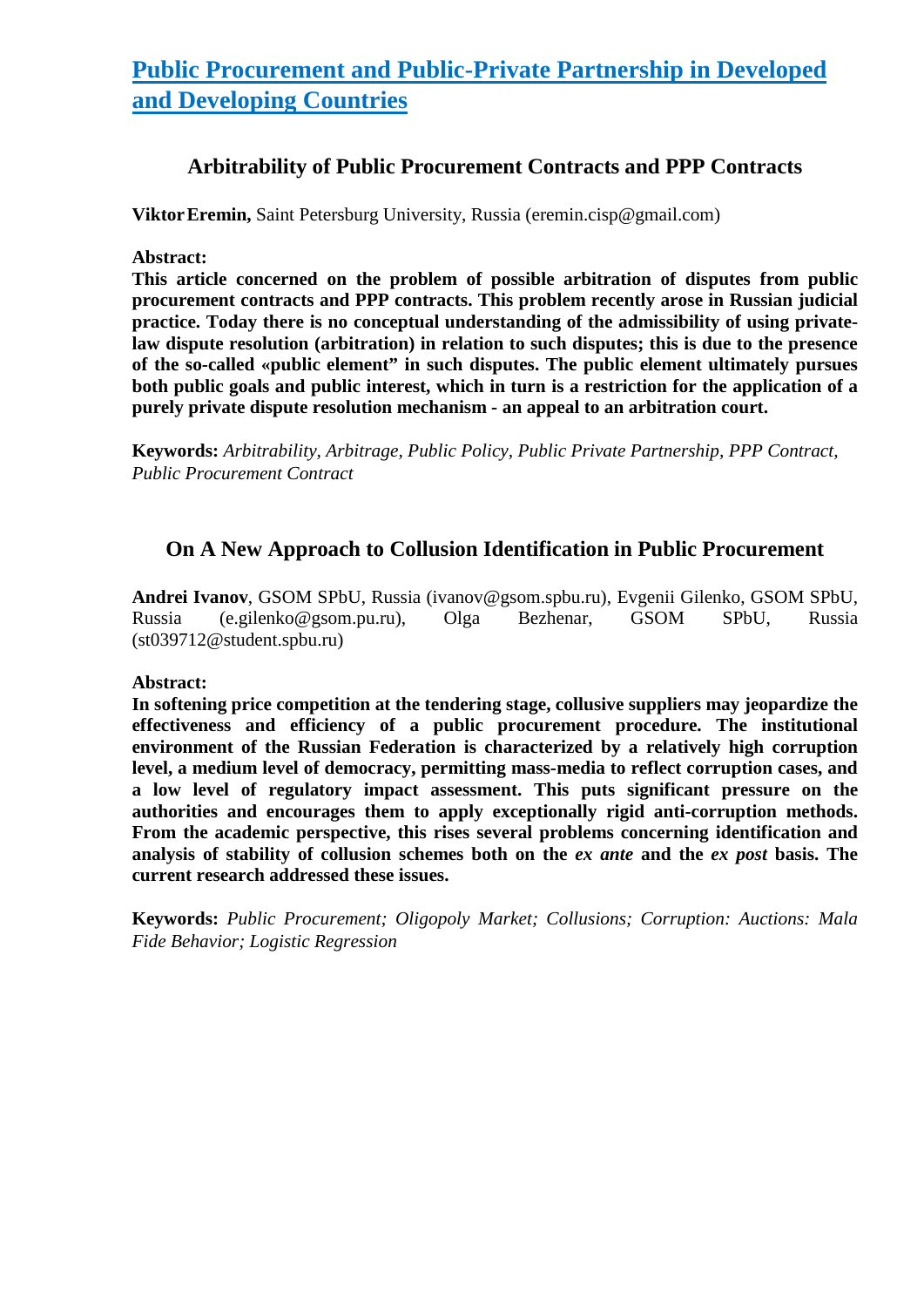# [Public Procurement and Public-Private Partnership in Developed and Developing Countries]

## Arbitrability of Public Procurement Contracts and PPP Contracts

**Viktor Eremin,** Saint Petersburg University, Russia (eremin.cisp@gmail.com)

**Abstract:**

**This article concerned on the problem of possible arbitration of disputes from public procurement contracts and PPP contracts. This problem recently arose in Russian judicial practice. Today there is no conceptual understanding of the admissibility of using private-law dispute resolution (arbitration) in relation to such disputes; this is due to the presence of the so-called «public element" in such disputes. The public element ultimately pursues both public goals and public interest, which in turn is a restriction for the application of a purely private dispute resolution mechanism - an appeal to an arbitration court.**

**Keywords:** *Arbitrability, Arbitrage, Public Policy, Public Private Partnership, PPP Contract, Public Procurement Contract*

## On A New Approach to Collusion Identification in Public Procurement

**Andrei Ivanov**, GSOM SPbU, Russia (ivanov@gsom.spbu.ru), Evgenii Gilenko, GSOM SPbU, Russia (e.gilenko@gsom.pu.ru), Olga Bezhenar, GSOM SPbU, Russia (st039712@student.spbu.ru)

**Abstract:**

**In softening price competition at the tendering stage, collusive suppliers may jeopardize the effectiveness and efficiency of a public procurement procedure. The institutional environment of the Russian Federation is characterized by a relatively high corruption level, a medium level of democracy, permitting mass-media to reflect corruption cases, and a low level of regulatory impact assessment. This puts significant pressure on the authorities and encourages them to apply exceptionally rigid anti-corruption methods. From the academic perspective, this rises several problems concerning identification and analysis of stability of collusion schemes both on the *ex ante* and the *ex post* basis. The current research addressed these issues.**

**Keywords:** *Public Procurement; Oligopoly Market; Collusions; Corruption: Auctions: Mala Fide Behavior; Logistic Regression*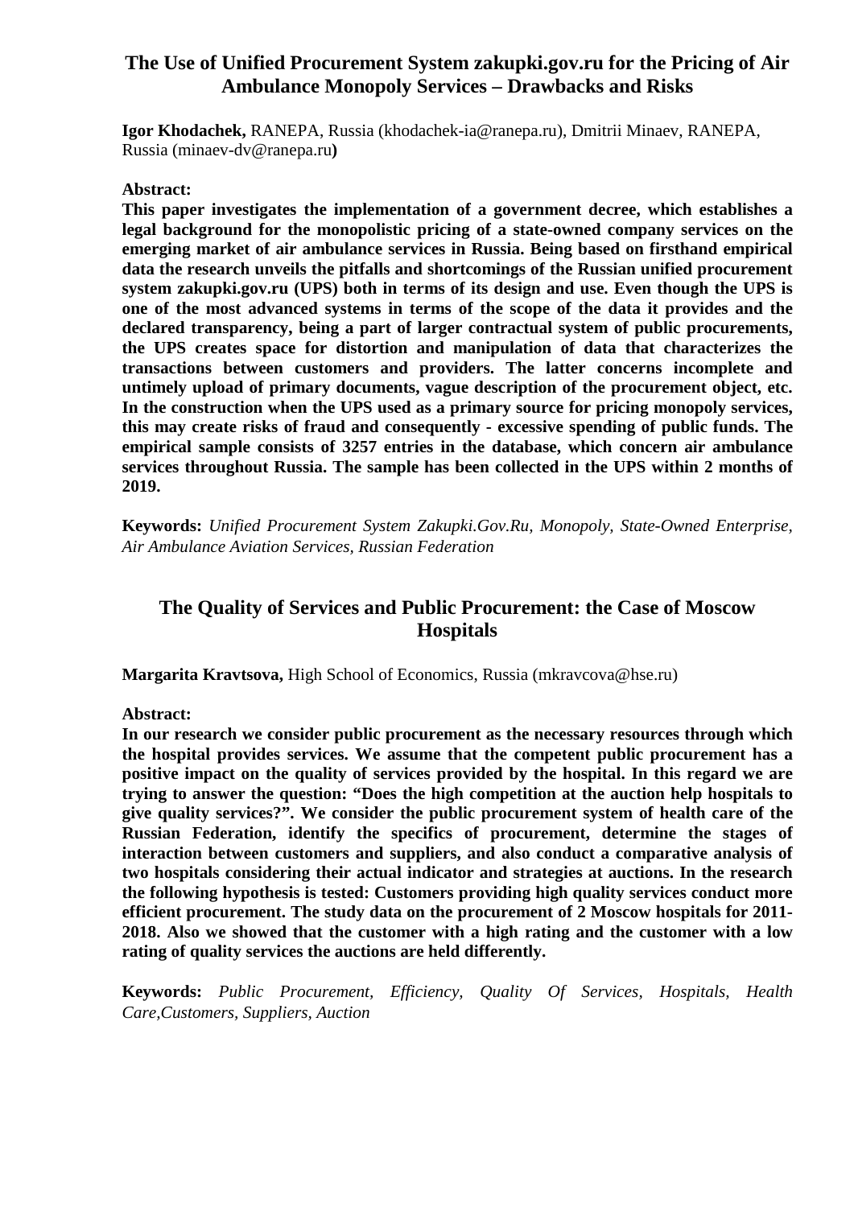## The Use of Unified Procurement System zakupki.gov.ru for the Pricing of Air Ambulance Monopoly Services – Drawbacks and Risks

**Igor Khodachek,** RANEPA, Russia (khodachek-ia@ranepa.ru), Dmitrii Minaev, RANEPA, Russia (minaev-dv@ranepa.ru**)**

**Abstract:**

**This paper investigates the implementation of a government decree, which establishes a legal background for the monopolistic pricing of a state-owned company services on the emerging market of air ambulance services in Russia. Being based on firsthand empirical data the research unveils the pitfalls and shortcomings of the Russian unified procurement system zakupki.gov.ru (UPS) both in terms of its design and use. Even though the UPS is one of the most advanced systems in terms of the scope of the data it provides and the declared transparency, being a part of larger contractual system of public procurements, the UPS creates space for distortion and manipulation of data that characterizes the transactions between customers and providers. The latter concerns incomplete and untimely upload of primary documents, vague description of the procurement object, etc. In the construction when the UPS used as a primary source for pricing monopoly services, this may create risks of fraud and consequently - excessive spending of public funds. The empirical sample consists of 3257 entries in the database, which concern air ambulance services throughout Russia. The sample has been collected in the UPS within 2 months of 2019.**

**Keywords:** *Unified Procurement System Zakupki.Gov.Ru, Monopoly, State-Owned Enterprise, Air Ambulance Aviation Services, Russian Federation*

## The Quality of Services and Public Procurement: the Case of Moscow Hospitals

**Margarita Kravtsova,** High School of Economics, Russia (mkravcova@hse.ru)

**Abstract:**

**In our research we consider public procurement as the necessary resources through which the hospital provides services. We assume that the competent public procurement has a positive impact on the quality of services provided by the hospital. In this regard we are trying to answer the question: "Does the high competition at the auction help hospitals to give quality services?". We consider the public procurement system of health care of the Russian Federation, identify the specifics of procurement, determine the stages of interaction between customers and suppliers, and also conduct a comparative analysis of two hospitals considering their actual indicator and strategies at auctions. In the research the following hypothesis is tested: Customers providing high quality services conduct more efficient procurement. The study data on the procurement of 2 Moscow hospitals for 2011-2018. Also we showed that the customer with a high rating and the customer with a low rating of quality services the auctions are held differently.**

**Keywords:** *Public Procurement, Efficiency, Quality Of Services, Hospitals, Health Care,Customers, Suppliers, Auction*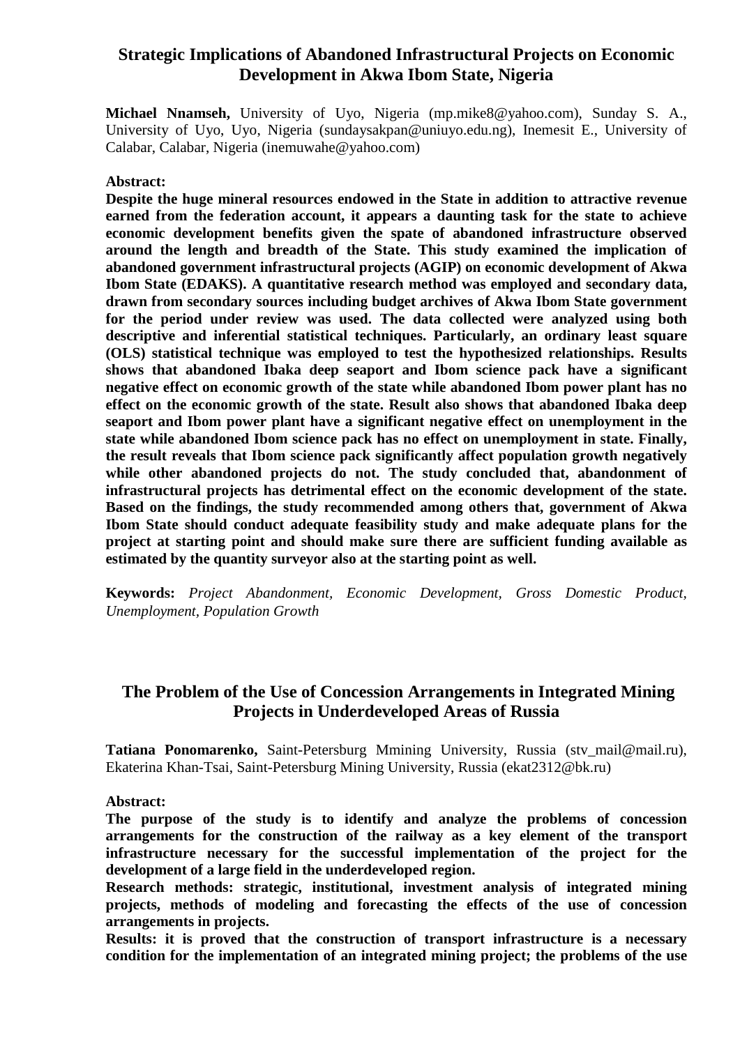## Strategic Implications of Abandoned Infrastructural Projects on Economic Development in Akwa Ibom State, Nigeria

**Michael Nnamseh,** University of Uyo, Nigeria (mp.mike8@yahoo.com), Sunday S. A., University of Uyo, Uyo, Nigeria (sundaysakpan@uniuyo.edu.ng), Inemesit E., University of Calabar, Calabar, Nigeria (inemuwahe@yahoo.com)

**Abstract:**

**Despite the huge mineral resources endowed in the State in addition to attractive revenue earned from the federation account, it appears a daunting task for the state to achieve economic development benefits given the spate of abandoned infrastructure observed around the length and breadth of the State. This study examined the implication of abandoned government infrastructural projects (AGIP) on economic development of Akwa Ibom State (EDAKS). A quantitative research method was employed and secondary data, drawn from secondary sources including budget archives of Akwa Ibom State government for the period under review was used. The data collected were analyzed using both descriptive and inferential statistical techniques. Particularly, an ordinary least square (OLS) statistical technique was employed to test the hypothesized relationships. Results shows that abandoned Ibaka deep seaport and Ibom science pack have a significant negative effect on economic growth of the state while abandoned Ibom power plant has no effect on the economic growth of the state. Result also shows that abandoned Ibaka deep seaport and Ibom power plant have a significant negative effect on unemployment in the state while abandoned Ibom science pack has no effect on unemployment in state. Finally, the result reveals that Ibom science pack significantly affect population growth negatively while other abandoned projects do not. The study concluded that, abandonment of infrastructural projects has detrimental effect on the economic development of the state. Based on the findings, the study recommended among others that, government of Akwa Ibom State should conduct adequate feasibility study and make adequate plans for the project at starting point and should make sure there are sufficient funding available as estimated by the quantity surveyor also at the starting point as well.**

**Keywords:** *Project Abandonment, Economic Development, Gross Domestic Product, Unemployment, Population Growth*

## The Problem of the Use of Concession Arrangements in Integrated Mining Projects in Underdeveloped Areas of Russia

**Tatiana Ponomarenko,** Saint-Petersburg Mmining University, Russia (stv_mail@mail.ru), Ekaterina Khan-Tsai, Saint-Petersburg Mining University, Russia (ekat2312@bk.ru)

**Abstract:**

**The purpose of the study is to identify and analyze the problems of concession arrangements for the construction of the railway as a key element of the transport infrastructure necessary for the successful implementation of the project for the development of a large field in the underdeveloped region.**

**Research methods: strategic, institutional, investment analysis of integrated mining projects, methods of modeling and forecasting the effects of the use of concession arrangements in projects.**

**Results: it is proved that the construction of transport infrastructure is a necessary condition for the implementation of an integrated mining project; the problems of the use**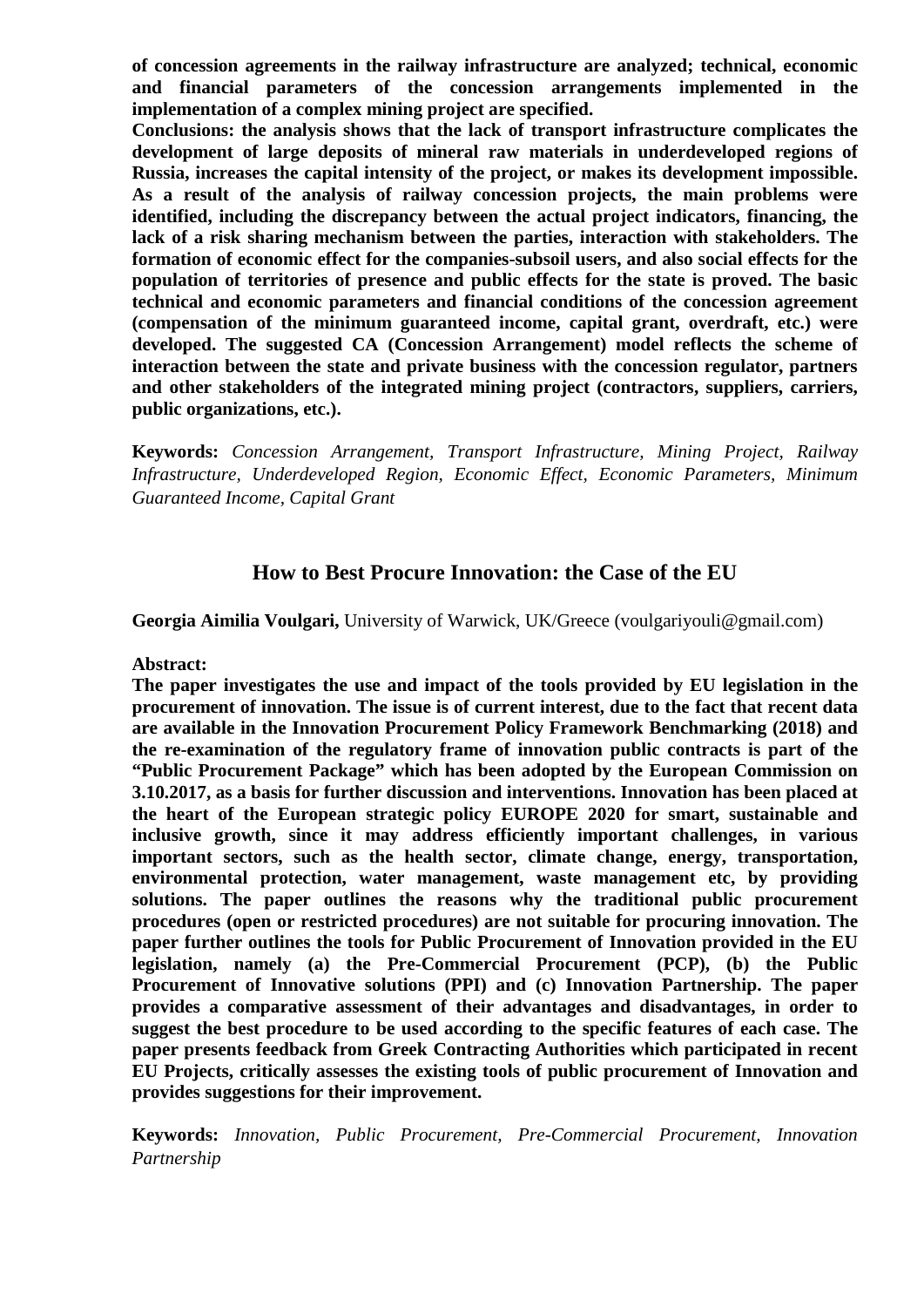**of concession agreements in the railway infrastructure are analyzed; technical, economic and financial parameters of the concession arrangements implemented in the implementation of a complex mining project are specified.**

**Conclusions: the analysis shows that the lack of transport infrastructure complicates the development of large deposits of mineral raw materials in underdeveloped regions of Russia, increases the capital intensity of the project, or makes its development impossible. As a result of the analysis of railway concession projects, the main problems were identified, including the discrepancy between the actual project indicators, financing, the lack of a risk sharing mechanism between the parties, interaction with stakeholders. The formation of economic effect for the companies-subsoil users, and also social effects for the population of territories of presence and public effects for the state is proved. The basic technical and economic parameters and financial conditions of the concession agreement (compensation of the minimum guaranteed income, capital grant, overdraft, etc.) were developed. The suggested CA (Concession Arrangement) model reflects the scheme of interaction between the state and private business with the concession regulator, partners and other stakeholders of the integrated mining project (contractors, suppliers, carriers, public organizations, etc.).**

**Keywords:** *Concession Arrangement, Transport Infrastructure, Mining Project, Railway Infrastructure, Underdeveloped Region, Economic Effect, Economic Parameters, Minimum Guaranteed Income, Capital Grant*

## How to Best Procure Innovation: the Case of the EU

**Georgia Aimilia Voulgari,** University of Warwick, UK/Greece (voulgariyouli@gmail.com)

**Abstract:**

**The paper investigates the use and impact of the tools provided by EU legislation in the procurement of innovation. The issue is of current interest, due to the fact that recent data are available in the Innovation Procurement Policy Framework Benchmarking (2018) and the re-examination of the regulatory frame of innovation public contracts is part of the "Public Procurement Package" which has been adopted by the European Commission on 3.10.2017, as a basis for further discussion and interventions. Innovation has been placed at the heart of the European strategic policy EUROPE 2020 for smart, sustainable and inclusive growth, since it may address efficiently important challenges, in various important sectors, such as the health sector, climate change, energy, transportation, environmental protection, water management, waste management etc, by providing solutions. The paper outlines the reasons why the traditional public procurement procedures (open or restricted procedures) are not suitable for procuring innovation. The paper further outlines the tools for Public Procurement of Innovation provided in the EU legislation, namely (a) the Pre-Commercial Procurement (PCP), (b) the Public Procurement of Innovative solutions (PPI) and (c) Innovation Partnership. The paper provides a comparative assessment of their advantages and disadvantages, in order to suggest the best procedure to be used according to the specific features of each case. The paper presents feedback from Greek Contracting Authorities which participated in recent EU Projects, critically assesses the existing tools of public procurement of Innovation and provides suggestions for their improvement.**

**Keywords:** *Innovation, Public Procurement, Pre-Commercial Procurement, Innovation Partnership*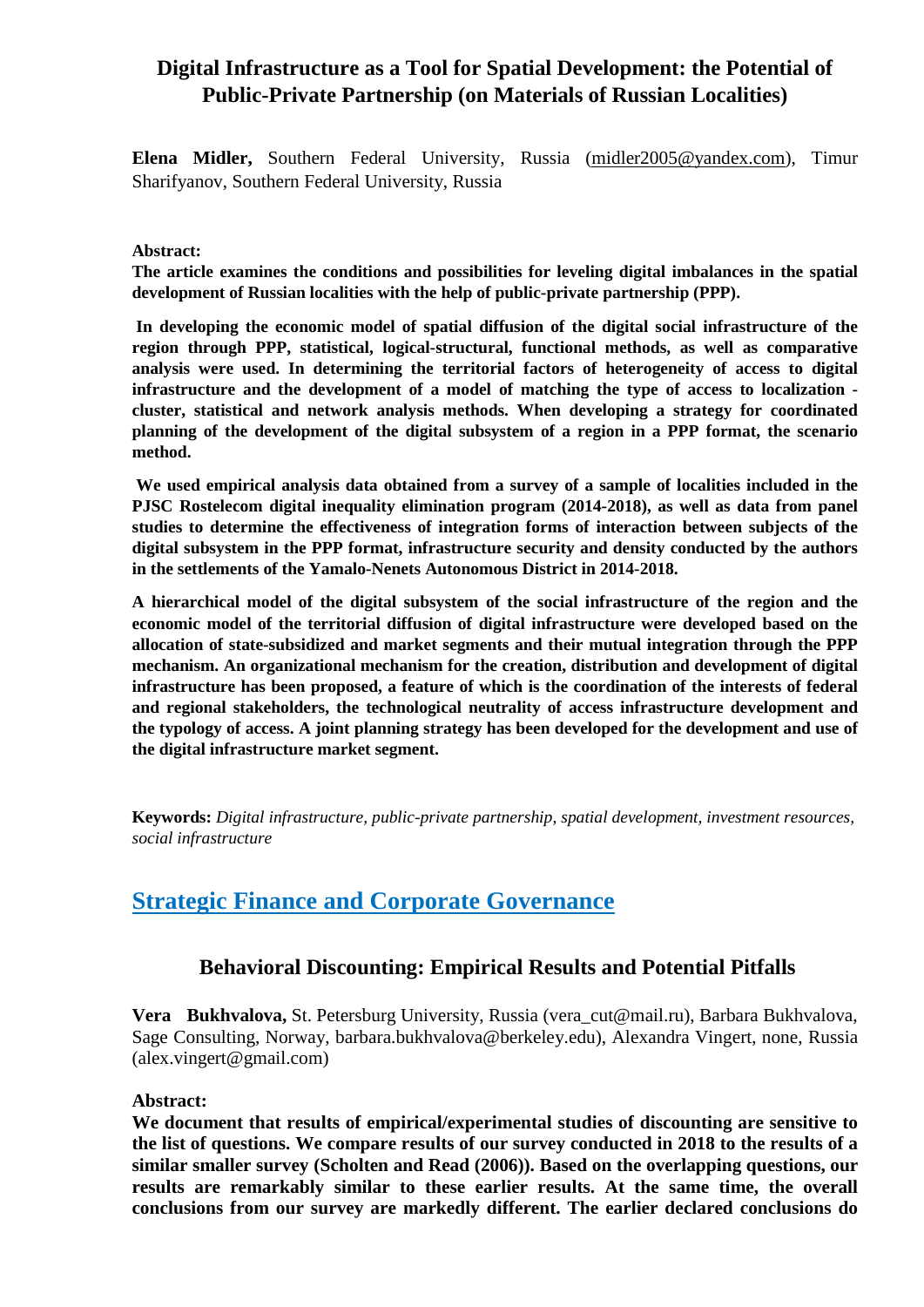## Digital Infrastructure as a Tool for Spatial Development: the Potential of Public-Private Partnership (on Materials of Russian Localities)

**Elena Midler,** Southern Federal University, Russia (midler2005@yandex.com), Timur Sharifyanov, Southern Federal University, Russia

**Abstract:**

**The article examines the conditions and possibilities for leveling digital imbalances in the spatial development of Russian localities with the help of public-private partnership (PPP).**

**In developing the economic model of spatial diffusion of the digital social infrastructure of the region through PPP, statistical, logical-structural, functional methods, as well as comparative analysis were used. In determining the territorial factors of heterogeneity of access to digital infrastructure and the development of a model of matching the type of access to localization - cluster, statistical and network analysis methods. When developing a strategy for coordinated planning of the development of the digital subsystem of a region in a PPP format, the scenario method.**

**We used empirical analysis data obtained from a survey of a sample of localities included in the PJSC Rostelecom digital inequality elimination program (2014-2018), as well as data from panel studies to determine the effectiveness of integration forms of interaction between subjects of the digital subsystem in the PPP format, infrastructure security and density conducted by the authors in the settlements of the Yamalo-Nenets Autonomous District in 2014-2018.**

**A hierarchical model of the digital subsystem of the social infrastructure of the region and the economic model of the territorial diffusion of digital infrastructure were developed based on the allocation of state-subsidized and market segments and their mutual integration through the PPP mechanism. An organizational mechanism for the creation, distribution and development of digital infrastructure has been proposed, a feature of which is the coordination of the interests of federal and regional stakeholders, the technological neutrality of access infrastructure development and the typology of access. A joint planning strategy has been developed for the development and use of the digital infrastructure market segment.**

**Keywords:** *Digital infrastructure, public-private partnership, spatial development, investment resources, social infrastructure*

# Strategic Finance and Corporate Governance

## Behavioral Discounting: Empirical Results and Potential Pitfalls

**Vera Bukhvalova,** St. Petersburg University, Russia (vera_cut@mail.ru), Barbara Bukhvalova, Sage Consulting, Norway, barbara.bukhvalova@berkeley.edu), Alexandra Vingert, none, Russia (alex.vingert@gmail.com)

**Abstract:**

**We document that results of empirical/experimental studies of discounting are sensitive to the list of questions. We compare results of our survey conducted in 2018 to the results of a similar smaller survey (Scholten and Read (2006)). Based on the overlapping questions, our results are remarkably similar to these earlier results. At the same time, the overall conclusions from our survey are markedly different. The earlier declared conclusions do**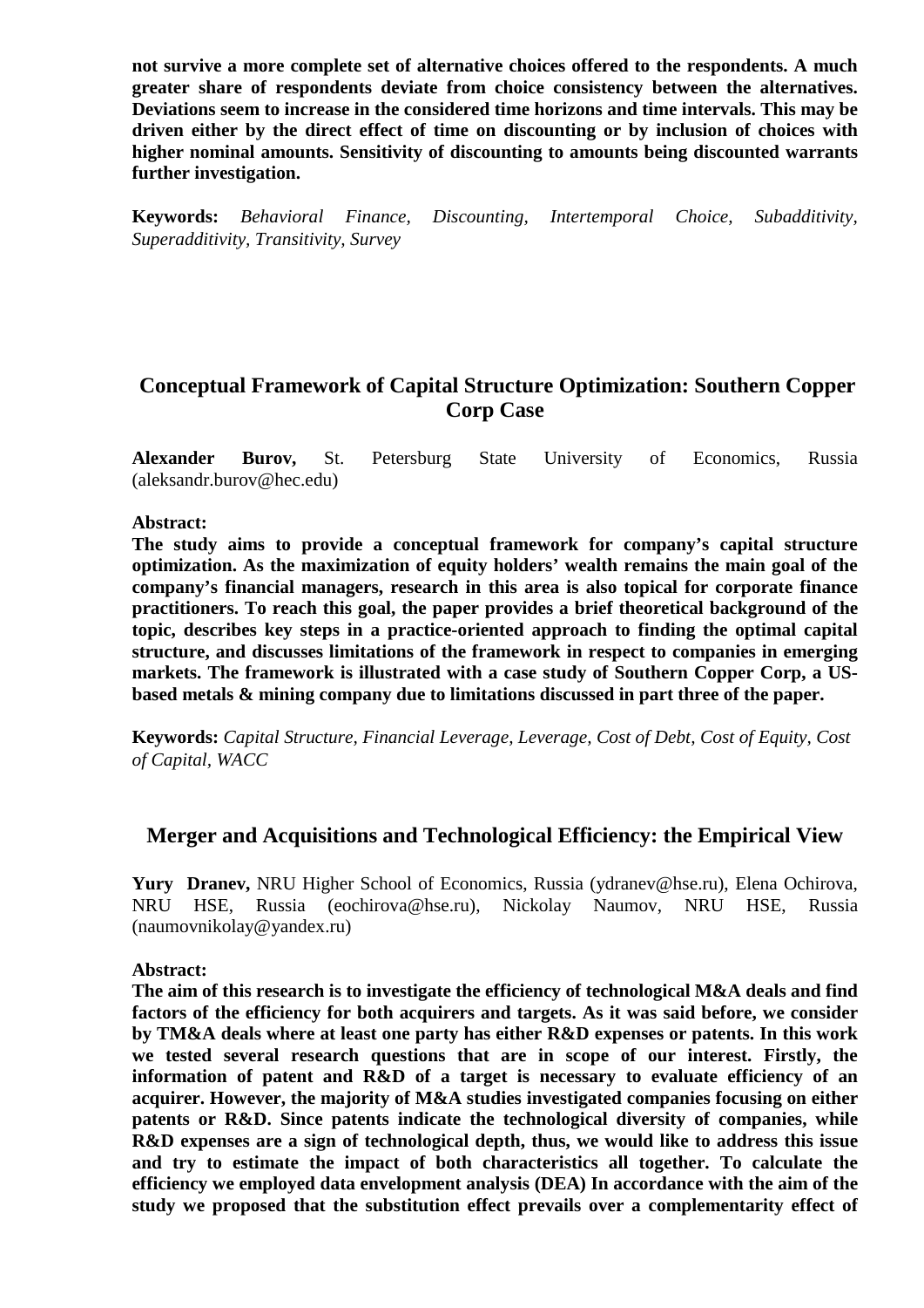**not survive a more complete set of alternative choices offered to the respondents. A much greater share of respondents deviate from choice consistency between the alternatives. Deviations seem to increase in the considered time horizons and time intervals. This may be driven either by the direct effect of time on discounting or by inclusion of choices with higher nominal amounts. Sensitivity of discounting to amounts being discounted warrants further investigation.**

**Keywords:** *Behavioral Finance, Discounting, Intertemporal Choice, Subadditivity, Superadditivity, Transitivity, Survey*

## Conceptual Framework of Capital Structure Optimization: Southern Copper Corp Case

**Alexander Burov,** St. Petersburg State University of Economics, Russia (aleksandr.burov@hec.edu)

**Abstract:**

**The study aims to provide a conceptual framework for company's capital structure optimization. As the maximization of equity holders' wealth remains the main goal of the company's financial managers, research in this area is also topical for corporate finance practitioners. To reach this goal, the paper provides a brief theoretical background of the topic, describes key steps in a practice-oriented approach to finding the optimal capital structure, and discusses limitations of the framework in respect to companies in emerging markets. The framework is illustrated with a case study of Southern Copper Corp, a US-based metals & mining company due to limitations discussed in part three of the paper.**

**Keywords:** *Capital Structure, Financial Leverage, Leverage, Cost of Debt, Cost of Equity, Cost of Capital, WACC*

## Merger and Acquisitions and Technological Efficiency: the Empirical View

**Yury Dranev,** NRU Higher School of Economics, Russia (ydranev@hse.ru), Elena Ochirova, NRU HSE, Russia (eochirova@hse.ru), Nickolay Naumov, NRU HSE, Russia (naumovnikolay@yandex.ru)

**Abstract:**

**The aim of this research is to investigate the efficiency of technological M&A deals and find factors of the efficiency for both acquirers and targets. As it was said before, we consider by TM&A deals where at least one party has either R&D expenses or patents. In this work we tested several research questions that are in scope of our interest. Firstly, the information of patent and R&D of a target is necessary to evaluate efficiency of an acquirer. However, the majority of M&A studies investigated companies focusing on either patents or R&D. Since patents indicate the technological diversity of companies, while R&D expenses are a sign of technological depth, thus, we would like to address this issue and try to estimate the impact of both characteristics all together. To calculate the efficiency we employed data envelopment analysis (DEA) In accordance with the aim of the study we proposed that the substitution effect prevails over a complementarity effect of**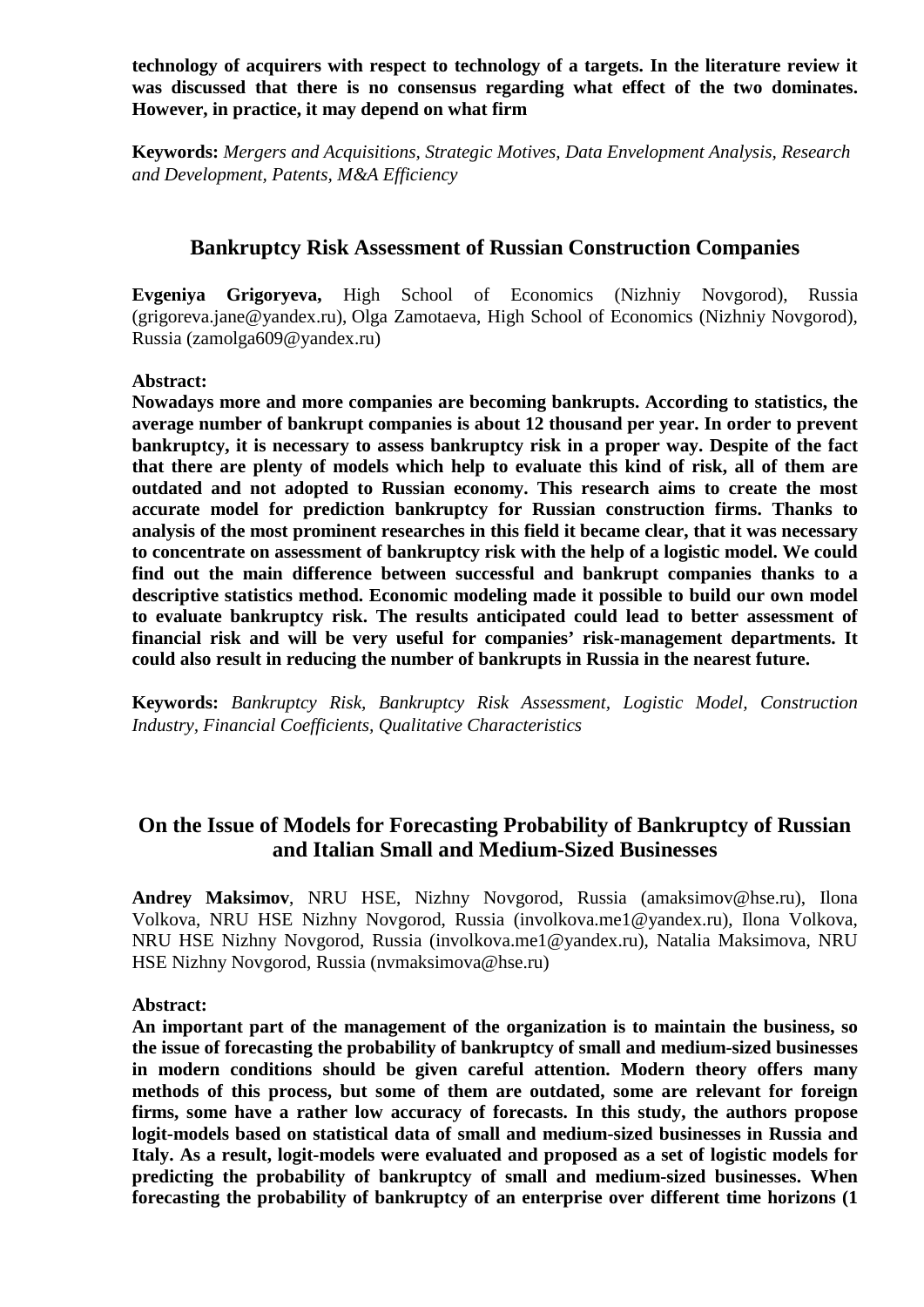**technology of acquirers with respect to technology of a targets. In the literature review it was discussed that there is no consensus regarding what effect of the two dominates. However, in practice, it may depend on what firm**

**Keywords:** *Mergers and Acquisitions, Strategic Motives, Data Envelopment Analysis, Research and Development, Patents, M&A Efficiency*

## Bankruptcy Risk Assessment of Russian Construction Companies

**Evgeniya Grigoryeva,** High School of Economics (Nizhniy Novgorod), Russia (grigoreva.jane@yandex.ru), Olga Zamotaeva, High School of Economics (Nizhniy Novgorod), Russia (zamolga609@yandex.ru)

**Abstract:**

**Nowadays more and more companies are becoming bankrupts. According to statistics, the average number of bankrupt companies is about 12 thousand per year. In order to prevent bankruptcy, it is necessary to assess bankruptcy risk in a proper way. Despite of the fact that there are plenty of models which help to evaluate this kind of risk, all of them are outdated and not adopted to Russian economy. This research aims to create the most accurate model for prediction bankruptcy for Russian construction firms. Thanks to analysis of the most prominent researches in this field it became clear, that it was necessary to concentrate on assessment of bankruptcy risk with the help of a logistic model. We could find out the main difference between successful and bankrupt companies thanks to a descriptive statistics method. Economic modeling made it possible to build our own model to evaluate bankruptcy risk. The results anticipated could lead to better assessment of financial risk and will be very useful for companies' risk-management departments. It could also result in reducing the number of bankrupts in Russia in the nearest future.**

**Keywords:** *Bankruptcy Risk, Bankruptcy Risk Assessment, Logistic Model, Construction Industry, Financial Coefficients, Qualitative Characteristics*

## On the Issue of Models for Forecasting Probability of Bankruptcy of Russian and Italian Small and Medium-Sized Businesses

**Andrey Maksimov**, NRU HSE, Nizhny Novgorod, Russia (amaksimov@hse.ru), Ilona Volkova, NRU HSE Nizhny Novgorod, Russia (involkova.me1@yandex.ru), Ilona Volkova, NRU HSE Nizhny Novgorod, Russia (involkova.me1@yandex.ru), Natalia Maksimova, NRU HSE Nizhny Novgorod, Russia (nvmaksimova@hse.ru)

**Abstract:**

**An important part of the management of the organization is to maintain the business, so the issue of forecasting the probability of bankruptcy of small and medium-sized businesses in modern conditions should be given careful attention. Modern theory offers many methods of this process, but some of them are outdated, some are relevant for foreign firms, some have a rather low accuracy of forecasts. In this study, the authors propose logit-models based on statistical data of small and medium-sized businesses in Russia and Italy. As a result, logit-models were evaluated and proposed as a set of logistic models for predicting the probability of bankruptcy of small and medium-sized businesses. When forecasting the probability of bankruptcy of an enterprise over different time horizons (1**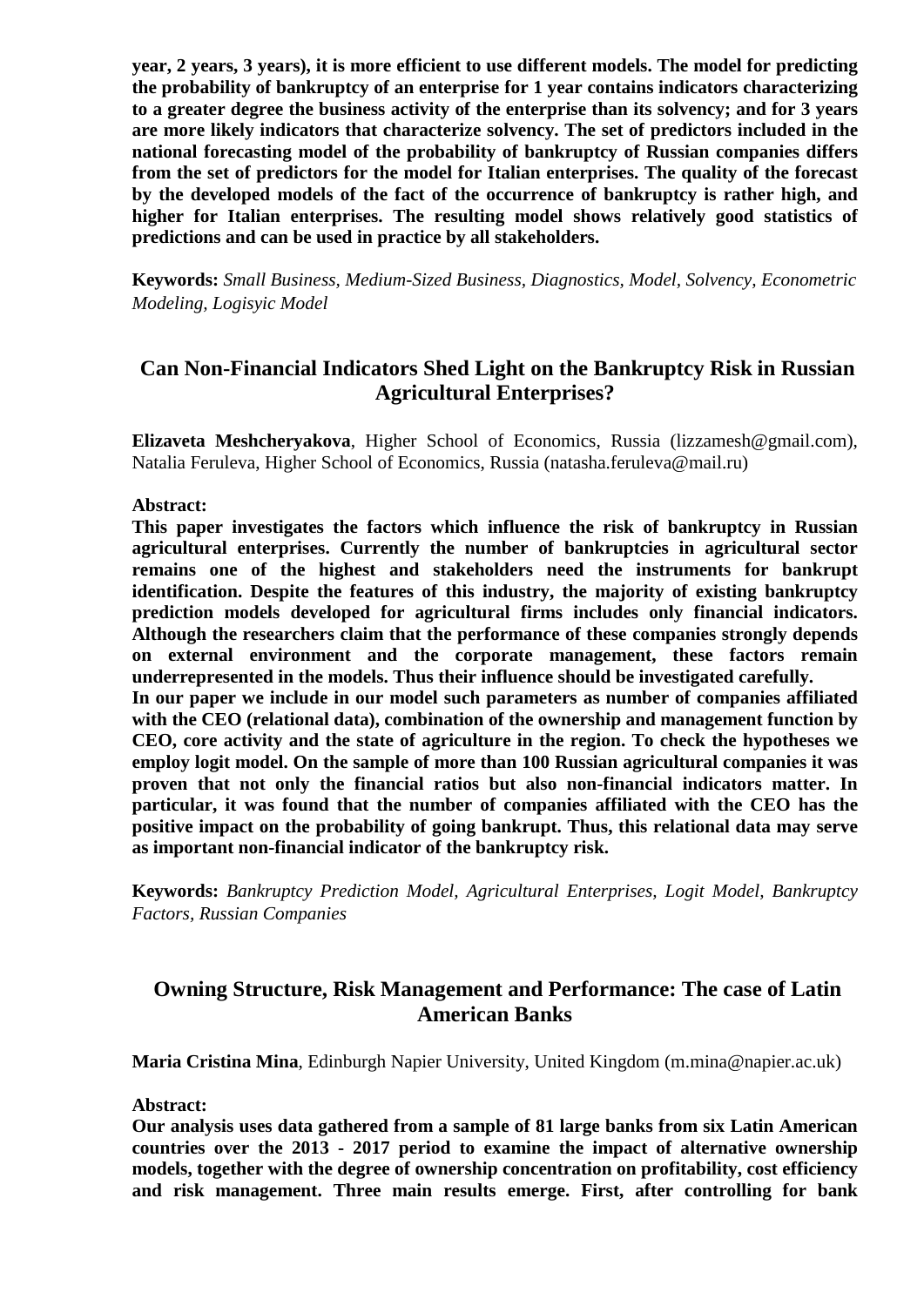**year, 2 years, 3 years), it is more efficient to use different models. The model for predicting the probability of bankruptcy of an enterprise for 1 year contains indicators characterizing to a greater degree the business activity of the enterprise than its solvency; and for 3 years are more likely indicators that characterize solvency. The set of predictors included in the national forecasting model of the probability of bankruptcy of Russian companies differs from the set of predictors for the model for Italian enterprises. The quality of the forecast by the developed models of the fact of the occurrence of bankruptcy is rather high, and higher for Italian enterprises. The resulting model shows relatively good statistics of predictions and can be used in practice by all stakeholders.**

**Keywords:** *Small Business, Medium-Sized Business, Diagnostics, Model, Solvency, Econometric Modeling, Logisyic Model*

## Can Non-Financial Indicators Shed Light on the Bankruptcy Risk in Russian Agricultural Enterprises?

**Elizaveta Meshcheryakova**, Higher School of Economics, Russia (lizzamesh@gmail.com), Natalia Feruleva, Higher School of Economics, Russia (natasha.feruleva@mail.ru)

**Abstract:**

**This paper investigates the factors which influence the risk of bankruptcy in Russian agricultural enterprises. Currently the number of bankruptcies in agricultural sector remains one of the highest and stakeholders need the instruments for bankrupt identification. Despite the features of this industry, the majority of existing bankruptcy prediction models developed for agricultural firms includes only financial indicators. Although the researchers claim that the performance of these companies strongly depends on external environment and the corporate management, these factors remain underrepresented in the models. Thus their influence should be investigated carefully.**

**In our paper we include in our model such parameters as number of companies affiliated with the CEO (relational data), combination of the ownership and management function by CEO, core activity and the state of agriculture in the region. To check the hypotheses we employ logit model. On the sample of more than 100 Russian agricultural companies it was proven that not only the financial ratios but also non-financial indicators matter. In particular, it was found that the number of companies affiliated with the CEO has the positive impact on the probability of going bankrupt. Thus, this relational data may serve as important non-financial indicator of the bankruptcy risk.**

**Keywords:** *Bankruptcy Prediction Model, Agricultural Enterprises, Logit Model, Bankruptcy Factors, Russian Companies*

## Owning Structure, Risk Management and Performance: The case of Latin American Banks

**Maria Cristina Mina**, Edinburgh Napier University, United Kingdom (m.mina@napier.ac.uk)

**Abstract:**

**Our analysis uses data gathered from a sample of 81 large banks from six Latin American countries over the 2013 - 2017 period to examine the impact of alternative ownership models, together with the degree of ownership concentration on profitability, cost efficiency and risk management. Three main results emerge. First, after controlling for bank**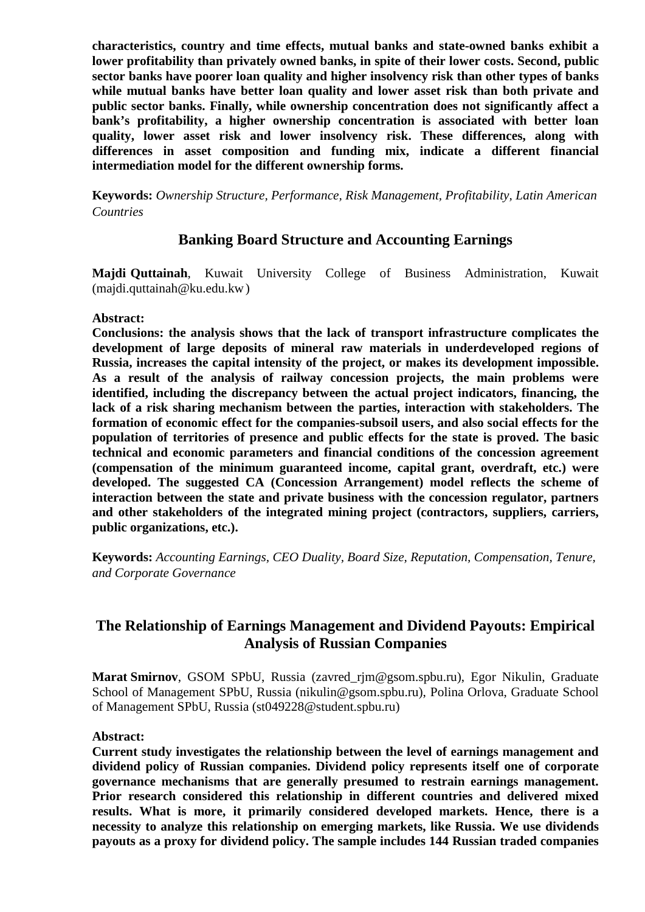**characteristics, country and time effects, mutual banks and state-owned banks exhibit a lower profitability than privately owned banks, in spite of their lower costs. Second, public sector banks have poorer loan quality and higher insolvency risk than other types of banks while mutual banks have better loan quality and lower asset risk than both private and public sector banks. Finally, while ownership concentration does not significantly affect a bank's profitability, a higher ownership concentration is associated with better loan quality, lower asset risk and lower insolvency risk. These differences, along with differences in asset composition and funding mix, indicate a different financial intermediation model for the different ownership forms.**

**Keywords:** *Ownership Structure, Performance, Risk Management, Profitability, Latin American Countries*

## Banking Board Structure and Accounting Earnings

**Majdi Quttainah**, Kuwait University College of Business Administration, Kuwait (majdi.quttainah@ku.edu.kw)

**Abstract:**

**Conclusions: the analysis shows that the lack of transport infrastructure complicates the development of large deposits of mineral raw materials in underdeveloped regions of Russia, increases the capital intensity of the project, or makes its development impossible. As a result of the analysis of railway concession projects, the main problems were identified, including the discrepancy between the actual project indicators, financing, the lack of a risk sharing mechanism between the parties, interaction with stakeholders. The formation of economic effect for the companies-subsoil users, and also social effects for the population of territories of presence and public effects for the state is proved. The basic technical and economic parameters and financial conditions of the concession agreement (compensation of the minimum guaranteed income, capital grant, overdraft, etc.) were developed. The suggested CA (Concession Arrangement) model reflects the scheme of interaction between the state and private business with the concession regulator, partners and other stakeholders of the integrated mining project (contractors, suppliers, carriers, public organizations, etc.).**

**Keywords:** *Accounting Earnings, CEO Duality, Board Size, Reputation, Compensation, Tenure, and Corporate Governance*

## The Relationship of Earnings Management and Dividend Payouts: Empirical Analysis of Russian Companies

**Marat Smirnov**, GSOM SPbU, Russia (zavred_rjm@gsom.spbu.ru), Egor Nikulin, Graduate School of Management SPbU, Russia (nikulin@gsom.spbu.ru), Polina Orlova, Graduate School of Management SPbU, Russia (st049228@student.spbu.ru)

**Abstract:**

**Current study investigates the relationship between the level of earnings management and dividend policy of Russian companies. Dividend policy represents itself one of corporate governance mechanisms that are generally presumed to restrain earnings management. Prior research considered this relationship in different countries and delivered mixed results. What is more, it primarily considered developed markets. Hence, there is a necessity to analyze this relationship on emerging markets, like Russia. We use dividends payouts as a proxy for dividend policy. The sample includes 144 Russian traded companies**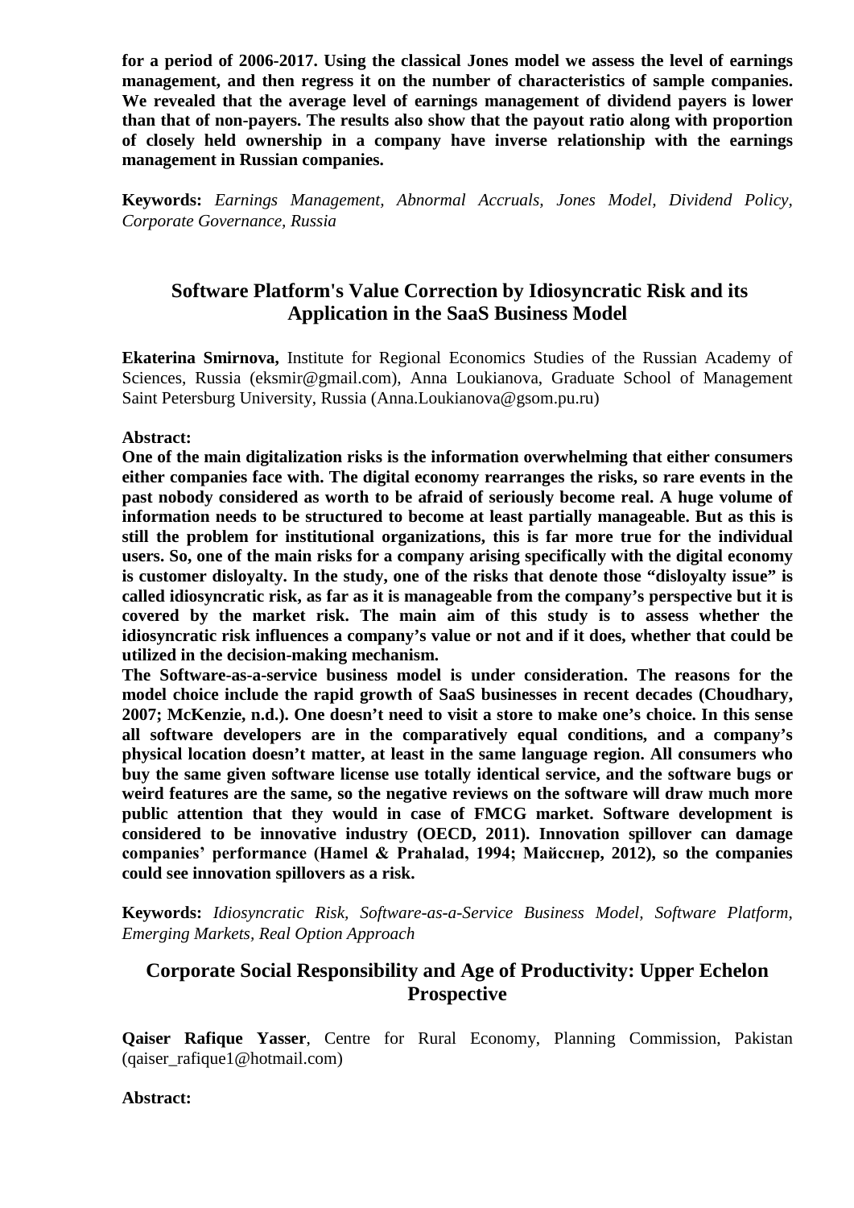**for a period of 2006-2017. Using the classical Jones model we assess the level of earnings management, and then regress it on the number of characteristics of sample companies. We revealed that the average level of earnings management of dividend payers is lower than that of non-payers. The results also show that the payout ratio along with proportion of closely held ownership in a company have inverse relationship with the earnings management in Russian companies.**

**Keywords:** *Earnings Management, Abnormal Accruals, Jones Model, Dividend Policy, Corporate Governance, Russia*

## Software Platform's Value Correction by Idiosyncratic Risk and its Application in the SaaS Business Model

**Ekaterina Smirnova,** Institute for Regional Economics Studies of the Russian Academy of Sciences, Russia (eksmir@gmail.com), Anna Loukianova, Graduate School of Management Saint Petersburg University, Russia (Anna.Loukianova@gsom.pu.ru)

**Abstract:**

**One of the main digitalization risks is the information overwhelming that either consumers either companies face with. The digital economy rearranges the risks, so rare events in the past nobody considered as worth to be afraid of seriously become real. A huge volume of information needs to be structured to become at least partially manageable. But as this is still the problem for institutional organizations, this is far more true for the individual users. So, one of the main risks for a company arising specifically with the digital economy is customer disloyalty. In the study, one of the risks that denote those "disloyalty issue" is called idiosyncratic risk, as far as it is manageable from the company's perspective but it is covered by the market risk. The main aim of this study is to assess whether the idiosyncratic risk influences a company's value or not and if it does, whether that could be utilized in the decision-making mechanism.**

**The Software-as-a-service business model is under consideration. The reasons for the model choice include the rapid growth of SaaS businesses in recent decades (Choudhary, 2007; McKenzie, n.d.). One doesn't need to visit a store to make one's choice. In this sense all software developers are in the comparatively equal conditions, and a company's physical location doesn't matter, at least in the same language region. All consumers who buy the same given software license use totally identical service, and the software bugs or weird features are the same, so the negative reviews on the software will draw much more public attention that they would in case of FMCG market. Software development is considered to be innovative industry (OECD, 2011). Innovation spillover can damage companies' performance (Hamel & Prahalad, 1994; Майсснер, 2012), so the companies could see innovation spillovers as a risk.**

**Keywords:** *Idiosyncratic Risk, Software-as-a-Service Business Model, Software Platform, Emerging Markets, Real Option Approach*

## Corporate Social Responsibility and Age of Productivity: Upper Echelon Prospective

**Qaiser Rafique Yasser**, Centre for Rural Economy, Planning Commission, Pakistan (qaiser_rafique1@hotmail.com)

**Abstract:**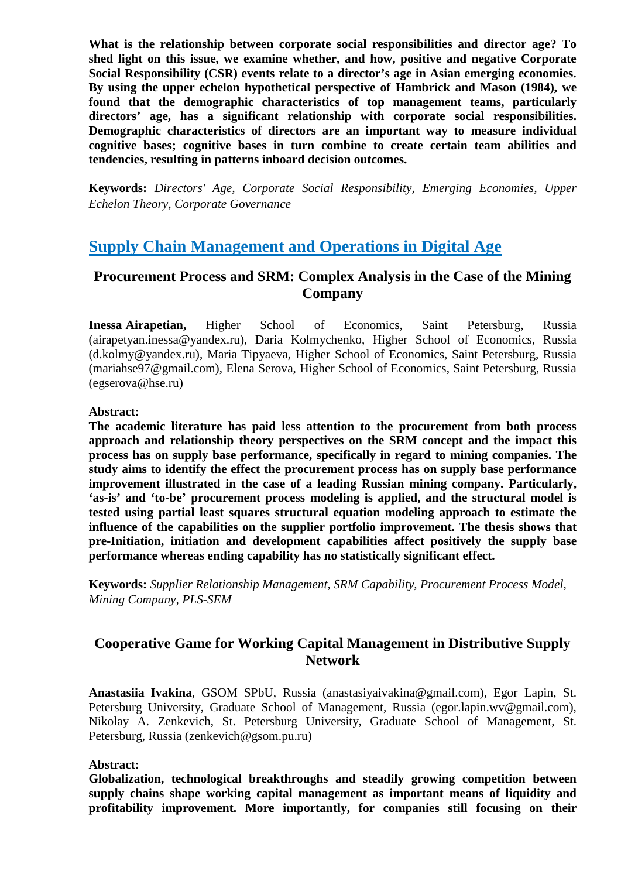**What is the relationship between corporate social responsibilities and director age? To shed light on this issue, we examine whether, and how, positive and negative Corporate Social Responsibility (CSR) events relate to a director's age in Asian emerging economies. By using the upper echelon hypothetical perspective of Hambrick and Mason (1984), we found that the demographic characteristics of top management teams, particularly directors' age, has a significant relationship with corporate social responsibilities. Demographic characteristics of directors are an important way to measure individual cognitive bases; cognitive bases in turn combine to create certain team abilities and tendencies, resulting in patterns inboard decision outcomes.**

**Keywords:** *Directors' Age, Corporate Social Responsibility, Emerging Economies, Upper Echelon Theory, Corporate Governance*

## Supply Chain Management and Operations in Digital Age

### Procurement Process and SRM: Complex Analysis in the Case of the Mining Company

**Inessa Airapetian,** Higher School of Economics, Saint Petersburg, Russia (airapetyan.inessa@yandex.ru), Daria Kolmychenko, Higher School of Economics, Russia (d.kolmy@yandex.ru), Maria Tipyaeva, Higher School of Economics, Saint Petersburg, Russia (mariahse97@gmail.com), Elena Serova, Higher School of Economics, Saint Petersburg, Russia (egserova@hse.ru)

**Abstract:**
**The academic literature has paid less attention to the procurement from both process approach and relationship theory perspectives on the SRM concept and the impact this process has on supply base performance, specifically in regard to mining companies. The study aims to identify the effect the procurement process has on supply base performance improvement illustrated in the case of a leading Russian mining company. Particularly, 'as-is' and 'to-be' procurement process modeling is applied, and the structural model is tested using partial least squares structural equation modeling approach to estimate the influence of the capabilities on the supplier portfolio improvement. The thesis shows that pre-Initiation, initiation and development capabilities affect positively the supply base performance whereas ending capability has no statistically significant effect.**

**Keywords:** *Supplier Relationship Management, SRM Capability, Procurement Process Model, Mining Company, PLS-SEM*

### Cooperative Game for Working Capital Management in Distributive Supply Network

**Anastasiia Ivakina**, GSOM SPbU, Russia (anastasiyaivakina@gmail.com), Egor Lapin, St. Petersburg University, Graduate School of Management, Russia (egor.lapin.wv@gmail.com), Nikolay A. Zenkevich, St. Petersburg University, Graduate School of Management, St. Petersburg, Russia (zenkevich@gsom.pu.ru)

**Abstract:**
**Globalization, technological breakthroughs and steadily growing competition between supply chains shape working capital management as important means of liquidity and profitability improvement. More importantly, for companies still focusing on their**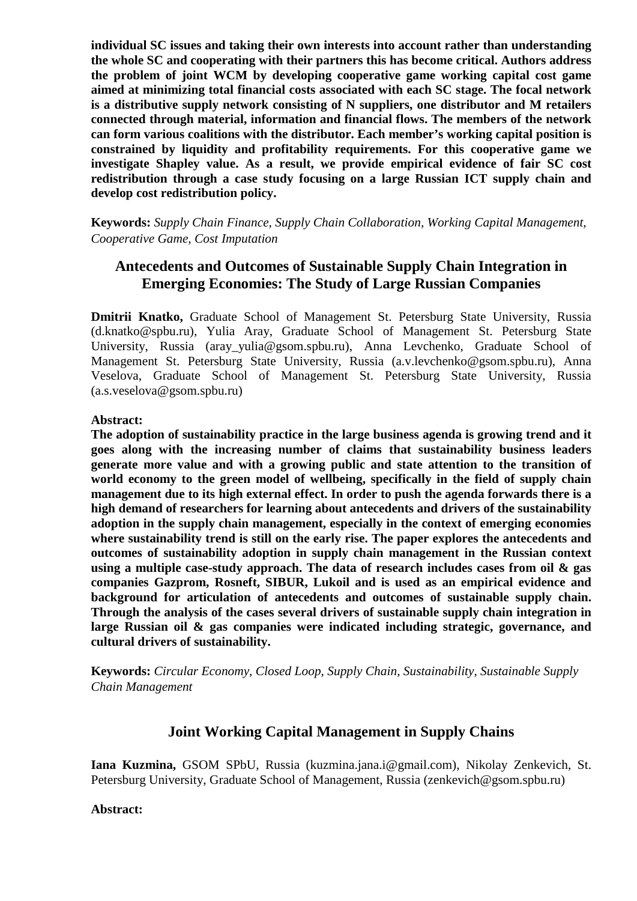**individual SC issues and taking their own interests into account rather than understanding the whole SC and cooperating with their partners this has become critical. Authors address the problem of joint WCM by developing cooperative game working capital cost game aimed at minimizing total financial costs associated with each SC stage. The focal network is a distributive supply network consisting of N suppliers, one distributor and M retailers connected through material, information and financial flows. The members of the network can form various coalitions with the distributor. Each member's working capital position is constrained by liquidity and profitability requirements. For this cooperative game we investigate Shapley value. As a result, we provide empirical evidence of fair SC cost redistribution through a case study focusing on a large Russian ICT supply chain and develop cost redistribution policy.**

**Keywords:** *Supply Chain Finance, Supply Chain Collaboration, Working Capital Management, Cooperative Game, Cost Imputation*

## Antecedents and Outcomes of Sustainable Supply Chain Integration in Emerging Economies: The Study of Large Russian Companies

**Dmitrii Knatko,** Graduate School of Management St. Petersburg State University, Russia (d.knatko@spbu.ru), Yulia Aray, Graduate School of Management St. Petersburg State University, Russia (aray_yulia@gsom.spbu.ru), Anna Levchenko, Graduate School of Management St. Petersburg State University, Russia (a.v.levchenko@gsom.spbu.ru), Anna Veselova, Graduate School of Management St. Petersburg State University, Russia (a.s.veselova@gsom.spbu.ru)

**Abstract:**

**The adoption of sustainability practice in the large business agenda is growing trend and it goes along with the increasing number of claims that sustainability business leaders generate more value and with a growing public and state attention to the transition of world economy to the green model of wellbeing, specifically in the field of supply chain management due to its high external effect. In order to push the agenda forwards there is a high demand of researchers for learning about antecedents and drivers of the sustainability adoption in the supply chain management, especially in the context of emerging economies where sustainability trend is still on the early rise. The paper explores the antecedents and outcomes of sustainability adoption in supply chain management in the Russian context using a multiple case-study approach. The data of research includes cases from oil & gas companies Gazprom, Rosneft, SIBUR, Lukoil and is used as an empirical evidence and background for articulation of antecedents and outcomes of sustainable supply chain. Through the analysis of the cases several drivers of sustainable supply chain integration in large Russian oil & gas companies were indicated including strategic, governance, and cultural drivers of sustainability.**

**Keywords:** *Circular Economy, Closed Loop, Supply Chain, Sustainability, Sustainable Supply Chain Management*

## Joint Working Capital Management in Supply Chains

**Iana Kuzmina,** GSOM SPbU, Russia (kuzmina.jana.i@gmail.com), Nikolay Zenkevich, St. Petersburg University, Graduate School of Management, Russia (zenkevich@gsom.spbu.ru)

**Abstract:**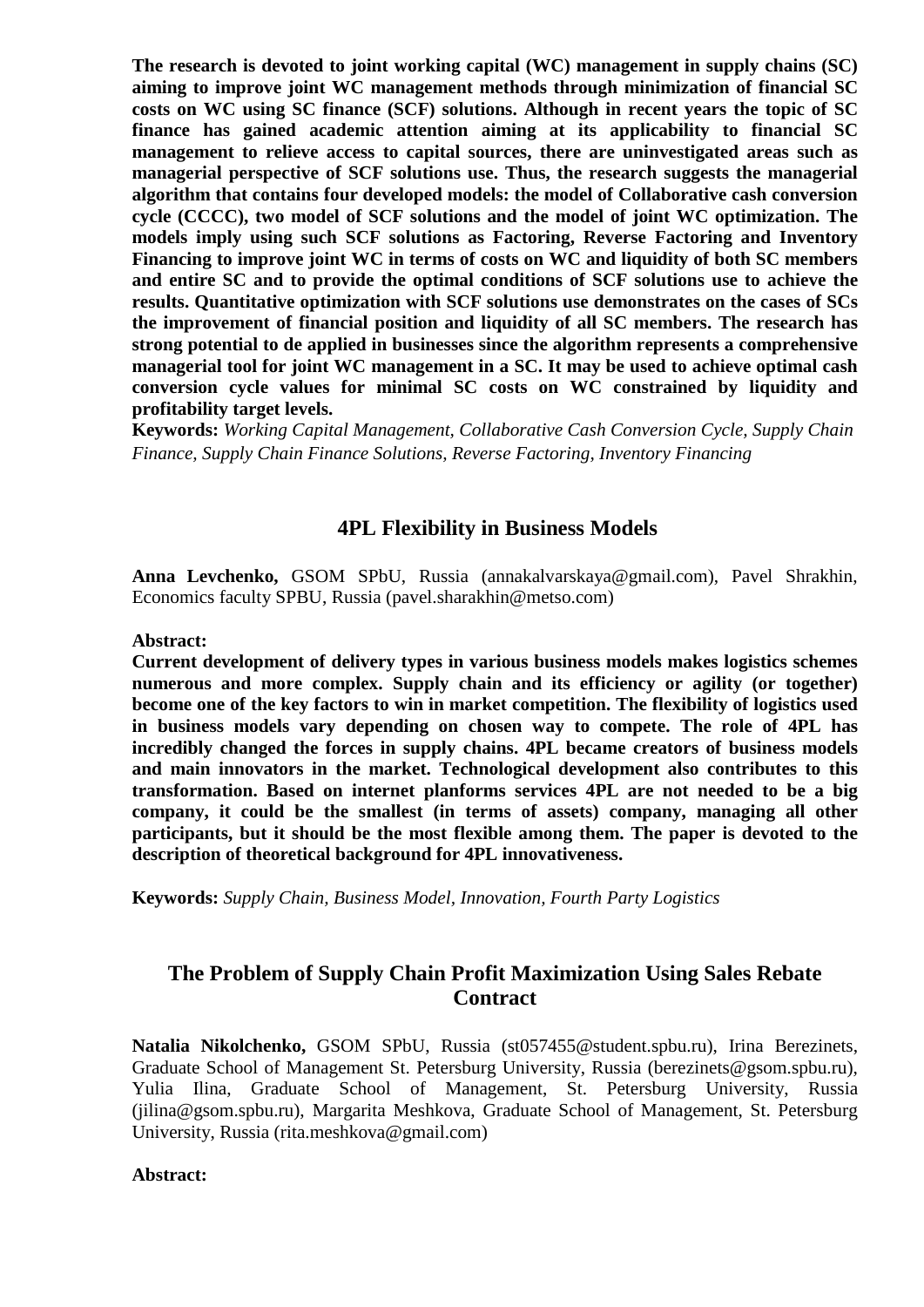**The research is devoted to joint working capital (WC) management in supply chains (SC) aiming to improve joint WC management methods through minimization of financial SC costs on WC using SC finance (SCF) solutions. Although in recent years the topic of SC finance has gained academic attention aiming at its applicability to financial SC management to relieve access to capital sources, there are uninvestigated areas such as managerial perspective of SCF solutions use. Thus, the research suggests the managerial algorithm that contains four developed models: the model of Collaborative cash conversion cycle (CCCC), two model of SCF solutions and the model of joint WC optimization. The models imply using such SCF solutions as Factoring, Reverse Factoring and Inventory Financing to improve joint WC in terms of costs on WC and liquidity of both SC members and entire SC and to provide the optimal conditions of SCF solutions use to achieve the results. Quantitative optimization with SCF solutions use demonstrates on the cases of SCs the improvement of financial position and liquidity of all SC members. The research has strong potential to de applied in businesses since the algorithm represents a comprehensive managerial tool for joint WC management in a SC. It may be used to achieve optimal cash conversion cycle values for minimal SC costs on WC constrained by liquidity and profitability target levels.**

**Keywords:** *Working Capital Management, Collaborative Cash Conversion Cycle, Supply Chain Finance, Supply Chain Finance Solutions, Reverse Factoring, Inventory Financing*

## 4PL Flexibility in Business Models

**Anna Levchenko,** GSOM SPbU, Russia (annakalvarskaya@gmail.com), Pavel Shrakhin, Economics faculty SPBU, Russia (pavel.sharakhin@metso.com)

**Abstract:**

**Current development of delivery types in various business models makes logistics schemes numerous and more complex. Supply chain and its efficiency or agility (or together) become one of the key factors to win in market competition. The flexibility of logistics used in business models vary depending on chosen way to compete. The role of 4PL has incredibly changed the forces in supply chains. 4PL became creators of business models and main innovators in the market. Technological development also contributes to this transformation. Based on internet planforms services 4PL are not needed to be a big company, it could be the smallest (in terms of assets) company, managing all other participants, but it should be the most flexible among them. The paper is devoted to the description of theoretical background for 4PL innovativeness.**

**Keywords:** *Supply Chain, Business Model, Innovation, Fourth Party Logistics*

## The Problem of Supply Chain Profit Maximization Using Sales Rebate Contract

**Natalia Nikolchenko,** GSOM SPbU, Russia (st057455@student.spbu.ru), Irina Berezinets, Graduate School of Management St. Petersburg University, Russia (berezinets@gsom.spbu.ru), Yulia Ilina, Graduate School of Management, St. Petersburg University, Russia (jilina@gsom.spbu.ru), Margarita Meshkova, Graduate School of Management, St. Petersburg University, Russia (rita.meshkova@gmail.com)

**Abstract:**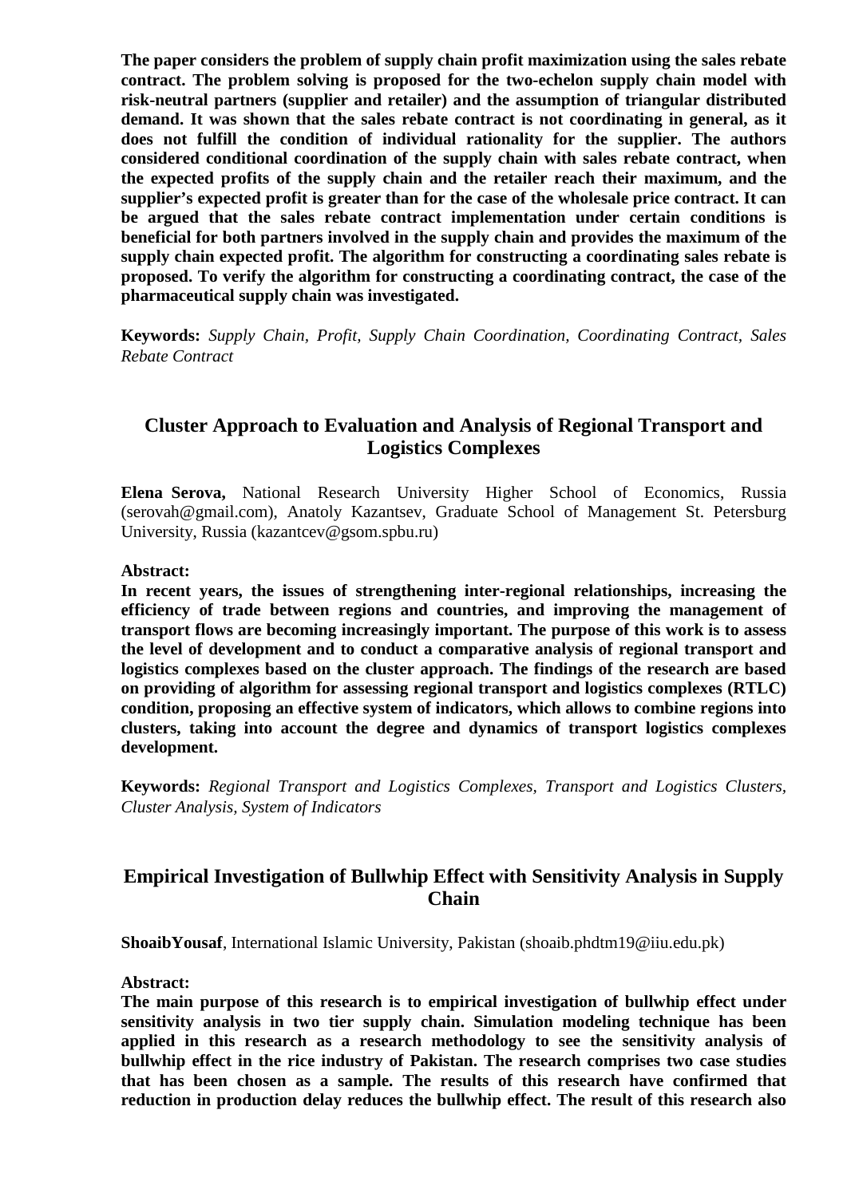**The paper considers the problem of supply chain profit maximization using the sales rebate contract. The problem solving is proposed for the two-echelon supply chain model with risk-neutral partners (supplier and retailer) and the assumption of triangular distributed demand. It was shown that the sales rebate contract is not coordinating in general, as it does not fulfill the condition of individual rationality for the supplier. The authors considered conditional coordination of the supply chain with sales rebate contract, when the expected profits of the supply chain and the retailer reach their maximum, and the supplier's expected profit is greater than for the case of the wholesale price contract. It can be argued that the sales rebate contract implementation under certain conditions is beneficial for both partners involved in the supply chain and provides the maximum of the supply chain expected profit. The algorithm for constructing a coordinating sales rebate is proposed. To verify the algorithm for constructing a coordinating contract, the case of the pharmaceutical supply chain was investigated.**

**Keywords:** *Supply Chain, Profit, Supply Chain Coordination, Coordinating Contract, Sales Rebate Contract*

## Cluster Approach to Evaluation and Analysis of Regional Transport and Logistics Complexes

**Elena Serova,** National Research University Higher School of Economics, Russia (serovah@gmail.com), Anatoly Kazantsev, Graduate School of Management St. Petersburg University, Russia (kazantcev@gsom.spbu.ru)

**Abstract:**

**In recent years, the issues of strengthening inter-regional relationships, increasing the efficiency of trade between regions and countries, and improving the management of transport flows are becoming increasingly important. The purpose of this work is to assess the level of development and to conduct a comparative analysis of regional transport and logistics complexes based on the cluster approach. The findings of the research are based on providing of algorithm for assessing regional transport and logistics complexes (RTLC) condition, proposing an effective system of indicators, which allows to combine regions into clusters, taking into account the degree and dynamics of transport logistics complexes development.**

**Keywords:** *Regional Transport and Logistics Complexes, Transport and Logistics Clusters, Cluster Analysis, System of Indicators*

## Empirical Investigation of Bullwhip Effect with Sensitivity Analysis in Supply Chain

**ShoaibYousaf**, International Islamic University, Pakistan (shoaib.phdtm19@iiu.edu.pk)

**Abstract:**

**The main purpose of this research is to empirical investigation of bullwhip effect under sensitivity analysis in two tier supply chain. Simulation modeling technique has been applied in this research as a research methodology to see the sensitivity analysis of bullwhip effect in the rice industry of Pakistan. The research comprises two case studies that has been chosen as a sample. The results of this research have confirmed that reduction in production delay reduces the bullwhip effect. The result of this research also**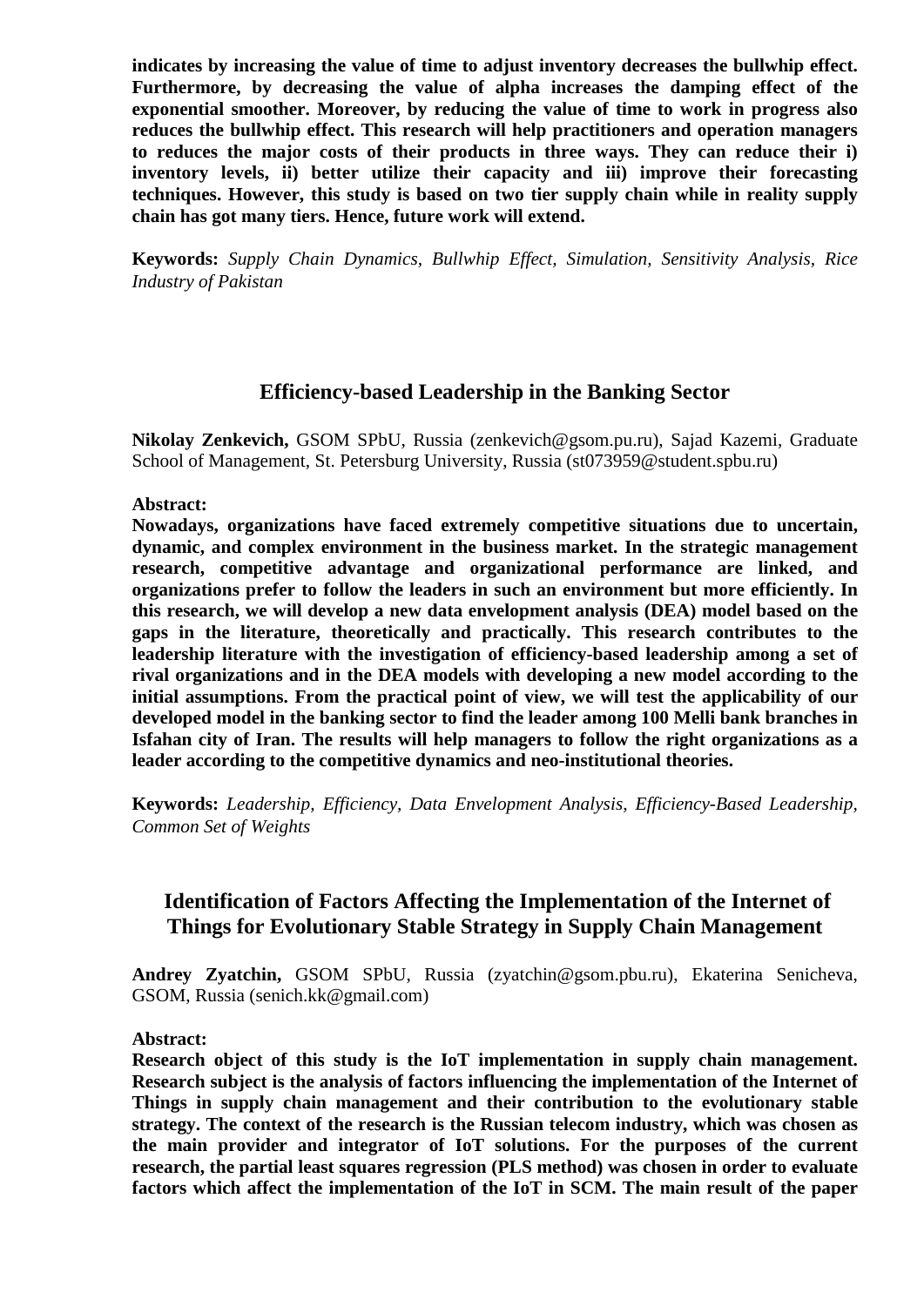**indicates by increasing the value of time to adjust inventory decreases the bullwhip effect. Furthermore, by decreasing the value of alpha increases the damping effect of the exponential smoother. Moreover, by reducing the value of time to work in progress also reduces the bullwhip effect. This research will help practitioners and operation managers to reduces the major costs of their products in three ways. They can reduce their i) inventory levels, ii) better utilize their capacity and iii) improve their forecasting techniques. However, this study is based on two tier supply chain while in reality supply chain has got many tiers. Hence, future work will extend.**

**Keywords:** *Supply Chain Dynamics, Bullwhip Effect, Simulation, Sensitivity Analysis, Rice Industry of Pakistan*

## Efficiency-based Leadership in the Banking Sector

**Nikolay Zenkevich,** GSOM SPbU, Russia (zenkevich@gsom.pu.ru), Sajad Kazemi, Graduate School of Management, St. Petersburg University, Russia (st073959@student.spbu.ru)

**Abstract:**

**Nowadays, organizations have faced extremely competitive situations due to uncertain, dynamic, and complex environment in the business market. In the strategic management research, competitive advantage and organizational performance are linked, and organizations prefer to follow the leaders in such an environment but more efficiently. In this research, we will develop a new data envelopment analysis (DEA) model based on the gaps in the literature, theoretically and practically. This research contributes to the leadership literature with the investigation of efficiency-based leadership among a set of rival organizations and in the DEA models with developing a new model according to the initial assumptions. From the practical point of view, we will test the applicability of our developed model in the banking sector to find the leader among 100 Melli bank branches in Isfahan city of Iran. The results will help managers to follow the right organizations as a leader according to the competitive dynamics and neo-institutional theories.**

**Keywords:** *Leadership, Efficiency, Data Envelopment Analysis, Efficiency-Based Leadership, Common Set of Weights*

## Identification of Factors Affecting the Implementation of the Internet of Things for Evolutionary Stable Strategy in Supply Chain Management

**Andrey Zyatchin,** GSOM SPbU, Russia (zyatchin@gsom.pbu.ru), Ekaterina Senicheva, GSOM, Russia (senich.kk@gmail.com)

**Abstract:**

**Research object of this study is the IoT implementation in supply chain management. Research subject is the analysis of factors influencing the implementation of the Internet of Things in supply chain management and their contribution to the evolutionary stable strategy. The context of the research is the Russian telecom industry, which was chosen as the main provider and integrator of IoT solutions. For the purposes of the current research, the partial least squares regression (PLS method) was chosen in order to evaluate factors which affect the implementation of the IoT in SCM. The main result of the paper**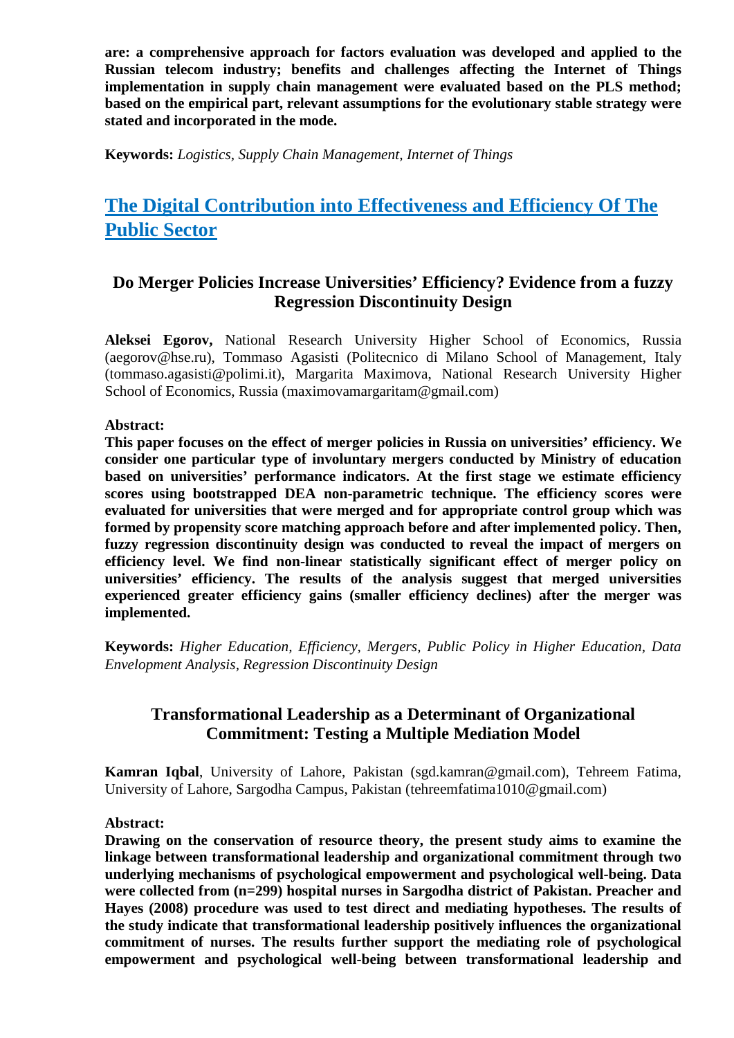**are: a comprehensive approach for factors evaluation was developed and applied to the Russian telecom industry; benefits and challenges affecting the Internet of Things implementation in supply chain management were evaluated based on the PLS method; based on the empirical part, relevant assumptions for the evolutionary stable strategy were stated and incorporated in the mode.**

**Keywords:** *Logistics, Supply Chain Management, Internet of Things*

## The Digital Contribution into Effectiveness and Efficiency Of The Public Sector

### Do Merger Policies Increase Universities' Efficiency? Evidence from a fuzzy Regression Discontinuity Design

**Aleksei Egorov,** National Research University Higher School of Economics, Russia (aegorov@hse.ru), Tommaso Agasisti (Politecnico di Milano School of Management, Italy (tommaso.agasisti@polimi.it), Margarita Maximova, National Research University Higher School of Economics, Russia (maximovamargaritam@gmail.com)

**Abstract:**

**This paper focuses on the effect of merger policies in Russia on universities' efficiency. We consider one particular type of involuntary mergers conducted by Ministry of education based on universities' performance indicators. At the first stage we estimate efficiency scores using bootstrapped DEA non-parametric technique. The efficiency scores were evaluated for universities that were merged and for appropriate control group which was formed by propensity score matching approach before and after implemented policy. Then, fuzzy regression discontinuity design was conducted to reveal the impact of mergers on efficiency level. We find non-linear statistically significant effect of merger policy on universities' efficiency. The results of the analysis suggest that merged universities experienced greater efficiency gains (smaller efficiency declines) after the merger was implemented.**

**Keywords:** *Higher Education, Efficiency, Mergers, Public Policy in Higher Education, Data Envelopment Analysis, Regression Discontinuity Design*

### Transformational Leadership as a Determinant of Organizational Commitment: Testing a Multiple Mediation Model

**Kamran Iqbal**, University of Lahore, Pakistan (sgd.kamran@gmail.com), Tehreem Fatima, University of Lahore, Sargodha Campus, Pakistan (tehreemfatima1010@gmail.com)

**Abstract:**

**Drawing on the conservation of resource theory, the present study aims to examine the linkage between transformational leadership and organizational commitment through two underlying mechanisms of psychological empowerment and psychological well-being. Data were collected from (n=299) hospital nurses in Sargodha district of Pakistan. Preacher and Hayes (2008) procedure was used to test direct and mediating hypotheses. The results of the study indicate that transformational leadership positively influences the organizational commitment of nurses. The results further support the mediating role of psychological empowerment and psychological well-being between transformational leadership and**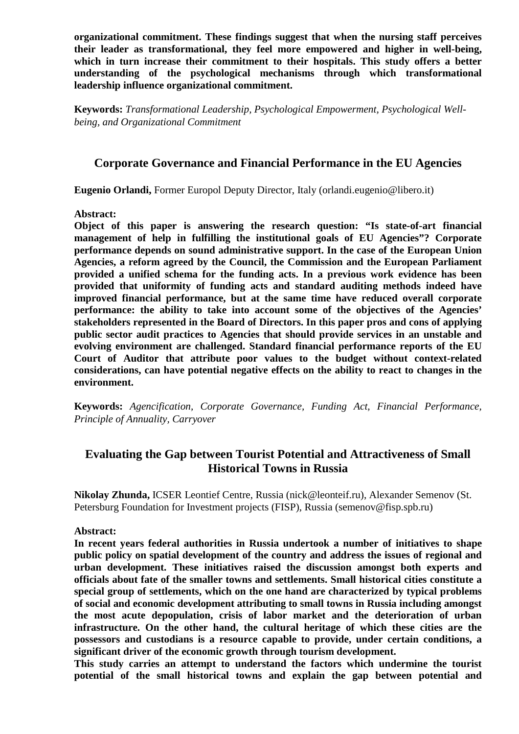**organizational commitment. These findings suggest that when the nursing staff perceives their leader as transformational, they feel more empowered and higher in well-being, which in turn increase their commitment to their hospitals. This study offers a better understanding of the psychological mechanisms through which transformational leadership influence organizational commitment.**

**Keywords:** *Transformational Leadership, Psychological Empowerment, Psychological Well-being, and Organizational Commitment*

## Corporate Governance and Financial Performance in the EU Agencies

**Eugenio Orlandi,** Former Europol Deputy Director, Italy (orlandi.eugenio@libero.it)

**Abstract:**

**Object of this paper is answering the research question: "Is state-of-art financial management of help in fulfilling the institutional goals of EU Agencies"? Corporate performance depends on sound administrative support. In the case of the European Union Agencies, a reform agreed by the Council, the Commission and the European Parliament provided a unified schema for the funding acts. In a previous work evidence has been provided that uniformity of funding acts and standard auditing methods indeed have improved financial performance, but at the same time have reduced overall corporate performance: the ability to take into account some of the objectives of the Agencies' stakeholders represented in the Board of Directors. In this paper pros and cons of applying public sector audit practices to Agencies that should provide services in an unstable and evolving environment are challenged. Standard financial performance reports of the EU Court of Auditor that attribute poor values to the budget without context-related considerations, can have potential negative effects on the ability to react to changes in the environment.**

**Keywords:** *Agencification, Corporate Governance, Funding Act, Financial Performance, Principle of Annuality, Carryover*

## Evaluating the Gap between Tourist Potential and Attractiveness of Small Historical Towns in Russia

**Nikolay Zhunda,** ICSER Leontief Centre, Russia (nick@leonteif.ru), Alexander Semenov (St. Petersburg Foundation for Investment projects (FISP), Russia (semenov@fisp.spb.ru)

**Abstract:**

**In recent years federal authorities in Russia undertook a number of initiatives to shape public policy on spatial development of the country and address the issues of regional and urban development. These initiatives raised the discussion amongst both experts and officials about fate of the smaller towns and settlements. Small historical cities constitute a special group of settlements, which on the one hand are characterized by typical problems of social and economic development attributing to small towns in Russia including amongst the most acute depopulation, crisis of labor market and the deterioration of urban infrastructure. On the other hand, the cultural heritage of which these cities are the possessors and custodians is a resource capable to provide, under certain conditions, a significant driver of the economic growth through tourism development.**

**This study carries an attempt to understand the factors which undermine the tourist potential of the small historical towns and explain the gap between potential and**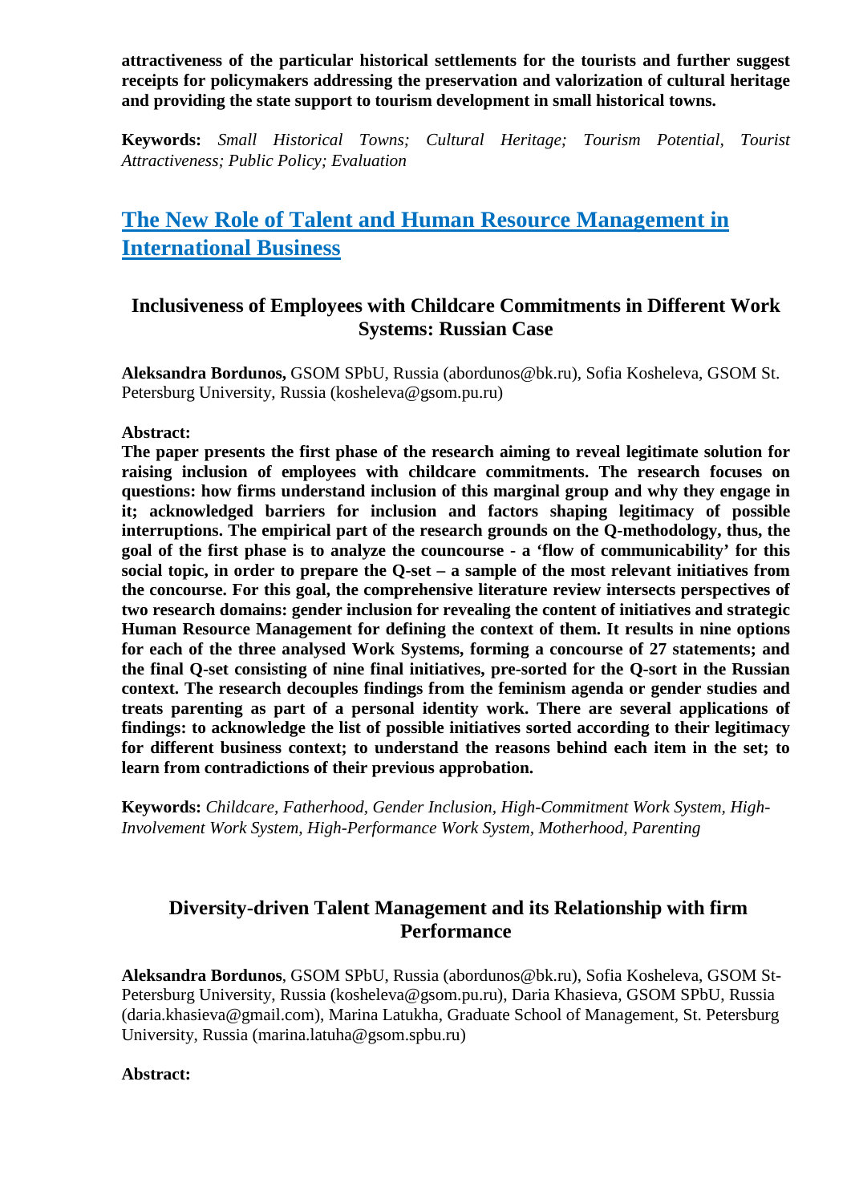**attractiveness of the particular historical settlements for the tourists and further suggest receipts for policymakers addressing the preservation and valorization of cultural heritage and providing the state support to tourism development in small historical towns.**

**Keywords:** *Small Historical Towns; Cultural Heritage; Tourism Potential, Tourist Attractiveness; Public Policy; Evaluation*

## The New Role of Talent and Human Resource Management in International Business

### Inclusiveness of Employees with Childcare Commitments in Different Work Systems: Russian Case

**Aleksandra Bordunos,** GSOM SPbU, Russia (abordunos@bk.ru), Sofia Kosheleva, GSOM St. Petersburg University, Russia (kosheleva@gsom.pu.ru)

**Abstract:**

**The paper presents the first phase of the research aiming to reveal legitimate solution for raising inclusion of employees with childcare commitments. The research focuses on questions: how firms understand inclusion of this marginal group and why they engage in it; acknowledged barriers for inclusion and factors shaping legitimacy of possible interruptions. The empirical part of the research grounds on the Q-methodology, thus, the goal of the first phase is to analyze the councourse - a 'flow of communicability' for this social topic, in order to prepare the Q-set – a sample of the most relevant initiatives from the concourse. For this goal, the comprehensive literature review intersects perspectives of two research domains: gender inclusion for revealing the content of initiatives and strategic Human Resource Management for defining the context of them. It results in nine options for each of the three analysed Work Systems, forming a concourse of 27 statements; and the final Q-set consisting of nine final initiatives, pre-sorted for the Q-sort in the Russian context. The research decouples findings from the feminism agenda or gender studies and treats parenting as part of a personal identity work. There are several applications of findings: to acknowledge the list of possible initiatives sorted according to their legitimacy for different business context; to understand the reasons behind each item in the set; to learn from contradictions of their previous approbation.**

**Keywords:** *Childcare, Fatherhood, Gender Inclusion, High-Commitment Work System, High-Involvement Work System, High-Performance Work System, Motherhood, Parenting*

### Diversity-driven Talent Management and its Relationship with firm Performance

**Aleksandra Bordunos**, GSOM SPbU, Russia (abordunos@bk.ru), Sofia Kosheleva, GSOM St-Petersburg University, Russia (kosheleva@gsom.pu.ru), Daria Khasieva, GSOM SPbU, Russia (daria.khasieva@gmail.com), Marina Latukha, Graduate School of Management, St. Petersburg University, Russia (marina.latuha@gsom.spbu.ru)

**Abstract:**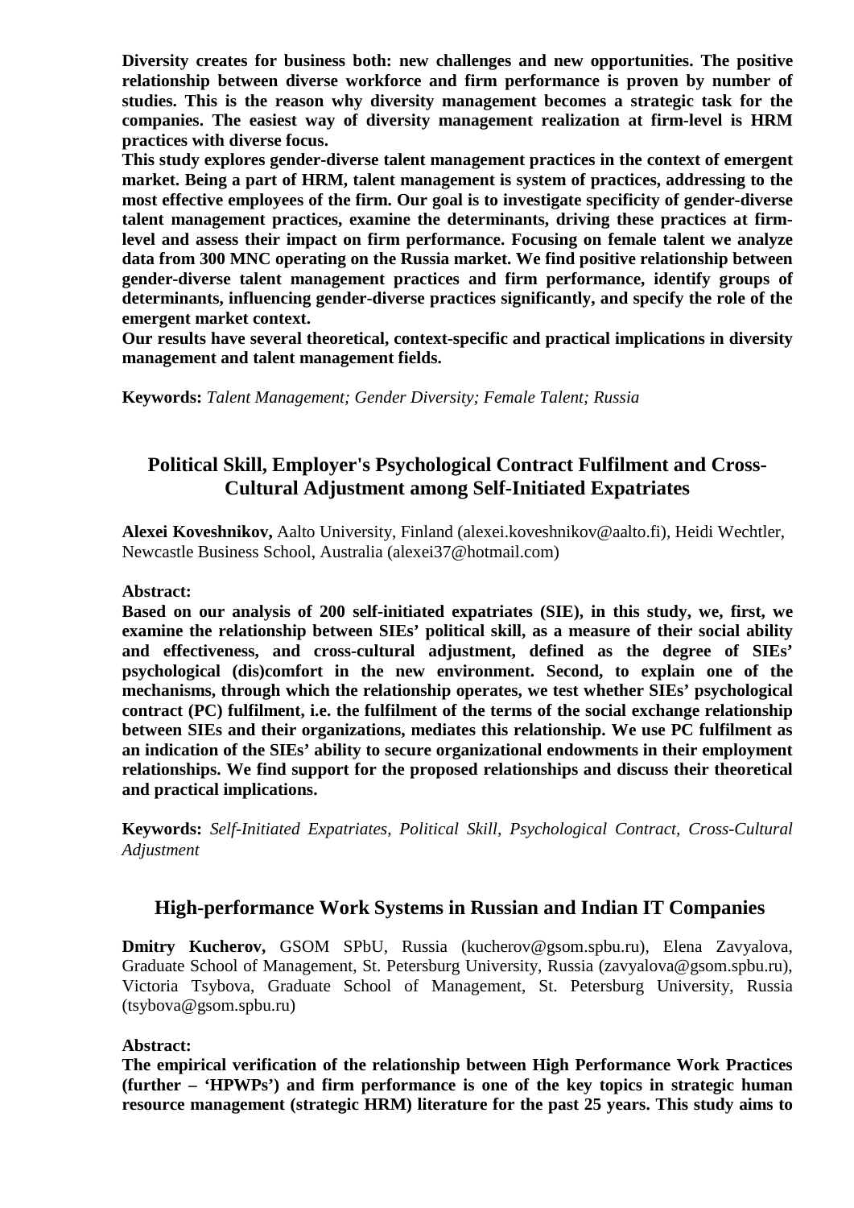**Diversity creates for business both: new challenges and new opportunities. The positive relationship between diverse workforce and firm performance is proven by number of studies. This is the reason why diversity management becomes a strategic task for the companies. The easiest way of diversity management realization at firm-level is HRM practices with diverse focus.**

**This study explores gender-diverse talent management practices in the context of emergent market. Being a part of HRM, talent management is system of practices, addressing to the most effective employees of the firm. Our goal is to investigate specificity of gender-diverse talent management practices, examine the determinants, driving these practices at firm-level and assess their impact on firm performance. Focusing on female talent we analyze data from 300 MNC operating on the Russia market. We find positive relationship between gender-diverse talent management practices and firm performance, identify groups of determinants, influencing gender-diverse practices significantly, and specify the role of the emergent market context.**

**Our results have several theoretical, context-specific and practical implications in diversity management and talent management fields.**

**Keywords:** *Talent Management; Gender Diversity; Female Talent; Russia*

## Political Skill, Employer's Psychological Contract Fulfilment and Cross-Cultural Adjustment among Self-Initiated Expatriates

**Alexei Koveshnikov,** Aalto University, Finland (alexei.koveshnikov@aalto.fi), Heidi Wechtler, Newcastle Business School, Australia (alexei37@hotmail.com)

**Abstract:**

**Based on our analysis of 200 self-initiated expatriates (SIE), in this study, we, first, we examine the relationship between SIEs' political skill, as a measure of their social ability and effectiveness, and cross-cultural adjustment, defined as the degree of SIEs' psychological (dis)comfort in the new environment. Second, to explain one of the mechanisms, through which the relationship operates, we test whether SIEs' psychological contract (PC) fulfilment, i.e. the fulfilment of the terms of the social exchange relationship between SIEs and their organizations, mediates this relationship. We use PC fulfilment as an indication of the SIEs' ability to secure organizational endowments in their employment relationships. We find support for the proposed relationships and discuss their theoretical and practical implications.**

**Keywords:** *Self-Initiated Expatriates, Political Skill, Psychological Contract, Cross-Cultural Adjustment*

## High-performance Work Systems in Russian and Indian IT Companies

**Dmitry Kucherov,** GSOM SPbU, Russia (kucherov@gsom.spbu.ru), Elena Zavyalova, Graduate School of Management, St. Petersburg University, Russia (zavyalova@gsom.spbu.ru), Victoria Tsybova, Graduate School of Management, St. Petersburg University, Russia (tsybova@gsom.spbu.ru)

**Abstract:**

**The empirical verification of the relationship between High Performance Work Practices (further – 'HPWPs') and firm performance is one of the key topics in strategic human resource management (strategic HRM) literature for the past 25 years. This study aims to**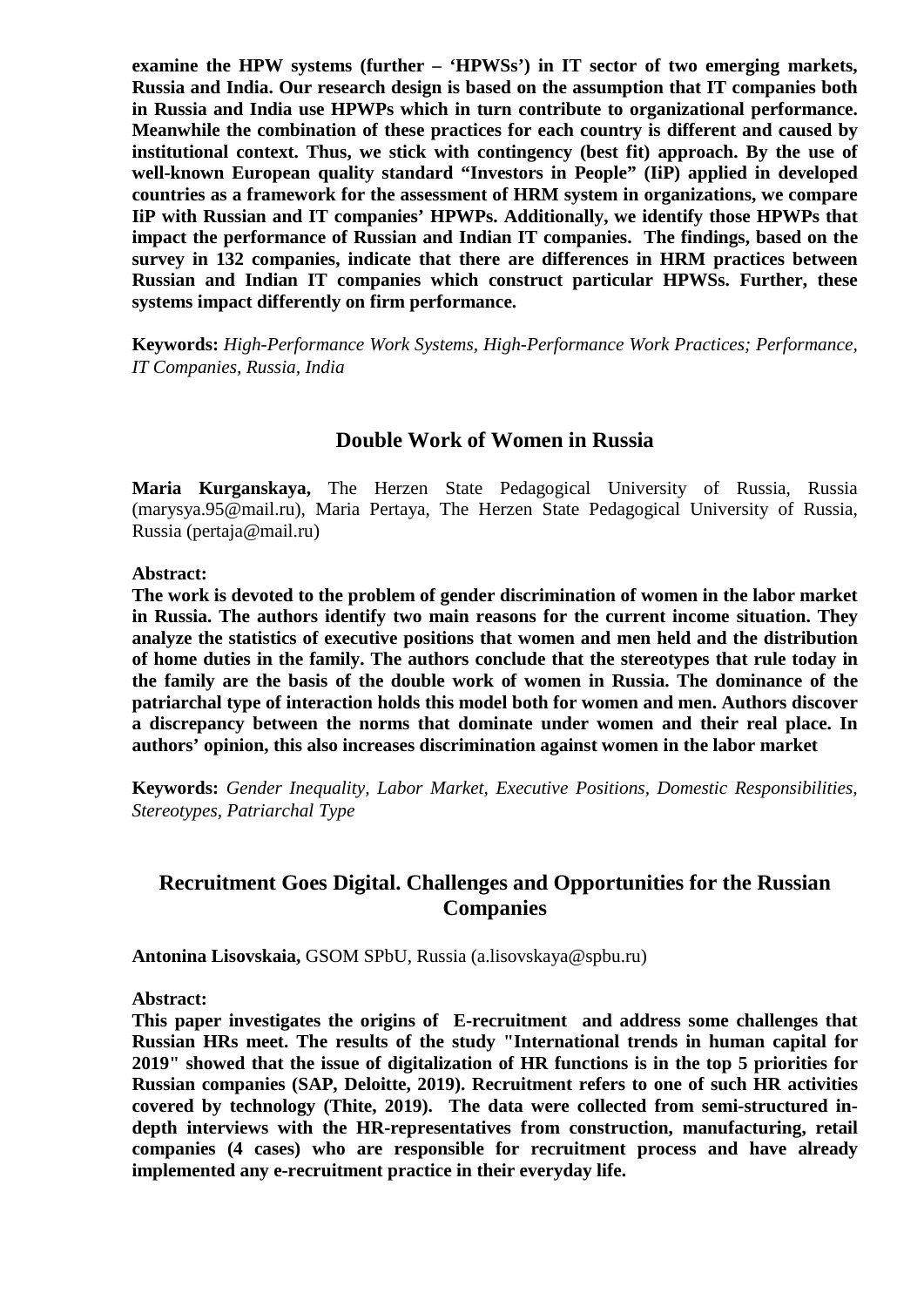**examine the HPW systems (further – 'HPWSs') in IT sector of two emerging markets, Russia and India. Our research design is based on the assumption that IT companies both in Russia and India use HPWPs which in turn contribute to organizational performance. Meanwhile the combination of these practices for each country is different and caused by institutional context. Thus, we stick with contingency (best fit) approach. By the use of well-known European quality standard "Investors in People" (IiP) applied in developed countries as a framework for the assessment of HRM system in organizations, we compare IiP with Russian and IT companies' HPWPs. Additionally, we identify those HPWPs that impact the performance of Russian and Indian IT companies. The findings, based on the survey in 132 companies, indicate that there are differences in HRM practices between Russian and Indian IT companies which construct particular HPWSs. Further, these systems impact differently on firm performance.**

**Keywords:** *High-Performance Work Systems, High-Performance Work Practices; Performance, IT Companies, Russia, India*

## Double Work of Women in Russia

**Maria Kurganskaya,** The Herzen State Pedagogical University of Russia, Russia (marysya.95@mail.ru), Maria Pertaya, The Herzen State Pedagogical University of Russia, Russia (pertaja@mail.ru)

**Abstract:**

**The work is devoted to the problem of gender discrimination of women in the labor market in Russia. The authors identify two main reasons for the current income situation. They analyze the statistics of executive positions that women and men held and the distribution of home duties in the family. The authors conclude that the stereotypes that rule today in the family are the basis of the double work of women in Russia. The dominance of the patriarchal type of interaction holds this model both for women and men. Authors discover a discrepancy between the norms that dominate under women and their real place. In authors' opinion, this also increases discrimination against women in the labor market**

**Keywords:** *Gender Inequality, Labor Market, Executive Positions, Domestic Responsibilities, Stereotypes, Patriarchal Type*

## Recruitment Goes Digital. Challenges and Opportunities for the Russian Companies

**Antonina Lisovskaia,** GSOM SPbU, Russia (a.lisovskaya@spbu.ru)

**Abstract:**

**This paper investigates the origins of E-recruitment and address some challenges that Russian HRs meet. The results of the study "International trends in human capital for 2019" showed that the issue of digitalization of HR functions is in the top 5 priorities for Russian companies (SAP, Deloitte, 2019). Recruitment refers to one of such HR activities covered by technology (Thite, 2019). The data were collected from semi-structured in-depth interviews with the HR-representatives from construction, manufacturing, retail companies (4 cases) who are responsible for recruitment process and have already implemented any e-recruitment practice in their everyday life.**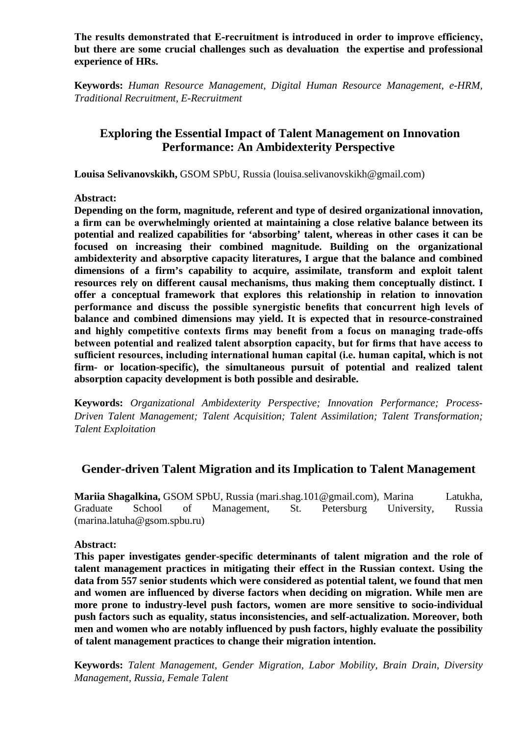**The results demonstrated that E-recruitment is introduced in order to improve efficiency, but there are some crucial challenges such as devaluation the expertise and professional experience of HRs.**

**Keywords:** *Human Resource Management, Digital Human Resource Management, e-HRM, Traditional Recruitment, E-Recruitment*

## Exploring the Essential Impact of Talent Management on Innovation Performance: An Ambidexterity Perspective

**Louisa Selivanovskikh,** GSOM SPbU, Russia (louisa.selivanovskikh@gmail.com)

**Abstract:**

**Depending on the form, magnitude, referent and type of desired organizational innovation, a firm can be overwhelmingly oriented at maintaining a close relative balance between its potential and realized capabilities for 'absorbing' talent, whereas in other cases it can be focused on increasing their combined magnitude. Building on the organizational ambidexterity and absorptive capacity literatures, I argue that the balance and combined dimensions of a firm's capability to acquire, assimilate, transform and exploit talent resources rely on different causal mechanisms, thus making them conceptually distinct. I offer a conceptual framework that explores this relationship in relation to innovation performance and discuss the possible synergistic benefits that concurrent high levels of balance and combined dimensions may yield. It is expected that in resource-constrained and highly competitive contexts firms may benefit from a focus on managing trade-offs between potential and realized talent absorption capacity, but for firms that have access to sufficient resources, including international human capital (i.e. human capital, which is not firm- or location-specific), the simultaneous pursuit of potential and realized talent absorption capacity development is both possible and desirable.**

**Keywords:** *Organizational Ambidexterity Perspective; Innovation Performance; Process-Driven Talent Management; Talent Acquisition; Talent Assimilation; Talent Transformation; Talent Exploitation*

## Gender-driven Talent Migration and its Implication to Talent Management

**Mariia Shagalkina,** GSOM SPbU, Russia (mari.shag.101@gmail.com), Marina Latukha, Graduate School of Management, St. Petersburg University, Russia (marina.latuha@gsom.spbu.ru)

**Abstract:**

**This paper investigates gender-specific determinants of talent migration and the role of talent management practices in mitigating their effect in the Russian context. Using the data from 557 senior students which were considered as potential talent, we found that men and women are influenced by diverse factors when deciding on migration. While men are more prone to industry-level push factors, women are more sensitive to socio-individual push factors such as equality, status inconsistencies, and self-actualization. Moreover, both men and women who are notably influenced by push factors, highly evaluate the possibility of talent management practices to change their migration intention.**

**Keywords:** *Talent Management, Gender Migration, Labor Mobility, Brain Drain, Diversity Management, Russia, Female Talent*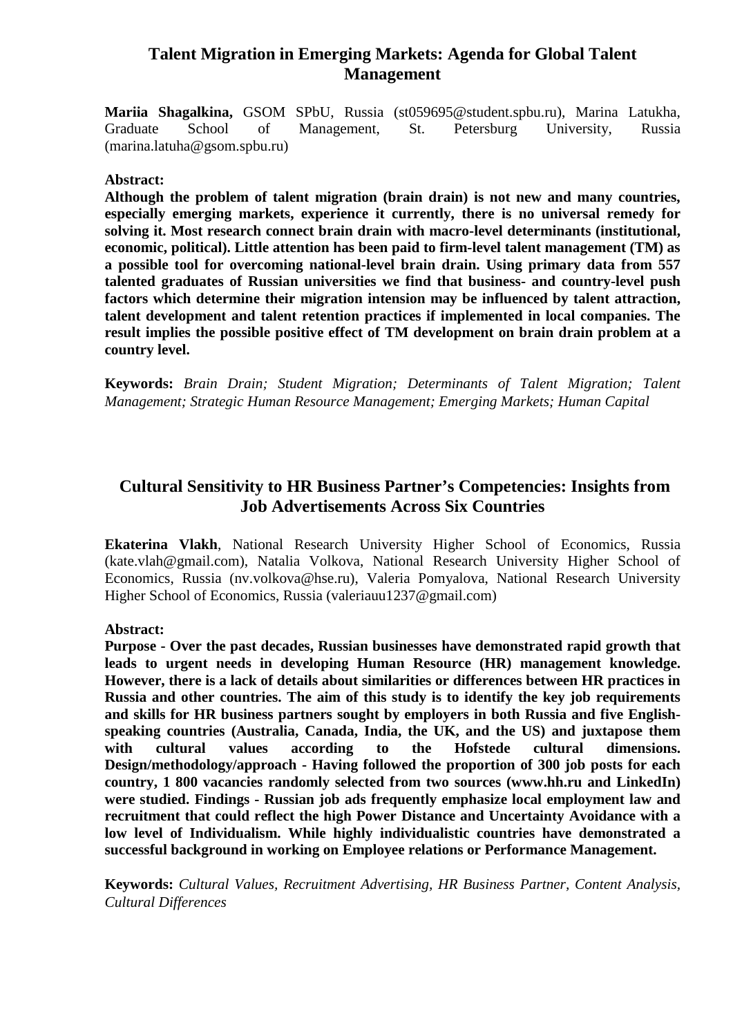## Talent Migration in Emerging Markets: Agenda for Global Talent Management

**Mariia Shagalkina,** GSOM SPbU, Russia (st059695@student.spbu.ru), Marina Latukha, Graduate School of Management, St. Petersburg University, Russia (marina.latuha@gsom.spbu.ru)

**Abstract:**

**Although the problem of talent migration (brain drain) is not new and many countries, especially emerging markets, experience it currently, there is no universal remedy for solving it. Most research connect brain drain with macro-level determinants (institutional, economic, political). Little attention has been paid to firm-level talent management (TM) as a possible tool for overcoming national-level brain drain. Using primary data from 557 talented graduates of Russian universities we find that business- and country-level push factors which determine their migration intension may be influenced by talent attraction, talent development and talent retention practices if implemented in local companies. The result implies the possible positive effect of TM development on brain drain problem at a country level.**

**Keywords:** *Brain Drain; Student Migration; Determinants of Talent Migration; Talent Management; Strategic Human Resource Management; Emerging Markets; Human Capital*

## Cultural Sensitivity to HR Business Partner's Competencies: Insights from Job Advertisements Across Six Countries

**Ekaterina Vlakh**, National Research University Higher School of Economics, Russia (kate.vlah@gmail.com), Natalia Volkova, National Research University Higher School of Economics, Russia (nv.volkova@hse.ru), Valeria Pomyalova, National Research University Higher School of Economics, Russia (valeriauu1237@gmail.com)

**Abstract:**

**Purpose - Over the past decades, Russian businesses have demonstrated rapid growth that leads to urgent needs in developing Human Resource (HR) management knowledge. However, there is a lack of details about similarities or differences between HR practices in Russia and other countries. The aim of this study is to identify the key job requirements and skills for HR business partners sought by employers in both Russia and five English-speaking countries (Australia, Canada, India, the UK, and the US) and juxtapose them with cultural values according to the Hofstede cultural dimensions. Design/methodology/approach - Having followed the proportion of 300 job posts for each country, 1 800 vacancies randomly selected from two sources (www.hh.ru and LinkedIn) were studied. Findings - Russian job ads frequently emphasize local employment law and recruitment that could reflect the high Power Distance and Uncertainty Avoidance with a low level of Individualism. While highly individualistic countries have demonstrated a successful background in working on Employee relations or Performance Management.**

**Keywords:** *Cultural Values, Recruitment Advertising, HR Business Partner, Content Analysis, Cultural Differences*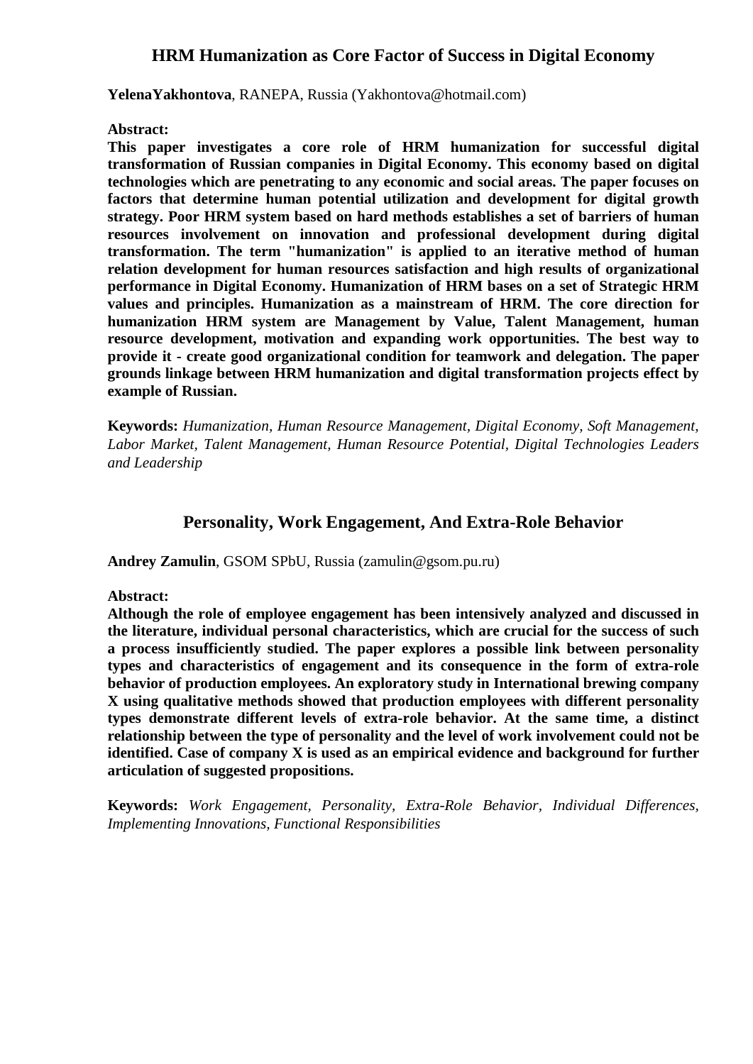## HRM Humanization as Core Factor of Success in Digital Economy

**YelenaYakhontova**, RANEPA, Russia (Yakhontova@hotmail.com)

**Abstract:**

**This paper investigates a core role of HRM humanization for successful digital transformation of Russian companies in Digital Economy. This economy based on digital technologies which are penetrating to any economic and social areas. The paper focuses on factors that determine human potential utilization and development for digital growth strategy. Poor HRM system based on hard methods establishes a set of barriers of human resources involvement on innovation and professional development during digital transformation. The term "humanization" is applied to an iterative method of human relation development for human resources satisfaction and high results of organizational performance in Digital Economy. Humanization of HRM bases on a set of Strategic HRM values and principles. Humanization as a mainstream of HRM. The core direction for humanization HRM system are Management by Value, Talent Management, human resource development, motivation and expanding work opportunities. The best way to provide it - create good organizational condition for teamwork and delegation. The paper grounds linkage between HRM humanization and digital transformation projects effect by example of Russian.**

**Keywords:** *Humanization, Human Resource Management, Digital Economy, Soft Management, Labor Market, Talent Management, Human Resource Potential, Digital Technologies Leaders and Leadership*

## Personality, Work Engagement, And Extra-Role Behavior

**Andrey Zamulin**, GSOM SPbU, Russia (zamulin@gsom.pu.ru)

**Abstract:**

**Although the role of employee engagement has been intensively analyzed and discussed in the literature, individual personal characteristics, which are crucial for the success of such a process insufficiently studied. The paper explores a possible link between personality types and characteristics of engagement and its consequence in the form of extra-role behavior of production employees. An exploratory study in International brewing company X using qualitative methods showed that production employees with different personality types demonstrate different levels of extra-role behavior. At the same time, a distinct relationship between the type of personality and the level of work involvement could not be identified. Case of company X is used as an empirical evidence and background for further articulation of suggested propositions.**

**Keywords:** *Work Engagement, Personality, Extra-Role Behavior, Individual Differences, Implementing Innovations, Functional Responsibilities*